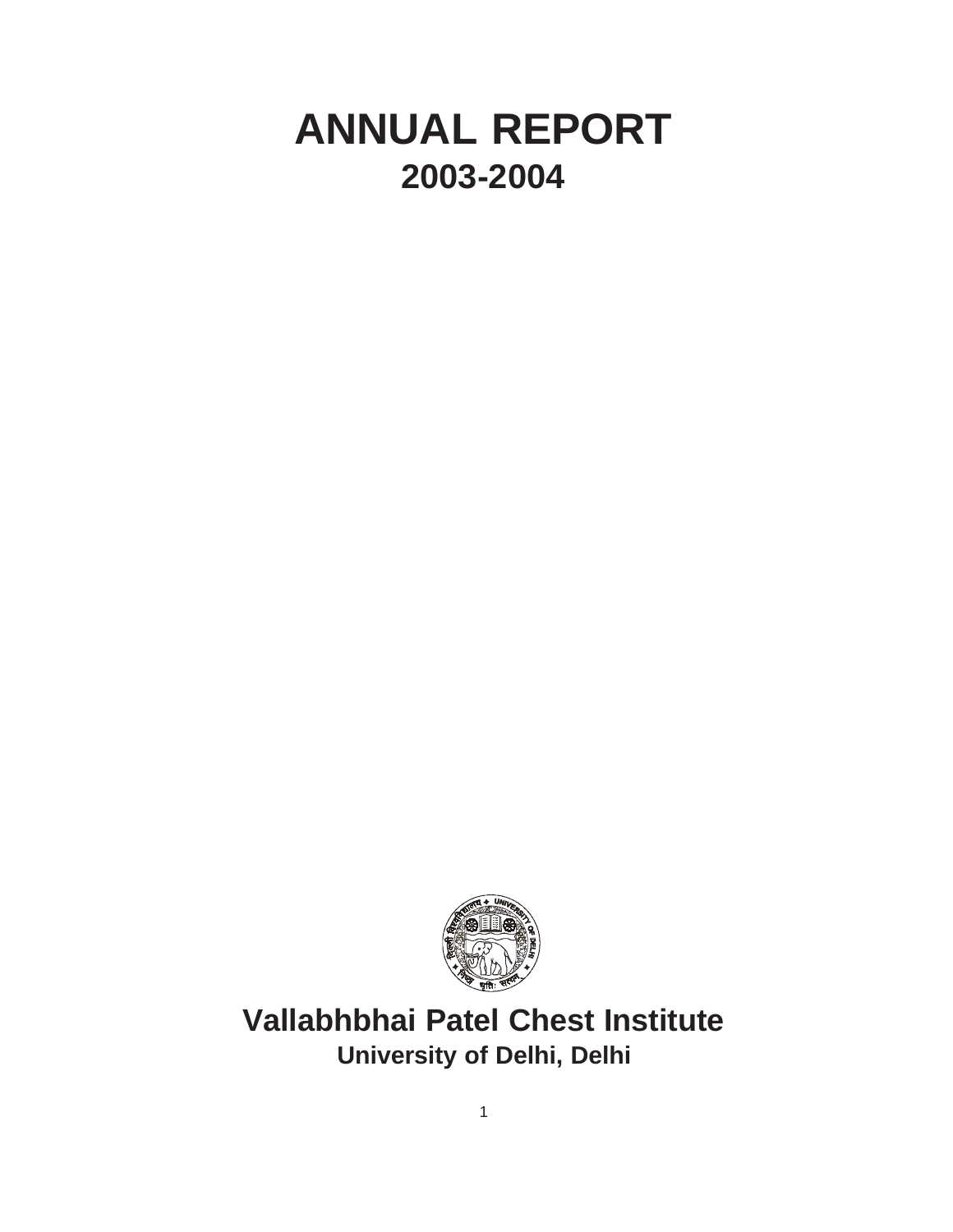# ANNUAL REPORT

## 2003-2004

## Vallabhbhai Patel Chest Institute

### University of Delhi, Delhi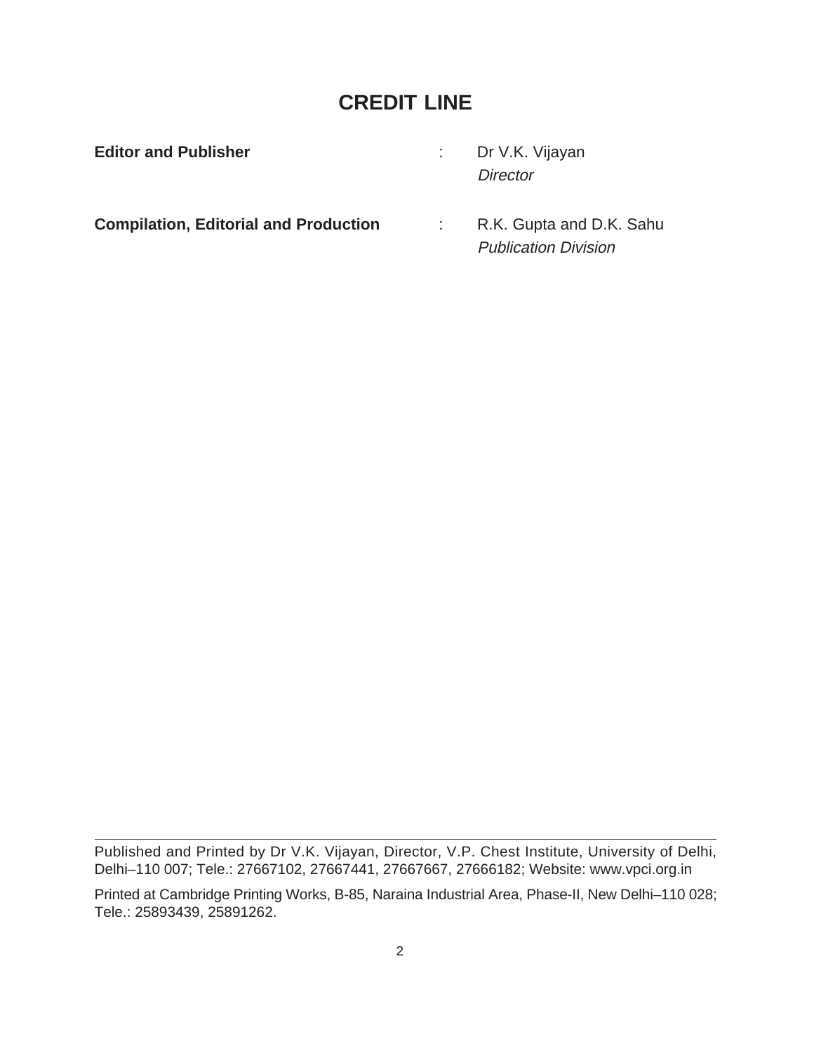# CREDIT LINE

| | | |
|---|---|---|
| **Editor and Publisher** | : | Dr V.K. Vijayan<br>*Director* |
| **Compilation, Editorial and Production** | : | R.K. Gupta and D.K. Sahu<br>*Publication Division* |

---

Published and Printed by Dr V.K. Vijayan, Director, V.P. Chest Institute, University of Delhi, Delhi–110 007; Tele.: 27667102, 27667441, 27667667, 27666182; Website: www.vpci.org.in

Printed at Cambridge Printing Works, B-85, Naraina Industrial Area, Phase-II, New Delhi–110 028; Tele.: 25893439, 25891262.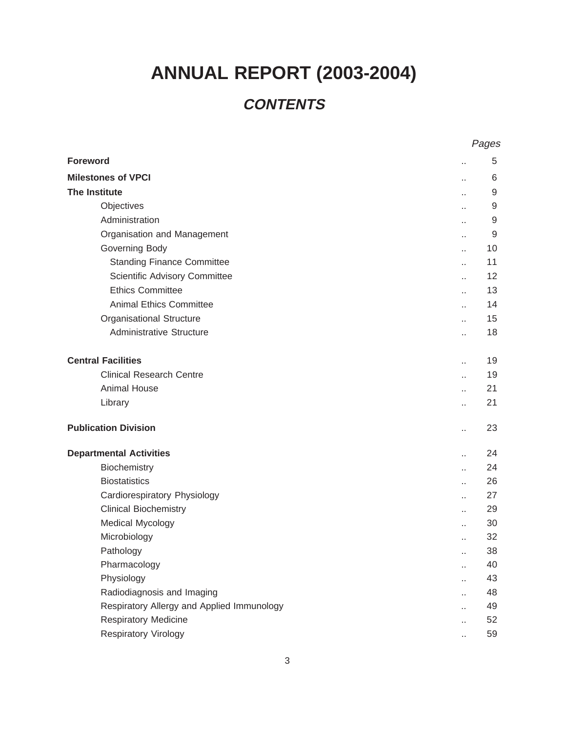# ANNUAL REPORT (2003-2004)

## *CONTENTS*

| | *Pages* |
|---|---|
| **Foreword** | 5 |
| **Milestones of VPCI** | 6 |
| **The Institute** | 9 |
| Objectives | 9 |
| Administration | 9 |
| Organisation and Management | 9 |
| Governing Body | 10 |
| Standing Finance Committee | 11 |
| Scientific Advisory Committee | 12 |
| Ethics Committee | 13 |
| Animal Ethics Committee | 14 |
| Organisational Structure | 15 |
| Administrative Structure | 18 |
| **Central Facilities** | 19 |
| Clinical Research Centre | 19 |
| Animal House | 21 |
| Library | 21 |
| **Publication Division** | 23 |
| **Departmental Activities** | 24 |
| Biochemistry | 24 |
| Biostatistics | 26 |
| Cardiorespiratory Physiology | 27 |
| Clinical Biochemistry | 29 |
| Medical Mycology | 30 |
| Microbiology | 32 |
| Pathology | 38 |
| Pharmacology | 40 |
| Physiology | 43 |
| Radiodiagnosis and Imaging | 48 |
| Respiratory Allergy and Applied Immunology | 49 |
| Respiratory Medicine | 52 |
| Respiratory Virology | 59 |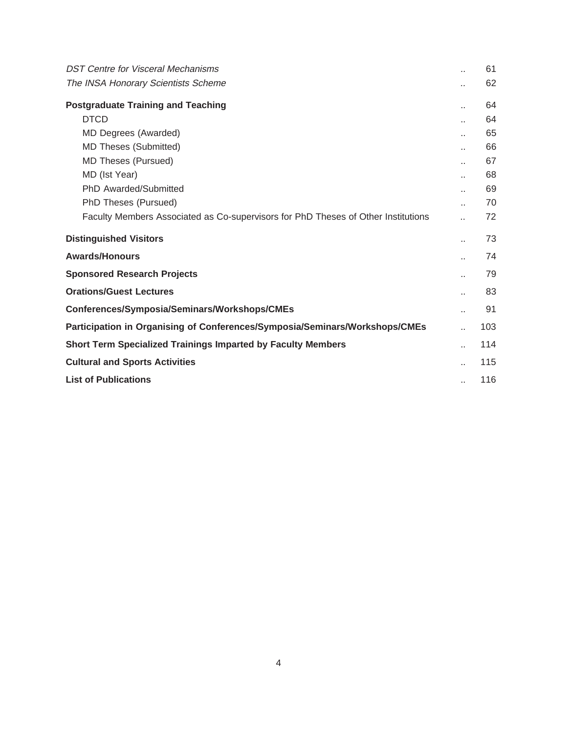| | | |
|---|---|---|
| *DST Centre for Visceral Mechanisms* | .. | 61 |
| *The INSA Honorary Scientists Scheme* | .. | 62 |
| **Postgraduate Training and Teaching** | .. | 64 |
| DTCD | .. | 64 |
| MD Degrees (Awarded) | .. | 65 |
| MD Theses (Submitted) | .. | 66 |
| MD Theses (Pursued) | .. | 67 |
| MD (Ist Year) | .. | 68 |
| PhD Awarded/Submitted | .. | 69 |
| PhD Theses (Pursued) | .. | 70 |
| Faculty Members Associated as Co-supervisors for PhD Theses of Other Institutions | .. | 72 |
| **Distinguished Visitors** | .. | 73 |
| **Awards/Honours** | .. | 74 |
| **Sponsored Research Projects** | .. | 79 |
| **Orations/Guest Lectures** | .. | 83 |
| **Conferences/Symposia/Seminars/Workshops/CMEs** | .. | 91 |
| **Participation in Organising of Conferences/Symposia/Seminars/Workshops/CMEs** | .. | 103 |
| **Short Term Specialized Trainings Imparted by Faculty Members** | .. | 114 |
| **Cultural and Sports Activities** | .. | 115 |
| **List of Publications** | .. | 116 |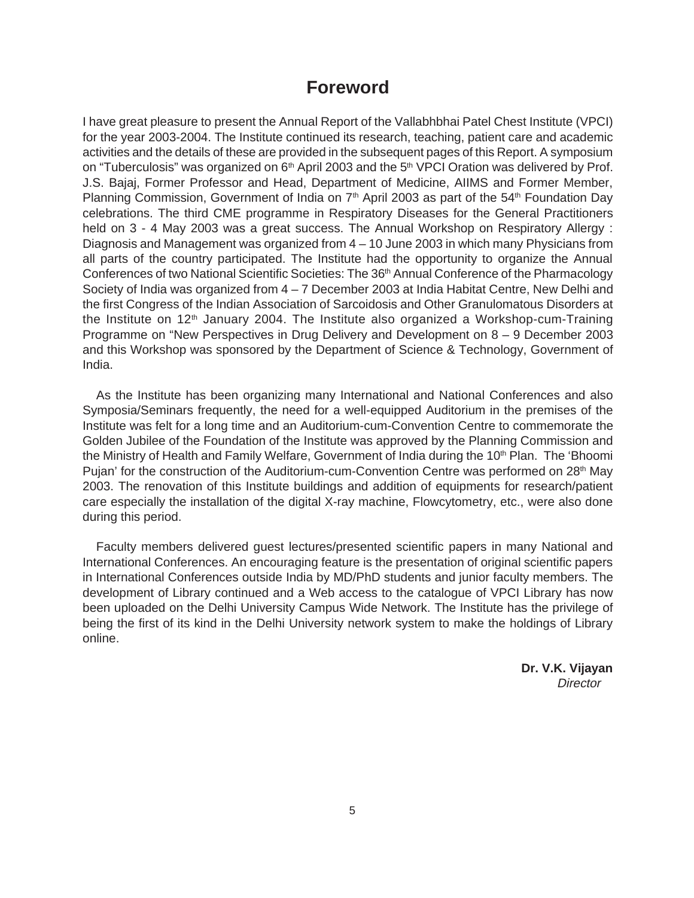# Foreword

I have great pleasure to present the Annual Report of the Vallabhbhai Patel Chest Institute (VPCI) for the year 2003-2004. The Institute continued its research, teaching, patient care and academic activities and the details of these are provided in the subsequent pages of this Report. A symposium on "Tuberculosis" was organized on 6th April 2003 and the 5th VPCI Oration was delivered by Prof. J.S. Bajaj, Former Professor and Head, Department of Medicine, AIIMS and Former Member, Planning Commission, Government of India on 7th April 2003 as part of the 54th Foundation Day celebrations. The third CME programme in Respiratory Diseases for the General Practitioners held on 3 - 4 May 2003 was a great success. The Annual Workshop on Respiratory Allergy : Diagnosis and Management was organized from 4 – 10 June 2003 in which many Physicians from all parts of the country participated. The Institute had the opportunity to organize the Annual Conferences of two National Scientific Societies: The 36th Annual Conference of the Pharmacology Society of India was organized from 4 – 7 December 2003 at India Habitat Centre, New Delhi and the first Congress of the Indian Association of Sarcoidosis and Other Granulomatous Disorders at the Institute on 12th January 2004. The Institute also organized a Workshop-cum-Training Programme on "New Perspectives in Drug Delivery and Development on 8 – 9 December 2003 and this Workshop was sponsored by the Department of Science & Technology, Government of India.

As the Institute has been organizing many International and National Conferences and also Symposia/Seminars frequently, the need for a well-equipped Auditorium in the premises of the Institute was felt for a long time and an Auditorium-cum-Convention Centre to commemorate the Golden Jubilee of the Foundation of the Institute was approved by the Planning Commission and the Ministry of Health and Family Welfare, Government of India during the 10th Plan. The 'Bhoomi Pujan' for the construction of the Auditorium-cum-Convention Centre was performed on 28th May 2003. The renovation of this Institute buildings and addition of equipments for research/patient care especially the installation of the digital X-ray machine, Flowcytometry, etc., were also done during this period.

Faculty members delivered guest lectures/presented scientific papers in many National and International Conferences. An encouraging feature is the presentation of original scientific papers in International Conferences outside India by MD/PhD students and junior faculty members. The development of Library continued and a Web access to the catalogue of VPCI Library has now been uploaded on the Delhi University Campus Wide Network. The Institute has the privilege of being the first of its kind in the Delhi University network system to make the holdings of Library online.

**Dr. V.K. Vijayan**
*Director*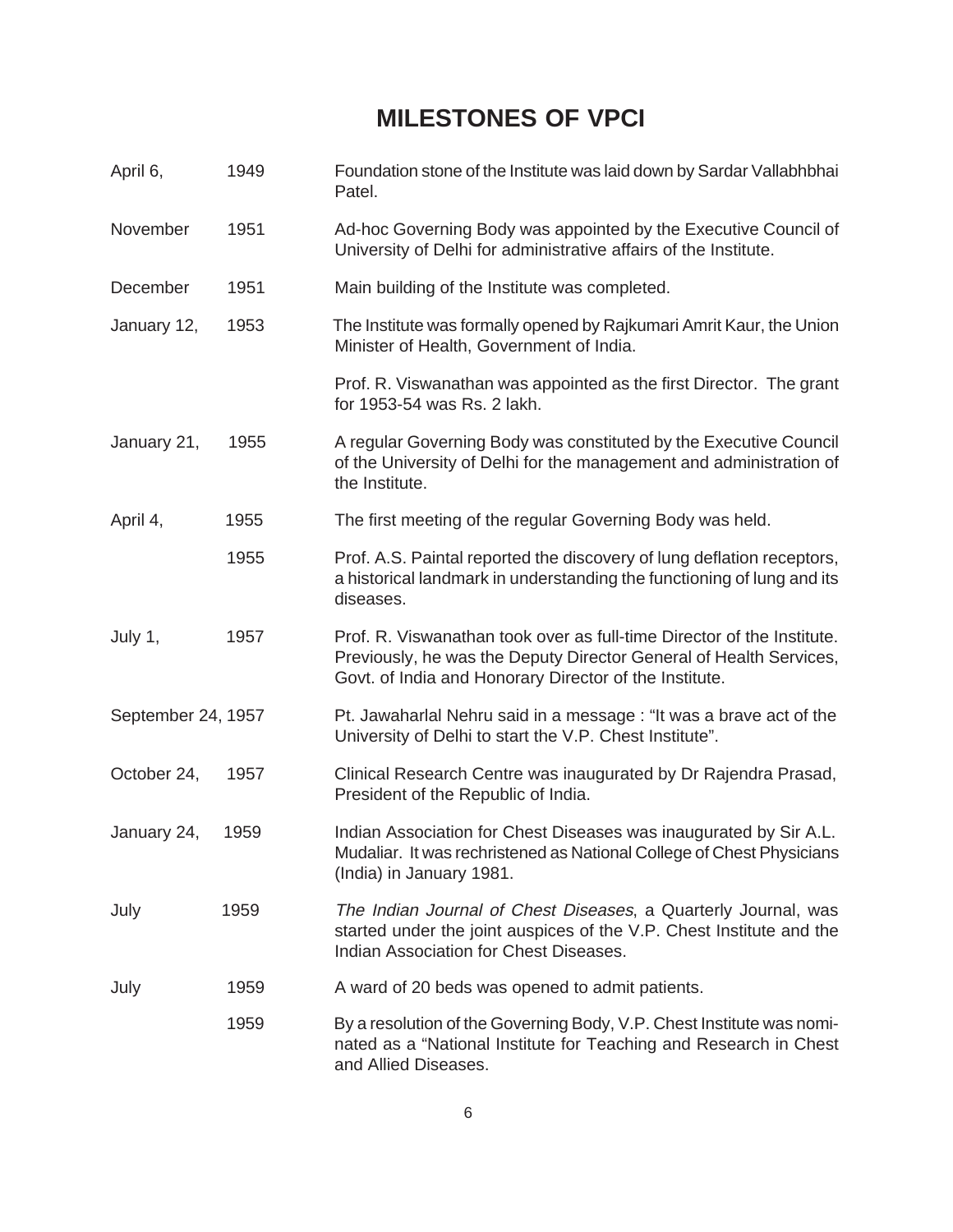# MILESTONES OF VPCI

| Date | Year | Event |
|---|---|---|
| April 6, | 1949 | Foundation stone of the Institute was laid down by Sardar Vallabhbhai Patel. |
| November | 1951 | Ad-hoc Governing Body was appointed by the Executive Council of University of Delhi for administrative affairs of the Institute. |
| December | 1951 | Main building of the Institute was completed. |
| January 12, | 1953 | The Institute was formally opened by Rajkumari Amrit Kaur, the Union Minister of Health, Government of India. |
| | | Prof. R. Viswanathan was appointed as the first Director. The grant for 1953-54 was Rs. 2 lakh. |
| January 21, | 1955 | A regular Governing Body was constituted by the Executive Council of the University of Delhi for the management and administration of the Institute. |
| April 4, | 1955 | The first meeting of the regular Governing Body was held. |
| | 1955 | Prof. A.S. Paintal reported the discovery of lung deflation receptors, a historical landmark in understanding the functioning of lung and its diseases. |
| July 1, | 1957 | Prof. R. Viswanathan took over as full-time Director of the Institute. Previously, he was the Deputy Director General of Health Services, Govt. of India and Honorary Director of the Institute. |
| September 24, | 1957 | Pt. Jawaharlal Nehru said in a message : "It was a brave act of the University of Delhi to start the V.P. Chest Institute". |
| October 24, | 1957 | Clinical Research Centre was inaugurated by Dr Rajendra Prasad, President of the Republic of India. |
| January 24, | 1959 | Indian Association for Chest Diseases was inaugurated by Sir A.L. Mudaliar. It was rechristened as National College of Chest Physicians (India) in January 1981. |
| July | 1959 | *The Indian Journal of Chest Diseases*, a Quarterly Journal, was started under the joint auspices of the V.P. Chest Institute and the Indian Association for Chest Diseases. |
| July | 1959 | A ward of 20 beds was opened to admit patients. |
| | 1959 | By a resolution of the Governing Body, V.P. Chest Institute was nominated as a "National Institute for Teaching and Research in Chest and Allied Diseases. |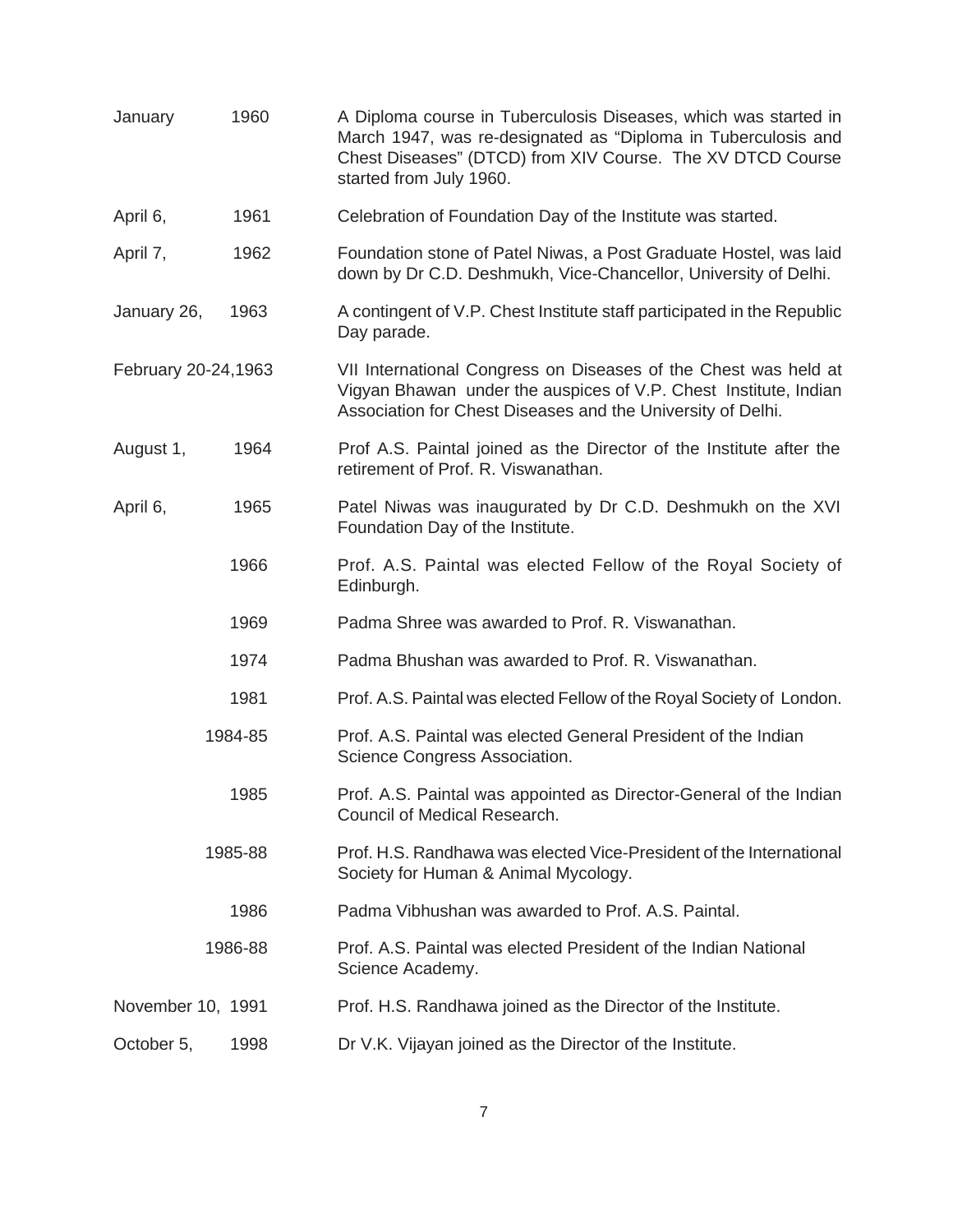| Date | Event |
|---|---|
| January 1960 | A Diploma course in Tuberculosis Diseases, which was started in March 1947, was re-designated as "Diploma in Tuberculosis and Chest Diseases" (DTCD) from XIV Course. The XV DTCD Course started from July 1960. |
| April 6, 1961 | Celebration of Foundation Day of the Institute was started. |
| April 7, 1962 | Foundation stone of Patel Niwas, a Post Graduate Hostel, was laid down by Dr C.D. Deshmukh, Vice-Chancellor, University of Delhi. |
| January 26, 1963 | A contingent of V.P. Chest Institute staff participated in the Republic Day parade. |
| February 20-24,1963 | VII International Congress on Diseases of the Chest was held at Vigyan Bhawan under the auspices of V.P. Chest Institute, Indian Association for Chest Diseases and the University of Delhi. |
| August 1, 1964 | Prof A.S. Paintal joined as the Director of the Institute after the retirement of Prof. R. Viswanathan. |
| April 6, 1965 | Patel Niwas was inaugurated by Dr C.D. Deshmukh on the XVI Foundation Day of the Institute. |
| 1966 | Prof. A.S. Paintal was elected Fellow of the Royal Society of Edinburgh. |
| 1969 | Padma Shree was awarded to Prof. R. Viswanathan. |
| 1974 | Padma Bhushan was awarded to Prof. R. Viswanathan. |
| 1981 | Prof. A.S. Paintal was elected Fellow of the Royal Society of London. |
| 1984-85 | Prof. A.S. Paintal was elected General President of the Indian Science Congress Association. |
| 1985 | Prof. A.S. Paintal was appointed as Director-General of the Indian Council of Medical Research. |
| 1985-88 | Prof. H.S. Randhawa was elected Vice-President of the International Society for Human & Animal Mycology. |
| 1986 | Padma Vibhushan was awarded to Prof. A.S. Paintal. |
| 1986-88 | Prof. A.S. Paintal was elected President of the Indian National Science Academy. |
| November 10, 1991 | Prof. H.S. Randhawa joined as the Director of the Institute. |
| October 5, 1998 | Dr V.K. Vijayan joined as the Director of the Institute. |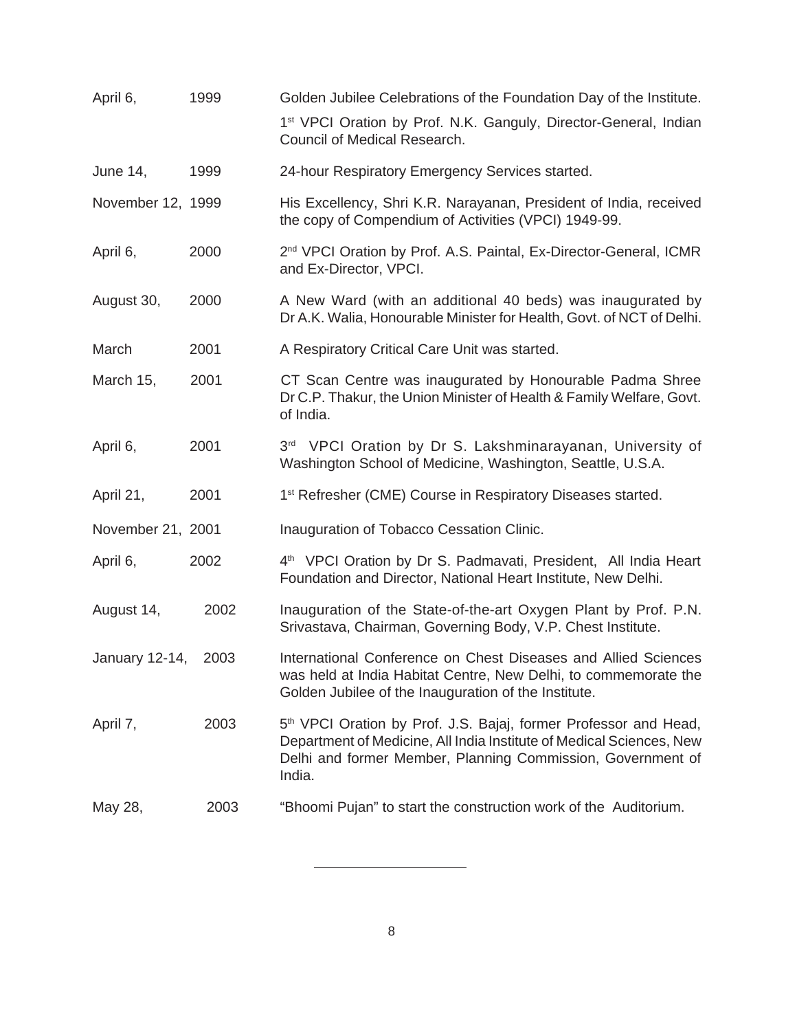| | | |
|---|---|---|
| April 6, | 1999 | Golden Jubilee Celebrations of the Foundation Day of the Institute.<br>1st VPCI Oration by Prof. N.K. Ganguly, Director-General, Indian Council of Medical Research. |
| June 14, | 1999 | 24-hour Respiratory Emergency Services started. |
| November 12, | 1999 | His Excellency, Shri K.R. Narayanan, President of India, received the copy of Compendium of Activities (VPCI) 1949-99. |
| April 6, | 2000 | 2nd VPCI Oration by Prof. A.S. Paintal, Ex-Director-General, ICMR and Ex-Director, VPCI. |
| August 30, | 2000 | A New Ward (with an additional 40 beds) was inaugurated by Dr A.K. Walia, Honourable Minister for Health, Govt. of NCT of Delhi. |
| March | 2001 | A Respiratory Critical Care Unit was started. |
| March 15, | 2001 | CT Scan Centre was inaugurated by Honourable Padma Shree Dr C.P. Thakur, the Union Minister of Health & Family Welfare, Govt. of India. |
| April 6, | 2001 | 3rd VPCI Oration by Dr S. Lakshminarayanan, University of Washington School of Medicine, Washington, Seattle, U.S.A. |
| April 21, | 2001 | 1st Refresher (CME) Course in Respiratory Diseases started. |
| November 21, | 2001 | Inauguration of Tobacco Cessation Clinic. |
| April 6, | 2002 | 4th VPCI Oration by Dr S. Padmavati, President, All India Heart Foundation and Director, National Heart Institute, New Delhi. |
| August 14, | 2002 | Inauguration of the State-of-the-art Oxygen Plant by Prof. P.N. Srivastava, Chairman, Governing Body, V.P. Chest Institute. |
| January 12-14, | 2003 | International Conference on Chest Diseases and Allied Sciences was held at India Habitat Centre, New Delhi, to commemorate the Golden Jubilee of the Inauguration of the Institute. |
| April 7, | 2003 | 5th VPCI Oration by Prof. J.S. Bajaj, former Professor and Head, Department of Medicine, All India Institute of Medical Sciences, New Delhi and former Member, Planning Commission, Government of India. |
| May 28, | 2003 | "Bhoomi Pujan" to start the construction work of the Auditorium. |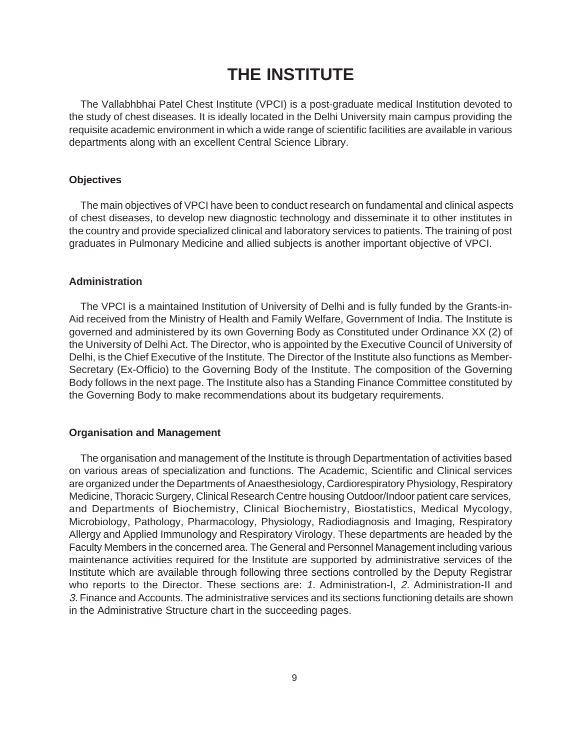# THE INSTITUTE

The Vallabhbhai Patel Chest Institute (VPCI) is a post-graduate medical Institution devoted to the study of chest diseases. It is ideally located in the Delhi University main campus providing the requisite academic environment in which a wide range of scientific facilities are available in various departments along with an excellent Central Science Library.

### Objectives

The main objectives of VPCI have been to conduct research on fundamental and clinical aspects of chest diseases, to develop new diagnostic technology and disseminate it to other institutes in the country and provide specialized clinical and laboratory services to patients. The training of post graduates in Pulmonary Medicine and allied subjects is another important objective of VPCI.

### Administration

The VPCI is a maintained Institution of University of Delhi and is fully funded by the Grants-in-Aid received from the Ministry of Health and Family Welfare, Government of India. The Institute is governed and administered by its own Governing Body as Constituted under Ordinance XX (2) of the University of Delhi Act. The Director, who is appointed by the Executive Council of University of Delhi, is the Chief Executive of the Institute. The Director of the Institute also functions as Member-Secretary (Ex-Officio) to the Governing Body of the Institute. The composition of the Governing Body follows in the next page. The Institute also has a Standing Finance Committee constituted by the Governing Body to make recommendations about its budgetary requirements.

### Organisation and Management

The organisation and management of the Institute is through Departmentation of activities based on various areas of specialization and functions. The Academic, Scientific and Clinical services are organized under the Departments of Anaesthesiology, Cardiorespiratory Physiology, Respiratory Medicine, Thoracic Surgery, Clinical Research Centre housing Outdoor/Indoor patient care services, and Departments of Biochemistry, Clinical Biochemistry, Biostatistics, Medical Mycology, Microbiology, Pathology, Pharmacology, Physiology, Radiodiagnosis and Imaging, Respiratory Allergy and Applied Immunology and Respiratory Virology. These departments are headed by the Faculty Members in the concerned area. The General and Personnel Management including various maintenance activities required for the Institute are supported by administrative services of the Institute which are available through following three sections controlled by the Deputy Registrar who reports to the Director. These sections are: *1.* Administration-I, *2.* Administration-II and *3.* Finance and Accounts. The administrative services and its sections functioning details are shown in the Administrative Structure chart in the succeeding pages.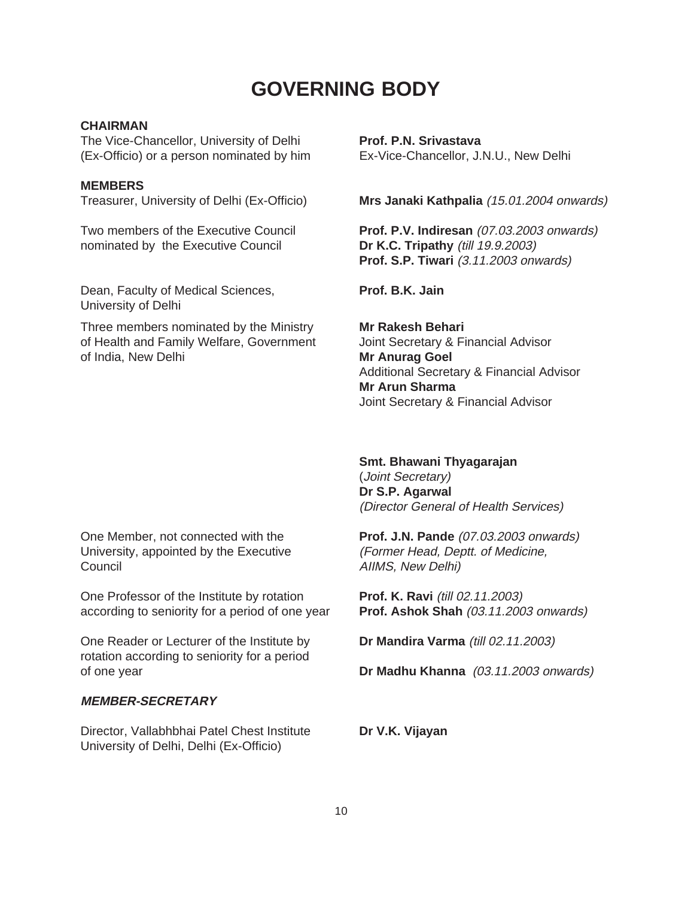# GOVERNING BODY

| | |
|---|---|
| **CHAIRMAN** | |
| The Vice-Chancellor, University of Delhi (Ex-Officio) or a person nominated by him | **Prof. P.N. Srivastava**<br>Ex-Vice-Chancellor, J.N.U., New Delhi |
| **MEMBERS** | |
| Treasurer, University of Delhi (Ex-Officio) | **Mrs Janaki Kathpalia** *(15.01.2004 onwards)* |
| Two members of the Executive Council nominated by the Executive Council | **Prof. P.V. Indiresan** *(07.03.2003 onwards)*<br>**Dr K.C. Tripathy** *(till 19.9.2003)*<br>**Prof. S.P. Tiwari** *(3.11.2003 onwards)* |
| Dean, Faculty of Medical Sciences, University of Delhi | **Prof. B.K. Jain** |
| Three members nominated by the Ministry of Health and Family Welfare, Government of India, New Delhi | **Mr Rakesh Behari**<br>Joint Secretary & Financial Advisor<br>**Mr Anurag Goel**<br>Additional Secretary & Financial Advisor<br>**Mr Arun Sharma**<br>Joint Secretary & Financial Advisor<br><br>**Smt. Bhawani Thyagarajan**<br>*(Joint Secretary)*<br>**Dr S.P. Agarwal**<br>*(Director General of Health Services)* |
| One Member, not connected with the University, appointed by the Executive Council | **Prof. J.N. Pande** *(07.03.2003 onwards)*<br>*(Former Head, Deptt. of Medicine, AIIMS, New Delhi)* |
| One Professor of the Institute by rotation according to seniority for a period of one year | **Prof. K. Ravi** *(till 02.11.2003)*<br>**Prof. Ashok Shah** *(03.11.2003 onwards)* |
| One Reader or Lecturer of the Institute by rotation according to seniority for a period of one year | **Dr Mandira Varma** *(till 02.11.2003)*<br>**Dr Madhu Khanna** *(03.11.2003 onwards)* |
| ***MEMBER-SECRETARY*** | |
| Director, Vallabhbhai Patel Chest Institute University of Delhi, Delhi (Ex-Officio) | **Dr V.K. Vijayan** |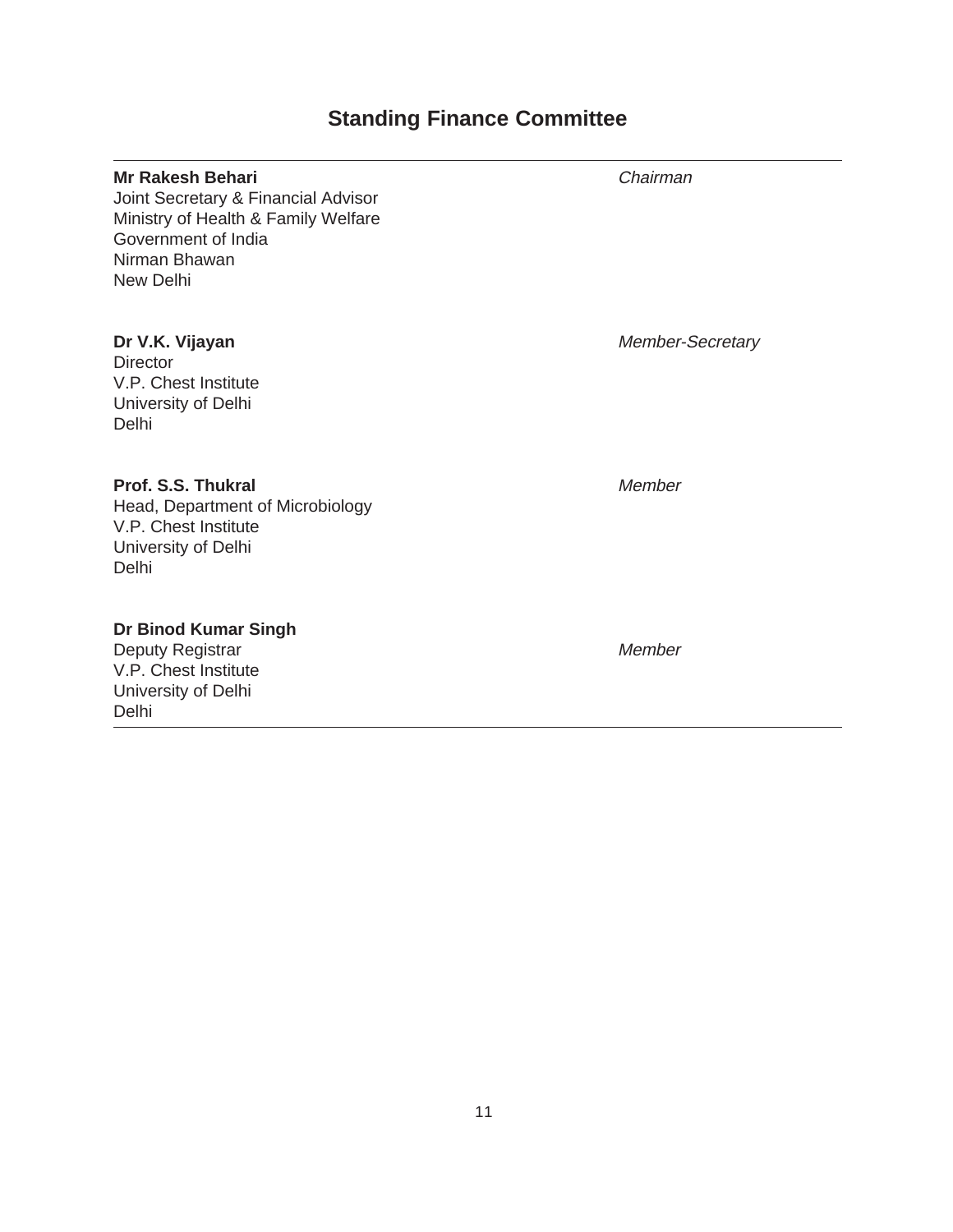# Standing Finance Committee

| | |
|---|---|
| **Mr Rakesh Behari**<br>Joint Secretary & Financial Advisor<br>Ministry of Health & Family Welfare<br>Government of India<br>Nirman Bhawan<br>New Delhi | *Chairman* |
| **Dr V.K. Vijayan**<br>Director<br>V.P. Chest Institute<br>University of Delhi<br>Delhi | *Member-Secretary* |
| **Prof. S.S. Thukral**<br>Head, Department of Microbiology<br>V.P. Chest Institute<br>University of Delhi<br>Delhi | *Member* |
| **Dr Binod Kumar Singh**<br>Deputy Registrar<br>V.P. Chest Institute<br>University of Delhi<br>Delhi | *Member* |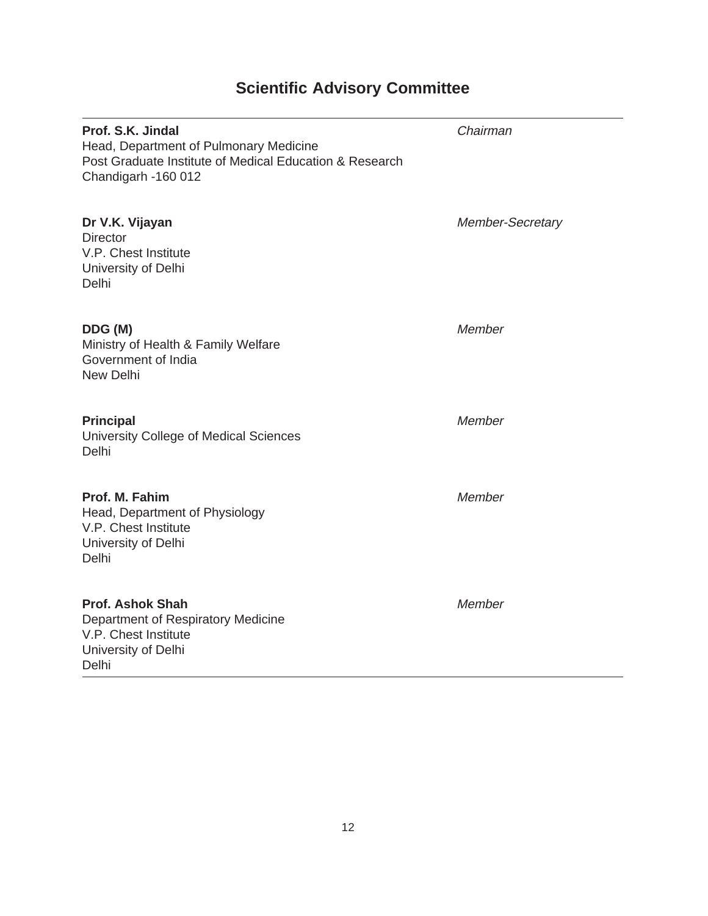# Scientific Advisory Committee

| | |
|---|---|
| **Prof. S.K. Jindal**<br>Head, Department of Pulmonary Medicine<br>Post Graduate Institute of Medical Education & Research<br>Chandigarh -160 012 | *Chairman* |
| **Dr V.K. Vijayan**<br>Director<br>V.P. Chest Institute<br>University of Delhi<br>Delhi | *Member-Secretary* |
| **DDG (M)**<br>Ministry of Health & Family Welfare<br>Government of India<br>New Delhi | *Member* |
| **Principal**<br>University College of Medical Sciences<br>Delhi | *Member* |
| **Prof. M. Fahim**<br>Head, Department of Physiology<br>V.P. Chest Institute<br>University of Delhi<br>Delhi | *Member* |
| **Prof. Ashok Shah**<br>Department of Respiratory Medicine<br>V.P. Chest Institute<br>University of Delhi<br>Delhi | *Member* |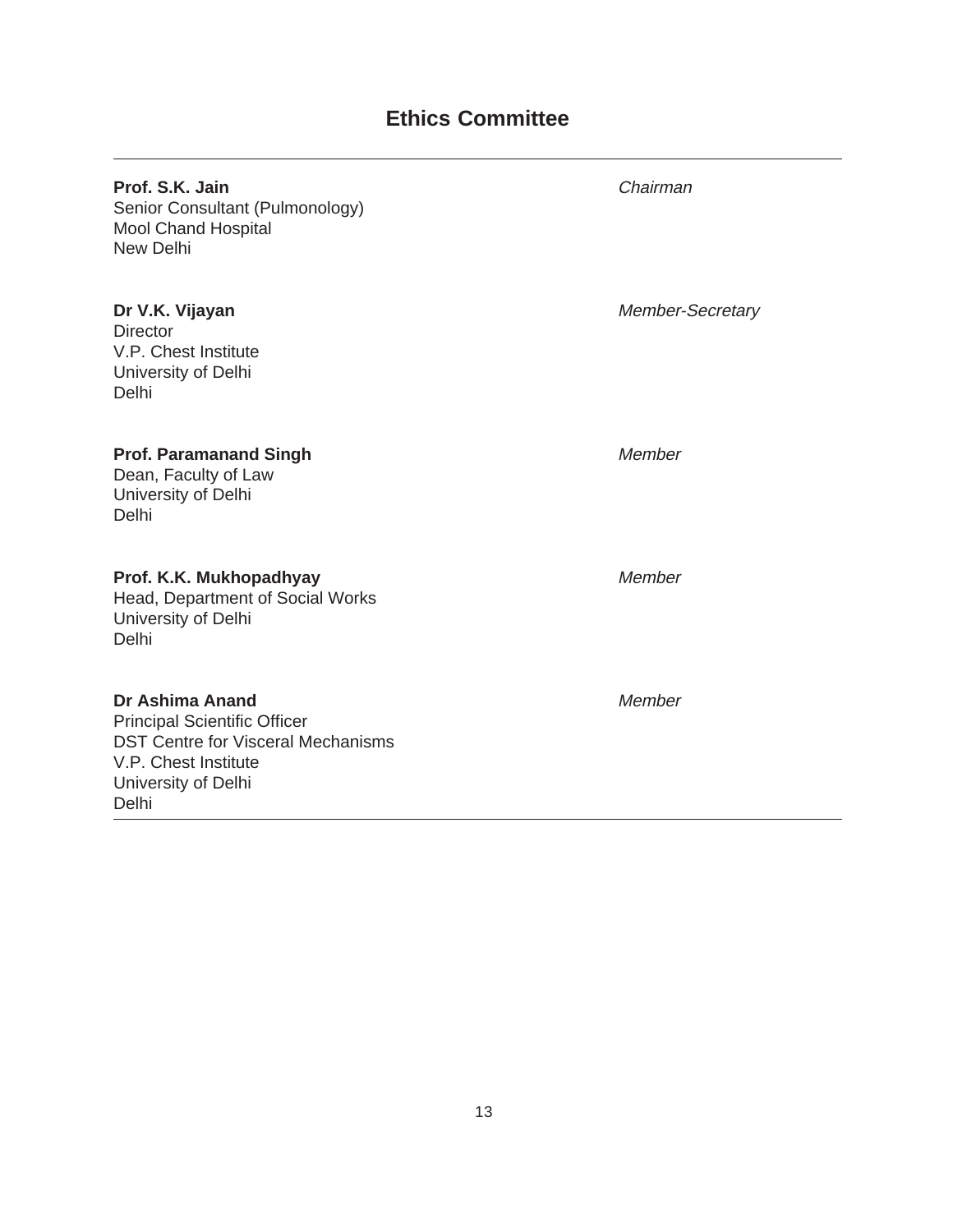# Ethics Committee

| | |
|---|---|
| **Prof. S.K. Jain**<br>Senior Consultant (Pulmonology)<br>Mool Chand Hospital<br>New Delhi | *Chairman* |
| **Dr V.K. Vijayan**<br>Director<br>V.P. Chest Institute<br>University of Delhi<br>Delhi | *Member-Secretary* |
| **Prof. Paramanand Singh**<br>Dean, Faculty of Law<br>University of Delhi<br>Delhi | *Member* |
| **Prof. K.K. Mukhopadhyay**<br>Head, Department of Social Works<br>University of Delhi<br>Delhi | *Member* |
| **Dr Ashima Anand**<br>Principal Scientific Officer<br>DST Centre for Visceral Mechanisms<br>V.P. Chest Institute<br>University of Delhi<br>Delhi | *Member* |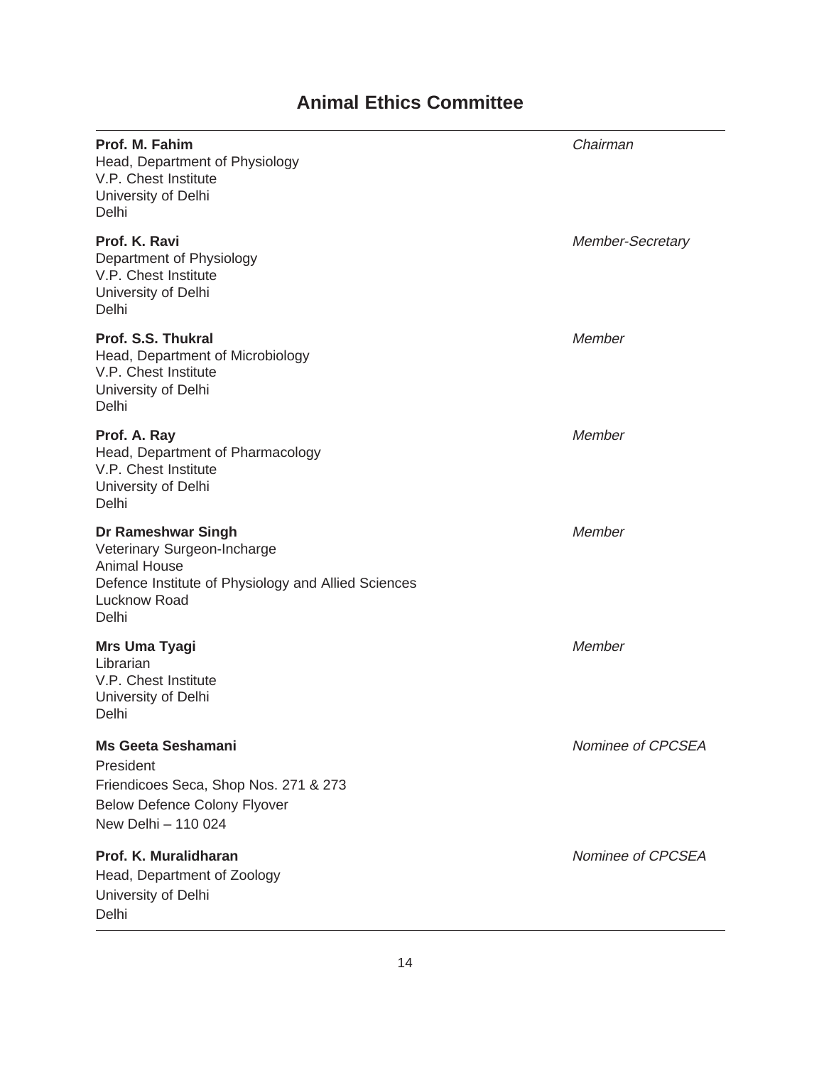# Animal Ethics Committee

---

**Prof. M. Fahim** — *Chairman*
Head, Department of Physiology
V.P. Chest Institute
University of Delhi
Delhi

**Prof. K. Ravi** — *Member-Secretary*
Department of Physiology
V.P. Chest Institute
University of Delhi
Delhi

**Prof. S.S. Thukral** — *Member*
Head, Department of Microbiology
V.P. Chest Institute
University of Delhi
Delhi

**Prof. A. Ray** — *Member*
Head, Department of Pharmacology
V.P. Chest Institute
University of Delhi
Delhi

**Dr Rameshwar Singh** — *Member*
Veterinary Surgeon-Incharge
Animal House
Defence Institute of Physiology and Allied Sciences
Lucknow Road
Delhi

**Mrs Uma Tyagi** — *Member*
Librarian
V.P. Chest Institute
University of Delhi
Delhi

**Ms Geeta Seshamani** — *Nominee of CPCSEA*
President
Friendicoes Seca, Shop Nos. 271 & 273
Below Defence Colony Flyover
New Delhi – 110 024

**Prof. K. Muralidharan** — *Nominee of CPCSEA*
Head, Department of Zoology
University of Delhi
Delhi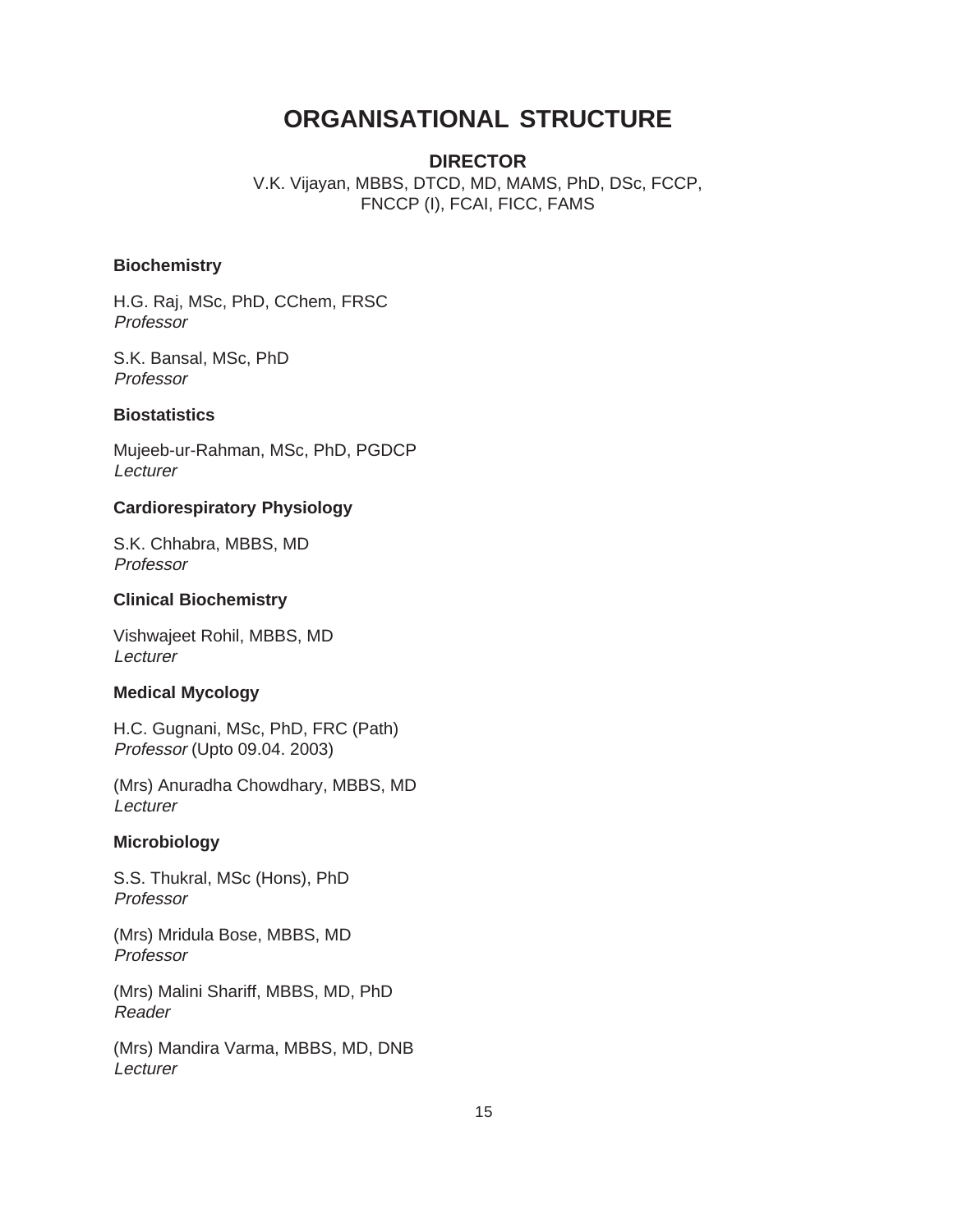# ORGANISATIONAL STRUCTURE

## DIRECTOR

V.K. Vijayan, MBBS, DTCD, MD, MAMS, PhD, DSc, FCCP, FNCCP (I), FCAI, FICC, FAMS

### Biochemistry

H.G. Raj, MSc, PhD, CChem, FRSC
*Professor*

S.K. Bansal, MSc, PhD
*Professor*

### Biostatistics

Mujeeb-ur-Rahman, MSc, PhD, PGDCP
*Lecturer*

### Cardiorespiratory Physiology

S.K. Chhabra, MBBS, MD
*Professor*

### Clinical Biochemistry

Vishwajeet Rohil, MBBS, MD
*Lecturer*

### Medical Mycology

H.C. Gugnani, MSc, PhD, FRC (Path)
*Professor* (Upto 09.04. 2003)

(Mrs) Anuradha Chowdhary, MBBS, MD
*Lecturer*

### Microbiology

S.S. Thukral, MSc (Hons), PhD
*Professor*

(Mrs) Mridula Bose, MBBS, MD
*Professor*

(Mrs) Malini Shariff, MBBS, MD, PhD
*Reader*

(Mrs) Mandira Varma, MBBS, MD, DNB
*Lecturer*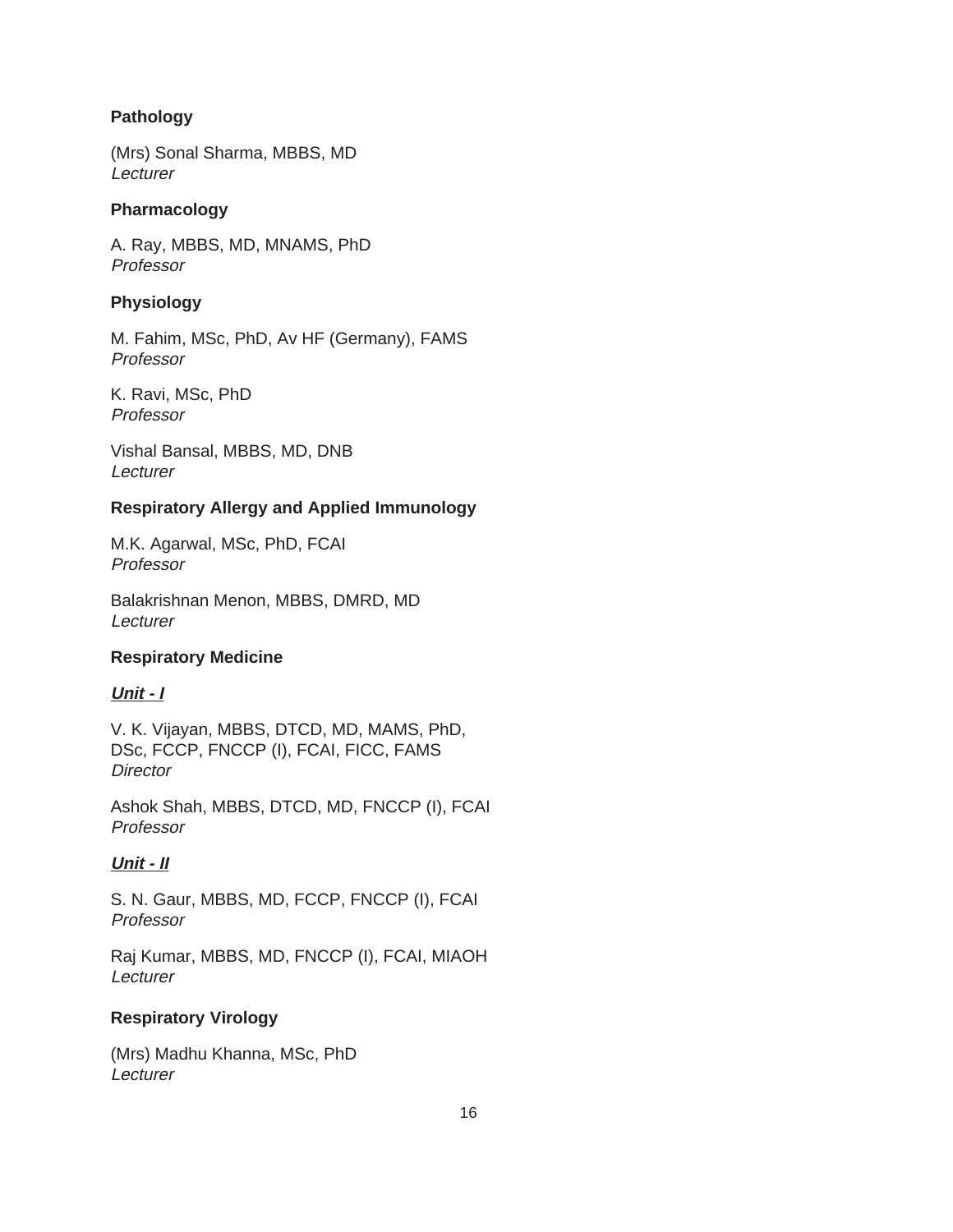**Pathology**

(Mrs) Sonal Sharma, MBBS, MD
*Lecturer*

**Pharmacology**

A. Ray, MBBS, MD, MNAMS, PhD
*Professor*

**Physiology**

M. Fahim, MSc, PhD, Av HF (Germany), FAMS
*Professor*

K. Ravi, MSc, PhD
*Professor*

Vishal Bansal, MBBS, MD, DNB
*Lecturer*

**Respiratory Allergy and Applied Immunology**

M.K. Agarwal, MSc, PhD, FCAI
*Professor*

Balakrishnan Menon, MBBS, DMRD, MD
*Lecturer*

**Respiratory Medicine**

***Unit - I***

V. K. Vijayan, MBBS, DTCD, MD, MAMS, PhD, DSc, FCCP, FNCCP (I), FCAI, FICC, FAMS
*Director*

Ashok Shah, MBBS, DTCD, MD, FNCCP (I), FCAI
*Professor*

***Unit - II***

S. N. Gaur, MBBS, MD, FCCP, FNCCP (I), FCAI
*Professor*

Raj Kumar, MBBS, MD, FNCCP (I), FCAI, MIAOH
*Lecturer*

**Respiratory Virology**

(Mrs) Madhu Khanna, MSc, PhD
*Lecturer*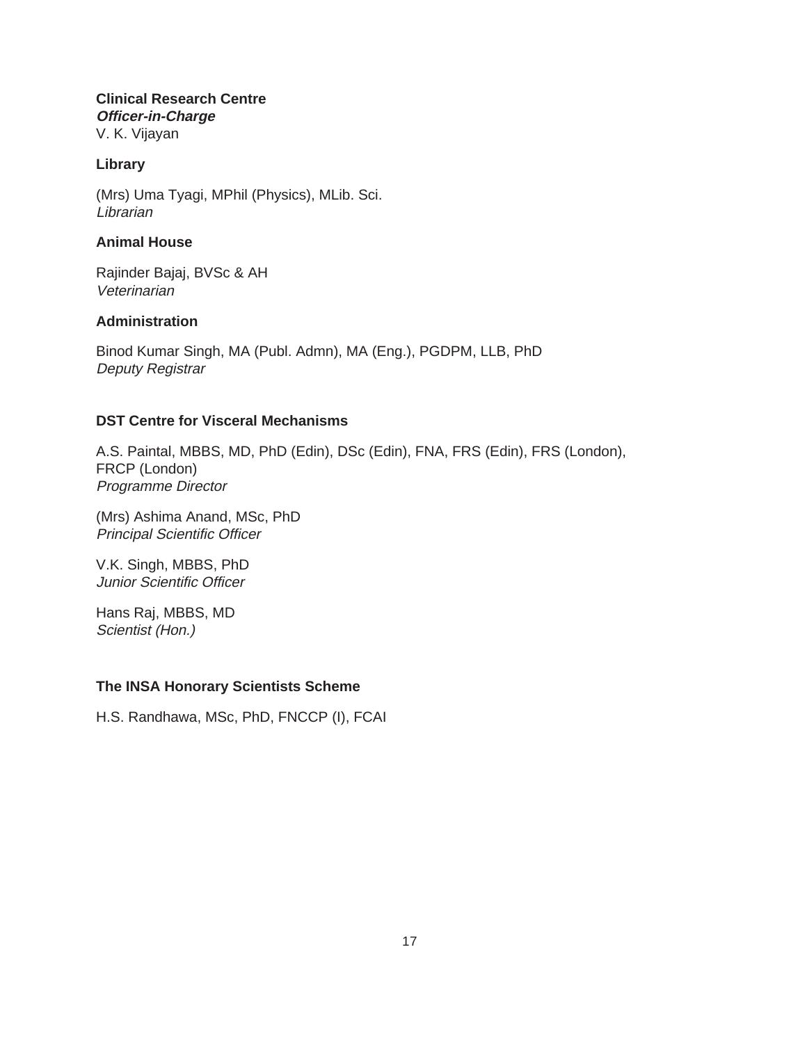**Clinical Research Centre**
***Officer-in-Charge***
V. K. Vijayan

**Library**

(Mrs) Uma Tyagi, MPhil (Physics), MLib. Sci.
*Librarian*

**Animal House**

Rajinder Bajaj, BVSc & AH
*Veterinarian*

**Administration**

Binod Kumar Singh, MA (Publ. Admn), MA (Eng.), PGDPM, LLB, PhD
*Deputy Registrar*

**DST Centre for Visceral Mechanisms**

A.S. Paintal, MBBS, MD, PhD (Edin), DSc (Edin), FNA, FRS (Edin), FRS (London), FRCP (London)
*Programme Director*

(Mrs) Ashima Anand, MSc, PhD
*Principal Scientific Officer*

V.K. Singh, MBBS, PhD
*Junior Scientific Officer*

Hans Raj, MBBS, MD
*Scientist (Hon.)*

**The INSA Honorary Scientists Scheme**

H.S. Randhawa, MSc, PhD, FNCCP (I), FCAI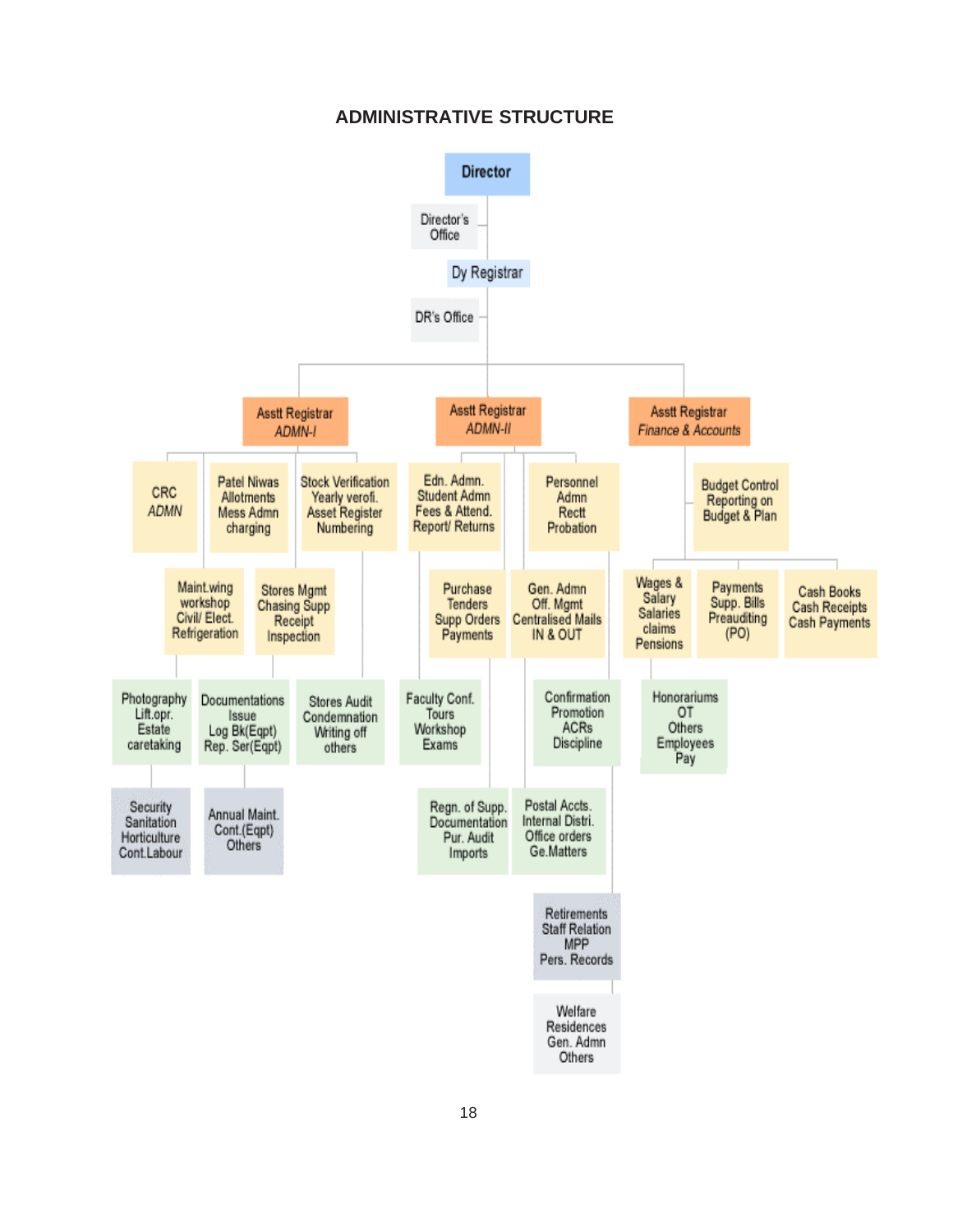# ADMINISTRATIVE STRUCTURE

- **Director**
  - Director's Office
  - **Dy Registrar**
    - DR's Office
    - **Asstt Registrar** *ADMN-I*
      - CRC *ADMN*
      - Patel Niwas Allotments Mess Admn charging
      - Stock Verification Yearly verofi. Asset Register Numbering
      - Maint.wing workshop Civil/ Elect. Refrigeration
      - Stores Mgmt Chasing Supp Receipt Inspection
      - Photography Lift.opr. Estate caretaking
      - Documentations Issue Log Bk(Eqpt) Rep. Ser(Eqpt)
      - Stores Audit Condemnation Writing off others
      - Security Sanitation Horticulture Cont.Labour
      - Annual Maint. Cont.(Eqpt) Others
    - **Asstt Registrar** *ADMN-II*
      - Edn. Admn. Student Admn Fees & Attend. Report/ Returns
      - Personnel Admn Rectt Probation
      - Purchase Tenders Supp Orders Payments
      - Gen. Admn Off. Mgmt Centralised Mails IN & OUT
      - Faculty Conf. Tours Workshop Exams
      - Confirmation Promotion ACRs Discipline
      - Regn. of Supp. Documentation Pur. Audit Imports
      - Postal Accts. Internal Distri. Office orders Ge.Matters
      - Retirements Staff Relation MPP Pers. Records
      - Welfare Residences Gen. Admn Others
    - **Asstt Registrar** *Finance & Accounts*
      - Budget Control Reporting on Budget & Plan
      - Wages & Salary Salaries claims Pensions
      - Payments Supp. Bills Preauditing (PO)
      - Cash Books Cash Receipts Cash Payments
      - Honorariums OT Others Employees Pay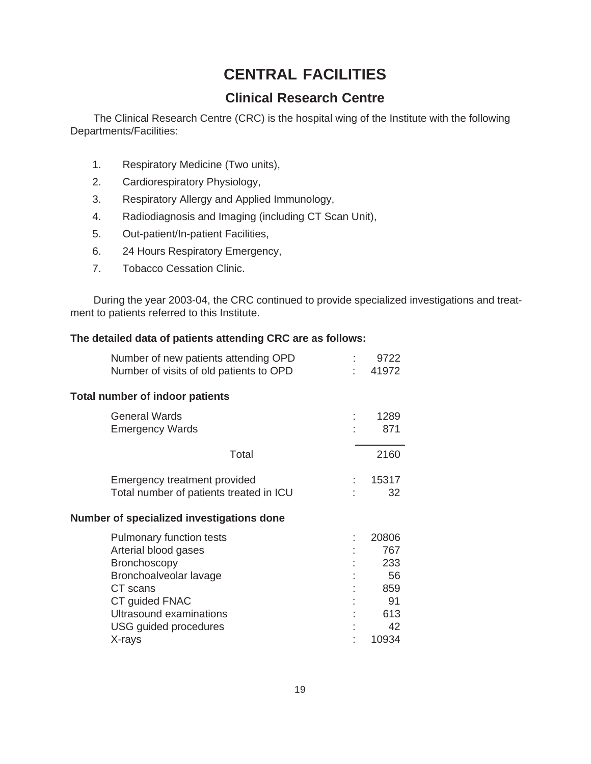# CENTRAL FACILITIES

## Clinical Research Centre

The Clinical Research Centre (CRC) is the hospital wing of the Institute with the following Departments/Facilities:

1. Respiratory Medicine (Two units),
2. Cardiorespiratory Physiology,
3. Respiratory Allergy and Applied Immunology,
4. Radiodiagnosis and Imaging (including CT Scan Unit),
5. Out-patient/In-patient Facilities,
6. 24 Hours Respiratory Emergency,
7. Tobacco Cessation Clinic.

During the year 2003-04, the CRC continued to provide specialized investigations and treatment to patients referred to this Institute.

**The detailed data of patients attending CRC are as follows:**

| | | |
|---|---|---|
| Number of new patients attending OPD | : | 9722 |
| Number of visits of old patients to OPD | : | 41972 |

**Total number of indoor patients**

| | | |
|---|---|---|
| General Wards | : | 1289 |
| Emergency Wards | : | 871 |
| Total | | 2160 |
| Emergency treatment provided | : | 15317 |
| Total number of patients treated in ICU | : | 32 |

**Number of specialized investigations done**

| | | |
|---|---|---|
| Pulmonary function tests | : | 20806 |
| Arterial blood gases | : | 767 |
| Bronchoscopy | : | 233 |
| Bronchoalveolar lavage | : | 56 |
| CT scans | : | 859 |
| CT guided FNAC | : | 91 |
| Ultrasound examinations | : | 613 |
| USG guided procedures | : | 42 |
| X-rays | : | 10934 |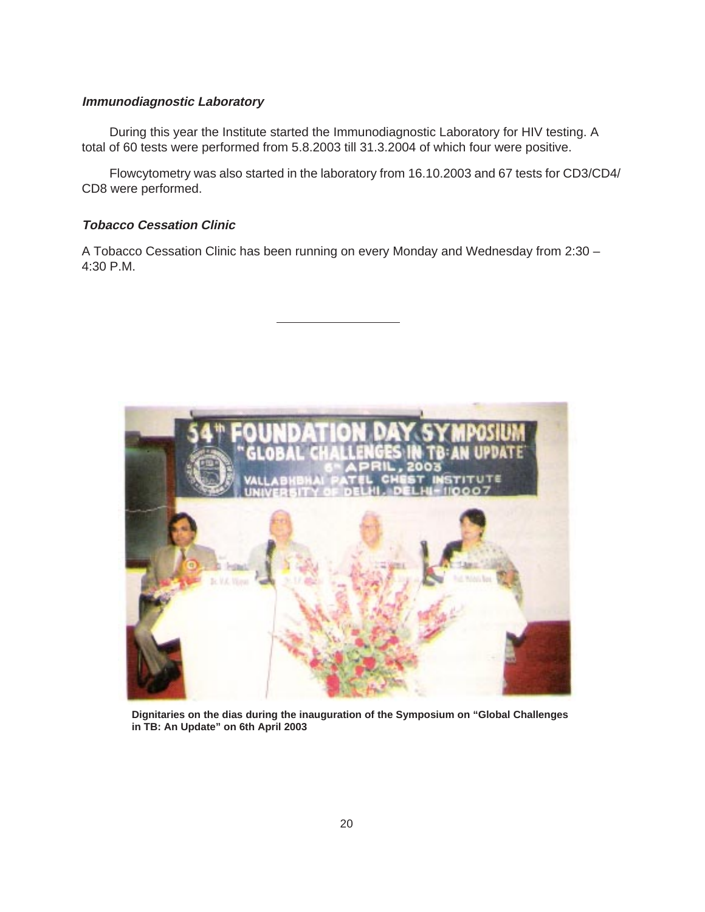### *Immunodiagnostic Laboratory*

During this year the Institute started the Immunodiagnostic Laboratory for HIV testing. A total of 60 tests were performed from 5.8.2003 till 31.3.2004 of which four were positive.

Flowcytometry was also started in the laboratory from 16.10.2003 and 67 tests for CD3/CD4/CD8 were performed.

### *Tobacco Cessation Clinic*

A Tobacco Cessation Clinic has been running on every Monday and Wednesday from 2:30 – 4:30 P.M.

---

**Dignitaries on the dias during the inauguration of the Symposium on "Global Challenges in TB: An Update" on 6th April 2003**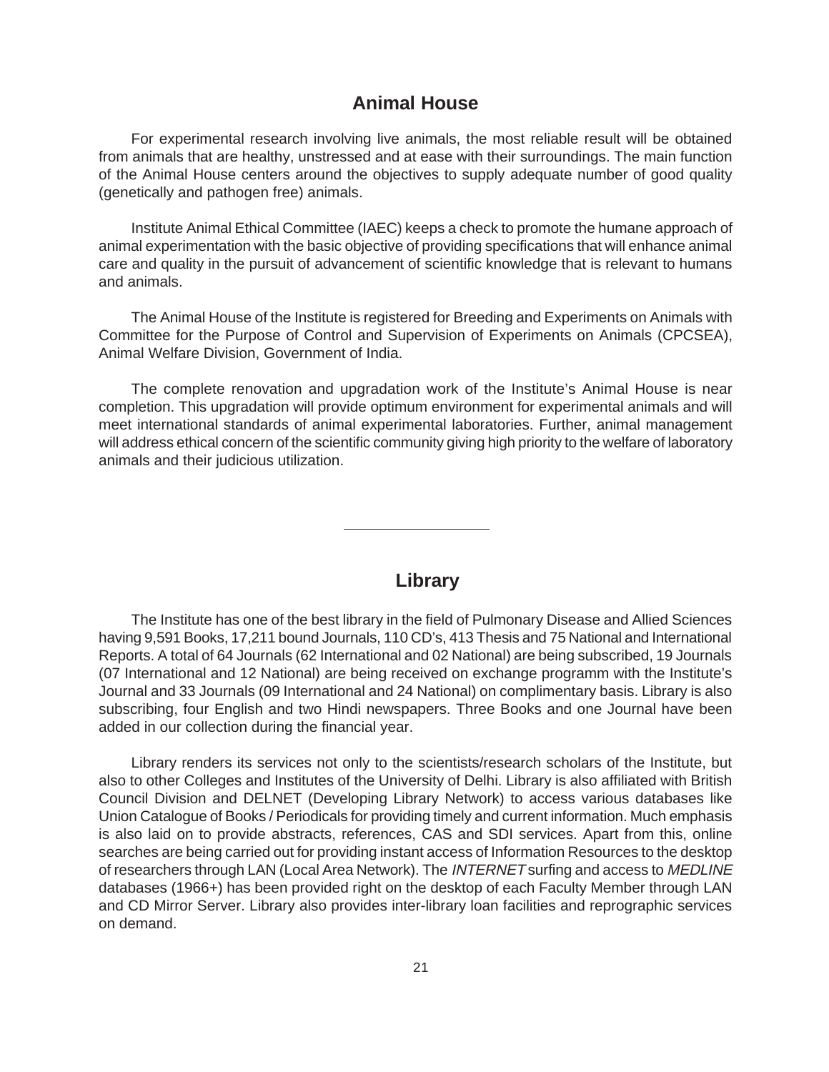## Animal House

For experimental research involving live animals, the most reliable result will be obtained from animals that are healthy, unstressed and at ease with their surroundings. The main function of the Animal House centers around the objectives to supply adequate number of good quality (genetically and pathogen free) animals.

Institute Animal Ethical Committee (IAEC) keeps a check to promote the humane approach of animal experimentation with the basic objective of providing specifications that will enhance animal care and quality in the pursuit of advancement of scientific knowledge that is relevant to humans and animals.

The Animal House of the Institute is registered for Breeding and Experiments on Animals with Committee for the Purpose of Control and Supervision of Experiments on Animals (CPCSEA), Animal Welfare Division, Government of India.

The complete renovation and upgradation work of the Institute's Animal House is near completion. This upgradation will provide optimum environment for experimental animals and will meet international standards of animal experimental laboratories. Further, animal management will address ethical concern of the scientific community giving high priority to the welfare of laboratory animals and their judicious utilization.

---

## Library

The Institute has one of the best library in the field of Pulmonary Disease and Allied Sciences having 9,591 Books, 17,211 bound Journals, 110 CD's, 413 Thesis and 75 National and International Reports. A total of 64 Journals (62 International and 02 National) are being subscribed, 19 Journals (07 International and 12 National) are being received on exchange programm with the Institute's Journal and 33 Journals (09 International and 24 National) on complimentary basis. Library is also subscribing, four English and two Hindi newspapers. Three Books and one Journal have been added in our collection during the financial year.

Library renders its services not only to the scientists/research scholars of the Institute, but also to other Colleges and Institutes of the University of Delhi. Library is also affiliated with British Council Division and DELNET (Developing Library Network) to access various databases like Union Catalogue of Books / Periodicals for providing timely and current information. Much emphasis is also laid on to provide abstracts, references, CAS and SDI services. Apart from this, online searches are being carried out for providing instant access of Information Resources to the desktop of researchers through LAN (Local Area Network). The *INTERNET* surfing and access to *MEDLINE* databases (1966+) has been provided right on the desktop of each Faculty Member through LAN and CD Mirror Server. Library also provides inter-library loan facilities and reprographic services on demand.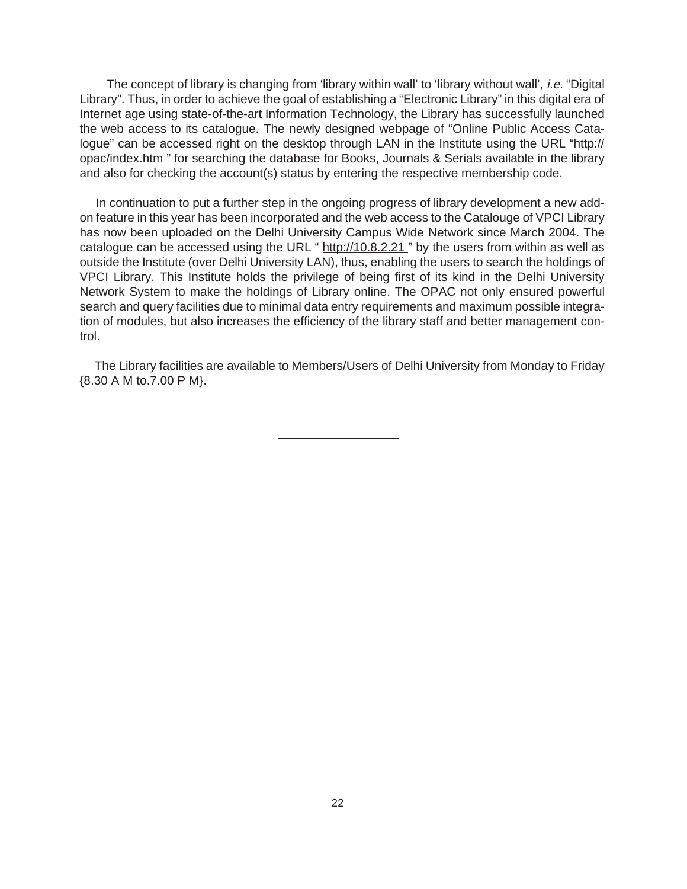The concept of library is changing from 'library within wall' to 'library without wall', *i.e.* "Digital Library". Thus, in order to achieve the goal of establishing a "Electronic Library" in this digital era of Internet age using state-of-the-art Information Technology, the Library has successfully launched the web access to its catalogue. The newly designed webpage of "Online Public Access Catalogue" can be accessed right on the desktop through LAN in the Institute using the URL "http://opac/index.htm " for searching the database for Books, Journals & Serials available in the library and also for checking the account(s) status by entering the respective membership code.

In continuation to put a further step in the ongoing progress of library development a new add-on feature in this year has been incorporated and the web access to the Catalouge of VPCI Library has now been uploaded on the Delhi University Campus Wide Network since March 2004. The catalogue can be accessed using the URL " http://10.8.2.21 " by the users from within as well as outside the Institute (over Delhi University LAN), thus, enabling the users to search the holdings of VPCI Library. This Institute holds the privilege of being first of its kind in the Delhi University Network System to make the holdings of Library online. The OPAC not only ensured powerful search and query facilities due to minimal data entry requirements and maximum possible integration of modules, but also increases the efficiency of the library staff and better management control.

The Library facilities are available to Members/Users of Delhi University from Monday to Friday {8.30 A M to.7.00 P M}.

---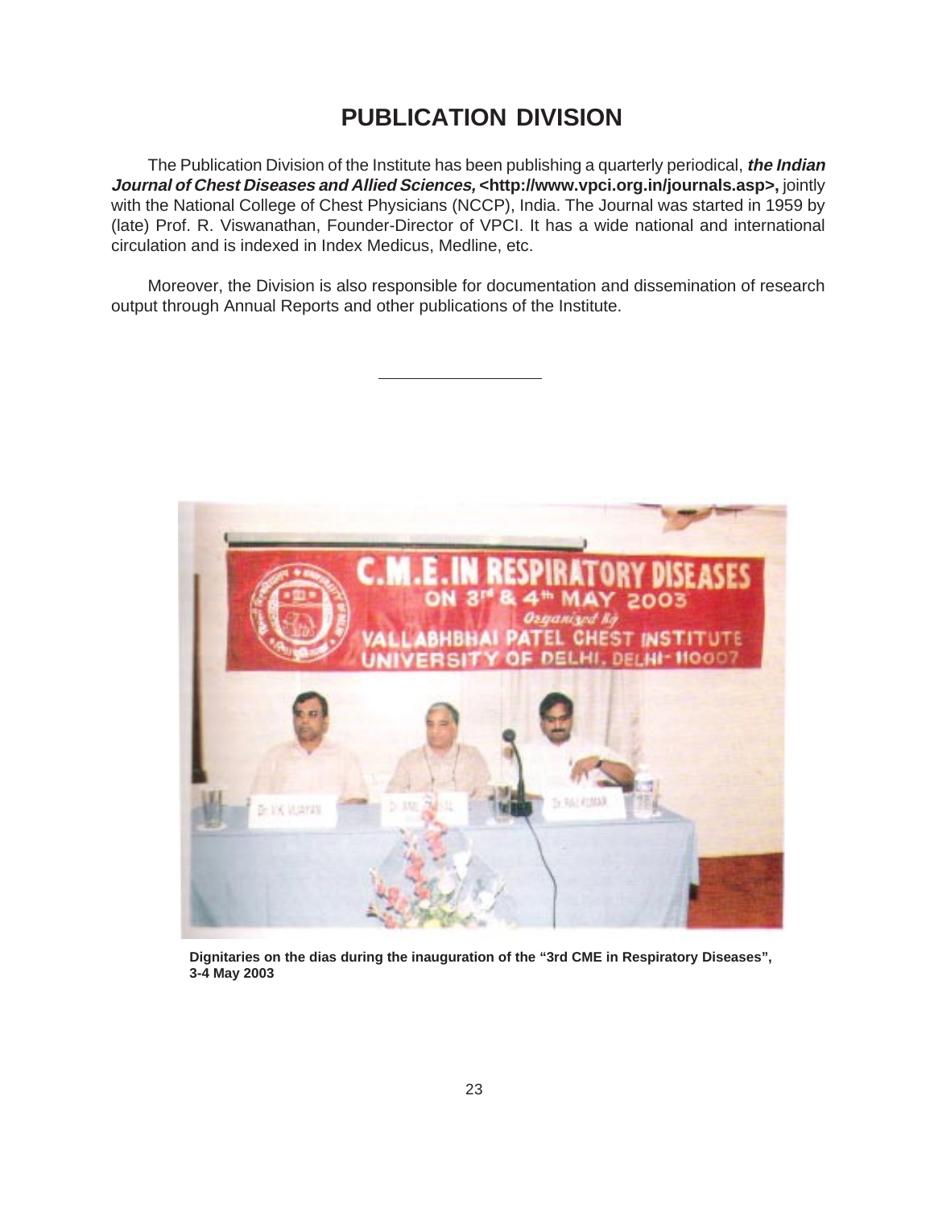# PUBLICATION DIVISION

The Publication Division of the Institute has been publishing a quarterly periodical, ***the Indian Journal of Chest Diseases and Allied Sciences,*** **<http://www.vpci.org.in/journals.asp>,** jointly with the National College of Chest Physicians (NCCP), India. The Journal was started in 1959 by (late) Prof. R. Viswanathan, Founder-Director of VPCI. It has a wide national and international circulation and is indexed in Index Medicus, Medline, etc.

Moreover, the Division is also responsible for documentation and dissemination of research output through Annual Reports and other publications of the Institute.

---

**Dignitaries on the dias during the inauguration of the "3rd CME in Respiratory Diseases", 3-4 May 2003**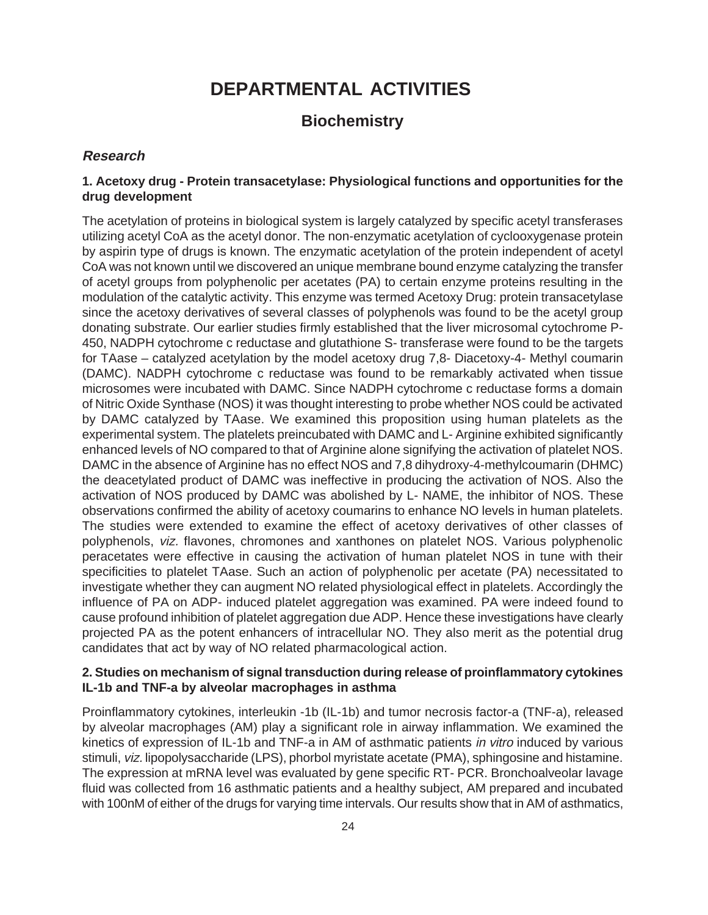# DEPARTMENTAL ACTIVITIES

## Biochemistry

### *Research*

**1. Acetoxy drug - Protein transacetylase: Physiological functions and opportunities for the drug development**

The acetylation of proteins in biological system is largely catalyzed by specific acetyl transferases utilizing acetyl CoA as the acetyl donor. The non-enzymatic acetylation of cyclooxygenase protein by aspirin type of drugs is known. The enzymatic acetylation of the protein independent of acetyl CoA was not known until we discovered an unique membrane bound enzyme catalyzing the transfer of acetyl groups from polyphenolic per acetates (PA) to certain enzyme proteins resulting in the modulation of the catalytic activity. This enzyme was termed Acetoxy Drug: protein transacetylase since the acetoxy derivatives of several classes of polyphenols was found to be the acetyl group donating substrate. Our earlier studies firmly established that the liver microsomal cytochrome P-450, NADPH cytochrome c reductase and glutathione S- transferase were found to be the targets for TAase – catalyzed acetylation by the model acetoxy drug 7,8- Diacetoxy-4- Methyl coumarin (DAMC). NADPH cytochrome c reductase was found to be remarkably activated when tissue microsomes were incubated with DAMC. Since NADPH cytochrome c reductase forms a domain of Nitric Oxide Synthase (NOS) it was thought interesting to probe whether NOS could be activated by DAMC catalyzed by TAase. We examined this proposition using human platelets as the experimental system. The platelets preincubated with DAMC and L- Arginine exhibited significantly enhanced levels of NO compared to that of Arginine alone signifying the activation of platelet NOS. DAMC in the absence of Arginine has no effect NOS and 7,8 dihydroxy-4-methylcoumarin (DHMC) the deacetylated product of DAMC was ineffective in producing the activation of NOS. Also the activation of NOS produced by DAMC was abolished by L- NAME, the inhibitor of NOS. These observations confirmed the ability of acetoxy coumarins to enhance NO levels in human platelets. The studies were extended to examine the effect of acetoxy derivatives of other classes of polyphenols, *viz.* flavones, chromones and xanthones on platelet NOS. Various polyphenolic peracetates were effective in causing the activation of human platelet NOS in tune with their specificities to platelet TAase. Such an action of polyphenolic per acetate (PA) necessitated to investigate whether they can augment NO related physiological effect in platelets. Accordingly the influence of PA on ADP- induced platelet aggregation was examined. PA were indeed found to cause profound inhibition of platelet aggregation due ADP. Hence these investigations have clearly projected PA as the potent enhancers of intracellular NO. They also merit as the potential drug candidates that act by way of NO related pharmacological action.

**2. Studies on mechanism of signal transduction during release of proinflammatory cytokines IL-1b and TNF-a by alveolar macrophages in asthma**

Proinflammatory cytokines, interleukin -1b (IL-1b) and tumor necrosis factor-a (TNF-a), released by alveolar macrophages (AM) play a significant role in airway inflammation. We examined the kinetics of expression of IL-1b and TNF-a in AM of asthmatic patients *in vitro* induced by various stimuli, *viz.* lipopolysaccharide (LPS), phorbol myristate acetate (PMA), sphingosine and histamine. The expression at mRNA level was evaluated by gene specific RT- PCR. Bronchoalveolar lavage fluid was collected from 16 asthmatic patients and a healthy subject, AM prepared and incubated with 100nM of either of the drugs for varying time intervals. Our results show that in AM of asthmatics,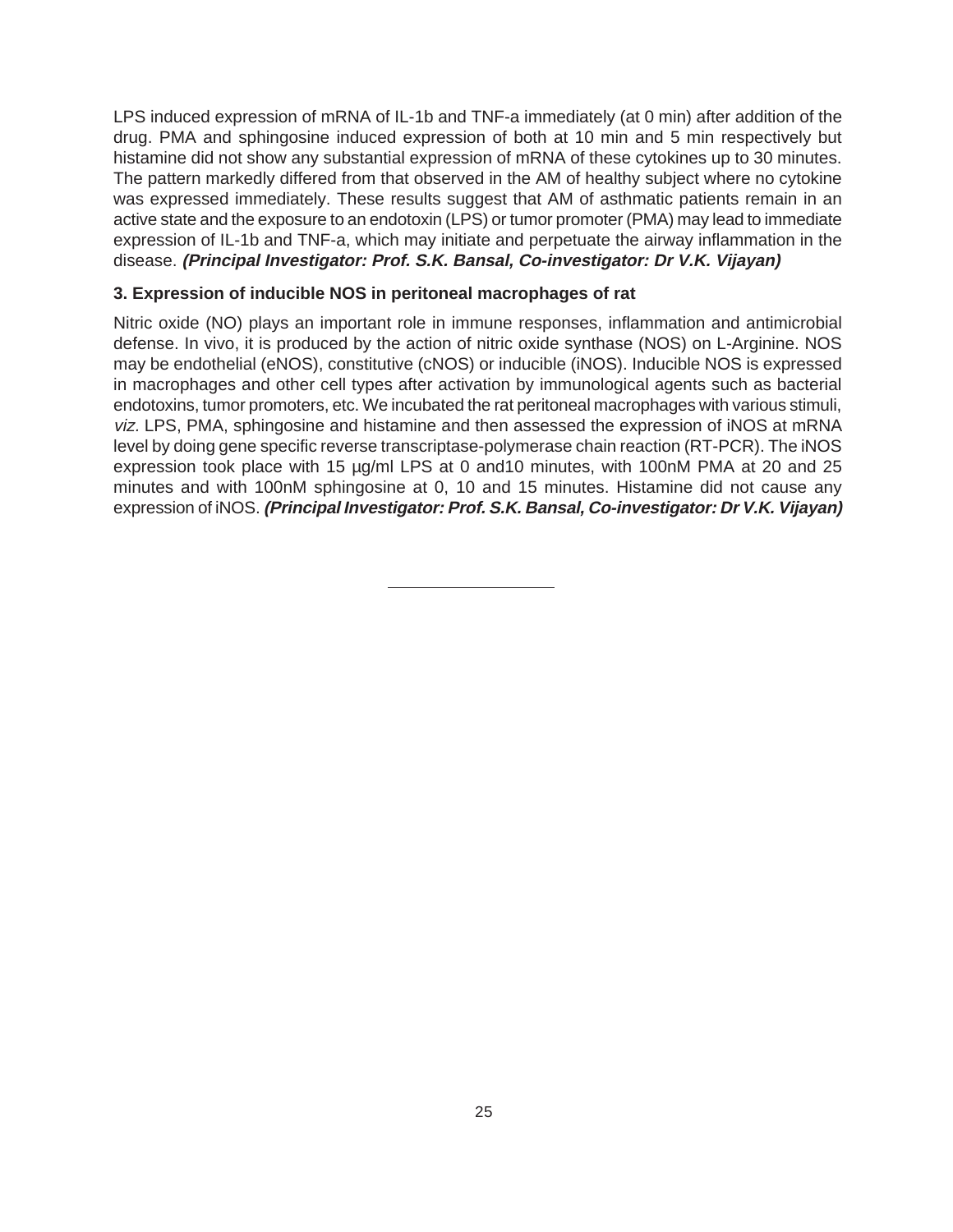LPS induced expression of mRNA of IL-1b and TNF-a immediately (at 0 min) after addition of the drug. PMA and sphingosine induced expression of both at 10 min and 5 min respectively but histamine did not show any substantial expression of mRNA of these cytokines up to 30 minutes. The pattern markedly differed from that observed in the AM of healthy subject where no cytokine was expressed immediately. These results suggest that AM of asthmatic patients remain in an active state and the exposure to an endotoxin (LPS) or tumor promoter (PMA) may lead to immediate expression of IL-1b and TNF-a, which may initiate and perpetuate the airway inflammation in the disease. ***(Principal Investigator: Prof. S.K. Bansal, Co-investigator: Dr V.K. Vijayan)***

### 3. Expression of inducible NOS in peritoneal macrophages of rat

Nitric oxide (NO) plays an important role in immune responses, inflammation and antimicrobial defense. In vivo, it is produced by the action of nitric oxide synthase (NOS) on L-Arginine. NOS may be endothelial (eNOS), constitutive (cNOS) or inducible (iNOS). Inducible NOS is expressed in macrophages and other cell types after activation by immunological agents such as bacterial endotoxins, tumor promoters, etc. We incubated the rat peritoneal macrophages with various stimuli, *viz.* LPS, PMA, sphingosine and histamine and then assessed the expression of iNOS at mRNA level by doing gene specific reverse transcriptase-polymerase chain reaction (RT-PCR). The iNOS expression took place with 15 µg/ml LPS at 0 and10 minutes, with 100nM PMA at 20 and 25 minutes and with 100nM sphingosine at 0, 10 and 15 minutes. Histamine did not cause any expression of iNOS. ***(Principal Investigator: Prof. S.K. Bansal, Co-investigator: Dr V.K. Vijayan)***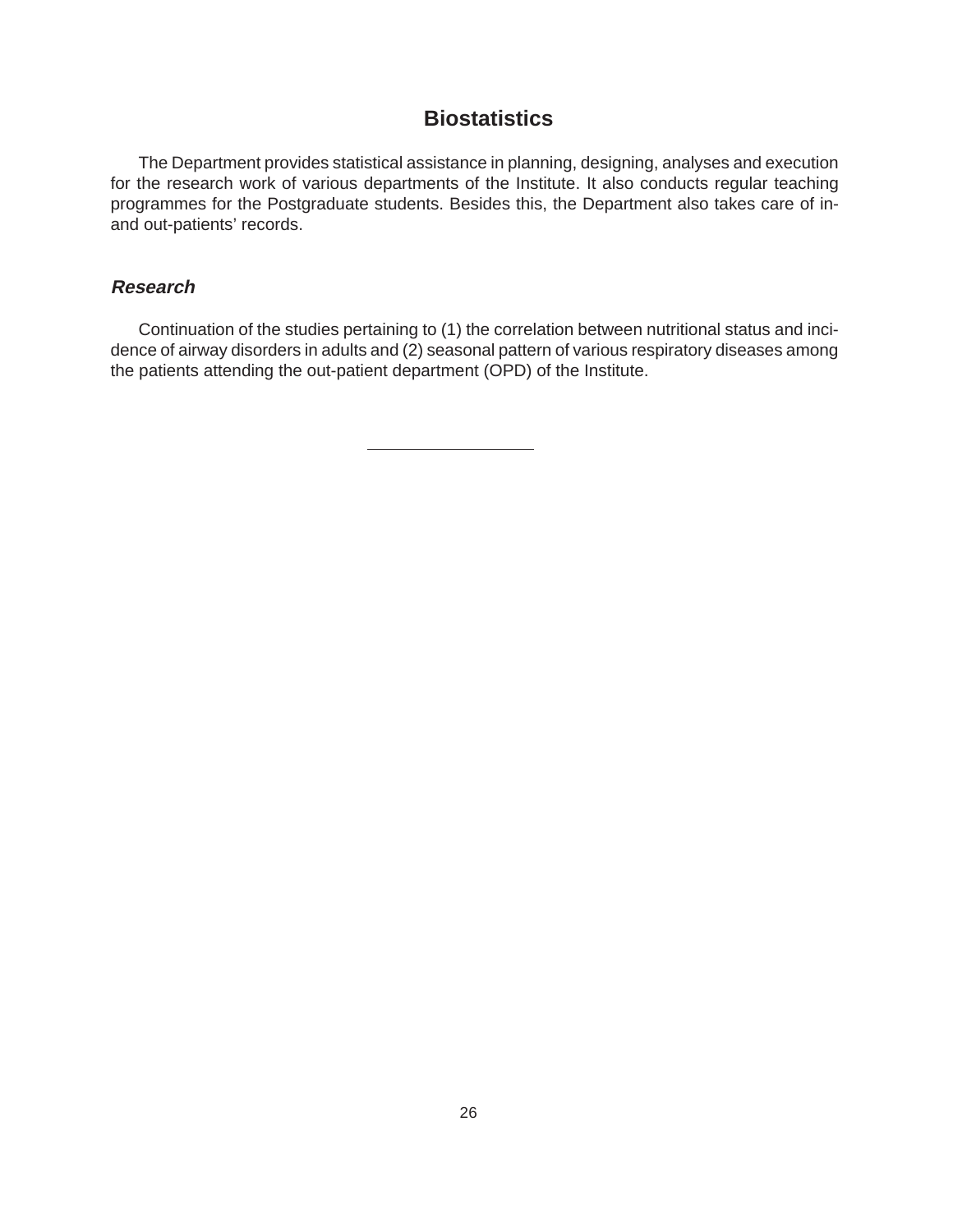# Biostatistics

The Department provides statistical assistance in planning, designing, analyses and execution for the research work of various departments of the Institute. It also conducts regular teaching programmes for the Postgraduate students. Besides this, the Department also takes care of in- and out-patients' records.

## *Research*

Continuation of the studies pertaining to (1) the correlation between nutritional status and incidence of airway disorders in adults and (2) seasonal pattern of various respiratory diseases among the patients attending the out-patient department (OPD) of the Institute.

---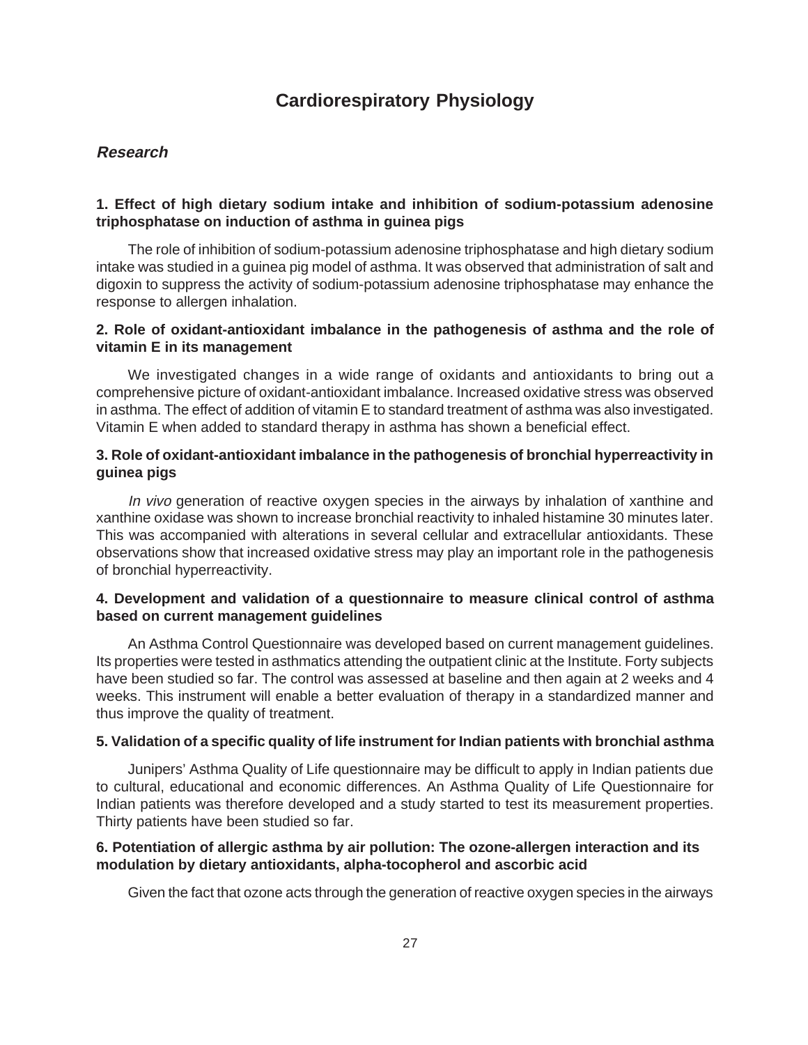# Cardiorespiratory Physiology

## *Research*

### 1. Effect of high dietary sodium intake and inhibition of sodium-potassium adenosine triphosphatase on induction of asthma in guinea pigs

The role of inhibition of sodium-potassium adenosine triphosphatase and high dietary sodium intake was studied in a guinea pig model of asthma. It was observed that administration of salt and digoxin to suppress the activity of sodium-potassium adenosine triphosphatase may enhance the response to allergen inhalation.

### 2. Role of oxidant-antioxidant imbalance in the pathogenesis of asthma and the role of vitamin E in its management

We investigated changes in a wide range of oxidants and antioxidants to bring out a comprehensive picture of oxidant-antioxidant imbalance. Increased oxidative stress was observed in asthma. The effect of addition of vitamin E to standard treatment of asthma was also investigated. Vitamin E when added to standard therapy in asthma has shown a beneficial effect.

### 3. Role of oxidant-antioxidant imbalance in the pathogenesis of bronchial hyperreactivity in guinea pigs

*In vivo* generation of reactive oxygen species in the airways by inhalation of xanthine and xanthine oxidase was shown to increase bronchial reactivity to inhaled histamine 30 minutes later. This was accompanied with alterations in several cellular and extracellular antioxidants. These observations show that increased oxidative stress may play an important role in the pathogenesis of bronchial hyperreactivity.

### 4. Development and validation of a questionnaire to measure clinical control of asthma based on current management guidelines

An Asthma Control Questionnaire was developed based on current management guidelines. Its properties were tested in asthmatics attending the outpatient clinic at the Institute. Forty subjects have been studied so far. The control was assessed at baseline and then again at 2 weeks and 4 weeks. This instrument will enable a better evaluation of therapy in a standardized manner and thus improve the quality of treatment.

### 5. Validation of a specific quality of life instrument for Indian patients with bronchial asthma

Junipers' Asthma Quality of Life questionnaire may be difficult to apply in Indian patients due to cultural, educational and economic differences. An Asthma Quality of Life Questionnaire for Indian patients was therefore developed and a study started to test its measurement properties. Thirty patients have been studied so far.

### 6. Potentiation of allergic asthma by air pollution: The ozone-allergen interaction and its modulation by dietary antioxidants, alpha-tocopherol and ascorbic acid

Given the fact that ozone acts through the generation of reactive oxygen species in the airways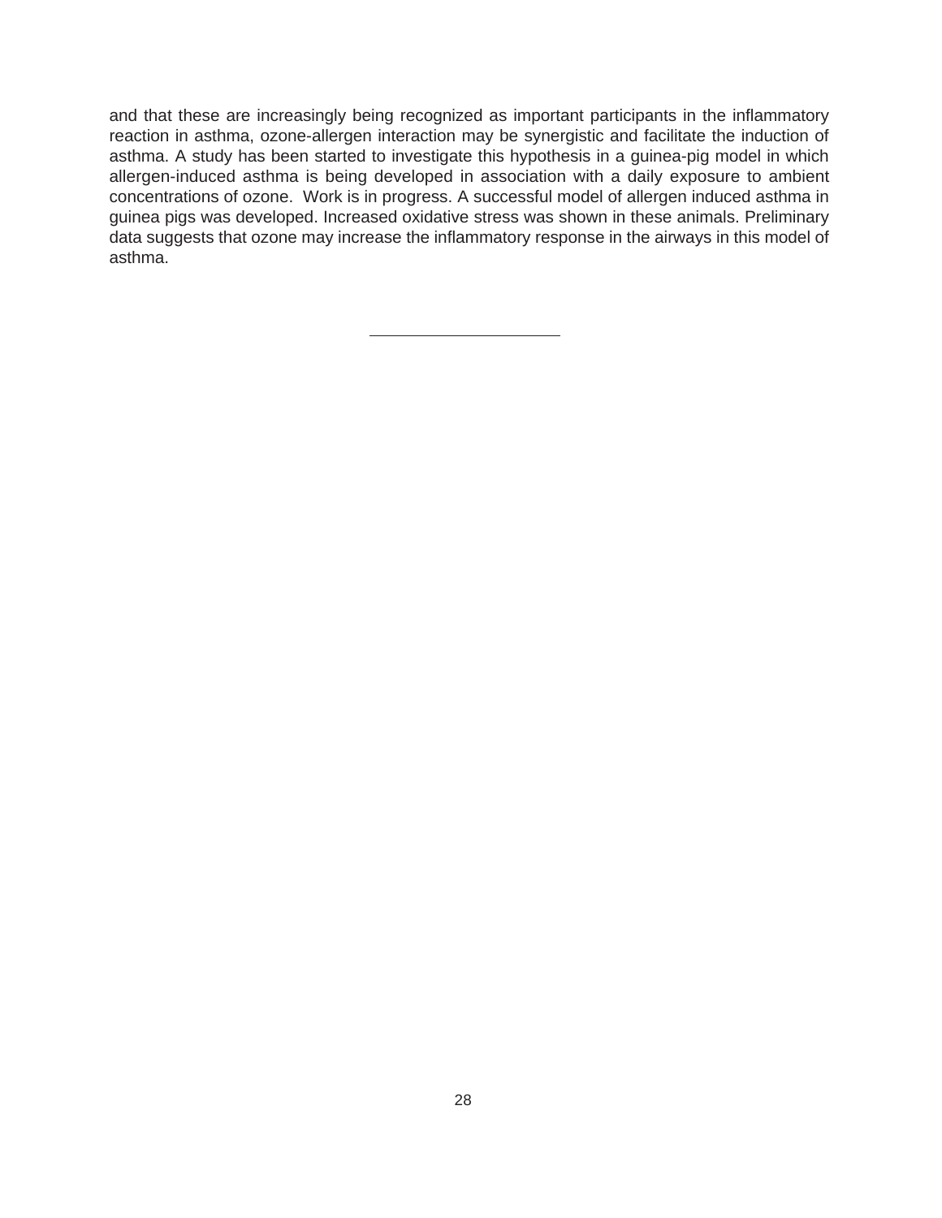and that these are increasingly being recognized as important participants in the inflammatory reaction in asthma, ozone-allergen interaction may be synergistic and facilitate the induction of asthma. A study has been started to investigate this hypothesis in a guinea-pig model in which allergen-induced asthma is being developed in association with a daily exposure to ambient concentrations of ozone. Work is in progress. A successful model of allergen induced asthma in guinea pigs was developed. Increased oxidative stress was shown in these animals. Preliminary data suggests that ozone may increase the inflammatory response in the airways in this model of asthma.

---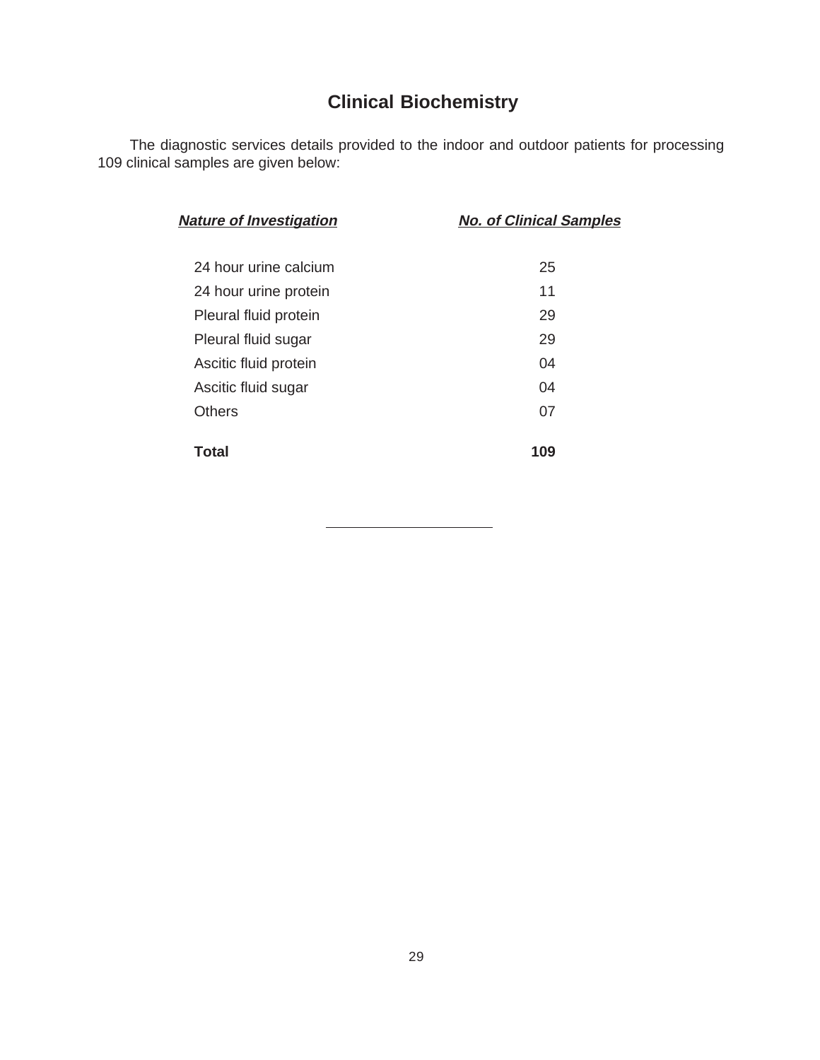# Clinical Biochemistry

The diagnostic services details provided to the indoor and outdoor patients for processing 109 clinical samples are given below:

| ***Nature of Investigation*** | ***No. of Clinical Samples*** |
|---|---|
| 24 hour urine calcium | 25 |
| 24 hour urine protein | 11 |
| Pleural fluid protein | 29 |
| Pleural fluid sugar | 29 |
| Ascitic fluid protein | 04 |
| Ascitic fluid sugar | 04 |
| Others | 07 |
| **Total** | **109** |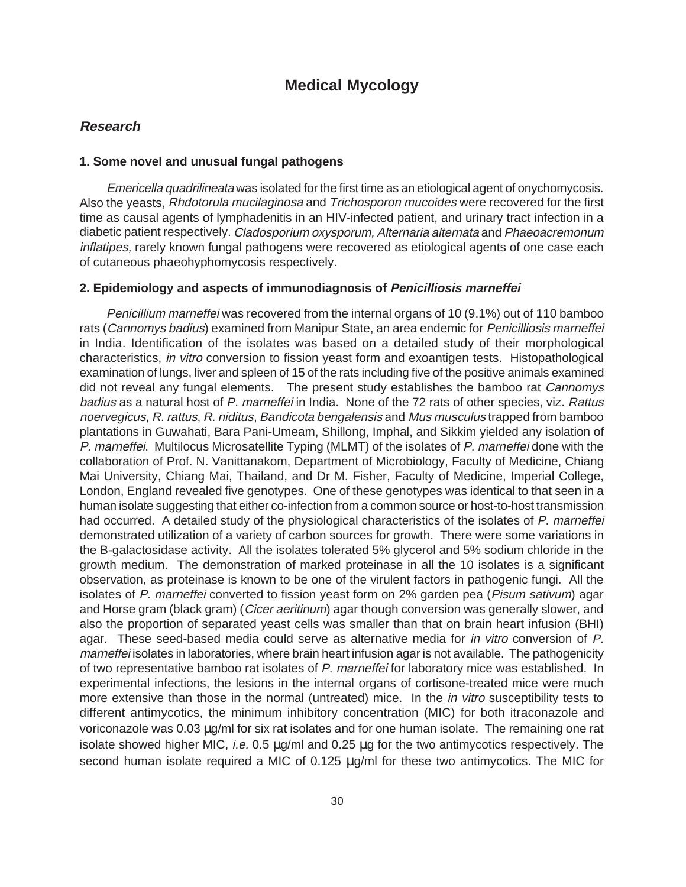# Medical Mycology

## *Research*

### 1. Some novel and unusual fungal pathogens

*Emericella quadrilineata* was isolated for the first time as an etiological agent of onychomycosis. Also the yeasts, *Rhdotorula mucilaginosa* and *Trichosporon mucoides* were recovered for the first time as causal agents of lymphadenitis in an HIV-infected patient, and urinary tract infection in a diabetic patient respectively. *Cladosporium oxysporum, Alternaria alternata* and *Phaeoacremonum inflatipes,* rarely known fungal pathogens were recovered as etiological agents of one case each of cutaneous phaeohyphomycosis respectively.

### 2. Epidemiology and aspects of immunodiagnosis of *Penicilliosis marneffei*

*Penicillium marneffei* was recovered from the internal organs of 10 (9.1%) out of 110 bamboo rats (*Cannomys badius*) examined from Manipur State, an area endemic for *Penicilliosis marneffei* in India. Identification of the isolates was based on a detailed study of their morphological characteristics, *in vitro* conversion to fission yeast form and exoantigen tests. Histopathological examination of lungs, liver and spleen of 15 of the rats including five of the positive animals examined did not reveal any fungal elements. The present study establishes the bamboo rat *Cannomys badius* as a natural host of *P. marneffei* in India. None of the 72 rats of other species, viz. *Rattus noervegicus*, *R. rattus*, *R. niditus*, *Bandicota bengalensis* and *Mus musculus* trapped from bamboo plantations in Guwahati, Bara Pani-Umeam, Shillong, Imphal, and Sikkim yielded any isolation of *P. marneffei*. Multilocus Microsatellite Typing (MLMT) of the isolates of *P. marneffei* done with the collaboration of Prof. N. Vanittanakom, Department of Microbiology, Faculty of Medicine, Chiang Mai University, Chiang Mai, Thailand, and Dr M. Fisher, Faculty of Medicine, Imperial College, London, England revealed five genotypes. One of these genotypes was identical to that seen in a human isolate suggesting that either co-infection from a common source or host-to-host transmission had occurred. A detailed study of the physiological characteristics of the isolates of *P. marneffei* demonstrated utilization of a variety of carbon sources for growth. There were some variations in the B-galactosidase activity. All the isolates tolerated 5% glycerol and 5% sodium chloride in the growth medium. The demonstration of marked proteinase in all the 10 isolates is a significant observation, as proteinase is known to be one of the virulent factors in pathogenic fungi. All the isolates of *P. marneffei* converted to fission yeast form on 2% garden pea (*Pisum sativum*) agar and Horse gram (black gram) (*Cicer aeritinum*) agar though conversion was generally slower, and also the proportion of separated yeast cells was smaller than that on brain heart infusion (BHI) agar. These seed-based media could serve as alternative media for *in vitro* conversion of *P. marneffei* isolates in laboratories, where brain heart infusion agar is not available. The pathogenicity of two representative bamboo rat isolates of *P. marneffei* for laboratory mice was established. In experimental infections, the lesions in the internal organs of cortisone-treated mice were much more extensive than those in the normal (untreated) mice. In the *in vitro* susceptibility tests to different antimycotics, the minimum inhibitory concentration (MIC) for both itraconazole and voriconazole was 0.03 µg/ml for six rat isolates and for one human isolate. The remaining one rat isolate showed higher MIC, *i.e.* 0.5 µg/ml and 0.25 µg for the two antimycotics respectively. The second human isolate required a MIC of 0.125 µg/ml for these two antimycotics. The MIC for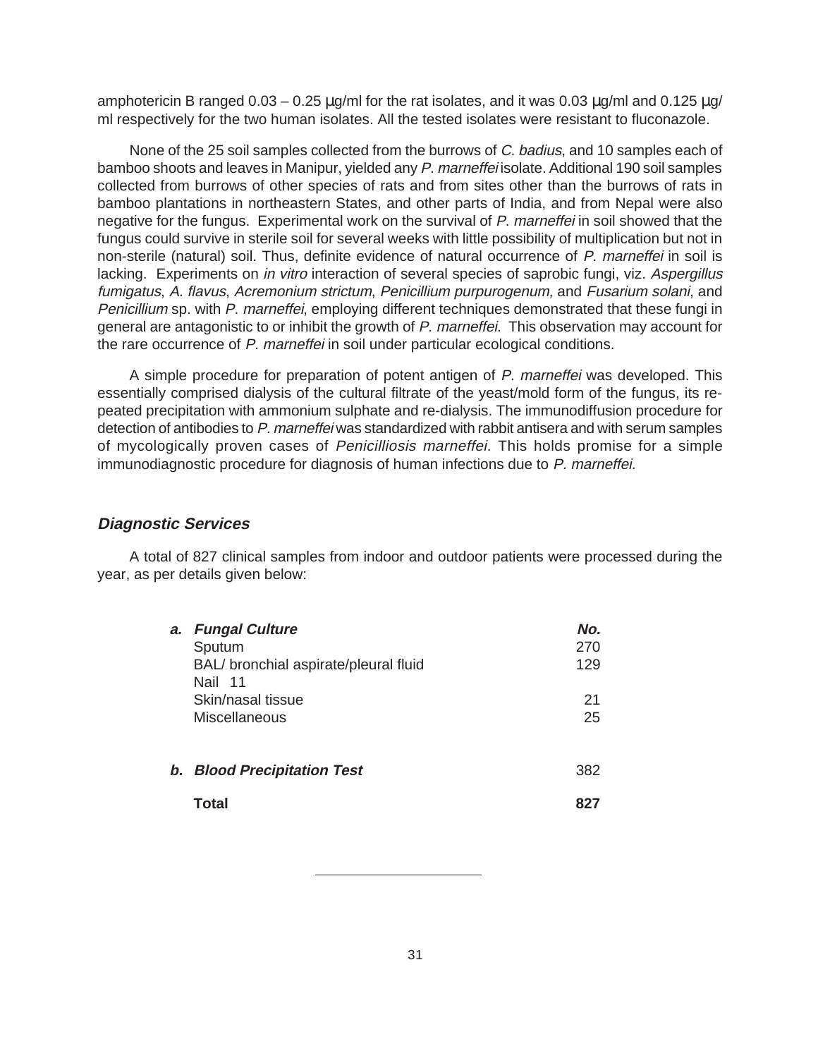amphotericin B ranged 0.03 – 0.25 μg/ml for the rat isolates, and it was 0.03 μg/ml and 0.125 μg/ml respectively for the two human isolates. All the tested isolates were resistant to fluconazole.

None of the 25 soil samples collected from the burrows of *C. badius*, and 10 samples each of bamboo shoots and leaves in Manipur, yielded any *P. marneffei* isolate. Additional 190 soil samples collected from burrows of other species of rats and from sites other than the burrows of rats in bamboo plantations in northeastern States, and other parts of India, and from Nepal were also negative for the fungus. Experimental work on the survival of *P. marneffei* in soil showed that the fungus could survive in sterile soil for several weeks with little possibility of multiplication but not in non-sterile (natural) soil. Thus, definite evidence of natural occurrence of *P. marneffei* in soil is lacking. Experiments on *in vitro* interaction of several species of saprobic fungi, viz. *Aspergillus fumigatus*, *A. flavus*, *Acremonium strictum*, *Penicillium purpurogenum,* and *Fusarium solani*, and *Penicillium* sp. with *P. marneffei*, employing different techniques demonstrated that these fungi in general are antagonistic to or inhibit the growth of *P. marneffei*. This observation may account for the rare occurrence of *P. marneffei* in soil under particular ecological conditions.

A simple procedure for preparation of potent antigen of *P. marneffei* was developed. This essentially comprised dialysis of the cultural filtrate of the yeast/mold form of the fungus, its repeated precipitation with ammonium sulphate and re-dialysis. The immunodiffusion procedure for detection of antibodies to *P. marneffei* was standardized with rabbit antisera and with serum samples of mycologically proven cases of *Penicilliosis marneffei*. This holds promise for a simple immunodiagnostic procedure for diagnosis of human infections due to *P. marneffei*.

### *Diagnostic Services*

A total of 827 clinical samples from indoor and outdoor patients were processed during the year, as per details given below:

| | No. |
|---|---|
| ***a. Fungal Culture*** | |
| Sputum | 270 |
| BAL/ bronchial aspirate/pleural fluid | 129 |
| Nail | 11 |
| Skin/nasal tissue | 21 |
| Miscellaneous | 25 |
| ***b. Blood Precipitation Test*** | 382 |
| **Total** | **827** |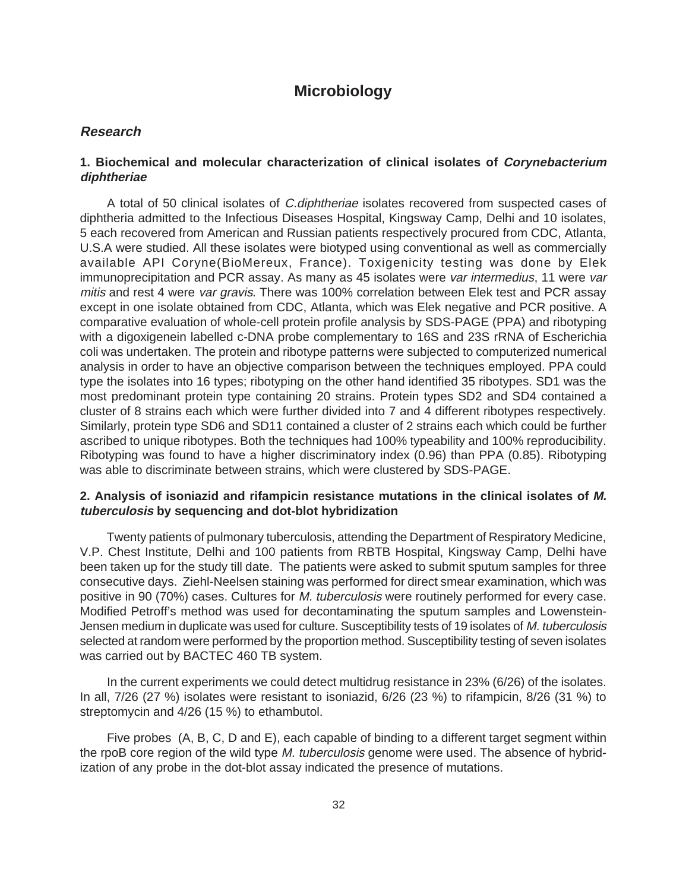# Microbiology

## *Research*

### 1. Biochemical and molecular characterization of clinical isolates of *Corynebacterium diphtheriae*

A total of 50 clinical isolates of *C.diphtheriae* isolates recovered from suspected cases of diphtheria admitted to the Infectious Diseases Hospital, Kingsway Camp, Delhi and 10 isolates, 5 each recovered from American and Russian patients respectively procured from CDC, Atlanta, U.S.A were studied. All these isolates were biotyped using conventional as well as commercially available API Coryne(BioMereux, France). Toxigenicity testing was done by Elek immunoprecipitation and PCR assay. As many as 45 isolates were *var intermedius*, 11 were *var mitis* and rest 4 were *var gravis*. There was 100% correlation between Elek test and PCR assay except in one isolate obtained from CDC, Atlanta, which was Elek negative and PCR positive. A comparative evaluation of whole-cell protein profile analysis by SDS-PAGE (PPA) and ribotyping with a digoxigenein labelled c-DNA probe complementary to 16S and 23S rRNA of Escherichia coli was undertaken. The protein and ribotype patterns were subjected to computerized numerical analysis in order to have an objective comparison between the techniques employed. PPA could type the isolates into 16 types; ribotyping on the other hand identified 35 ribotypes. SD1 was the most predominant protein type containing 20 strains. Protein types SD2 and SD4 contained a cluster of 8 strains each which were further divided into 7 and 4 different ribotypes respectively. Similarly, protein type SD6 and SD11 contained a cluster of 2 strains each which could be further ascribed to unique ribotypes. Both the techniques had 100% typeability and 100% reproducibility. Ribotyping was found to have a higher discriminatory index (0.96) than PPA (0.85). Ribotyping was able to discriminate between strains, which were clustered by SDS-PAGE.

### 2. Analysis of isoniazid and rifampicin resistance mutations in the clinical isolates of *M. tuberculosis* by sequencing and dot-blot hybridization

Twenty patients of pulmonary tuberculosis, attending the Department of Respiratory Medicine, V.P. Chest Institute, Delhi and 100 patients from RBTB Hospital, Kingsway Camp, Delhi have been taken up for the study till date. The patients were asked to submit sputum samples for three consecutive days. Ziehl-Neelsen staining was performed for direct smear examination, which was positive in 90 (70%) cases. Cultures for *M. tuberculosis* were routinely performed for every case. Modified Petroff's method was used for decontaminating the sputum samples and Lowenstein-Jensen medium in duplicate was used for culture. Susceptibility tests of 19 isolates of *M. tuberculosis* selected at random were performed by the proportion method. Susceptibility testing of seven isolates was carried out by BACTEC 460 TB system.

In the current experiments we could detect multidrug resistance in 23% (6/26) of the isolates. In all, 7/26 (27 %) isolates were resistant to isoniazid, 6/26 (23 %) to rifampicin, 8/26 (31 %) to streptomycin and 4/26 (15 %) to ethambutol.

Five probes (A, B, C, D and E), each capable of binding to a different target segment within the rpoB core region of the wild type *M. tuberculosis* genome were used. The absence of hybridization of any probe in the dot-blot assay indicated the presence of mutations.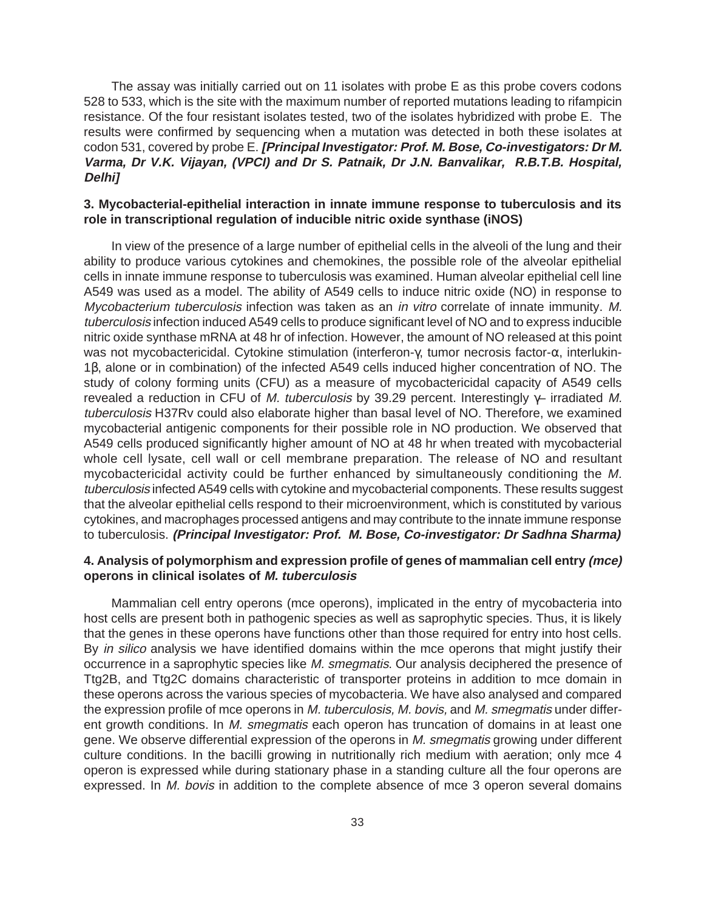The assay was initially carried out on 11 isolates with probe E as this probe covers codons 528 to 533, which is the site with the maximum number of reported mutations leading to rifampicin resistance. Of the four resistant isolates tested, two of the isolates hybridized with probe E. The results were confirmed by sequencing when a mutation was detected in both these isolates at codon 531, covered by probe E. ***[Principal Investigator: Prof. M. Bose, Co-investigators: Dr M. Varma, Dr V.K. Vijayan, (VPCI) and Dr S. Patnaik, Dr J.N. Banvalikar, R.B.T.B. Hospital, Delhi]***

### 3. Mycobacterial-epithelial interaction in innate immune response to tuberculosis and its role in transcriptional regulation of inducible nitric oxide synthase (iNOS)

In view of the presence of a large number of epithelial cells in the alveoli of the lung and their ability to produce various cytokines and chemokines, the possible role of the alveolar epithelial cells in innate immune response to tuberculosis was examined. Human alveolar epithelial cell line A549 was used as a model. The ability of A549 cells to induce nitric oxide (NO) in response to *Mycobacterium tuberculosis* infection was taken as an *in vitro* correlate of innate immunity. *M. tuberculosis* infection induced A549 cells to produce significant level of NO and to express inducible nitric oxide synthase mRNA at 48 hr of infection. However, the amount of NO released at this point was not mycobactericidal. Cytokine stimulation (interferon-γ, tumor necrosis factor-α, interlukin-1β, alone or in combination) of the infected A549 cells induced higher concentration of NO. The study of colony forming units (CFU) as a measure of mycobactericidal capacity of A549 cells revealed a reduction in CFU of *M. tuberculosis* by 39.29 percent. Interestingly γ– irradiated *M. tuberculosis* H37Rv could also elaborate higher than basal level of NO. Therefore, we examined mycobacterial antigenic components for their possible role in NO production. We observed that A549 cells produced significantly higher amount of NO at 48 hr when treated with mycobacterial whole cell lysate, cell wall or cell membrane preparation. The release of NO and resultant mycobactericidal activity could be further enhanced by simultaneously conditioning the *M. tuberculosis* infected A549 cells with cytokine and mycobacterial components. These results suggest that the alveolar epithelial cells respond to their microenvironment, which is constituted by various cytokines, and macrophages processed antigens and may contribute to the innate immune response to tuberculosis. ***(Principal Investigator: Prof. M. Bose, Co-investigator: Dr Sadhna Sharma)***

### 4. Analysis of polymorphism and expression profile of genes of mammalian cell entry *(mce)* operons in clinical isolates of *M. tuberculosis*

Mammalian cell entry operons (mce operons), implicated in the entry of mycobacteria into host cells are present both in pathogenic species as well as saprophytic species. Thus, it is likely that the genes in these operons have functions other than those required for entry into host cells. By *in silico* analysis we have identified domains within the mce operons that might justify their occurrence in a saprophytic species like *M. smegmatis*. Our analysis deciphered the presence of Ttg2B, and Ttg2C domains characteristic of transporter proteins in addition to mce domain in these operons across the various species of mycobacteria. We have also analysed and compared the expression profile of mce operons in *M. tuberculosis, M. bovis,* and *M. smegmatis* under different growth conditions. In *M. smegmatis* each operon has truncation of domains in at least one gene. We observe differential expression of the operons in *M. smegmatis* growing under different culture conditions. In the bacilli growing in nutritionally rich medium with aeration; only mce 4 operon is expressed while during stationary phase in a standing culture all the four operons are expressed. In *M. bovis* in addition to the complete absence of mce 3 operon several domains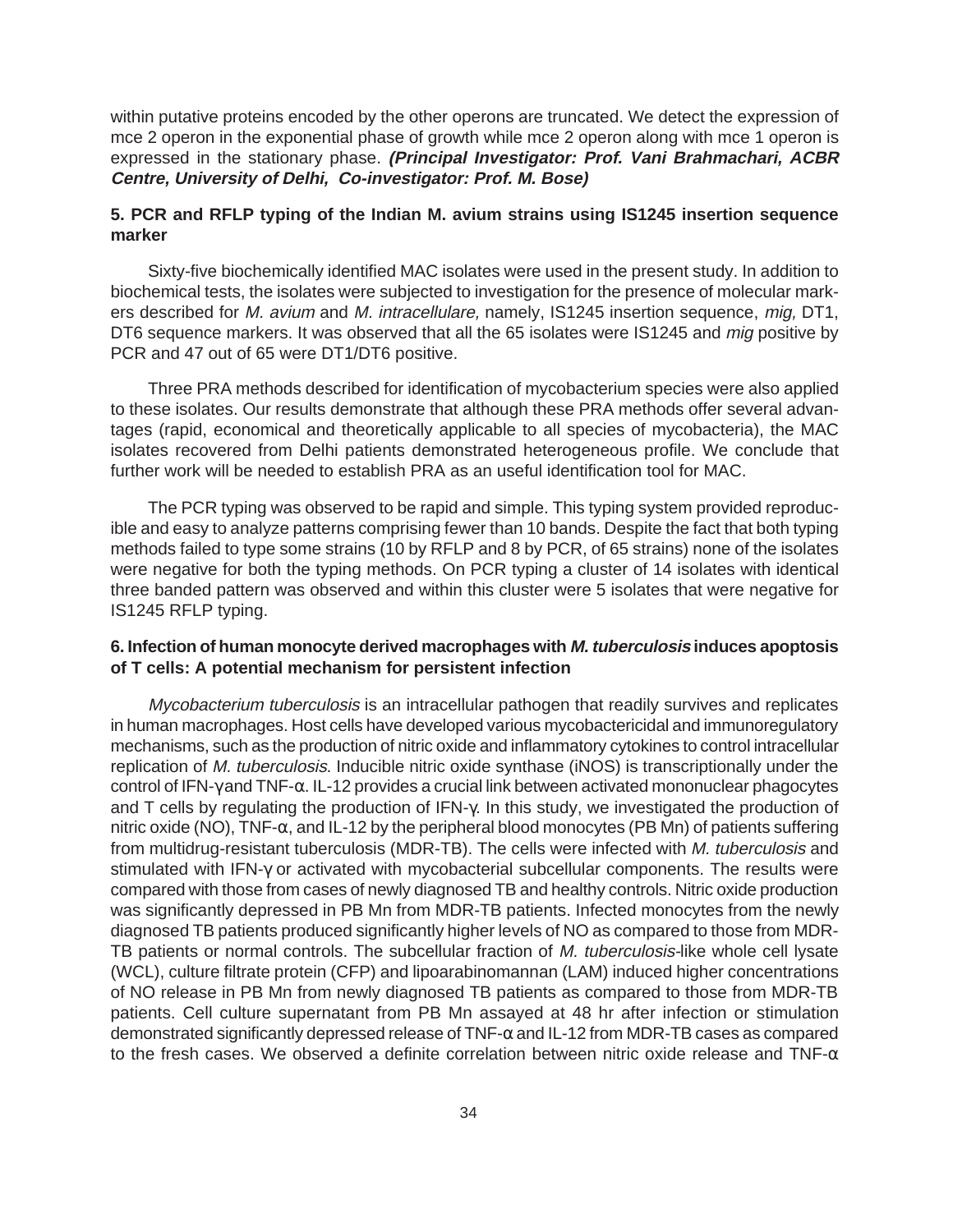within putative proteins encoded by the other operons are truncated. We detect the expression of mce 2 operon in the exponential phase of growth while mce 2 operon along with mce 1 operon is expressed in the stationary phase. ***(Principal Investigator: Prof. Vani Brahmachari, ACBR Centre, University of Delhi, Co-investigator: Prof. M. Bose)***

### 5. PCR and RFLP typing of the Indian M. avium strains using IS1245 insertion sequence marker

Sixty-five biochemically identified MAC isolates were used in the present study. In addition to biochemical tests, the isolates were subjected to investigation for the presence of molecular markers described for *M. avium* and *M. intracellulare,* namely, IS1245 insertion sequence, *mig,* DT1, DT6 sequence markers. It was observed that all the 65 isolates were IS1245 and *mig* positive by PCR and 47 out of 65 were DT1/DT6 positive.

Three PRA methods described for identification of mycobacterium species were also applied to these isolates. Our results demonstrate that although these PRA methods offer several advantages (rapid, economical and theoretically applicable to all species of mycobacteria), the MAC isolates recovered from Delhi patients demonstrated heterogeneous profile. We conclude that further work will be needed to establish PRA as an useful identification tool for MAC.

The PCR typing was observed to be rapid and simple. This typing system provided reproducible and easy to analyze patterns comprising fewer than 10 bands. Despite the fact that both typing methods failed to type some strains (10 by RFLP and 8 by PCR, of 65 strains) none of the isolates were negative for both the typing methods. On PCR typing a cluster of 14 isolates with identical three banded pattern was observed and within this cluster were 5 isolates that were negative for IS1245 RFLP typing.

### 6. Infection of human monocyte derived macrophages with *M. tuberculosis* induces apoptosis of T cells: A potential mechanism for persistent infection

*Mycobacterium tuberculosis* is an intracellular pathogen that readily survives and replicates in human macrophages. Host cells have developed various mycobactericidal and immunoregulatory mechanisms, such as the production of nitric oxide and inflammatory cytokines to control intracellular replication of *M. tuberculosis*. Inducible nitric oxide synthase (iNOS) is transcriptionally under the control of IFN-γand TNF-α. IL-12 provides a crucial link between activated mononuclear phagocytes and T cells by regulating the production of IFN-γ. In this study, we investigated the production of nitric oxide (NO), TNF-α, and IL-12 by the peripheral blood monocytes (PB Mn) of patients suffering from multidrug-resistant tuberculosis (MDR-TB). The cells were infected with *M. tuberculosis* and stimulated with IFN-γ or activated with mycobacterial subcellular components. The results were compared with those from cases of newly diagnosed TB and healthy controls. Nitric oxide production was significantly depressed in PB Mn from MDR-TB patients. Infected monocytes from the newly diagnosed TB patients produced significantly higher levels of NO as compared to those from MDR-TB patients or normal controls. The subcellular fraction of *M. tuberculosis*-like whole cell lysate (WCL), culture filtrate protein (CFP) and lipoarabinomannan (LAM) induced higher concentrations of NO release in PB Mn from newly diagnosed TB patients as compared to those from MDR-TB patients. Cell culture supernatant from PB Mn assayed at 48 hr after infection or stimulation demonstrated significantly depressed release of TNF-α and IL-12 from MDR-TB cases as compared to the fresh cases. We observed a definite correlation between nitric oxide release and TNF-α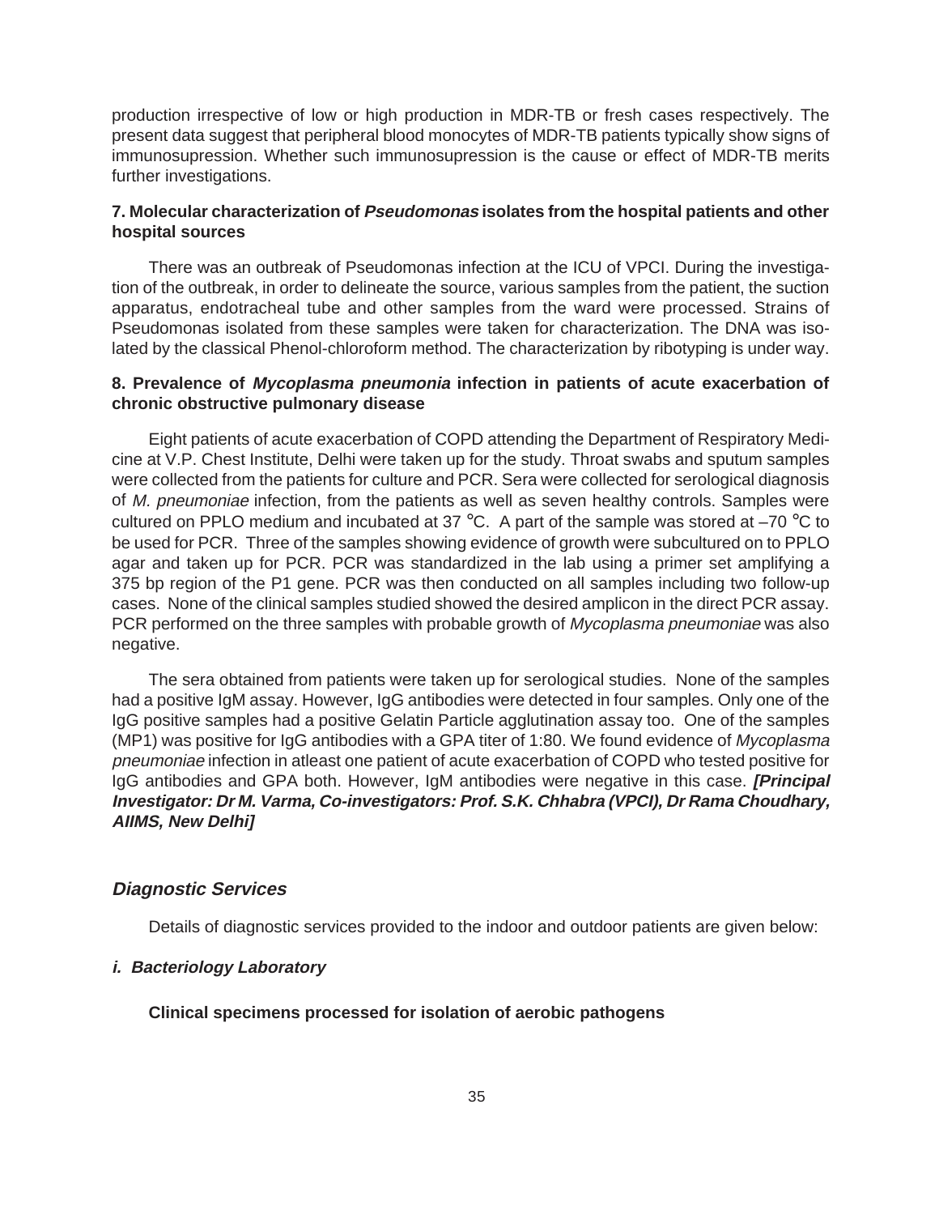production irrespective of low or high production in MDR-TB or fresh cases respectively. The present data suggest that peripheral blood monocytes of MDR-TB patients typically show signs of immunosupression. Whether such immunosupression is the cause or effect of MDR-TB merits further investigations.

**7. Molecular characterization of *Pseudomonas* isolates from the hospital patients and other hospital sources**

There was an outbreak of Pseudomonas infection at the ICU of VPCI. During the investigation of the outbreak, in order to delineate the source, various samples from the patient, the suction apparatus, endotracheal tube and other samples from the ward were processed. Strains of Pseudomonas isolated from these samples were taken for characterization. The DNA was isolated by the classical Phenol-chloroform method. The characterization by ribotyping is under way.

**8. Prevalence of *Mycoplasma pneumonia* infection in patients of acute exacerbation of chronic obstructive pulmonary disease**

Eight patients of acute exacerbation of COPD attending the Department of Respiratory Medicine at V.P. Chest Institute, Delhi were taken up for the study. Throat swabs and sputum samples were collected from the patients for culture and PCR. Sera were collected for serological diagnosis of *M. pneumoniae* infection, from the patients as well as seven healthy controls. Samples were cultured on PPLO medium and incubated at 37 °C. A part of the sample was stored at –70 °C to be used for PCR. Three of the samples showing evidence of growth were subcultured on to PPLO agar and taken up for PCR. PCR was standardized in the lab using a primer set amplifying a 375 bp region of the P1 gene. PCR was then conducted on all samples including two follow-up cases. None of the clinical samples studied showed the desired amplicon in the direct PCR assay. PCR performed on the three samples with probable growth of *Mycoplasma pneumoniae* was also negative.

The sera obtained from patients were taken up for serological studies. None of the samples had a positive IgM assay. However, IgG antibodies were detected in four samples. Only one of the IgG positive samples had a positive Gelatin Particle agglutination assay too. One of the samples (MP1) was positive for IgG antibodies with a GPA titer of 1:80. We found evidence of *Mycoplasma pneumoniae* infection in atleast one patient of acute exacerbation of COPD who tested positive for IgG antibodies and GPA both. However, IgM antibodies were negative in this case. ***[Principal Investigator: Dr M. Varma, Co-investigators: Prof. S.K. Chhabra (VPCI), Dr Rama Choudhary, AIIMS, New Delhi]***

## *Diagnostic Services*

Details of diagnostic services provided to the indoor and outdoor patients are given below:

### *i. Bacteriology Laboratory*

**Clinical specimens processed for isolation of aerobic pathogens**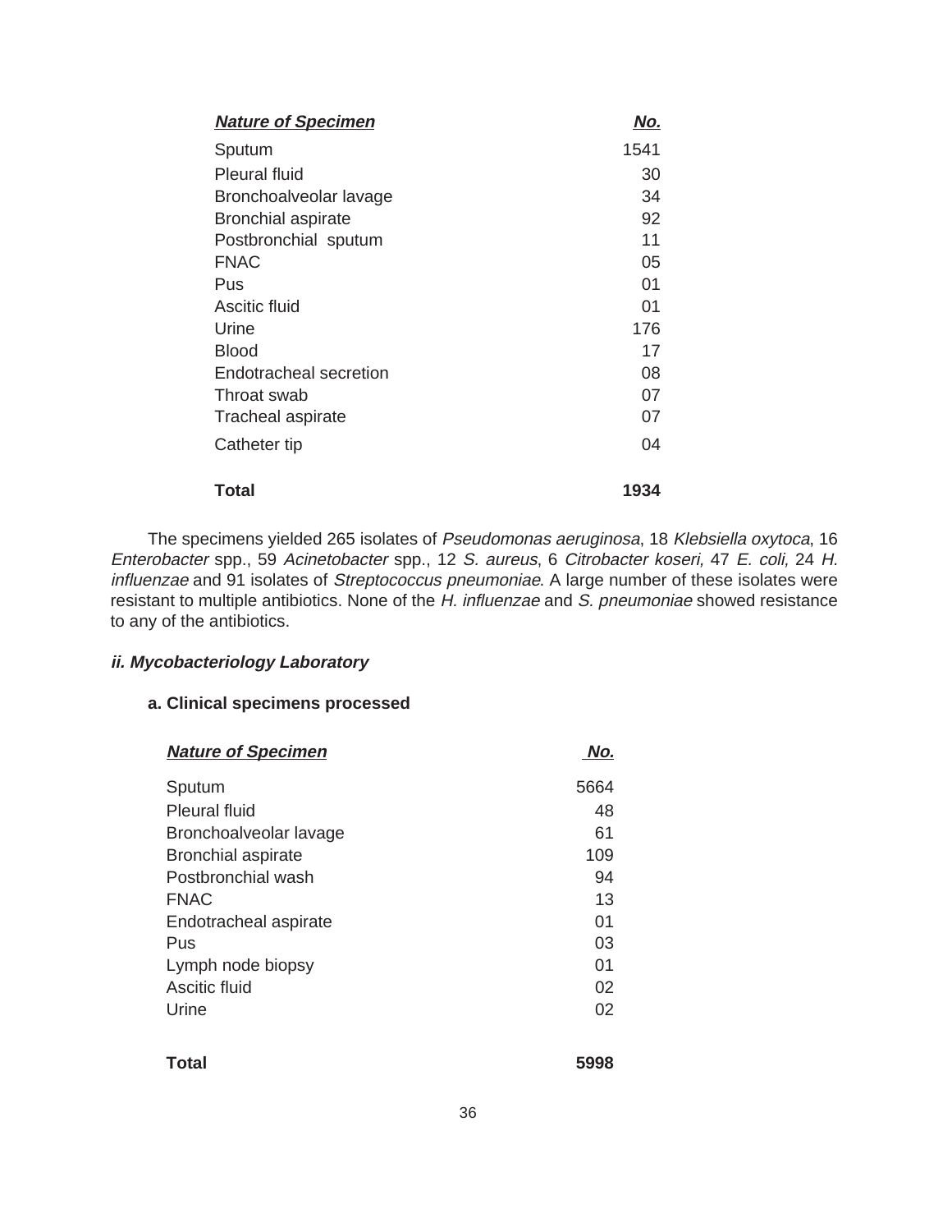| ***Nature of Specimen*** | ***No.*** |
|---|---|
| Sputum | 1541 |
| Pleural fluid | 30 |
| Bronchoalveolar lavage | 34 |
| Bronchial aspirate | 92 |
| Postbronchial sputum | 11 |
| FNAC | 05 |
| Pus | 01 |
| Ascitic fluid | 01 |
| Urine | 176 |
| Blood | 17 |
| Endotracheal secretion | 08 |
| Throat swab | 07 |
| Tracheal aspirate | 07 |
| Catheter tip | 04 |
| **Total** | **1934** |

The specimens yielded 265 isolates of *Pseudomonas aeruginosa*, 18 *Klebsiella oxytoca*, 16 *Enterobacter* spp., 59 *Acinetobacter* spp., 12 *S. aureus*, 6 *Citrobacter koseri,* 47 *E. coli,* 24 *H. influenzae* and 91 isolates of *Streptococcus pneumoniae*. A large number of these isolates were resistant to multiple antibiotics. None of the *H. influenzae* and *S. pneumoniae* showed resistance to any of the antibiotics.

### *ii. Mycobacteriology Laboratory*

#### a. Clinical specimens processed

| ***Nature of Specimen*** | ***No.*** |
|---|---|
| Sputum | 5664 |
| Pleural fluid | 48 |
| Bronchoalveolar lavage | 61 |
| Bronchial aspirate | 109 |
| Postbronchial wash | 94 |
| FNAC | 13 |
| Endotracheal aspirate | 01 |
| Pus | 03 |
| Lymph node biopsy | 01 |
| Ascitic fluid | 02 |
| Urine | 02 |
| **Total** | **5998** |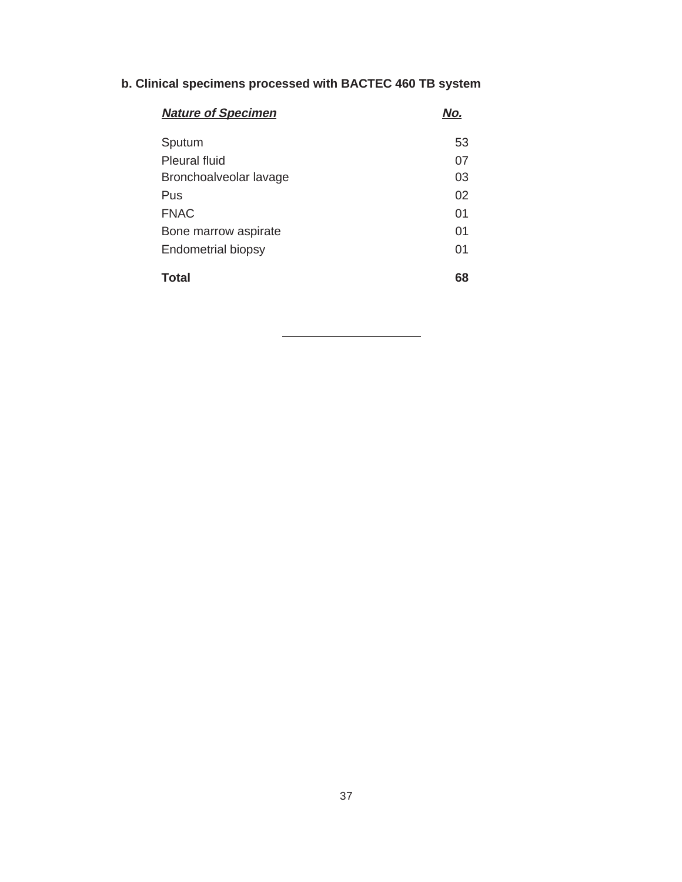**b. Clinical specimens processed with BACTEC 460 TB system**

| ***Nature of Specimen*** | ***No.*** |
|---|---|
| Sputum | 53 |
| Pleural fluid | 07 |
| Bronchoalveolar lavage | 03 |
| Pus | 02 |
| FNAC | 01 |
| Bone marrow aspirate | 01 |
| Endometrial biopsy | 01 |
| **Total** | **68** |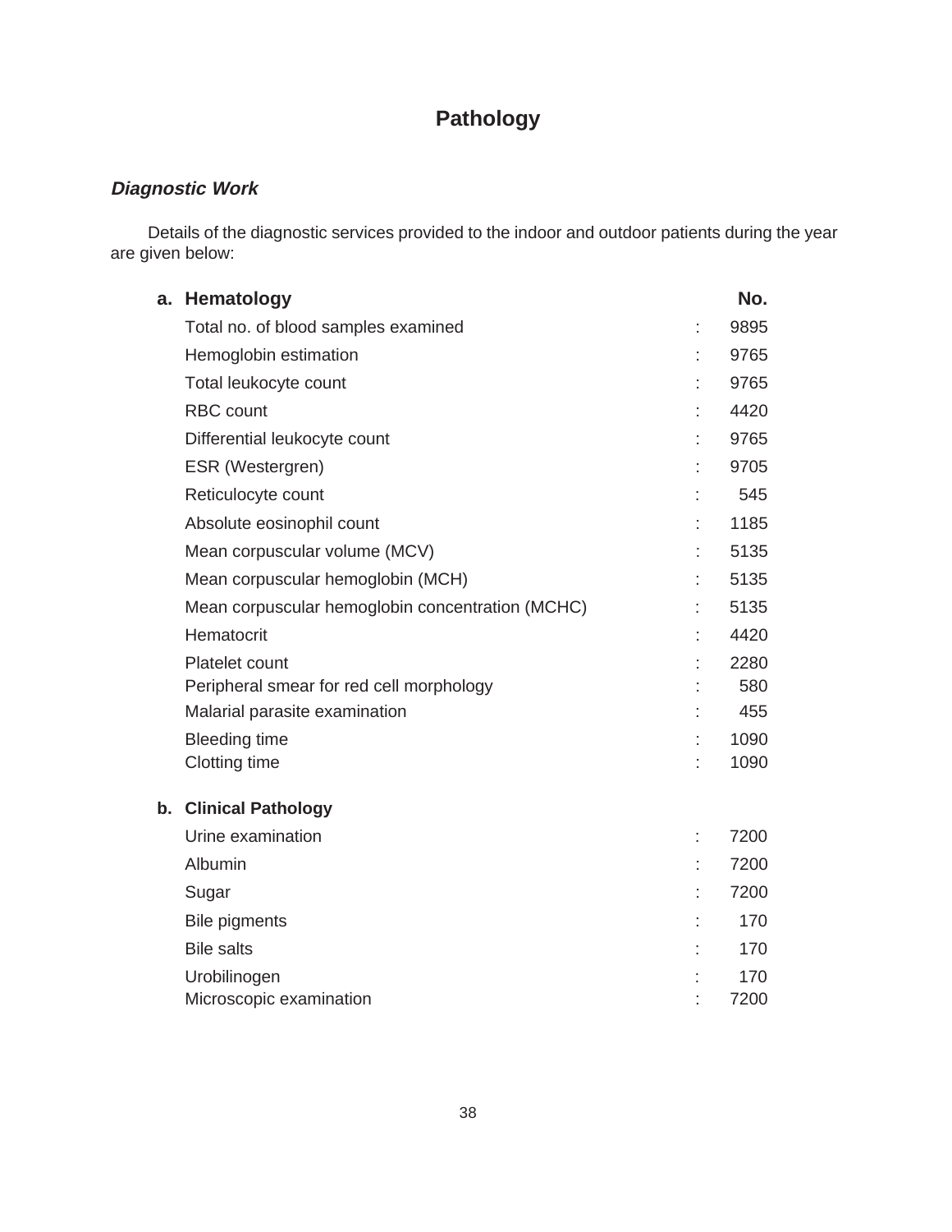# Pathology

### *Diagnostic Work*

Details of the diagnostic services provided to the indoor and outdoor patients during the year are given below:

| **a. Hematology** | | **No.** |
|---|---|---|
| Total no. of blood samples examined | : | 9895 |
| Hemoglobin estimation | : | 9765 |
| Total leukocyte count | : | 9765 |
| RBC count | : | 4420 |
| Differential leukocyte count | : | 9765 |
| ESR (Westergren) | : | 9705 |
| Reticulocyte count | : | 545 |
| Absolute eosinophil count | : | 1185 |
| Mean corpuscular volume (MCV) | : | 5135 |
| Mean corpuscular hemoglobin (MCH) | : | 5135 |
| Mean corpuscular hemoglobin concentration (MCHC) | : | 5135 |
| Hematocrit | : | 4420 |
| Platelet count | : | 2280 |
| Peripheral smear for red cell morphology | : | 580 |
| Malarial parasite examination | : | 455 |
| Bleeding time | : | 1090 |
| Clotting time | : | 1090 |

| **b. Clinical Pathology** | | |
|---|---|---|
| Urine examination | : | 7200 |
| Albumin | : | 7200 |
| Sugar | : | 7200 |
| Bile pigments | : | 170 |
| Bile salts | : | 170 |
| Urobilinogen | : | 170 |
| Microscopic examination | : | 7200 |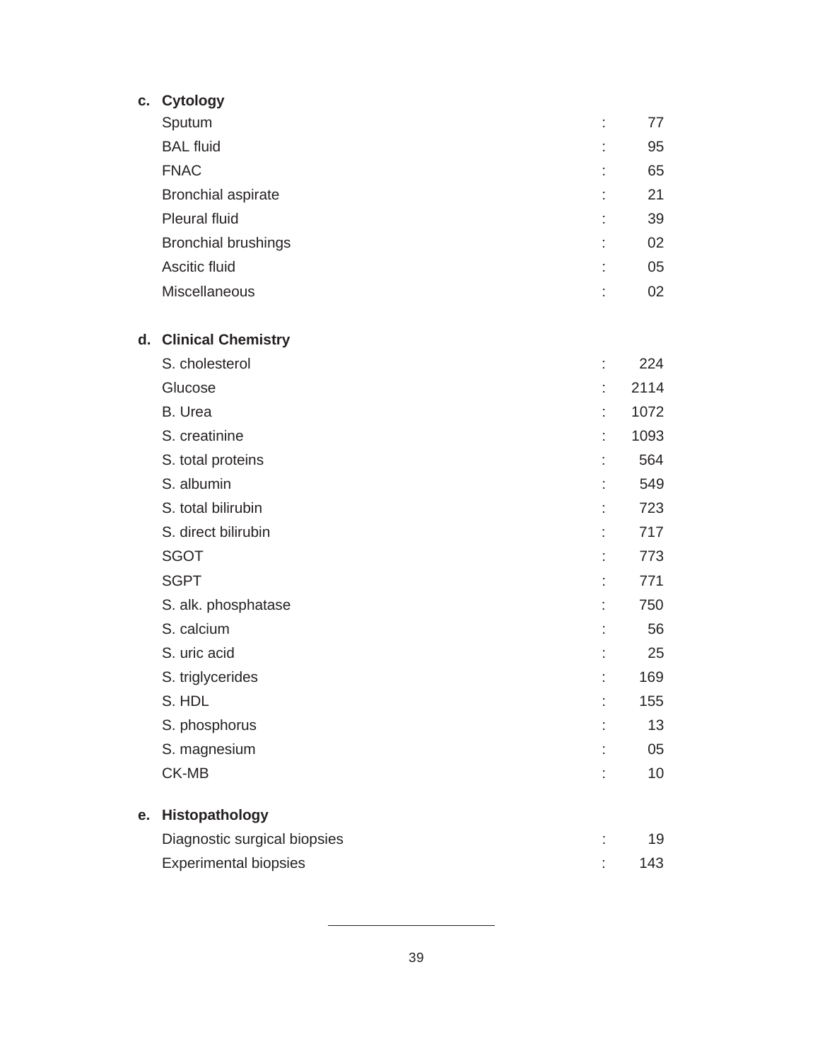**c. Cytology**

| | | |
|---|---|---|
| Sputum | : | 77 |
| BAL fluid | : | 95 |
| FNAC | : | 65 |
| Bronchial aspirate | : | 21 |
| Pleural fluid | : | 39 |
| Bronchial brushings | : | 02 |
| Ascitic fluid | : | 05 |
| Miscellaneous | : | 02 |

**d. Clinical Chemistry**

| | | |
|---|---|---|
| S. cholesterol | : | 224 |
| Glucose | : | 2114 |
| B. Urea | : | 1072 |
| S. creatinine | : | 1093 |
| S. total proteins | : | 564 |
| S. albumin | : | 549 |
| S. total bilirubin | : | 723 |
| S. direct bilirubin | : | 717 |
| SGOT | : | 773 |
| SGPT | : | 771 |
| S. alk. phosphatase | : | 750 |
| S. calcium | : | 56 |
| S. uric acid | : | 25 |
| S. triglycerides | : | 169 |
| S. HDL | : | 155 |
| S. phosphorus | : | 13 |
| S. magnesium | : | 05 |
| CK-MB | : | 10 |

**e. Histopathology**

| | | |
|---|---|---|
| Diagnostic surgical biopsies | : | 19 |
| Experimental biopsies | : | 143 |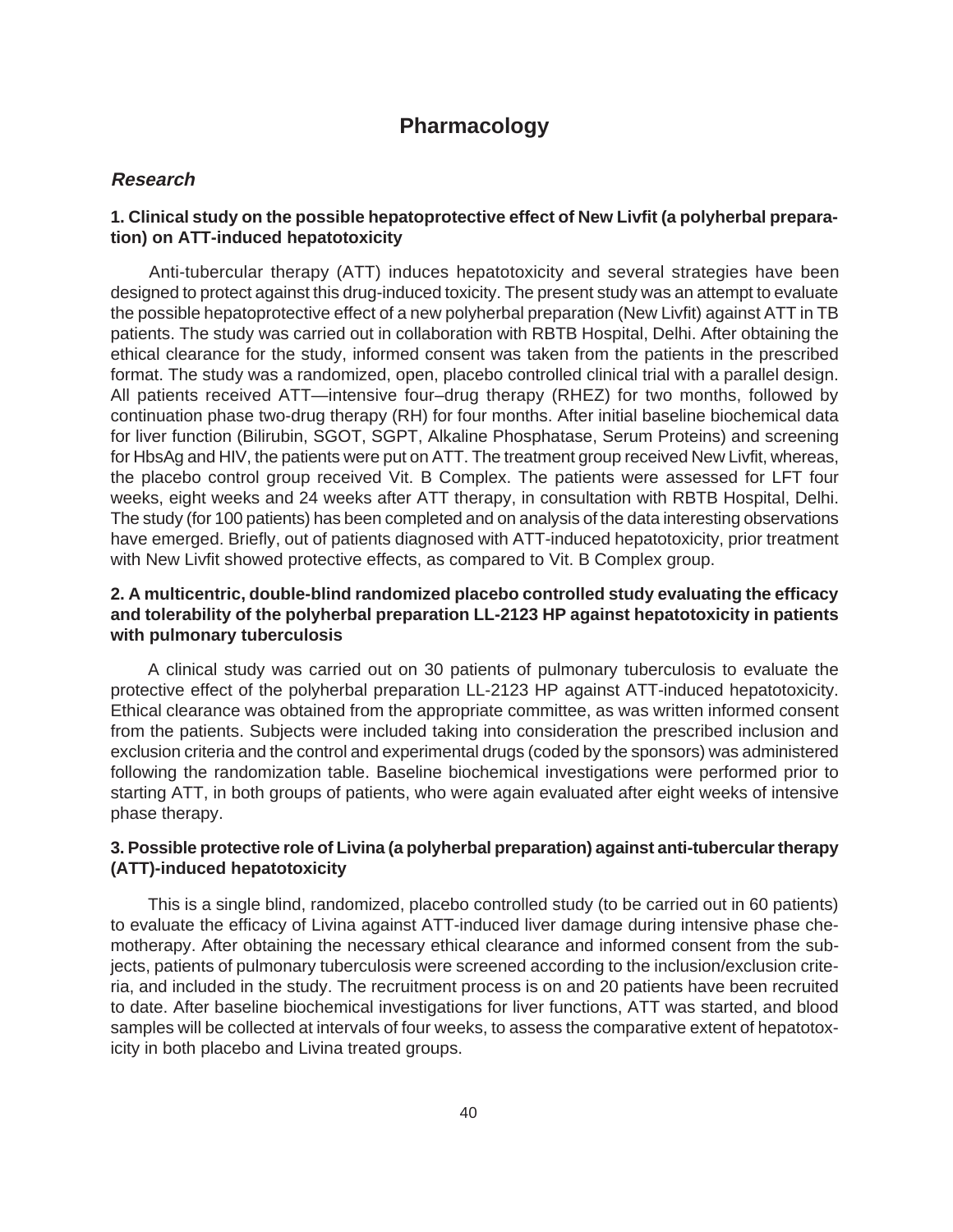# Pharmacology

## *Research*

### 1. Clinical study on the possible hepatoprotective effect of New Livfit (a polyherbal preparation) on ATT-induced hepatotoxicity

Anti-tubercular therapy (ATT) induces hepatotoxicity and several strategies have been designed to protect against this drug-induced toxicity. The present study was an attempt to evaluate the possible hepatoprotective effect of a new polyherbal preparation (New Livfit) against ATT in TB patients. The study was carried out in collaboration with RBTB Hospital, Delhi. After obtaining the ethical clearance for the study, informed consent was taken from the patients in the prescribed format. The study was a randomized, open, placebo controlled clinical trial with a parallel design. All patients received ATT—intensive four–drug therapy (RHEZ) for two months, followed by continuation phase two-drug therapy (RH) for four months. After initial baseline biochemical data for liver function (Bilirubin, SGOT, SGPT, Alkaline Phosphatase, Serum Proteins) and screening for HbsAg and HIV, the patients were put on ATT. The treatment group received New Livfit, whereas, the placebo control group received Vit. B Complex. The patients were assessed for LFT four weeks, eight weeks and 24 weeks after ATT therapy, in consultation with RBTB Hospital, Delhi. The study (for 100 patients) has been completed and on analysis of the data interesting observations have emerged. Briefly, out of patients diagnosed with ATT-induced hepatotoxicity, prior treatment with New Livfit showed protective effects, as compared to Vit. B Complex group.

### 2. A multicentric, double-blind randomized placebo controlled study evaluating the efficacy and tolerability of the polyherbal preparation LL-2123 HP against hepatotoxicity in patients with pulmonary tuberculosis

A clinical study was carried out on 30 patients of pulmonary tuberculosis to evaluate the protective effect of the polyherbal preparation LL-2123 HP against ATT-induced hepatotoxicity. Ethical clearance was obtained from the appropriate committee, as was written informed consent from the patients. Subjects were included taking into consideration the prescribed inclusion and exclusion criteria and the control and experimental drugs (coded by the sponsors) was administered following the randomization table. Baseline biochemical investigations were performed prior to starting ATT, in both groups of patients, who were again evaluated after eight weeks of intensive phase therapy.

### 3. Possible protective role of Livina (a polyherbal preparation) against anti-tubercular therapy (ATT)-induced hepatotoxicity

This is a single blind, randomized, placebo controlled study (to be carried out in 60 patients) to evaluate the efficacy of Livina against ATT-induced liver damage during intensive phase chemotherapy. After obtaining the necessary ethical clearance and informed consent from the subjects, patients of pulmonary tuberculosis were screened according to the inclusion/exclusion criteria, and included in the study. The recruitment process is on and 20 patients have been recruited to date. After baseline biochemical investigations for liver functions, ATT was started, and blood samples will be collected at intervals of four weeks, to assess the comparative extent of hepatotoxicity in both placebo and Livina treated groups.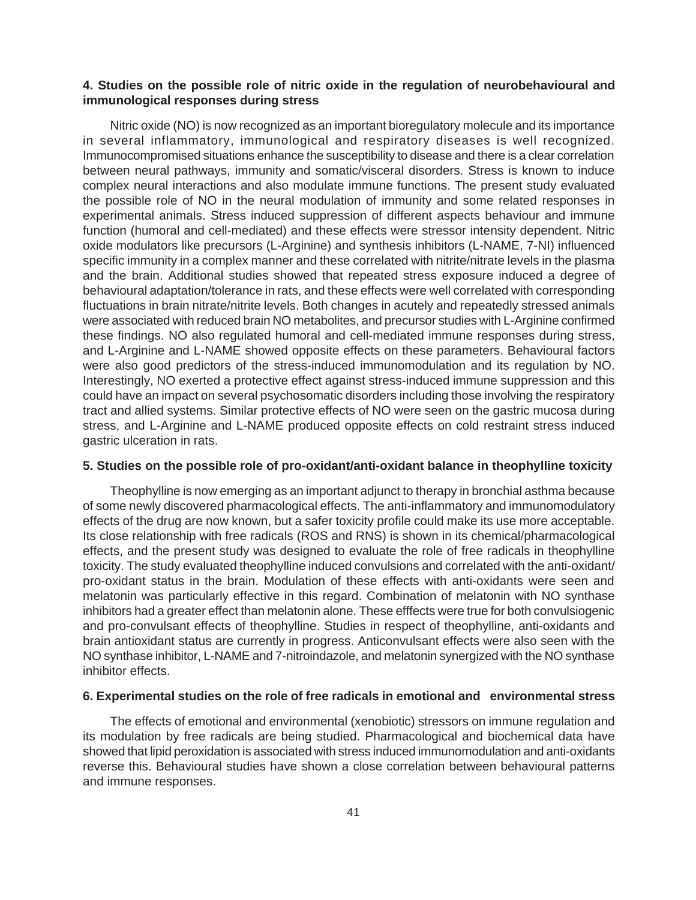### 4. Studies on the possible role of nitric oxide in the regulation of neurobehavioural and immunological responses during stress

Nitric oxide (NO) is now recognized as an important bioregulatory molecule and its importance in several inflammatory, immunological and respiratory diseases is well recognized. Immunocompromised situations enhance the susceptibility to disease and there is a clear correlation between neural pathways, immunity and somatic/visceral disorders. Stress is known to induce complex neural interactions and also modulate immune functions. The present study evaluated the possible role of NO in the neural modulation of immunity and some related responses in experimental animals. Stress induced suppression of different aspects behaviour and immune function (humoral and cell-mediated) and these effects were stressor intensity dependent. Nitric oxide modulators like precursors (L-Arginine) and synthesis inhibitors (L-NAME, 7-NI) influenced specific immunity in a complex manner and these correlated with nitrite/nitrate levels in the plasma and the brain. Additional studies showed that repeated stress exposure induced a degree of behavioural adaptation/tolerance in rats, and these effects were well correlated with corresponding fluctuations in brain nitrate/nitrite levels. Both changes in acutely and repeatedly stressed animals were associated with reduced brain NO metabolites, and precursor studies with L-Arginine confirmed these findings. NO also regulated humoral and cell-mediated immune responses during stress, and L-Arginine and L-NAME showed opposite effects on these parameters. Behavioural factors were also good predictors of the stress-induced immunomodulation and its regulation by NO. Interestingly, NO exerted a protective effect against stress-induced immune suppression and this could have an impact on several psychosomatic disorders including those involving the respiratory tract and allied systems. Similar protective effects of NO were seen on the gastric mucosa during stress, and L-Arginine and L-NAME produced opposite effects on cold restraint stress induced gastric ulceration in rats.

### 5. Studies on the possible role of pro-oxidant/anti-oxidant balance in theophylline toxicity

Theophylline is now emerging as an important adjunct to therapy in bronchial asthma because of some newly discovered pharmacological effects. The anti-inflammatory and immunomodulatory effects of the drug are now known, but a safer toxicity profile could make its use more acceptable. Its close relationship with free radicals (ROS and RNS) is shown in its chemical/pharmacological effects, and the present study was designed to evaluate the role of free radicals in theophylline toxicity. The study evaluated theophylline induced convulsions and correlated with the anti-oxidant/ pro-oxidant status in the brain. Modulation of these effects with anti-oxidants were seen and melatonin was particularly effective in this regard. Combination of melatonin with NO synthase inhibitors had a greater effect than melatonin alone. These efffects were true for both convulsiogenic and pro-convulsant effects of theophylline. Studies in respect of theophylline, anti-oxidants and brain antioxidant status are currently in progress. Anticonvulsant effects were also seen with the NO synthase inhibitor, L-NAME and 7-nitroindazole, and melatonin synergized with the NO synthase inhibitor effects.

### 6. Experimental studies on the role of free radicals in emotional and environmental stress

The effects of emotional and environmental (xenobiotic) stressors on immune regulation and its modulation by free radicals are being studied. Pharmacological and biochemical data have showed that lipid peroxidation is associated with stress induced immunomodulation and anti-oxidants reverse this. Behavioural studies have shown a close correlation between behavioural patterns and immune responses.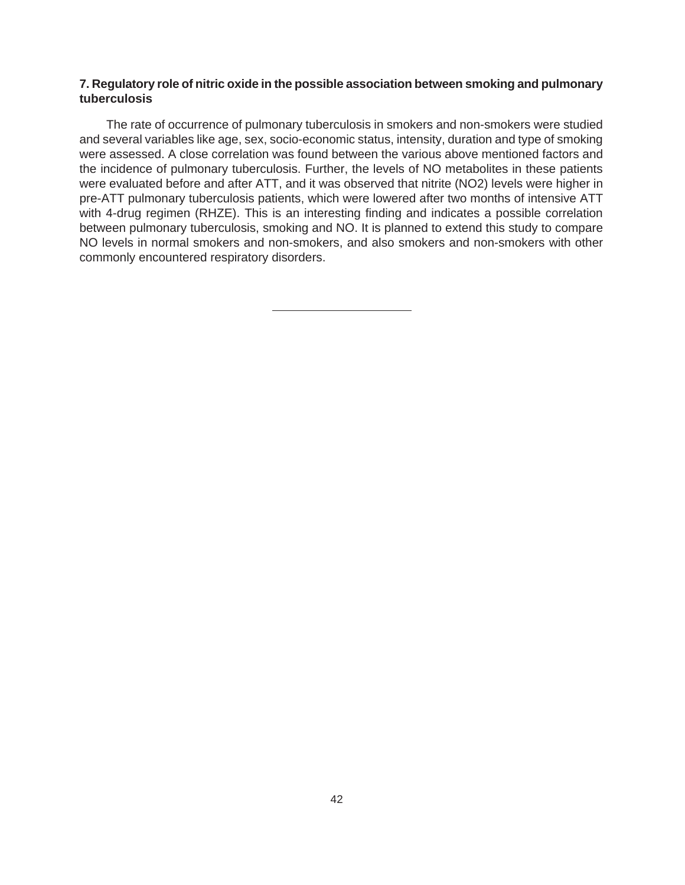## 7. Regulatory role of nitric oxide in the possible association between smoking and pulmonary tuberculosis

The rate of occurrence of pulmonary tuberculosis in smokers and non-smokers were studied and several variables like age, sex, socio-economic status, intensity, duration and type of smoking were assessed. A close correlation was found between the various above mentioned factors and the incidence of pulmonary tuberculosis. Further, the levels of NO metabolites in these patients were evaluated before and after ATT, and it was observed that nitrite (NO2) levels were higher in pre-ATT pulmonary tuberculosis patients, which were lowered after two months of intensive ATT with 4-drug regimen (RHZE). This is an interesting finding and indicates a possible correlation between pulmonary tuberculosis, smoking and NO. It is planned to extend this study to compare NO levels in normal smokers and non-smokers, and also smokers and non-smokers with other commonly encountered respiratory disorders.

---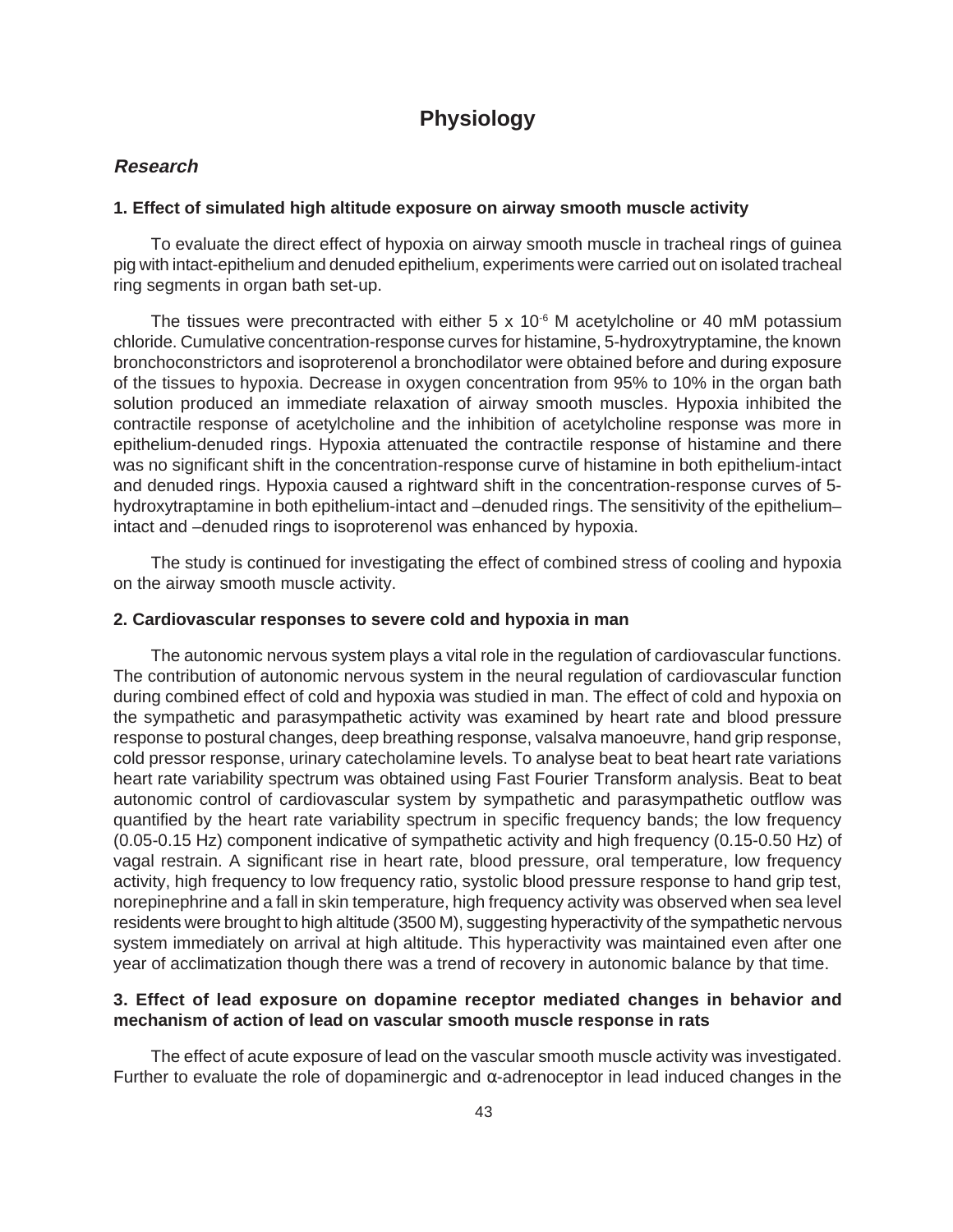# Physiology

## *Research*

### 1. Effect of simulated high altitude exposure on airway smooth muscle activity

To evaluate the direct effect of hypoxia on airway smooth muscle in tracheal rings of guinea pig with intact-epithelium and denuded epithelium, experiments were carried out on isolated tracheal ring segments in organ bath set-up.

The tissues were precontracted with either 5 x $10^{-6}$ M acetylcholine or 40 mM potassium chloride. Cumulative concentration-response curves for histamine, 5-hydroxytryptamine, the known bronchoconstrictors and isoproterenol a bronchodilator were obtained before and during exposure of the tissues to hypoxia. Decrease in oxygen concentration from 95% to 10% in the organ bath solution produced an immediate relaxation of airway smooth muscles. Hypoxia inhibited the contractile response of acetylcholine and the inhibition of acetylcholine response was more in epithelium-denuded rings. Hypoxia attenuated the contractile response of histamine and there was no significant shift in the concentration-response curve of histamine in both epithelium-intact and denuded rings. Hypoxia caused a rightward shift in the concentration-response curves of 5-hydroxytraptamine in both epithelium-intact and –denuded rings. The sensitivity of the epithelium–intact and –denuded rings to isoproterenol was enhanced by hypoxia.

The study is continued for investigating the effect of combined stress of cooling and hypoxia on the airway smooth muscle activity.

### 2. Cardiovascular responses to severe cold and hypoxia in man

The autonomic nervous system plays a vital role in the regulation of cardiovascular functions. The contribution of autonomic nervous system in the neural regulation of cardiovascular function during combined effect of cold and hypoxia was studied in man. The effect of cold and hypoxia on the sympathetic and parasympathetic activity was examined by heart rate and blood pressure response to postural changes, deep breathing response, valsalva manoeuvre, hand grip response, cold pressor response, urinary catecholamine levels. To analyse beat to beat heart rate variations heart rate variability spectrum was obtained using Fast Fourier Transform analysis. Beat to beat autonomic control of cardiovascular system by sympathetic and parasympathetic outflow was quantified by the heart rate variability spectrum in specific frequency bands; the low frequency (0.05-0.15 Hz) component indicative of sympathetic activity and high frequency (0.15-0.50 Hz) of vagal restrain. A significant rise in heart rate, blood pressure, oral temperature, low frequency activity, high frequency to low frequency ratio, systolic blood pressure response to hand grip test, norepinephrine and a fall in skin temperature, high frequency activity was observed when sea level residents were brought to high altitude (3500 M), suggesting hyperactivity of the sympathetic nervous system immediately on arrival at high altitude. This hyperactivity was maintained even after one year of acclimatization though there was a trend of recovery in autonomic balance by that time.

### 3. Effect of lead exposure on dopamine receptor mediated changes in behavior and mechanism of action of lead on vascular smooth muscle response in rats

The effect of acute exposure of lead on the vascular smooth muscle activity was investigated. Further to evaluate the role of dopaminergic and α-adrenoceptor in lead induced changes in the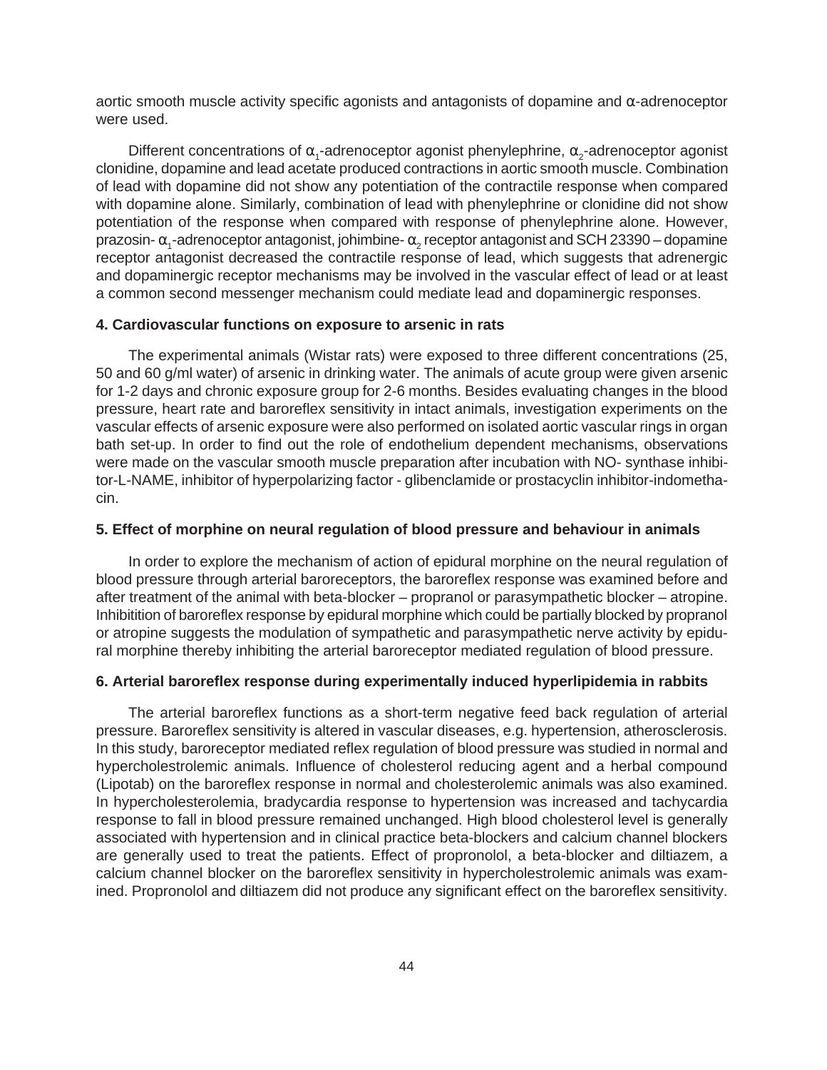aortic smooth muscle activity specific agonists and antagonists of dopamine and α-adrenoceptor were used.

Different concentrations of $\alpha_1$-adrenoceptor agonist phenylephrine, $\alpha_2$-adrenoceptor agonist clonidine, dopamine and lead acetate produced contractions in aortic smooth muscle. Combination of lead with dopamine did not show any potentiation of the contractile response when compared with dopamine alone. Similarly, combination of lead with phenylephrine or clonidine did not show potentiation of the response when compared with response of phenylephrine alone. However, prazosin- $\alpha_1$-adrenoceptor antagonist, johimbine- $\alpha_2$ receptor antagonist and SCH 23390 – dopamine receptor antagonist decreased the contractile response of lead, which suggests that adrenergic and dopaminergic receptor mechanisms may be involved in the vascular effect of lead or at least a common second messenger mechanism could mediate lead and dopaminergic responses.

### 4. Cardiovascular functions on exposure to arsenic in rats

The experimental animals (Wistar rats) were exposed to three different concentrations (25, 50 and 60 g/ml water) of arsenic in drinking water. The animals of acute group were given arsenic for 1-2 days and chronic exposure group for 2-6 months. Besides evaluating changes in the blood pressure, heart rate and baroreflex sensitivity in intact animals, investigation experiments on the vascular effects of arsenic exposure were also performed on isolated aortic vascular rings in organ bath set-up. In order to find out the role of endothelium dependent mechanisms, observations were made on the vascular smooth muscle preparation after incubation with NO- synthase inhibitor-L-NAME, inhibitor of hyperpolarizing factor - glibenclamide or prostacyclin inhibitor-indomethacin.

### 5. Effect of morphine on neural regulation of blood pressure and behaviour in animals

In order to explore the mechanism of action of epidural morphine on the neural regulation of blood pressure through arterial baroreceptors, the baroreflex response was examined before and after treatment of the animal with beta-blocker – propranol or parasympathetic blocker – atropine. Inhibitition of baroreflex response by epidural morphine which could be partially blocked by propranol or atropine suggests the modulation of sympathetic and parasympathetic nerve activity by epidural morphine thereby inhibiting the arterial baroreceptor mediated regulation of blood pressure.

### 6. Arterial baroreflex response during experimentally induced hyperlipidemia in rabbits

The arterial baroreflex functions as a short-term negative feed back regulation of arterial pressure. Baroreflex sensitivity is altered in vascular diseases, e.g. hypertension, atherosclerosis. In this study, baroreceptor mediated reflex regulation of blood pressure was studied in normal and hypercholestrolemic animals. Influence of cholesterol reducing agent and a herbal compound (Lipotab) on the baroreflex response in normal and cholesterolemic animals was also examined. In hypercholesterolemia, bradycardia response to hypertension was increased and tachycardia response to fall in blood pressure remained unchanged. High blood cholesterol level is generally associated with hypertension and in clinical practice beta-blockers and calcium channel blockers are generally used to treat the patients. Effect of propronolol, a beta-blocker and diltiazem, a calcium channel blocker on the baroreflex sensitivity in hypercholestrolemic animals was examined. Propronolol and diltiazem did not produce any significant effect on the baroreflex sensitivity.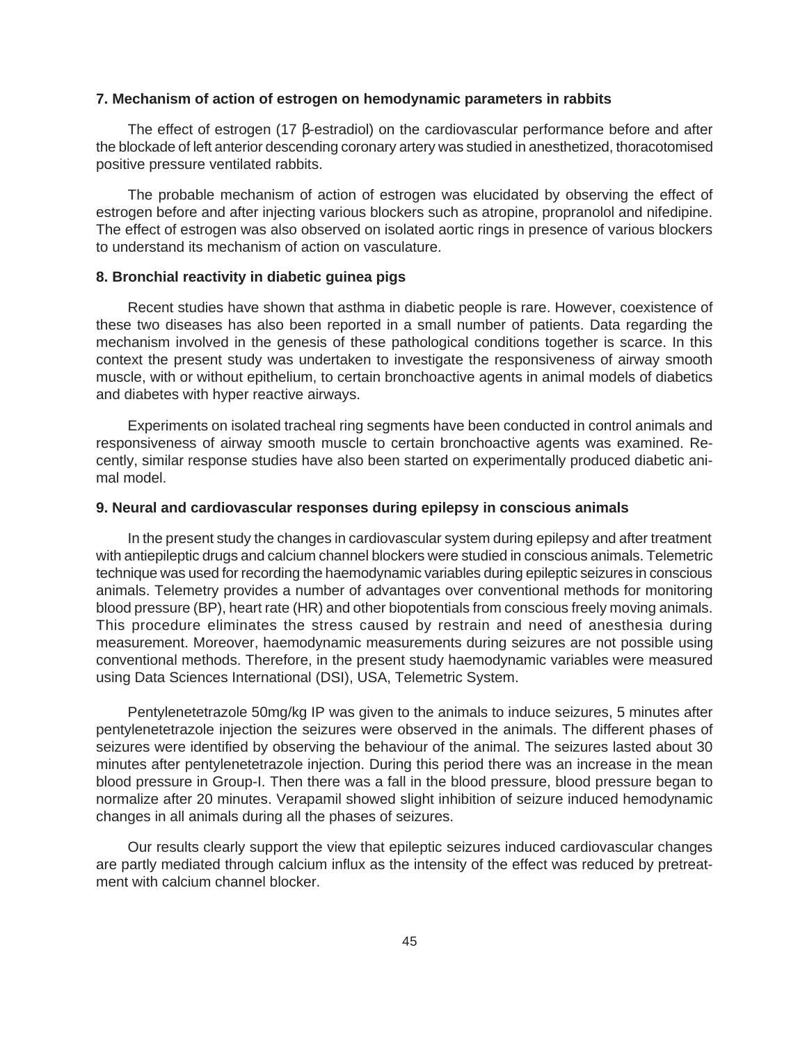**7. Mechanism of action of estrogen on hemodynamic parameters in rabbits**

The effect of estrogen (17 β-estradiol) on the cardiovascular performance before and after the blockade of left anterior descending coronary artery was studied in anesthetized, thoracotomised positive pressure ventilated rabbits.

The probable mechanism of action of estrogen was elucidated by observing the effect of estrogen before and after injecting various blockers such as atropine, propranolol and nifedipine. The effect of estrogen was also observed on isolated aortic rings in presence of various blockers to understand its mechanism of action on vasculature.

**8. Bronchial reactivity in diabetic guinea pigs**

Recent studies have shown that asthma in diabetic people is rare. However, coexistence of these two diseases has also been reported in a small number of patients. Data regarding the mechanism involved in the genesis of these pathological conditions together is scarce. In this context the present study was undertaken to investigate the responsiveness of airway smooth muscle, with or without epithelium, to certain bronchoactive agents in animal models of diabetics and diabetes with hyper reactive airways.

Experiments on isolated tracheal ring segments have been conducted in control animals and responsiveness of airway smooth muscle to certain bronchoactive agents was examined. Recently, similar response studies have also been started on experimentally produced diabetic animal model.

**9. Neural and cardiovascular responses during epilepsy in conscious animals**

In the present study the changes in cardiovascular system during epilepsy and after treatment with antiepileptic drugs and calcium channel blockers were studied in conscious animals. Telemetric technique was used for recording the haemodynamic variables during epileptic seizures in conscious animals. Telemetry provides a number of advantages over conventional methods for monitoring blood pressure (BP), heart rate (HR) and other biopotentials from conscious freely moving animals. This procedure eliminates the stress caused by restrain and need of anesthesia during measurement. Moreover, haemodynamic measurements during seizures are not possible using conventional methods. Therefore, in the present study haemodynamic variables were measured using Data Sciences International (DSI), USA, Telemetric System.

Pentylenetetrazole 50mg/kg IP was given to the animals to induce seizures, 5 minutes after pentylenetetrazole injection the seizures were observed in the animals. The different phases of seizures were identified by observing the behaviour of the animal. The seizures lasted about 30 minutes after pentylenetetrazole injection. During this period there was an increase in the mean blood pressure in Group-I. Then there was a fall in the blood pressure, blood pressure began to normalize after 20 minutes. Verapamil showed slight inhibition of seizure induced hemodynamic changes in all animals during all the phases of seizures.

Our results clearly support the view that epileptic seizures induced cardiovascular changes are partly mediated through calcium influx as the intensity of the effect was reduced by pretreatment with calcium channel blocker.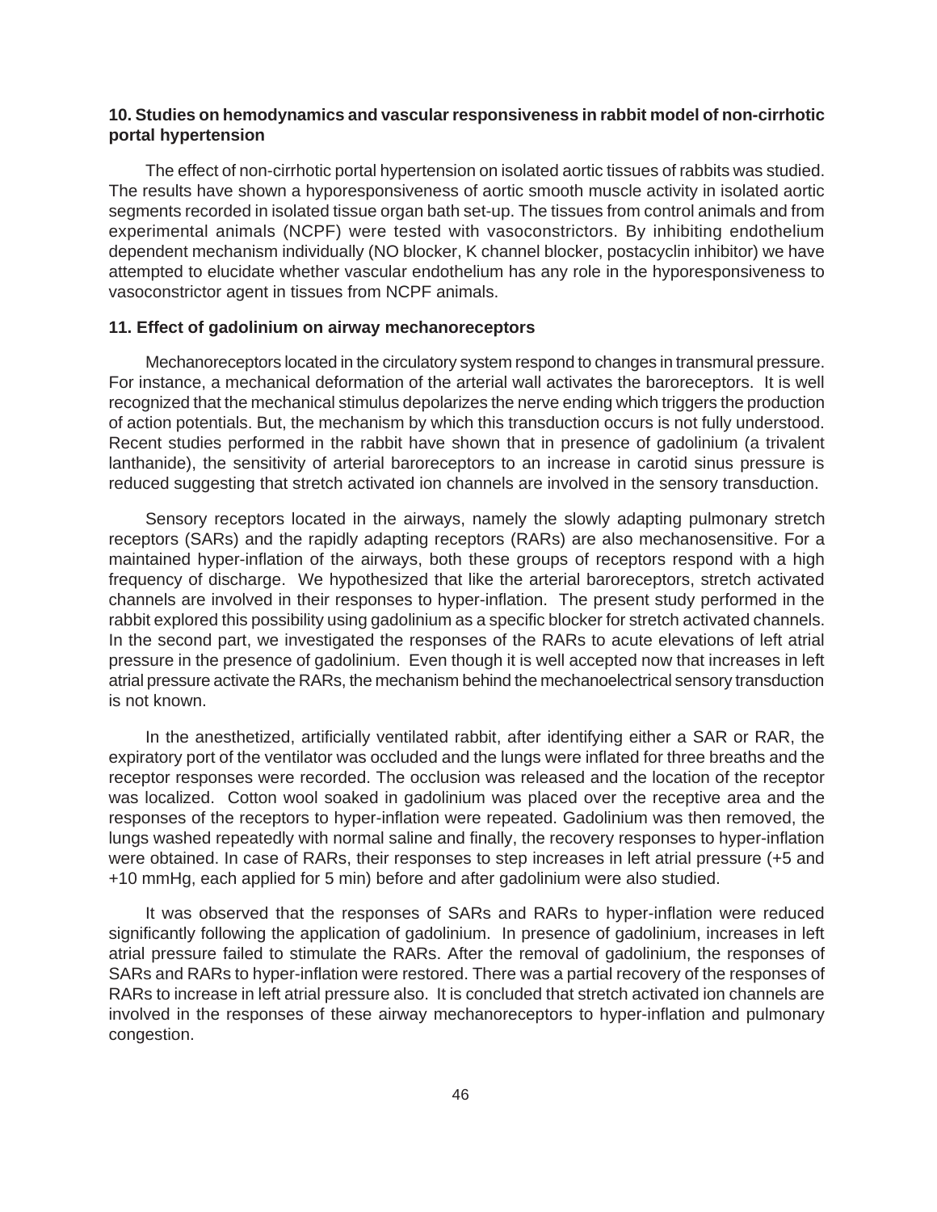### 10. Studies on hemodynamics and vascular responsiveness in rabbit model of non-cirrhotic portal hypertension

The effect of non-cirrhotic portal hypertension on isolated aortic tissues of rabbits was studied. The results have shown a hyporesponsiveness of aortic smooth muscle activity in isolated aortic segments recorded in isolated tissue organ bath set-up. The tissues from control animals and from experimental animals (NCPF) were tested with vasoconstrictors. By inhibiting endothelium dependent mechanism individually (NO blocker, K channel blocker, postacyclin inhibitor) we have attempted to elucidate whether vascular endothelium has any role in the hyporesponsiveness to vasoconstrictor agent in tissues from NCPF animals.

### 11. Effect of gadolinium on airway mechanoreceptors

Mechanoreceptors located in the circulatory system respond to changes in transmural pressure. For instance, a mechanical deformation of the arterial wall activates the baroreceptors. It is well recognized that the mechanical stimulus depolarizes the nerve ending which triggers the production of action potentials. But, the mechanism by which this transduction occurs is not fully understood. Recent studies performed in the rabbit have shown that in presence of gadolinium (a trivalent lanthanide), the sensitivity of arterial baroreceptors to an increase in carotid sinus pressure is reduced suggesting that stretch activated ion channels are involved in the sensory transduction.

Sensory receptors located in the airways, namely the slowly adapting pulmonary stretch receptors (SARs) and the rapidly adapting receptors (RARs) are also mechanosensitive. For a maintained hyper-inflation of the airways, both these groups of receptors respond with a high frequency of discharge. We hypothesized that like the arterial baroreceptors, stretch activated channels are involved in their responses to hyper-inflation. The present study performed in the rabbit explored this possibility using gadolinium as a specific blocker for stretch activated channels. In the second part, we investigated the responses of the RARs to acute elevations of left atrial pressure in the presence of gadolinium. Even though it is well accepted now that increases in left atrial pressure activate the RARs, the mechanism behind the mechanoelectrical sensory transduction is not known.

In the anesthetized, artificially ventilated rabbit, after identifying either a SAR or RAR, the expiratory port of the ventilator was occluded and the lungs were inflated for three breaths and the receptor responses were recorded. The occlusion was released and the location of the receptor was localized. Cotton wool soaked in gadolinium was placed over the receptive area and the responses of the receptors to hyper-inflation were repeated. Gadolinium was then removed, the lungs washed repeatedly with normal saline and finally, the recovery responses to hyper-inflation were obtained. In case of RARs, their responses to step increases in left atrial pressure (+5 and +10 mmHg, each applied for 5 min) before and after gadolinium were also studied.

It was observed that the responses of SARs and RARs to hyper-inflation were reduced significantly following the application of gadolinium. In presence of gadolinium, increases in left atrial pressure failed to stimulate the RARs. After the removal of gadolinium, the responses of SARs and RARs to hyper-inflation were restored. There was a partial recovery of the responses of RARs to increase in left atrial pressure also. It is concluded that stretch activated ion channels are involved in the responses of these airway mechanoreceptors to hyper-inflation and pulmonary congestion.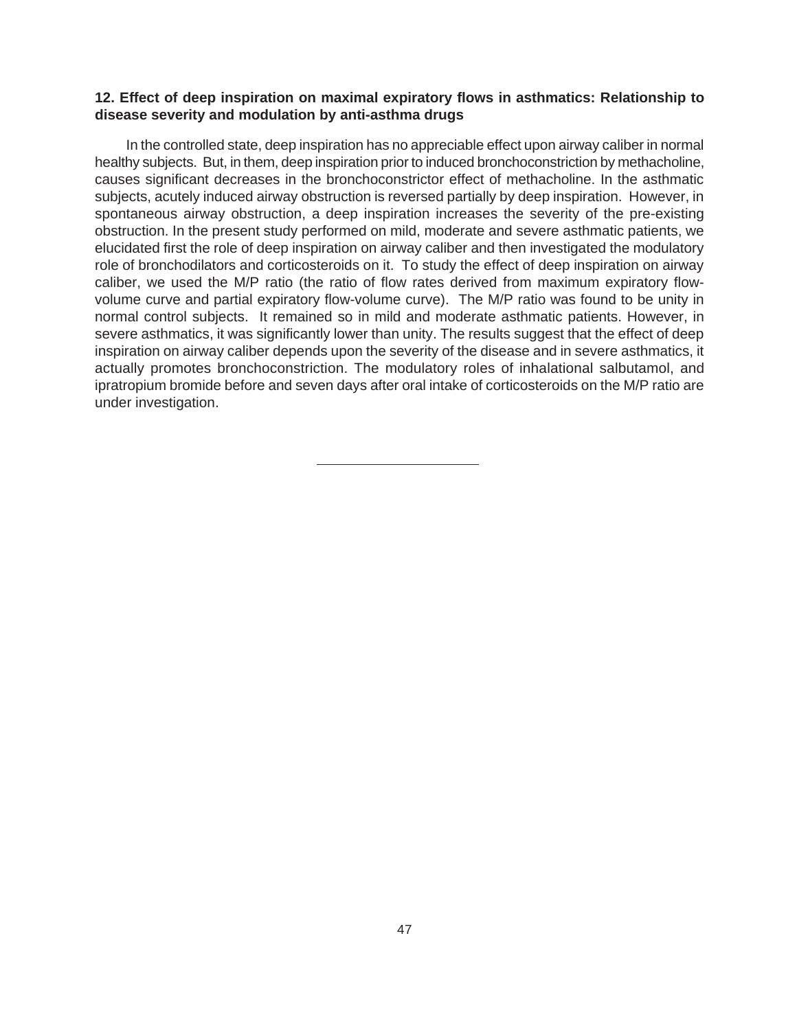**12. Effect of deep inspiration on maximal expiratory flows in asthmatics: Relationship to disease severity and modulation by anti-asthma drugs**

In the controlled state, deep inspiration has no appreciable effect upon airway caliber in normal healthy subjects. But, in them, deep inspiration prior to induced bronchoconstriction by methacholine, causes significant decreases in the bronchoconstrictor effect of methacholine. In the asthmatic subjects, acutely induced airway obstruction is reversed partially by deep inspiration. However, in spontaneous airway obstruction, a deep inspiration increases the severity of the pre-existing obstruction. In the present study performed on mild, moderate and severe asthmatic patients, we elucidated first the role of deep inspiration on airway caliber and then investigated the modulatory role of bronchodilators and corticosteroids on it. To study the effect of deep inspiration on airway caliber, we used the M/P ratio (the ratio of flow rates derived from maximum expiratory flow-volume curve and partial expiratory flow-volume curve). The M/P ratio was found to be unity in normal control subjects. It remained so in mild and moderate asthmatic patients. However, in severe asthmatics, it was significantly lower than unity. The results suggest that the effect of deep inspiration on airway caliber depends upon the severity of the disease and in severe asthmatics, it actually promotes bronchoconstriction. The modulatory roles of inhalational salbutamol, and ipratropium bromide before and seven days after oral intake of corticosteroids on the M/P ratio are under investigation.

---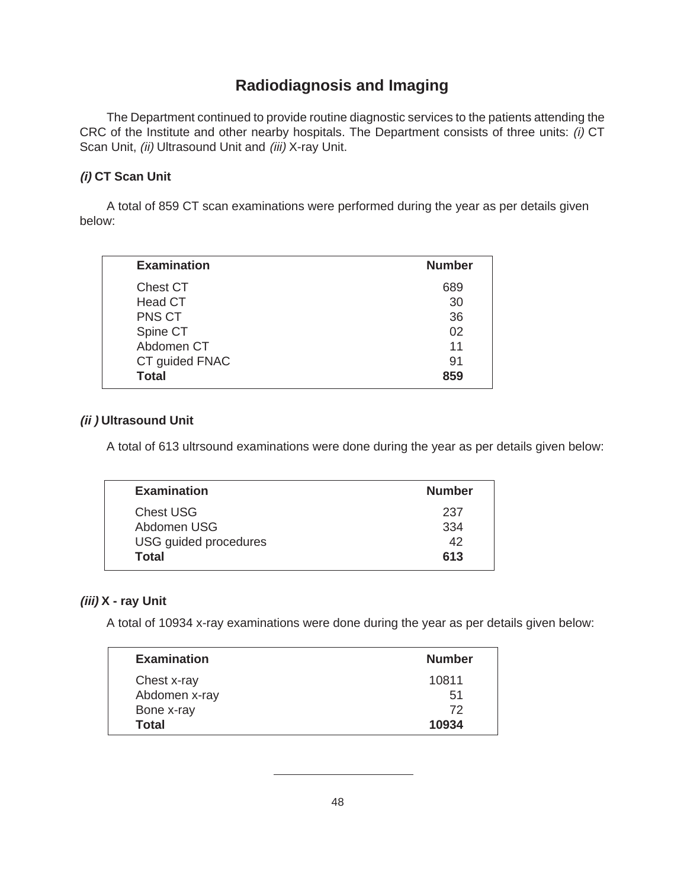# Radiodiagnosis and Imaging

The Department continued to provide routine diagnostic services to the patients attending the CRC of the Institute and other nearby hospitals. The Department consists of three units: *(i)* CT Scan Unit, *(ii)* Ultrasound Unit and *(iii)* X-ray Unit.

### *(i)* CT Scan Unit

A total of 859 CT scan examinations were performed during the year as per details given below:

| Examination | Number |
|---|---|
| Chest CT | 689 |
| Head CT | 30 |
| PNS CT | 36 |
| Spine CT | 02 |
| Abdomen CT | 11 |
| CT guided FNAC | 91 |
| **Total** | **859** |

### *(ii )* Ultrasound Unit

A total of 613 ultrsound examinations were done during the year as per details given below:

| Examination | Number |
|---|---|
| Chest USG | 237 |
| Abdomen USG | 334 |
| USG guided procedures | 42 |
| **Total** | **613** |

### *(iii)* X - ray Unit

A total of 10934 x-ray examinations were done during the year as per details given below:

| Examination | Number |
|---|---|
| Chest x-ray | 10811 |
| Abdomen x-ray | 51 |
| Bone x-ray | 72 |
| **Total** | **10934** |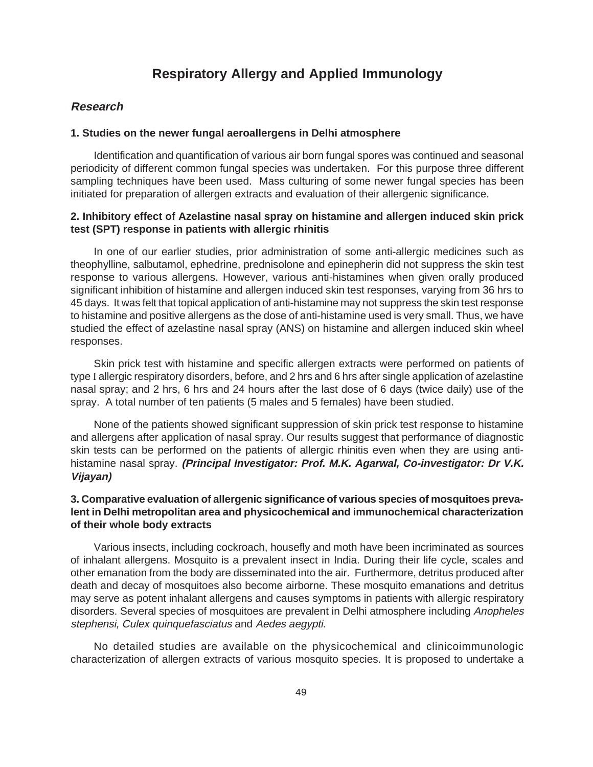# Respiratory Allergy and Applied Immunology

## *Research*

### 1. Studies on the newer fungal aeroallergens in Delhi atmosphere

Identification and quantification of various air born fungal spores was continued and seasonal periodicity of different common fungal species was undertaken. For this purpose three different sampling techniques have been used. Mass culturing of some newer fungal species has been initiated for preparation of allergen extracts and evaluation of their allergenic significance.

### 2. Inhibitory effect of Azelastine nasal spray on histamine and allergen induced skin prick test (SPT) response in patients with allergic rhinitis

In one of our earlier studies, prior administration of some anti-allergic medicines such as theophylline, salbutamol, ephedrine, prednisolone and epinepherin did not suppress the skin test response to various allergens. However, various anti-histamines when given orally produced significant inhibition of histamine and allergen induced skin test responses, varying from 36 hrs to 45 days. It was felt that topical application of anti-histamine may not suppress the skin test response to histamine and positive allergens as the dose of anti-histamine used is very small. Thus, we have studied the effect of azelastine nasal spray (ANS) on histamine and allergen induced skin wheel responses.

Skin prick test with histamine and specific allergen extracts were performed on patients of type I allergic respiratory disorders, before, and 2 hrs and 6 hrs after single application of azelastine nasal spray; and 2 hrs, 6 hrs and 24 hours after the last dose of 6 days (twice daily) use of the spray. A total number of ten patients (5 males and 5 females) have been studied.

None of the patients showed significant suppression of skin prick test response to histamine and allergens after application of nasal spray. Our results suggest that performance of diagnostic skin tests can be performed on the patients of allergic rhinitis even when they are using anti-histamine nasal spray. ***(Principal Investigator: Prof. M.K. Agarwal, Co-investigator: Dr V.K. Vijayan)***

### 3. Comparative evaluation of allergenic significance of various species of mosquitoes prevalent in Delhi metropolitan area and physicochemical and immunochemical characterization of their whole body extracts

Various insects, including cockroach, housefly and moth have been incriminated as sources of inhalant allergens. Mosquito is a prevalent insect in India. During their life cycle, scales and other emanation from the body are disseminated into the air. Furthermore, detritus produced after death and decay of mosquitoes also become airborne. These mosquito emanations and detritus may serve as potent inhalant allergens and causes symptoms in patients with allergic respiratory disorders. Several species of mosquitoes are prevalent in Delhi atmosphere including *Anopheles stephensi, Culex quinquefasciatus* and *Aedes aegypti*.

No detailed studies are available on the physicochemical and clinicoimmunologic characterization of allergen extracts of various mosquito species. It is proposed to undertake a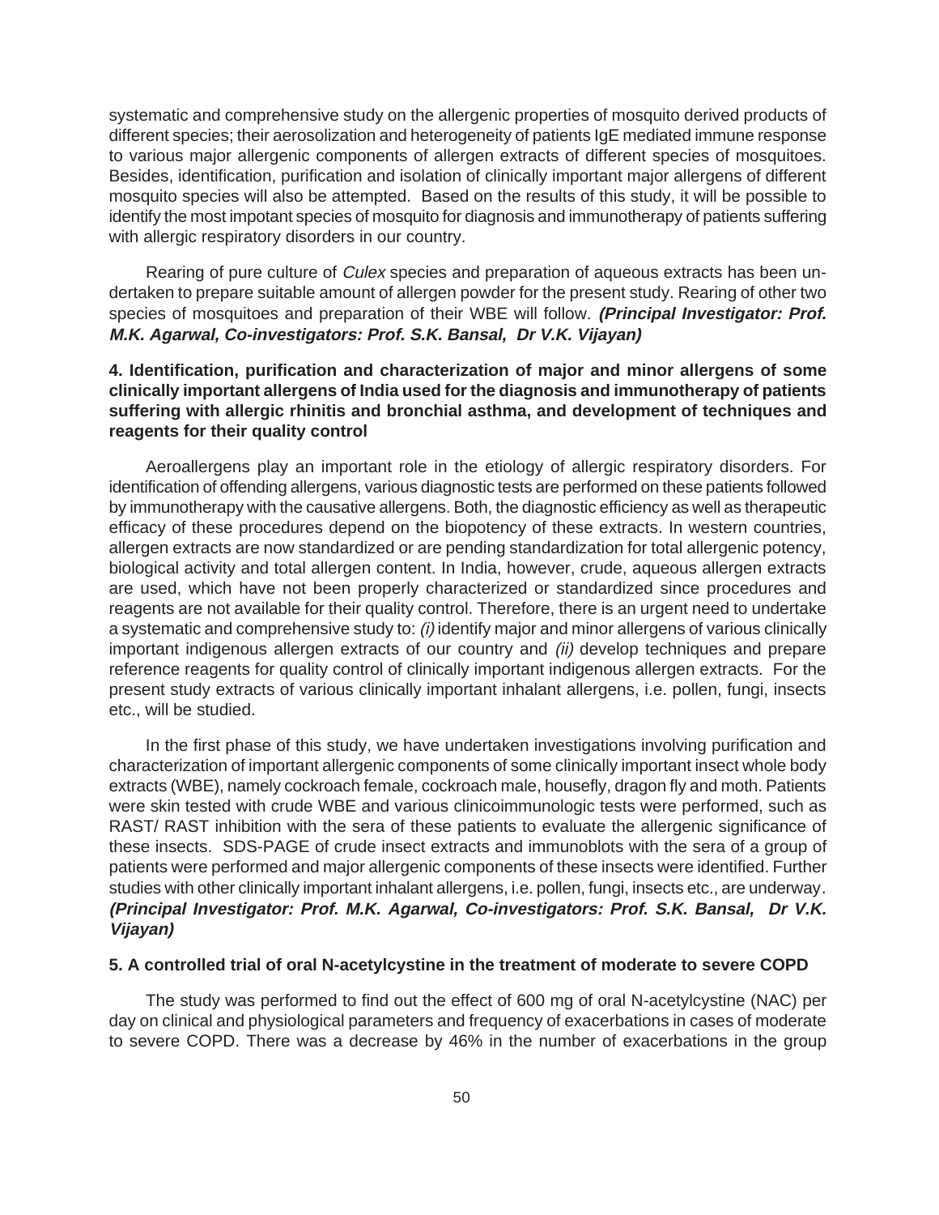systematic and comprehensive study on the allergenic properties of mosquito derived products of different species; their aerosolization and heterogeneity of patients IgE mediated immune response to various major allergenic components of allergen extracts of different species of mosquitoes. Besides, identification, purification and isolation of clinically important major allergens of different mosquito species will also be attempted. Based on the results of this study, it will be possible to identify the most impotant species of mosquito for diagnosis and immunotherapy of patients suffering with allergic respiratory disorders in our country.

Rearing of pure culture of *Culex* species and preparation of aqueous extracts has been undertaken to prepare suitable amount of allergen powder for the present study. Rearing of other two species of mosquitoes and preparation of their WBE will follow. ***(Principal Investigator: Prof. M.K. Agarwal, Co-investigators: Prof. S.K. Bansal, Dr V.K. Vijayan)***

**4. Identification, purification and characterization of major and minor allergens of some clinically important allergens of India used for the diagnosis and immunotherapy of patients suffering with allergic rhinitis and bronchial asthma, and development of techniques and reagents for their quality control**

Aeroallergens play an important role in the etiology of allergic respiratory disorders. For identification of offending allergens, various diagnostic tests are performed on these patients followed by immunotherapy with the causative allergens. Both, the diagnostic efficiency as well as therapeutic efficacy of these procedures depend on the biopotency of these extracts. In western countries, allergen extracts are now standardized or are pending standardization for total allergenic potency, biological activity and total allergen content. In India, however, crude, aqueous allergen extracts are used, which have not been properly characterized or standardized since procedures and reagents are not available for their quality control. Therefore, there is an urgent need to undertake a systematic and comprehensive study to: *(i)* identify major and minor allergens of various clinically important indigenous allergen extracts of our country and *(ii)* develop techniques and prepare reference reagents for quality control of clinically important indigenous allergen extracts. For the present study extracts of various clinically important inhalant allergens, i.e. pollen, fungi, insects etc., will be studied.

In the first phase of this study, we have undertaken investigations involving purification and characterization of important allergenic components of some clinically important insect whole body extracts (WBE), namely cockroach female, cockroach male, housefly, dragon fly and moth. Patients were skin tested with crude WBE and various clinicoimmunologic tests were performed, such as RAST/ RAST inhibition with the sera of these patients to evaluate the allergenic significance of these insects. SDS-PAGE of crude insect extracts and immunoblots with the sera of a group of patients were performed and major allergenic components of these insects were identified. Further studies with other clinically important inhalant allergens, i.e. pollen, fungi, insects etc., are underway. ***(Principal Investigator: Prof. M.K. Agarwal, Co-investigators: Prof. S.K. Bansal, Dr V.K. Vijayan)***

**5. A controlled trial of oral N-acetylcystine in the treatment of moderate to severe COPD**

The study was performed to find out the effect of 600 mg of oral N-acetylcystine (NAC) per day on clinical and physiological parameters and frequency of exacerbations in cases of moderate to severe COPD. There was a decrease by 46% in the number of exacerbations in the group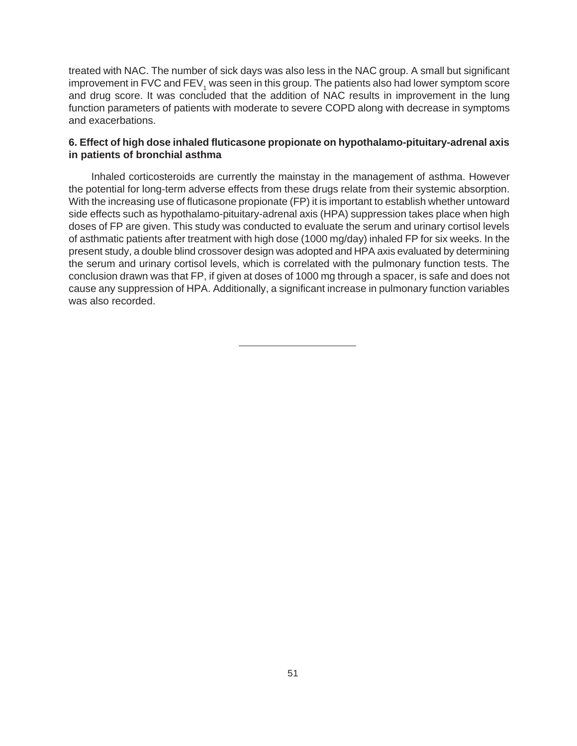treated with NAC. The number of sick days was also less in the NAC group. A small but significant improvement in FVC and $FEV_1$ was seen in this group. The patients also had lower symptom score and drug score. It was concluded that the addition of NAC results in improvement in the lung function parameters of patients with moderate to severe COPD along with decrease in symptoms and exacerbations.

**6. Effect of high dose inhaled fluticasone propionate on hypothalamo-pituitary-adrenal axis in patients of bronchial asthma**

Inhaled corticosteroids are currently the mainstay in the management of asthma. However the potential for long-term adverse effects from these drugs relate from their systemic absorption. With the increasing use of fluticasone propionate (FP) it is important to establish whether untoward side effects such as hypothalamo-pituitary-adrenal axis (HPA) suppression takes place when high doses of FP are given. This study was conducted to evaluate the serum and urinary cortisol levels of asthmatic patients after treatment with high dose (1000 mg/day) inhaled FP for six weeks. In the present study, a double blind crossover design was adopted and HPA axis evaluated by determining the serum and urinary cortisol levels, which is correlated with the pulmonary function tests. The conclusion drawn was that FP, if given at doses of 1000 mg through a spacer, is safe and does not cause any suppression of HPA. Additionally, a significant increase in pulmonary function variables was also recorded.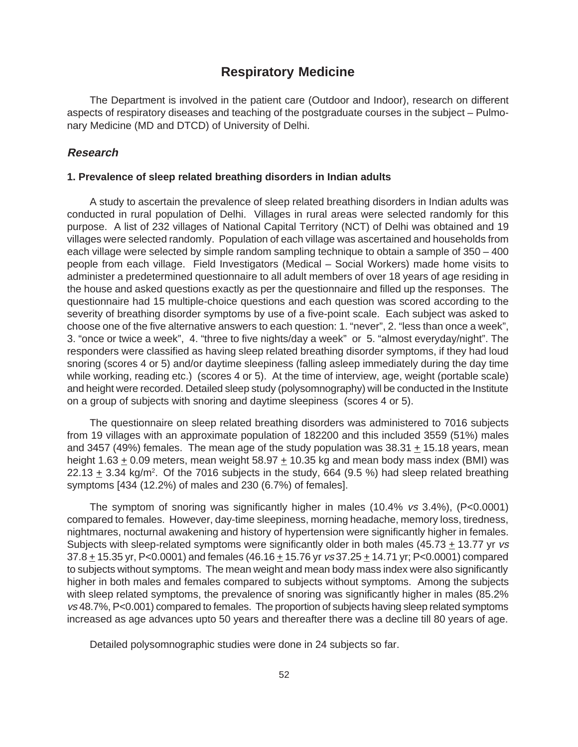# Respiratory Medicine

The Department is involved in the patient care (Outdoor and Indoor), research on different aspects of respiratory diseases and teaching of the postgraduate courses in the subject – Pulmonary Medicine (MD and DTCD) of University of Delhi.

## *Research*

### 1. Prevalence of sleep related breathing disorders in Indian adults

A study to ascertain the prevalence of sleep related breathing disorders in Indian adults was conducted in rural population of Delhi. Villages in rural areas were selected randomly for this purpose. A list of 232 villages of National Capital Territory (NCT) of Delhi was obtained and 19 villages were selected randomly. Population of each village was ascertained and households from each village were selected by simple random sampling technique to obtain a sample of 350 – 400 people from each village. Field Investigators (Medical – Social Workers) made home visits to administer a predetermined questionnaire to all adult members of over 18 years of age residing in the house and asked questions exactly as per the questionnaire and filled up the responses. The questionnaire had 15 multiple-choice questions and each question was scored according to the severity of breathing disorder symptoms by use of a five-point scale. Each subject was asked to choose one of the five alternative answers to each question: 1. "never", 2. "less than once a week", 3. "once or twice a week", 4. "three to five nights/day a week" or 5. "almost everyday/night". The responders were classified as having sleep related breathing disorder symptoms, if they had loud snoring (scores 4 or 5) and/or daytime sleepiness (falling asleep immediately during the day time while working, reading etc.) (scores 4 or 5). At the time of interview, age, weight (portable scale) and height were recorded. Detailed sleep study (polysomnography) will be conducted in the Institute on a group of subjects with snoring and daytime sleepiness (scores 4 or 5).

The questionnaire on sleep related breathing disorders was administered to 7016 subjects from 19 villages with an approximate population of 182200 and this included 3559 (51%) males and 3457 (49%) females. The mean age of the study population was 38.31 $\pm$ 15.18 years, mean height 1.63 $\pm$ 0.09 meters, mean weight 58.97 $\pm$ 10.35 kg and mean body mass index (BMI) was 22.13 $\pm$ 3.34 kg/m$^2$. Of the 7016 subjects in the study, 664 (9.5 %) had sleep related breathing symptoms [434 (12.2%) of males and 230 (6.7%) of females].

The symptom of snoring was significantly higher in males (10.4% *vs* 3.4%), (P<0.0001) compared to females. However, day-time sleepiness, morning headache, memory loss, tiredness, nightmares, nocturnal awakening and history of hypertension were significantly higher in females. Subjects with sleep-related symptoms were significantly older in both males (45.73 $\pm$ 13.77 yr *vs* 37.8 $\pm$ 15.35 yr, P<0.0001) and females (46.16 $\pm$ 15.76 yr *vs* 37.25 $\pm$ 14.71 yr; P<0.0001) compared to subjects without symptoms. The mean weight and mean body mass index were also significantly higher in both males and females compared to subjects without symptoms. Among the subjects with sleep related symptoms, the prevalence of snoring was significantly higher in males (85.2% *vs* 48.7%, P<0.001) compared to females. The proportion of subjects having sleep related symptoms increased as age advances upto 50 years and thereafter there was a decline till 80 years of age.

Detailed polysomnographic studies were done in 24 subjects so far.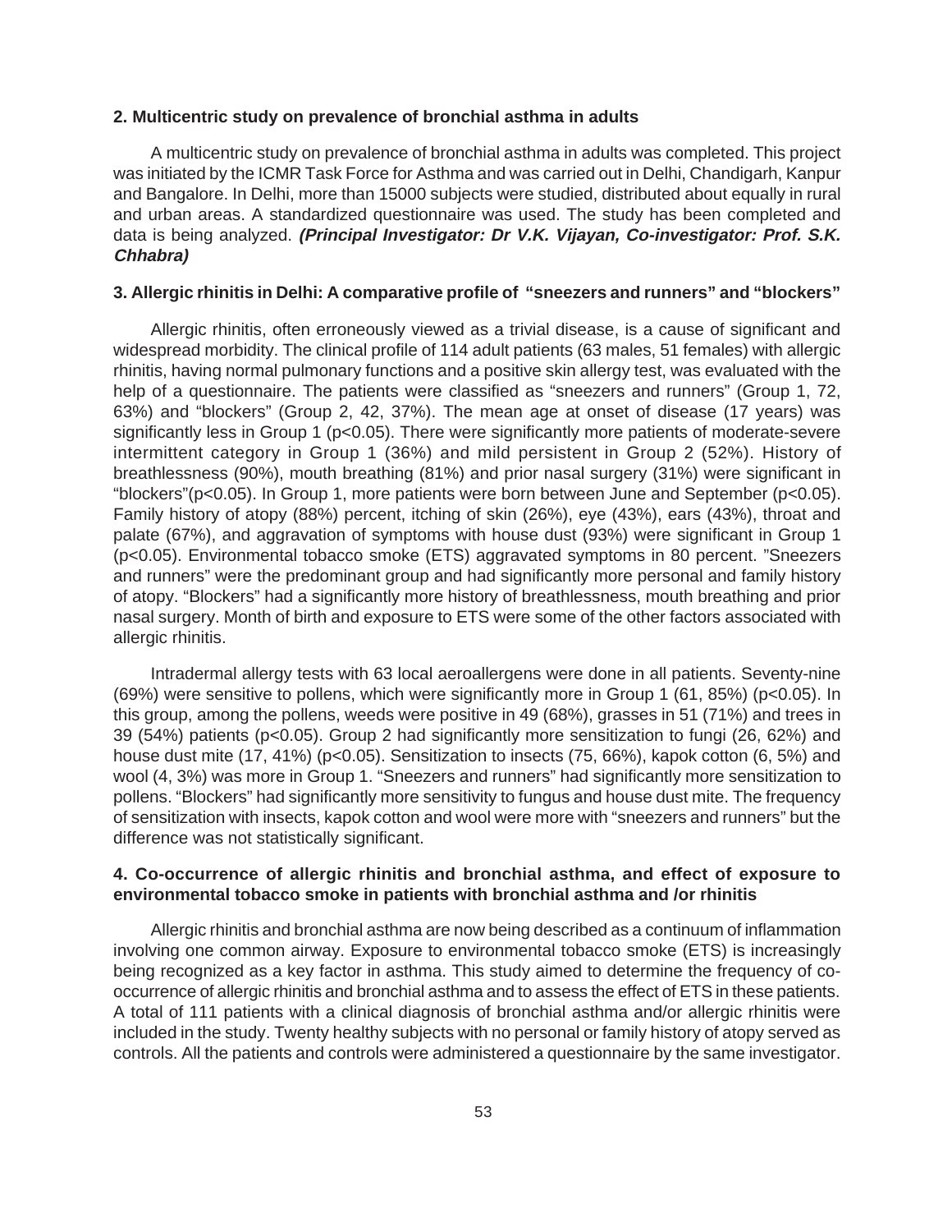**2. Multicentric study on prevalence of bronchial asthma in adults**

A multicentric study on prevalence of bronchial asthma in adults was completed. This project was initiated by the ICMR Task Force for Asthma and was carried out in Delhi, Chandigarh, Kanpur and Bangalore. In Delhi, more than 15000 subjects were studied, distributed about equally in rural and urban areas. A standardized questionnaire was used. The study has been completed and data is being analyzed. ***(Principal Investigator: Dr V.K. Vijayan, Co-investigator: Prof. S.K. Chhabra)***

**3. Allergic rhinitis in Delhi: A comparative profile of "sneezers and runners" and "blockers"**

Allergic rhinitis, often erroneously viewed as a trivial disease, is a cause of significant and widespread morbidity. The clinical profile of 114 adult patients (63 males, 51 females) with allergic rhinitis, having normal pulmonary functions and a positive skin allergy test, was evaluated with the help of a questionnaire. The patients were classified as "sneezers and runners" (Group 1, 72, 63%) and "blockers" (Group 2, 42, 37%). The mean age at onset of disease (17 years) was significantly less in Group 1 ($p<0.05$). There were significantly more patients of moderate-severe intermittent category in Group 1 (36%) and mild persistent in Group 2 (52%). History of breathlessness (90%), mouth breathing (81%) and prior nasal surgery (31%) were significant in "blockers"($p<0.05$). In Group 1, more patients were born between June and September ($p<0.05$). Family history of atopy (88%) percent, itching of skin (26%), eye (43%), ears (43%), throat and palate (67%), and aggravation of symptoms with house dust (93%) were significant in Group 1 ($p<0.05$). Environmental tobacco smoke (ETS) aggravated symptoms in 80 percent. "Sneezers and runners" were the predominant group and had significantly more personal and family history of atopy. "Blockers" had a significantly more history of breathlessness, mouth breathing and prior nasal surgery. Month of birth and exposure to ETS were some of the other factors associated with allergic rhinitis.

Intradermal allergy tests with 63 local aeroallergens were done in all patients. Seventy-nine (69%) were sensitive to pollens, which were significantly more in Group 1 (61, 85%) ($p<0.05$). In this group, among the pollens, weeds were positive in 49 (68%), grasses in 51 (71%) and trees in 39 (54%) patients ($p<0.05$). Group 2 had significantly more sensitization to fungi (26, 62%) and house dust mite (17, 41%) ($p<0.05$). Sensitization to insects (75, 66%), kapok cotton (6, 5%) and wool (4, 3%) was more in Group 1. "Sneezers and runners" had significantly more sensitization to pollens. "Blockers" had significantly more sensitivity to fungus and house dust mite. The frequency of sensitization with insects, kapok cotton and wool were more with "sneezers and runners" but the difference was not statistically significant.

**4. Co-occurrence of allergic rhinitis and bronchial asthma, and effect of exposure to environmental tobacco smoke in patients with bronchial asthma and /or rhinitis**

Allergic rhinitis and bronchial asthma are now being described as a continuum of inflammation involving one common airway. Exposure to environmental tobacco smoke (ETS) is increasingly being recognized as a key factor in asthma. This study aimed to determine the frequency of co-occurrence of allergic rhinitis and bronchial asthma and to assess the effect of ETS in these patients. A total of 111 patients with a clinical diagnosis of bronchial asthma and/or allergic rhinitis were included in the study. Twenty healthy subjects with no personal or family history of atopy served as controls. All the patients and controls were administered a questionnaire by the same investigator.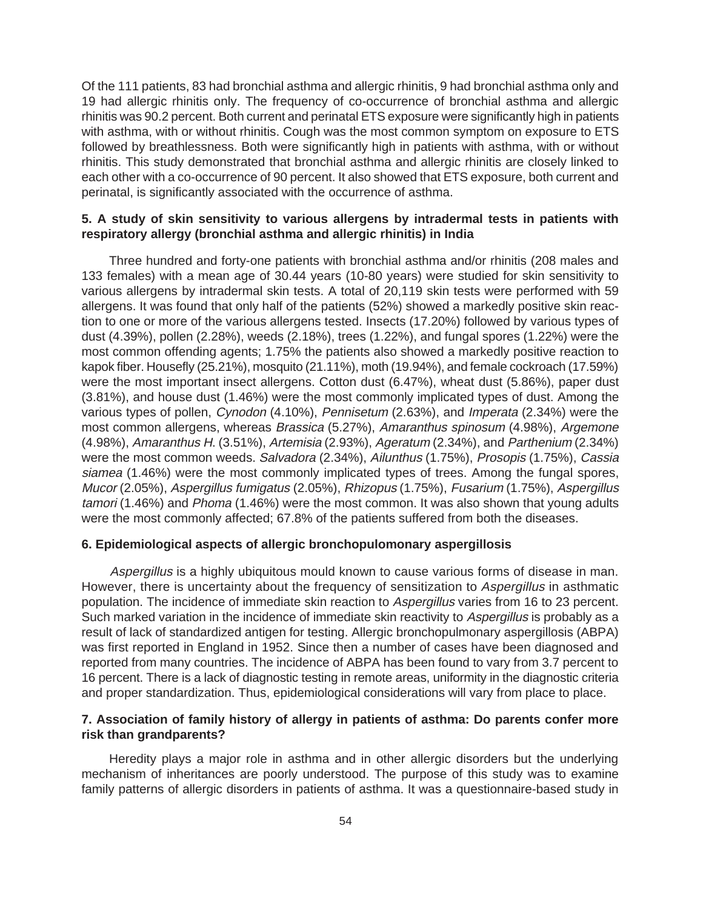Of the 111 patients, 83 had bronchial asthma and allergic rhinitis, 9 had bronchial asthma only and 19 had allergic rhinitis only. The frequency of co-occurrence of bronchial asthma and allergic rhinitis was 90.2 percent. Both current and perinatal ETS exposure were significantly high in patients with asthma, with or without rhinitis. Cough was the most common symptom on exposure to ETS followed by breathlessness. Both were significantly high in patients with asthma, with or without rhinitis. This study demonstrated that bronchial asthma and allergic rhinitis are closely linked to each other with a co-occurrence of 90 percent. It also showed that ETS exposure, both current and perinatal, is significantly associated with the occurrence of asthma.

### 5. A study of skin sensitivity to various allergens by intradermal tests in patients with respiratory allergy (bronchial asthma and allergic rhinitis) in India

Three hundred and forty-one patients with bronchial asthma and/or rhinitis (208 males and 133 females) with a mean age of 30.44 years (10-80 years) were studied for skin sensitivity to various allergens by intradermal skin tests. A total of 20,119 skin tests were performed with 59 allergens. It was found that only half of the patients (52%) showed a markedly positive skin reaction to one or more of the various allergens tested. Insects (17.20%) followed by various types of dust (4.39%), pollen (2.28%), weeds (2.18%), trees (1.22%), and fungal spores (1.22%) were the most common offending agents; 1.75% the patients also showed a markedly positive reaction to kapok fiber. Housefly (25.21%), mosquito (21.11%), moth (19.94%), and female cockroach (17.59%) were the most important insect allergens. Cotton dust (6.47%), wheat dust (5.86%), paper dust (3.81%), and house dust (1.46%) were the most commonly implicated types of dust. Among the various types of pollen, *Cynodon* (4.10%), *Pennisetum* (2.63%), and *Imperata* (2.34%) were the most common allergens, whereas *Brassica* (5.27%), *Amaranthus spinosum* (4.98%), *Argemone* (4.98%), *Amaranthus H.* (3.51%), *Artemisia* (2.93%), *Ageratum* (2.34%), and *Parthenium* (2.34%) were the most common weeds. *Salvadora* (2.34%), *Ailunthus* (1.75%), *Prosopis* (1.75%), *Cassia siamea* (1.46%) were the most commonly implicated types of trees. Among the fungal spores, *Mucor* (2.05%), *Aspergillus fumigatus* (2.05%), *Rhizopus* (1.75%), *Fusarium* (1.75%), *Aspergillus tamori* (1.46%) and *Phoma* (1.46%) were the most common. It was also shown that young adults were the most commonly affected; 67.8% of the patients suffered from both the diseases.

### 6. Epidemiological aspects of allergic bronchopulomonary aspergillosis

*Aspergillus* is a highly ubiquitous mould known to cause various forms of disease in man. However, there is uncertainty about the frequency of sensitization to *Aspergillus* in asthmatic population. The incidence of immediate skin reaction to *Aspergillus* varies from 16 to 23 percent. Such marked variation in the incidence of immediate skin reactivity to *Aspergillus* is probably as a result of lack of standardized antigen for testing. Allergic bronchopulmonary aspergillosis (ABPA) was first reported in England in 1952. Since then a number of cases have been diagnosed and reported from many countries. The incidence of ABPA has been found to vary from 3.7 percent to 16 percent. There is a lack of diagnostic testing in remote areas, uniformity in the diagnostic criteria and proper standardization. Thus, epidemiological considerations will vary from place to place.

### 7. Association of family history of allergy in patients of asthma: Do parents confer more risk than grandparents?

Heredity plays a major role in asthma and in other allergic disorders but the underlying mechanism of inheritances are poorly understood. The purpose of this study was to examine family patterns of allergic disorders in patients of asthma. It was a questionnaire-based study in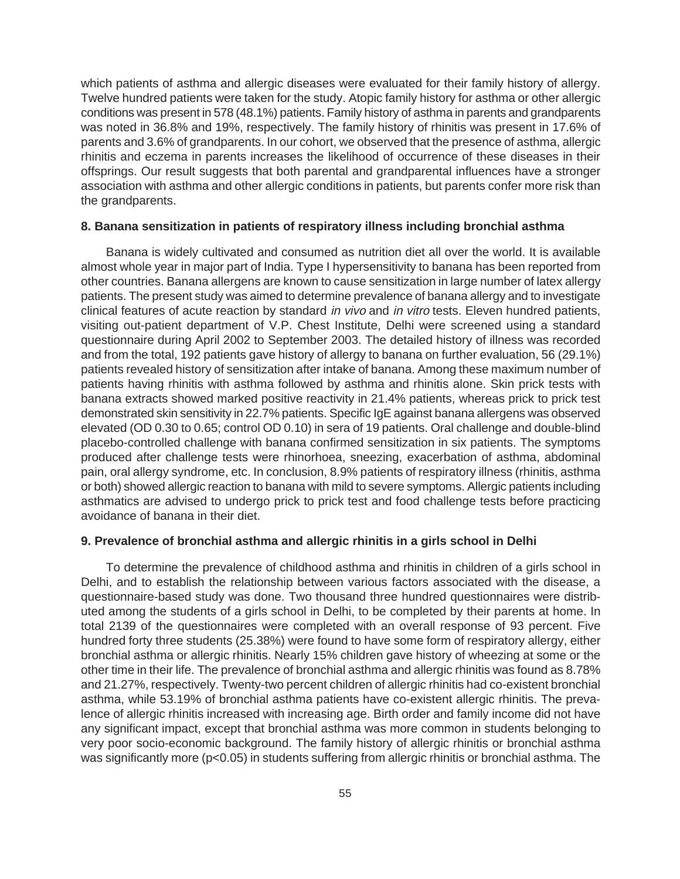which patients of asthma and allergic diseases were evaluated for their family history of allergy. Twelve hundred patients were taken for the study. Atopic family history for asthma or other allergic conditions was present in 578 (48.1%) patients. Family history of asthma in parents and grandparents was noted in 36.8% and 19%, respectively. The family history of rhinitis was present in 17.6% of parents and 3.6% of grandparents. In our cohort, we observed that the presence of asthma, allergic rhinitis and eczema in parents increases the likelihood of occurrence of these diseases in their offsprings. Our result suggests that both parental and grandparental influences have a stronger association with asthma and other allergic conditions in patients, but parents confer more risk than the grandparents.

### 8. Banana sensitization in patients of respiratory illness including bronchial asthma

Banana is widely cultivated and consumed as nutrition diet all over the world. It is available almost whole year in major part of India. Type I hypersensitivity to banana has been reported from other countries. Banana allergens are known to cause sensitization in large number of latex allergy patients. The present study was aimed to determine prevalence of banana allergy and to investigate clinical features of acute reaction by standard *in vivo* and *in vitro* tests. Eleven hundred patients, visiting out-patient department of V.P. Chest Institute, Delhi were screened using a standard questionnaire during April 2002 to September 2003. The detailed history of illness was recorded and from the total, 192 patients gave history of allergy to banana on further evaluation, 56 (29.1%) patients revealed history of sensitization after intake of banana. Among these maximum number of patients having rhinitis with asthma followed by asthma and rhinitis alone. Skin prick tests with banana extracts showed marked positive reactivity in 21.4% patients, whereas prick to prick test demonstrated skin sensitivity in 22.7% patients. Specific IgE against banana allergens was observed elevated (OD 0.30 to 0.65; control OD 0.10) in sera of 19 patients. Oral challenge and double-blind placebo-controlled challenge with banana confirmed sensitization in six patients. The symptoms produced after challenge tests were rhinorhoea, sneezing, exacerbation of asthma, abdominal pain, oral allergy syndrome, etc. In conclusion, 8.9% patients of respiratory illness (rhinitis, asthma or both) showed allergic reaction to banana with mild to severe symptoms. Allergic patients including asthmatics are advised to undergo prick to prick test and food challenge tests before practicing avoidance of banana in their diet.

### 9. Prevalence of bronchial asthma and allergic rhinitis in a girls school in Delhi

To determine the prevalence of childhood asthma and rhinitis in children of a girls school in Delhi, and to establish the relationship between various factors associated with the disease, a questionnaire-based study was done. Two thousand three hundred questionnaires were distributed among the students of a girls school in Delhi, to be completed by their parents at home. In total 2139 of the questionnaires were completed with an overall response of 93 percent. Five hundred forty three students (25.38%) were found to have some form of respiratory allergy, either bronchial asthma or allergic rhinitis. Nearly 15% children gave history of wheezing at some or the other time in their life. The prevalence of bronchial asthma and allergic rhinitis was found as 8.78% and 21.27%, respectively. Twenty-two percent children of allergic rhinitis had co-existent bronchial asthma, while 53.19% of bronchial asthma patients have co-existent allergic rhinitis. The prevalence of allergic rhinitis increased with increasing age. Birth order and family income did not have any significant impact, except that bronchial asthma was more common in students belonging to very poor socio-economic background. The family history of allergic rhinitis or bronchial asthma was significantly more ($p<0.05$) in students suffering from allergic rhinitis or bronchial asthma. The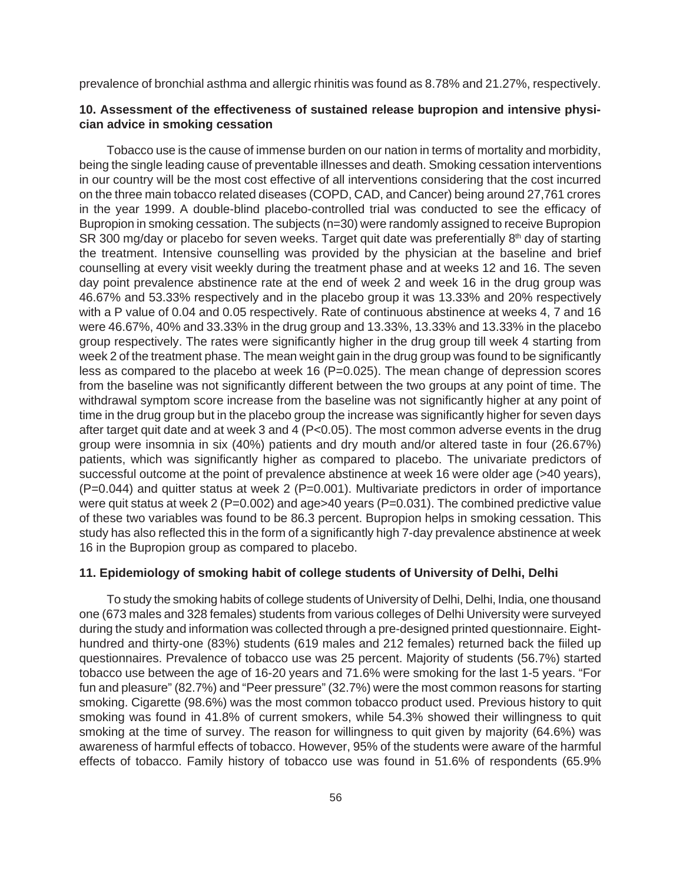prevalence of bronchial asthma and allergic rhinitis was found as 8.78% and 21.27%, respectively.

### 10. Assessment of the effectiveness of sustained release bupropion and intensive physician advice in smoking cessation

Tobacco use is the cause of immense burden on our nation in terms of mortality and morbidity, being the single leading cause of preventable illnesses and death. Smoking cessation interventions in our country will be the most cost effective of all interventions considering that the cost incurred on the three main tobacco related diseases (COPD, CAD, and Cancer) being around 27,761 crores in the year 1999. A double-blind placebo-controlled trial was conducted to see the efficacy of Bupropion in smoking cessation. The subjects (n=30) were randomly assigned to receive Bupropion SR 300 mg/day or placebo for seven weeks. Target quit date was preferentially 8th day of starting the treatment. Intensive counselling was provided by the physician at the baseline and brief counselling at every visit weekly during the treatment phase and at weeks 12 and 16. The seven day point prevalence abstinence rate at the end of week 2 and week 16 in the drug group was 46.67% and 53.33% respectively and in the placebo group it was 13.33% and 20% respectively with a P value of 0.04 and 0.05 respectively. Rate of continuous abstinence at weeks 4, 7 and 16 were 46.67%, 40% and 33.33% in the drug group and 13.33%, 13.33% and 13.33% in the placebo group respectively. The rates were significantly higher in the drug group till week 4 starting from week 2 of the treatment phase. The mean weight gain in the drug group was found to be significantly less as compared to the placebo at week 16 (P=0.025). The mean change of depression scores from the baseline was not significantly different between the two groups at any point of time. The withdrawal symptom score increase from the baseline was not significantly higher at any point of time in the drug group but in the placebo group the increase was significantly higher for seven days after target quit date and at week 3 and 4 ($P<0.05$). The most common adverse events in the drug group were insomnia in six (40%) patients and dry mouth and/or altered taste in four (26.67%) patients, which was significantly higher as compared to placebo. The univariate predictors of successful outcome at the point of prevalence abstinence at week 16 were older age (>40 years), (P=0.044) and quitter status at week 2 (P=0.001). Multivariate predictors in order of importance were quit status at week 2 (P=0.002) and age>40 years (P=0.031). The combined predictive value of these two variables was found to be 86.3 percent. Bupropion helps in smoking cessation. This study has also reflected this in the form of a significantly high 7-day prevalence abstinence at week 16 in the Bupropion group as compared to placebo.

### 11. Epidemiology of smoking habit of college students of University of Delhi, Delhi

To study the smoking habits of college students of University of Delhi, Delhi, India, one thousand one (673 males and 328 females) students from various colleges of Delhi University were surveyed during the study and information was collected through a pre-designed printed questionnaire. Eight-hundred and thirty-one (83%) students (619 males and 212 females) returned back the fiiled up questionnaires. Prevalence of tobacco use was 25 percent. Majority of students (56.7%) started tobacco use between the age of 16-20 years and 71.6% were smoking for the last 1-5 years. "For fun and pleasure" (82.7%) and "Peer pressure" (32.7%) were the most common reasons for starting smoking. Cigarette (98.6%) was the most common tobacco product used. Previous history to quit smoking was found in 41.8% of current smokers, while 54.3% showed their willingness to quit smoking at the time of survey. The reason for willingness to quit given by majority (64.6%) was awareness of harmful effects of tobacco. However, 95% of the students were aware of the harmful effects of tobacco. Family history of tobacco use was found in 51.6% of respondents (65.9%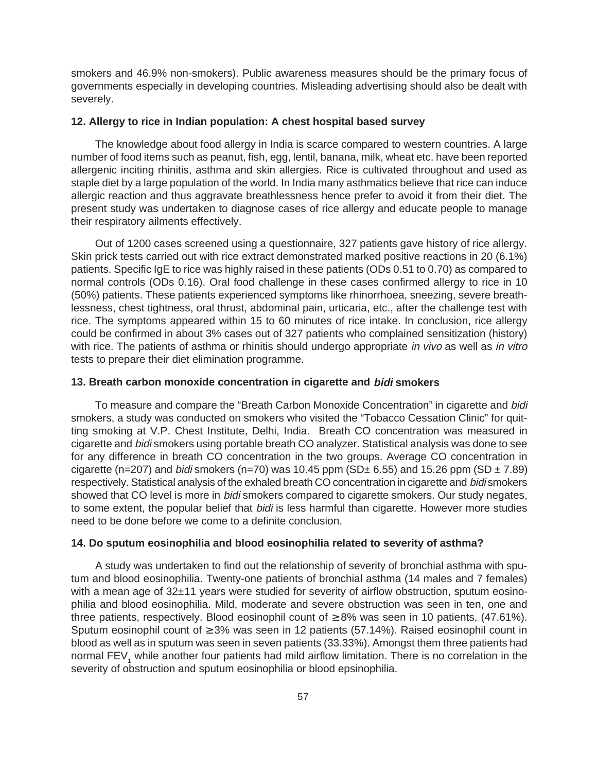smokers and 46.9% non-smokers). Public awareness measures should be the primary focus of governments especially in developing countries. Misleading advertising should also be dealt with severely.

### 12. Allergy to rice in Indian population: A chest hospital based survey

The knowledge about food allergy in India is scarce compared to western countries. A large number of food items such as peanut, fish, egg, lentil, banana, milk, wheat etc. have been reported allergenic inciting rhinitis, asthma and skin allergies. Rice is cultivated throughout and used as staple diet by a large population of the world. In India many asthmatics believe that rice can induce allergic reaction and thus aggravate breathlessness hence prefer to avoid it from their diet. The present study was undertaken to diagnose cases of rice allergy and educate people to manage their respiratory ailments effectively.

Out of 1200 cases screened using a questionnaire, 327 patients gave history of rice allergy. Skin prick tests carried out with rice extract demonstrated marked positive reactions in 20 (6.1%) patients. Specific IgE to rice was highly raised in these patients (ODs 0.51 to 0.70) as compared to normal controls (ODs 0.16). Oral food challenge in these cases confirmed allergy to rice in 10 (50%) patients. These patients experienced symptoms like rhinorrhoea, sneezing, severe breathlessness, chest tightness, oral thrust, abdominal pain, urticaria, etc., after the challenge test with rice. The symptoms appeared within 15 to 60 minutes of rice intake. In conclusion, rice allergy could be confirmed in about 3% cases out of 327 patients who complained sensitization (history) with rice. The patients of asthma or rhinitis should undergo appropriate *in vivo* as well as *in vitro* tests to prepare their diet elimination programme.

### 13. Breath carbon monoxide concentration in cigarette and *bidi* smokers

To measure and compare the "Breath Carbon Monoxide Concentration" in cigarette and *bidi* smokers, a study was conducted on smokers who visited the "Tobacco Cessation Clinic" for quitting smoking at V.P. Chest Institute, Delhi, India. Breath CO concentration was measured in cigarette and *bidi* smokers using portable breath CO analyzer. Statistical analysis was done to see for any difference in breath CO concentration in the two groups. Average CO concentration in cigarette (n=207) and *bidi* smokers (n=70) was 10.45 ppm (SD± 6.55) and 15.26 ppm (SD ± 7.89) respectively. Statistical analysis of the exhaled breath CO concentration in cigarette and *bidi* smokers showed that CO level is more in *bidi* smokers compared to cigarette smokers. Our study negates, to some extent, the popular belief that *bidi* is less harmful than cigarette. However more studies need to be done before we come to a definite conclusion.

### 14. Do sputum eosinophilia and blood eosinophilia related to severity of asthma?

A study was undertaken to find out the relationship of severity of bronchial asthma with sputum and blood eosinophilia. Twenty-one patients of bronchial asthma (14 males and 7 females) with a mean age of 32±11 years were studied for severity of airflow obstruction, sputum eosinophilia and blood eosinophilia. Mild, moderate and severe obstruction was seen in ten, one and three patients, respectively. Blood eosinophil count of ≥8% was seen in 10 patients, (47.61%). Sputum eosinophil count of ≥3% was seen in 12 patients (57.14%). Raised eosinophil count in blood as well as in sputum was seen in seven patients (33.33%). Amongst them three patients had normal $FEV_1$ while another four patients had mild airflow limitation. There is no correlation in the severity of obstruction and sputum eosinophilia or blood epsinophilia.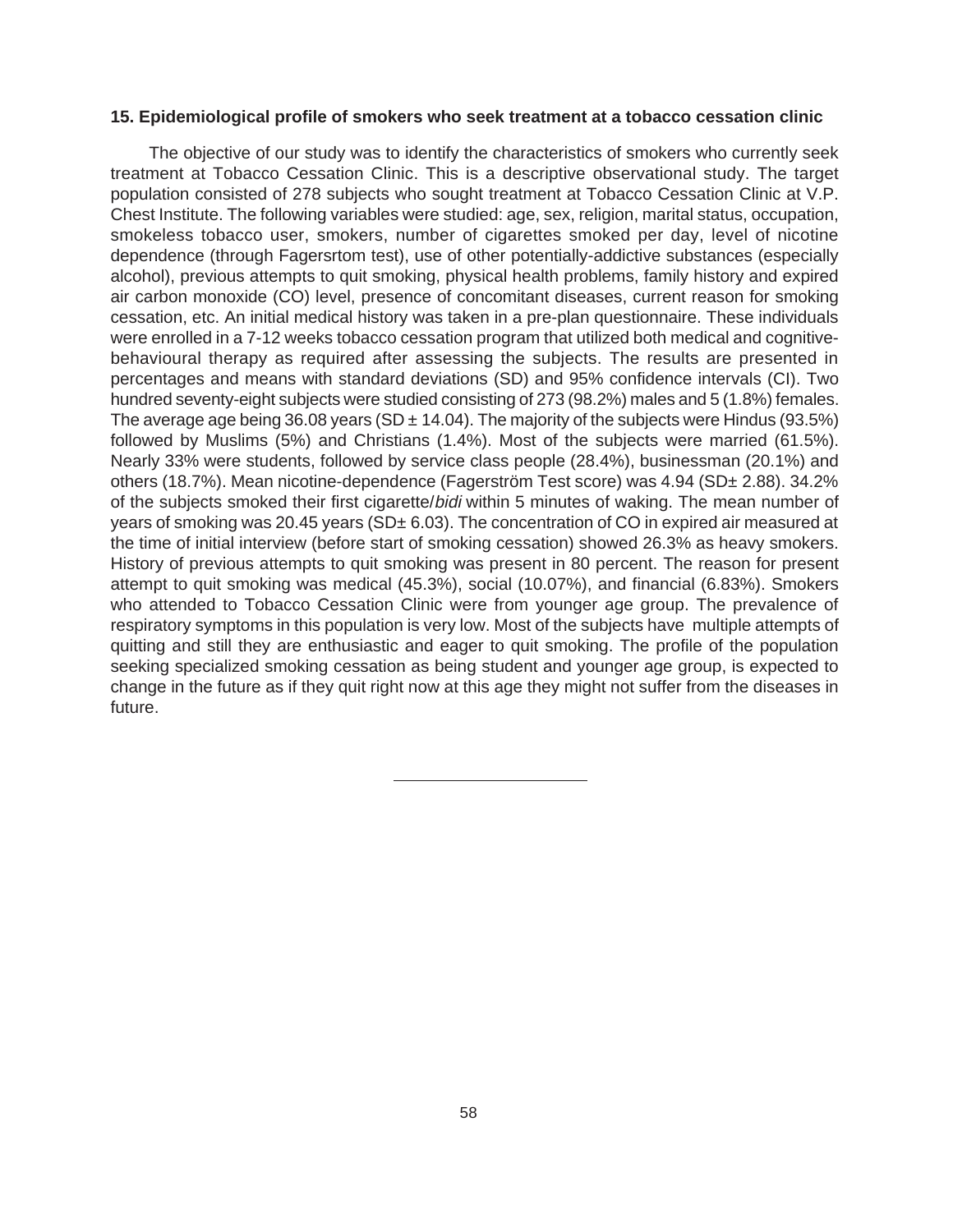### 15. Epidemiological profile of smokers who seek treatment at a tobacco cessation clinic

The objective of our study was to identify the characteristics of smokers who currently seek treatment at Tobacco Cessation Clinic. This is a descriptive observational study. The target population consisted of 278 subjects who sought treatment at Tobacco Cessation Clinic at V.P. Chest Institute. The following variables were studied: age, sex, religion, marital status, occupation, smokeless tobacco user, smokers, number of cigarettes smoked per day, level of nicotine dependence (through Fagersrtom test), use of other potentially-addictive substances (especially alcohol), previous attempts to quit smoking, physical health problems, family history and expired air carbon monoxide (CO) level, presence of concomitant diseases, current reason for smoking cessation, etc. An initial medical history was taken in a pre-plan questionnaire. These individuals were enrolled in a 7-12 weeks tobacco cessation program that utilized both medical and cognitive-behavioural therapy as required after assessing the subjects. The results are presented in percentages and means with standard deviations (SD) and 95% confidence intervals (CI). Two hundred seventy-eight subjects were studied consisting of 273 (98.2%) males and 5 (1.8%) females. The average age being 36.08 years (SD ± 14.04). The majority of the subjects were Hindus (93.5%) followed by Muslims (5%) and Christians (1.4%). Most of the subjects were married (61.5%). Nearly 33% were students, followed by service class people (28.4%), businessman (20.1%) and others (18.7%). Mean nicotine-dependence (Fagerström Test score) was 4.94 (SD± 2.88). 34.2% of the subjects smoked their first cigarette/*bidi* within 5 minutes of waking. The mean number of years of smoking was 20.45 years (SD± 6.03). The concentration of CO in expired air measured at the time of initial interview (before start of smoking cessation) showed 26.3% as heavy smokers. History of previous attempts to quit smoking was present in 80 percent. The reason for present attempt to quit smoking was medical (45.3%), social (10.07%), and financial (6.83%). Smokers who attended to Tobacco Cessation Clinic were from younger age group. The prevalence of respiratory symptoms in this population is very low. Most of the subjects have multiple attempts of quitting and still they are enthusiastic and eager to quit smoking. The profile of the population seeking specialized smoking cessation as being student and younger age group, is expected to change in the future as if they quit right now at this age they might not suffer from the diseases in future.

---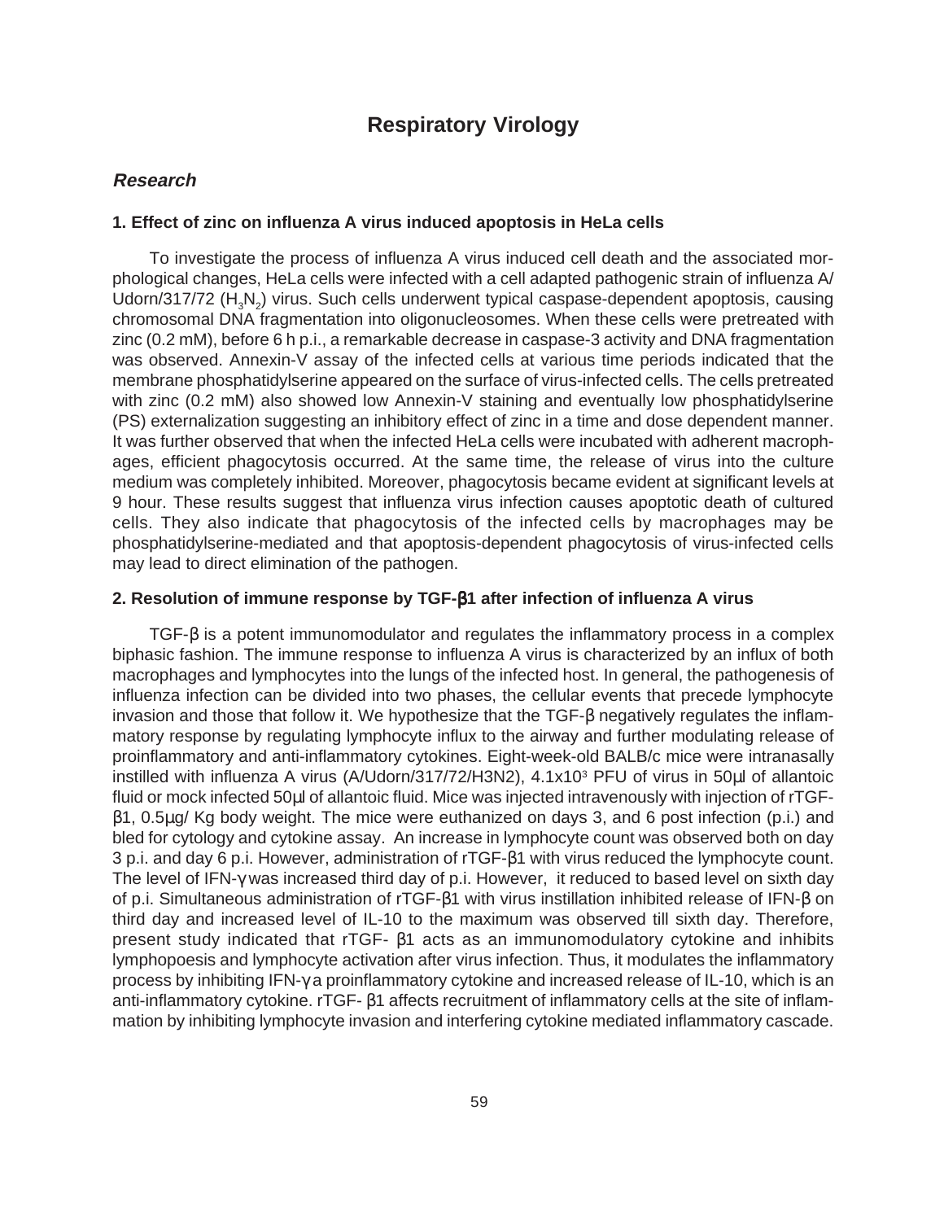# Respiratory Virology

## *Research*

### 1. Effect of zinc on influenza A virus induced apoptosis in HeLa cells

To investigate the process of influenza A virus induced cell death and the associated morphological changes, HeLa cells were infected with a cell adapted pathogenic strain of influenza A/ Udorn/317/72 ($H_3N_2$) virus. Such cells underwent typical caspase-dependent apoptosis, causing chromosomal DNA fragmentation into oligonucleosomes. When these cells were pretreated with zinc (0.2 mM), before 6 h p.i., a remarkable decrease in caspase-3 activity and DNA fragmentation was observed. Annexin-V assay of the infected cells at various time periods indicated that the membrane phosphatidylserine appeared on the surface of virus-infected cells. The cells pretreated with zinc (0.2 mM) also showed low Annexin-V staining and eventually low phosphatidylserine (PS) externalization suggesting an inhibitory effect of zinc in a time and dose dependent manner. It was further observed that when the infected HeLa cells were incubated with adherent macrophages, efficient phagocytosis occurred. At the same time, the release of virus into the culture medium was completely inhibited. Moreover, phagocytosis became evident at significant levels at 9 hour. These results suggest that influenza virus infection causes apoptotic death of cultured cells. They also indicate that phagocytosis of the infected cells by macrophages may be phosphatidylserine-mediated and that apoptosis-dependent phagocytosis of virus-infected cells may lead to direct elimination of the pathogen.

### 2. Resolution of immune response by TGF-β1 after infection of influenza A virus

TGF-β is a potent immunomodulator and regulates the inflammatory process in a complex biphasic fashion. The immune response to influenza A virus is characterized by an influx of both macrophages and lymphocytes into the lungs of the infected host. In general, the pathogenesis of influenza infection can be divided into two phases, the cellular events that precede lymphocyte invasion and those that follow it. We hypothesize that the TGF-β negatively regulates the inflammatory response by regulating lymphocyte influx to the airway and further modulating release of proinflammatory and anti-inflammatory cytokines. Eight-week-old BALB/c mice were intranasally instilled with influenza A virus (A/Udorn/317/72/H3N2), $4.1 \times 10^3$ PFU of virus in 50µl of allantoic fluid or mock infected 50µl of allantoic fluid. Mice was injected intravenously with injection of rTGF-β1, 0.5µg/ Kg body weight. The mice were euthanized on days 3, and 6 post infection (p.i.) and bled for cytology and cytokine assay. An increase in lymphocyte count was observed both on day 3 p.i. and day 6 p.i. However, administration of rTGF-β1 with virus reduced the lymphocyte count. The level of IFN-γ was increased third day of p.i. However, it reduced to based level on sixth day of p.i. Simultaneous administration of rTGF-β1 with virus instillation inhibited release of IFN-β on third day and increased level of IL-10 to the maximum was observed till sixth day. Therefore, present study indicated that rTGF- β1 acts as an immunomodulatory cytokine and inhibits lymphopoesis and lymphocyte activation after virus infection. Thus, it modulates the inflammatory process by inhibiting IFN-γ a proinflammatory cytokine and increased release of IL-10, which is an anti-inflammatory cytokine. rTGF- β1 affects recruitment of inflammatory cells at the site of inflammation by inhibiting lymphocyte invasion and interfering cytokine mediated inflammatory cascade.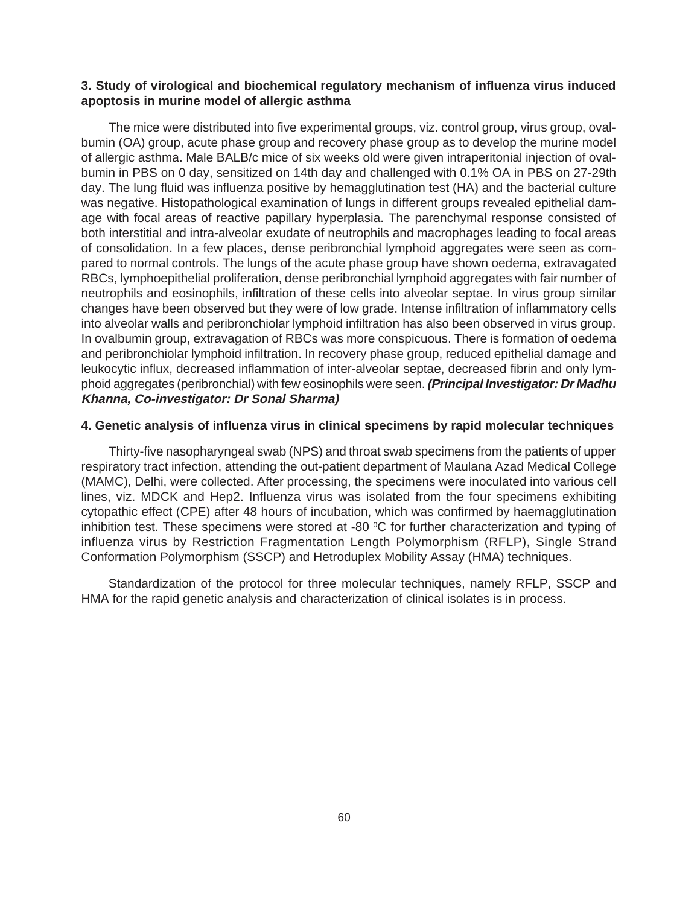### 3. Study of virological and biochemical regulatory mechanism of influenza virus induced apoptosis in murine model of allergic asthma

The mice were distributed into five experimental groups, viz. control group, virus group, ovalbumin (OA) group, acute phase group and recovery phase group as to develop the murine model of allergic asthma. Male BALB/c mice of six weeks old were given intraperitonial injection of ovalbumin in PBS on 0 day, sensitized on 14th day and challenged with 0.1% OA in PBS on 27-29th day. The lung fluid was influenza positive by hemagglutination test (HA) and the bacterial culture was negative. Histopathological examination of lungs in different groups revealed epithelial damage with focal areas of reactive papillary hyperplasia. The parenchymal response consisted of both interstitial and intra-alveolar exudate of neutrophils and macrophages leading to focal areas of consolidation. In a few places, dense peribronchial lymphoid aggregates were seen as compared to normal controls. The lungs of the acute phase group have shown oedema, extravagated RBCs, lymphoepithelial proliferation, dense peribronchial lymphoid aggregates with fair number of neutrophils and eosinophils, infiltration of these cells into alveolar septae. In virus group similar changes have been observed but they were of low grade. Intense infiltration of inflammatory cells into alveolar walls and peribronchiolar lymphoid infiltration has also been observed in virus group. In ovalbumin group, extravagation of RBCs was more conspicuous. There is formation of oedema and peribronchiolar lymphoid infiltration. In recovery phase group, reduced epithelial damage and leukocytic influx, decreased inflammation of inter-alveolar septae, decreased fibrin and only lymphoid aggregates (peribronchial) with few eosinophils were seen. ***(Principal Investigator: Dr Madhu Khanna, Co-investigator: Dr Sonal Sharma)***

### 4. Genetic analysis of influenza virus in clinical specimens by rapid molecular techniques

Thirty-five nasopharyngeal swab (NPS) and throat swab specimens from the patients of upper respiratory tract infection, attending the out-patient department of Maulana Azad Medical College (MAMC), Delhi, were collected. After processing, the specimens were inoculated into various cell lines, viz. MDCK and Hep2. Influenza virus was isolated from the four specimens exhibiting cytopathic effect (CPE) after 48 hours of incubation, which was confirmed by haemagglutination inhibition test. These specimens were stored at -80 $^0$C for further characterization and typing of influenza virus by Restriction Fragmentation Length Polymorphism (RFLP), Single Strand Conformation Polymorphism (SSCP) and Hetroduplex Mobility Assay (HMA) techniques.

Standardization of the protocol for three molecular techniques, namely RFLP, SSCP and HMA for the rapid genetic analysis and characterization of clinical isolates is in process.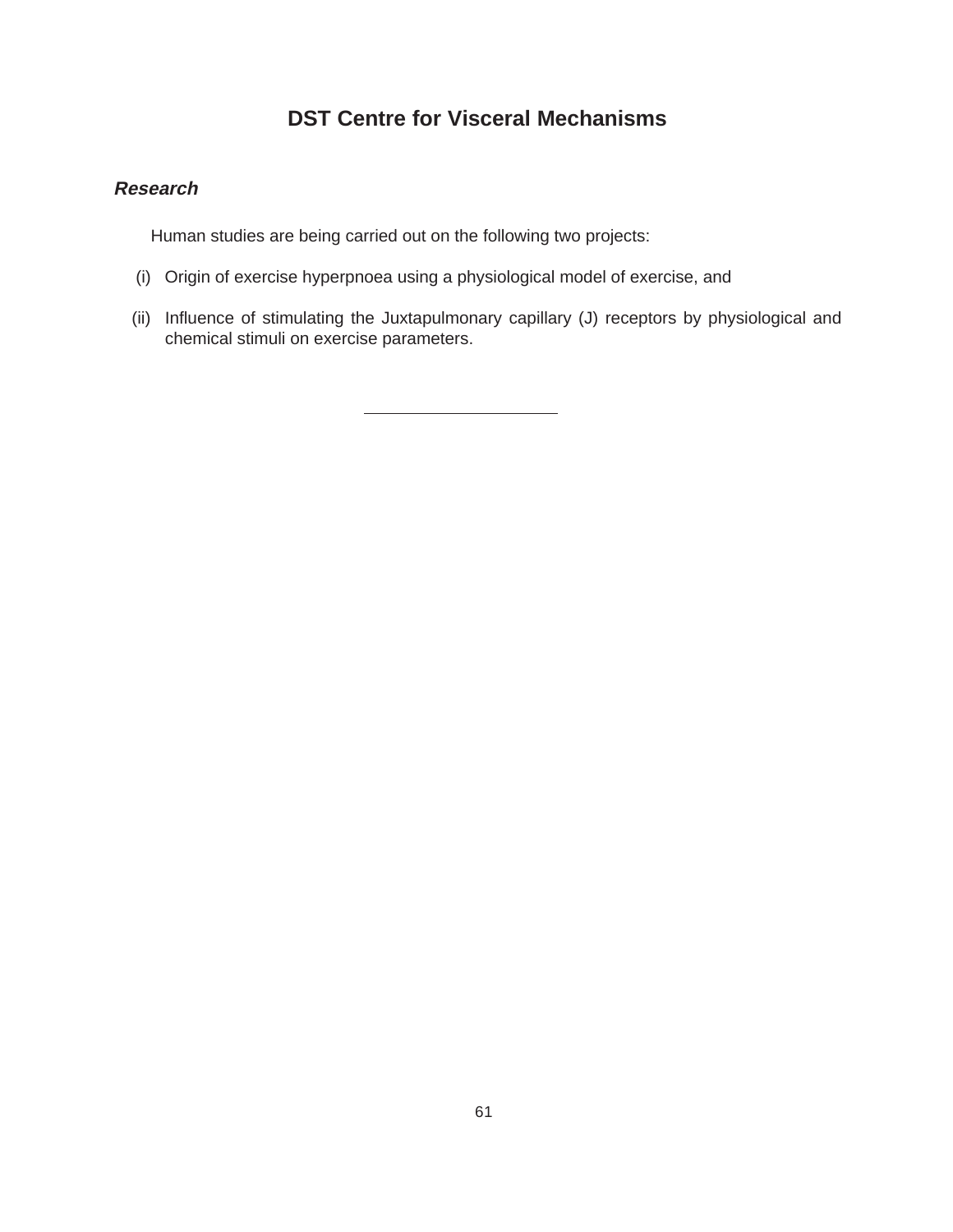# DST Centre for Visceral Mechanisms

## *Research*

Human studies are being carried out on the following two projects:

(i) Origin of exercise hyperpnoea using a physiological model of exercise, and

(ii) Influence of stimulating the Juxtapulmonary capillary (J) receptors by physiological and chemical stimuli on exercise parameters.

---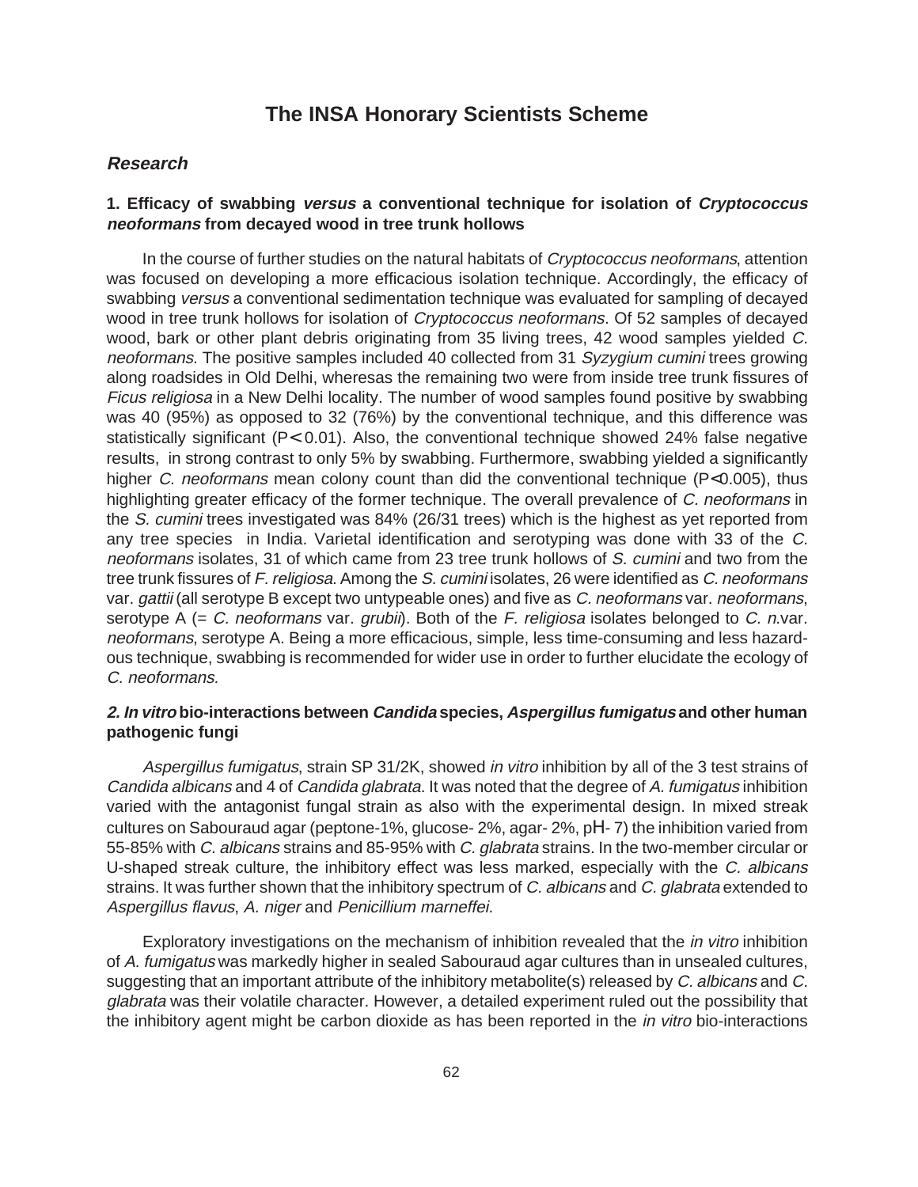# The INSA Honorary Scientists Scheme

## *Research*

### 1. Efficacy of swabbing *versus* a conventional technique for isolation of *Cryptococcus neoformans* from decayed wood in tree trunk hollows

In the course of further studies on the natural habitats of *Cryptococcus neoformans*, attention was focused on developing a more efficacious isolation technique. Accordingly, the efficacy of swabbing *versus* a conventional sedimentation technique was evaluated for sampling of decayed wood in tree trunk hollows for isolation of *Cryptococcus neoformans*. Of 52 samples of decayed wood, bark or other plant debris originating from 35 living trees, 42 wood samples yielded *C. neoformans.* The positive samples included 40 collected from 31 *Syzygium cumini* trees growing along roadsides in Old Delhi, wheresas the remaining two were from inside tree trunk fissures of *Ficus religiosa* in a New Delhi locality. The number of wood samples found positive by swabbing was 40 (95%) as opposed to 32 (76%) by the conventional technique, and this difference was statistically significant ($P < 0.01$). Also, the conventional technique showed 24% false negative results, in strong contrast to only 5% by swabbing. Furthermore, swabbing yielded a significantly higher *C. neoformans* mean colony count than did the conventional technique ($P < 0.005$), thus highlighting greater efficacy of the former technique. The overall prevalence of *C. neoformans* in the *S. cumini* trees investigated was 84% (26/31 trees) which is the highest as yet reported from any tree species in India. Varietal identification and serotyping was done with 33 of the *C. neoformans* isolates, 31 of which came from 23 tree trunk hollows of *S. cumini* and two from the tree trunk fissures of *F. religiosa*. Among the *S. cumini* isolates, 26 were identified as *C. neoformans* var. *gattii* (all serotype B except two untypeable ones) and five as *C. neoformans* var. *neoformans*, serotype A (= *C. neoformans* var. *grubii*). Both of the *F. religiosa* isolates belonged to *C. n.*var. *neoformans*, serotype A. Being a more efficacious, simple, less time-consuming and less hazardous technique, swabbing is recommended for wider use in order to further elucidate the ecology of *C. neoformans.*

### *2. In vitro* bio-interactions between *Candida* species, *Aspergillus fumigatus* and other human pathogenic fungi

*Aspergillus fumigatus*, strain SP 31/2K, showed *in vitro* inhibition by all of the 3 test strains of *Candida albicans* and 4 of *Candida glabrata*. It was noted that the degree of *A. fumigatus* inhibition varied with the antagonist fungal strain as also with the experimental design. In mixed streak cultures on Sabouraud agar (peptone-1%, glucose- 2%, agar- 2%, pH- 7) the inhibition varied from 55-85% with *C. albicans* strains and 85-95% with *C. glabrata* strains. In the two-member circular or U-shaped streak culture, the inhibitory effect was less marked, especially with the *C. albicans* strains. It was further shown that the inhibitory spectrum of *C. albicans* and *C. glabrata* extended to *Aspergillus flavus*, *A. niger* and *Penicillium marneffei.*

Exploratory investigations on the mechanism of inhibition revealed that the *in vitro* inhibition of *A. fumigatus* was markedly higher in sealed Sabouraud agar cultures than in unsealed cultures, suggesting that an important attribute of the inhibitory metabolite(s) released by *C. albicans* and *C. glabrata* was their volatile character. However, a detailed experiment ruled out the possibility that the inhibitory agent might be carbon dioxide as has been reported in the *in vitro* bio-interactions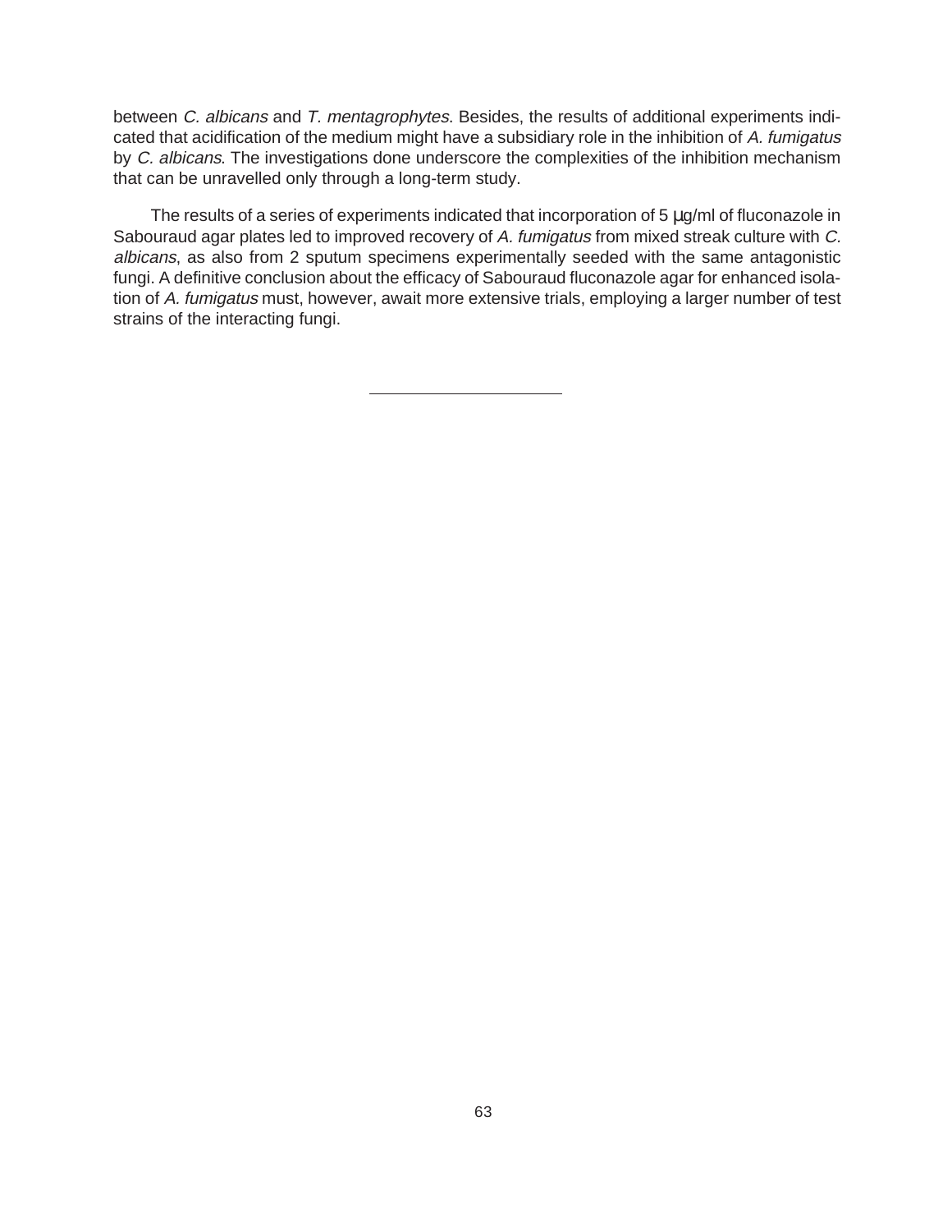between *C. albicans* and *T. mentagrophytes*. Besides, the results of additional experiments indicated that acidification of the medium might have a subsidiary role in the inhibition of *A. fumigatus* by *C. albicans*. The investigations done underscore the complexities of the inhibition mechanism that can be unravelled only through a long-term study.

The results of a series of experiments indicated that incorporation of 5 µg/ml of fluconazole in Sabouraud agar plates led to improved recovery of *A. fumigatus* from mixed streak culture with *C. albicans*, as also from 2 sputum specimens experimentally seeded with the same antagonistic fungi. A definitive conclusion about the efficacy of Sabouraud fluconazole agar for enhanced isolation of *A. fumigatus* must, however, await more extensive trials, employing a larger number of test strains of the interacting fungi.

---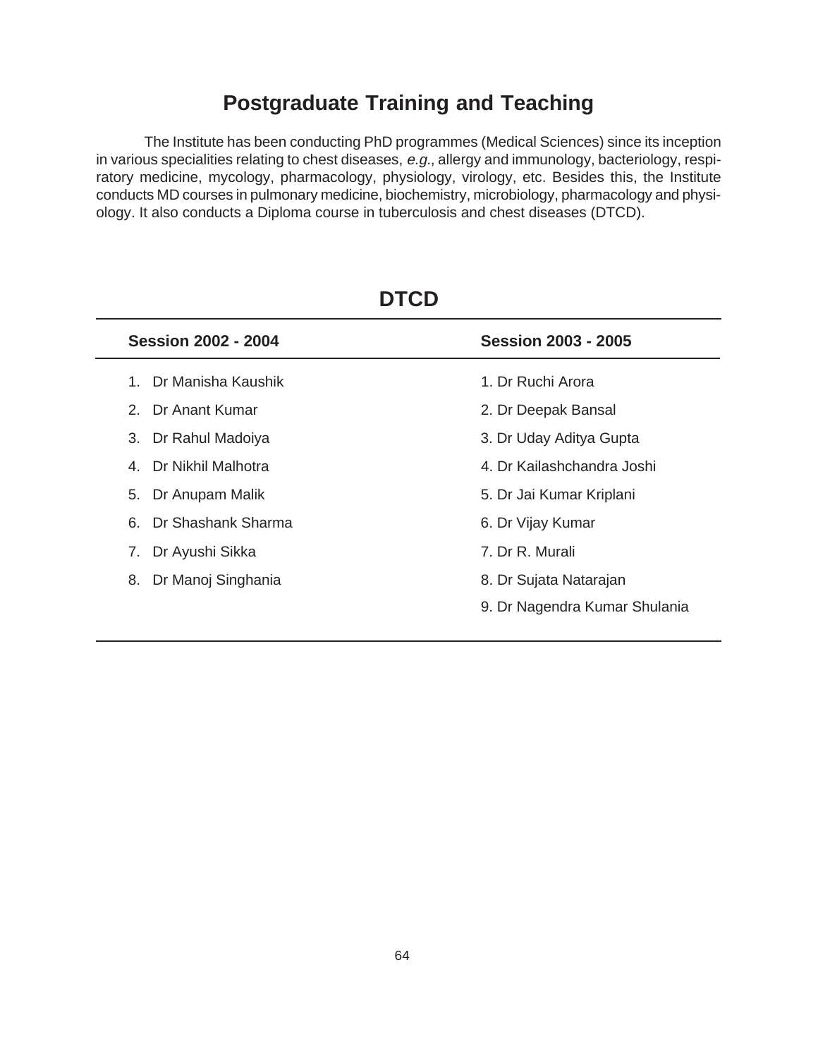# Postgraduate Training and Teaching

The Institute has been conducting PhD programmes (Medical Sciences) since its inception in various specialities relating to chest diseases, *e.g.*, allergy and immunology, bacteriology, respiratory medicine, mycology, pharmacology, physiology, virology, etc. Besides this, the Institute conducts MD courses in pulmonary medicine, biochemistry, microbiology, pharmacology and physiology. It also conducts a Diploma course in tuberculosis and chest diseases (DTCD).

## DTCD

| Session 2002 - 2004 | Session 2003 - 2005 |
|---|---|
| 1. Dr Manisha Kaushik | 1. Dr Ruchi Arora |
| 2. Dr Anant Kumar | 2. Dr Deepak Bansal |
| 3. Dr Rahul Madoiya | 3. Dr Uday Aditya Gupta |
| 4. Dr Nikhil Malhotra | 4. Dr Kailashchandra Joshi |
| 5. Dr Anupam Malik | 5. Dr Jai Kumar Kriplani |
| 6. Dr Shashank Sharma | 6. Dr Vijay Kumar |
| 7. Dr Ayushi Sikka | 7. Dr R. Murali |
| 8. Dr Manoj Singhania | 8. Dr Sujata Natarajan |
| | 9. Dr Nagendra Kumar Shulania |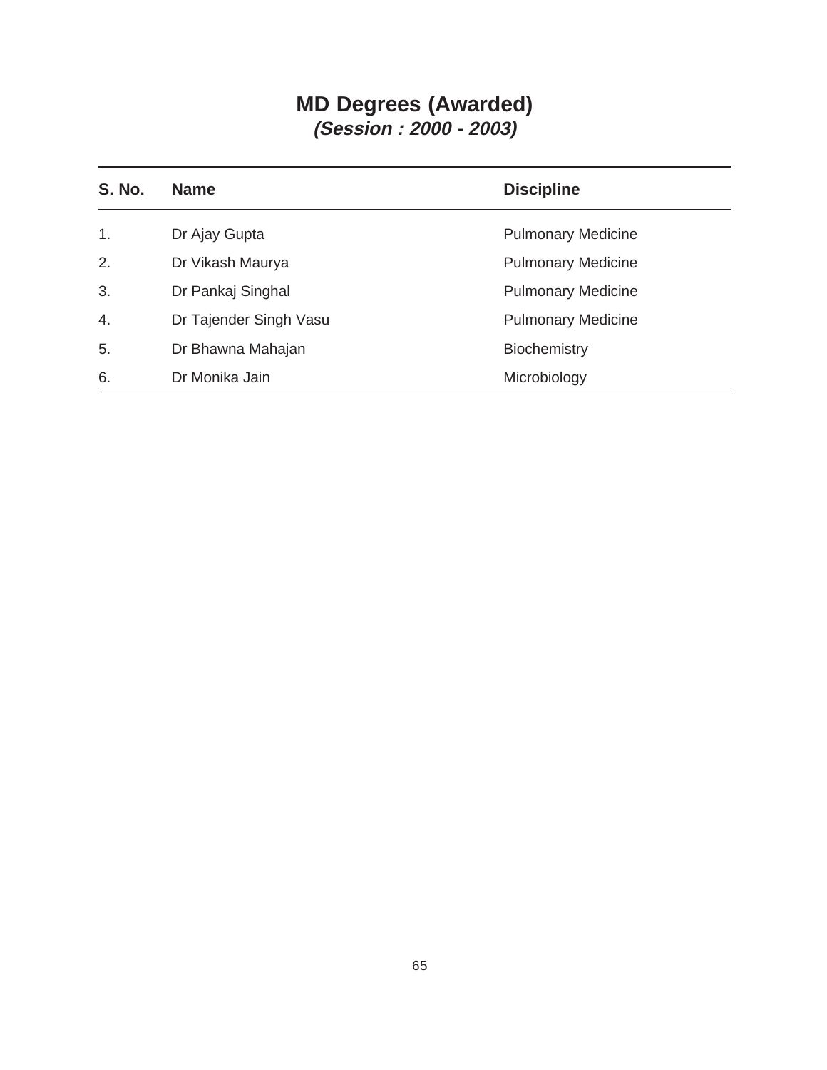# MD Degrees (Awarded)

***(Session : 2000 - 2003)***

| S. No. | Name | Discipline |
|---|---|---|
| 1. | Dr Ajay Gupta | Pulmonary Medicine |
| 2. | Dr Vikash Maurya | Pulmonary Medicine |
| 3. | Dr Pankaj Singhal | Pulmonary Medicine |
| 4. | Dr Tajender Singh Vasu | Pulmonary Medicine |
| 5. | Dr Bhawna Mahajan | Biochemistry |
| 6. | Dr Monika Jain | Microbiology |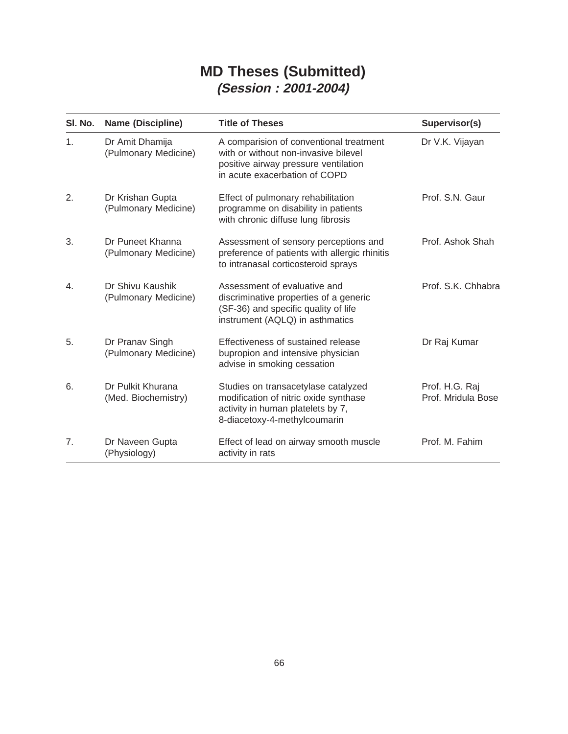# MD Theses (Submitted)

## *(Session : 2001-2004)*

| Sl. No. | Name (Discipline) | Title of Theses | Supervisor(s) |
|---|---|---|---|
| 1. | Dr Amit Dhamija (Pulmonary Medicine) | A comparision of conventional treatment with or without non-invasive bilevel positive airway pressure ventilation in acute exacerbation of COPD | Dr V.K. Vijayan |
| 2. | Dr Krishan Gupta (Pulmonary Medicine) | Effect of pulmonary rehabilitation programme on disability in patients with chronic diffuse lung fibrosis | Prof. S.N. Gaur |
| 3. | Dr Puneet Khanna (Pulmonary Medicine) | Assessment of sensory perceptions and preference of patients with allergic rhinitis to intranasal corticosteroid sprays | Prof. Ashok Shah |
| 4. | Dr Shivu Kaushik (Pulmonary Medicine) | Assessment of evaluative and discriminative properties of a generic (SF-36) and specific quality of life instrument (AQLQ) in asthmatics | Prof. S.K. Chhabra |
| 5. | Dr Pranav Singh (Pulmonary Medicine) | Effectiveness of sustained release bupropion and intensive physician advise in smoking cessation | Dr Raj Kumar |
| 6. | Dr Pulkit Khurana (Med. Biochemistry) | Studies on transacetylase catalyzed modification of nitric oxide synthase activity in human platelets by 7, 8-diacetoxy-4-methylcoumarin | Prof. H.G. Raj<br>Prof. Mridula Bose |
| 7. | Dr Naveen Gupta (Physiology) | Effect of lead on airway smooth muscle activity in rats | Prof. M. Fahim |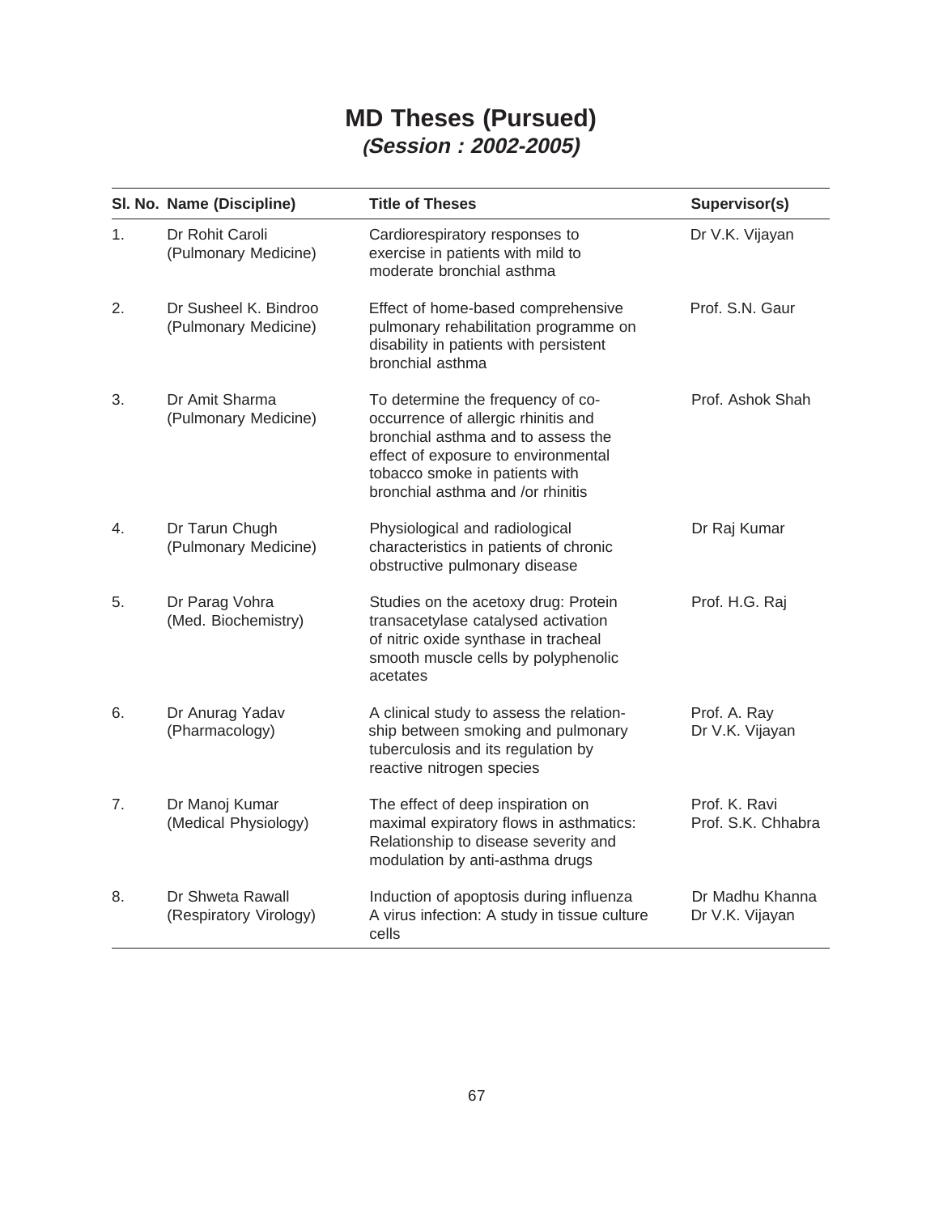# MD Theses (Pursued)

## (Session : 2002-2005)

| Sl. No. | Name (Discipline) | Title of Theses | Supervisor(s) |
|---|---|---|---|
| 1. | Dr Rohit Caroli (Pulmonary Medicine) | Cardiorespiratory responses to exercise in patients with mild to moderate bronchial asthma | Dr V.K. Vijayan |
| 2. | Dr Susheel K. Bindroo (Pulmonary Medicine) | Effect of home-based comprehensive pulmonary rehabilitation programme on disability in patients with persistent bronchial asthma | Prof. S.N. Gaur |
| 3. | Dr Amit Sharma (Pulmonary Medicine) | To determine the frequency of co-occurrence of allergic rhinitis and bronchial asthma and to assess the effect of exposure to environmental tobacco smoke in patients with bronchial asthma and /or rhinitis | Prof. Ashok Shah |
| 4. | Dr Tarun Chugh (Pulmonary Medicine) | Physiological and radiological characteristics in patients of chronic obstructive pulmonary disease | Dr Raj Kumar |
| 5. | Dr Parag Vohra (Med. Biochemistry) | Studies on the acetoxy drug: Protein transacetylase catalysed activation of nitric oxide synthase in tracheal smooth muscle cells by polyphenolic acetates | Prof. H.G. Raj |
| 6. | Dr Anurag Yadav (Pharmacology) | A clinical study to assess the relationship between smoking and pulmonary tuberculosis and its regulation by reactive nitrogen species | Prof. A. Ray<br>Dr V.K. Vijayan |
| 7. | Dr Manoj Kumar (Medical Physiology) | The effect of deep inspiration on maximal expiratory flows in asthmatics: Relationship to disease severity and modulation by anti-asthma drugs | Prof. K. Ravi<br>Prof. S.K. Chhabra |
| 8. | Dr Shweta Rawall (Respiratory Virology) | Induction of apoptosis during influenza A virus infection: A study in tissue culture cells | Dr Madhu Khanna<br>Dr V.K. Vijayan |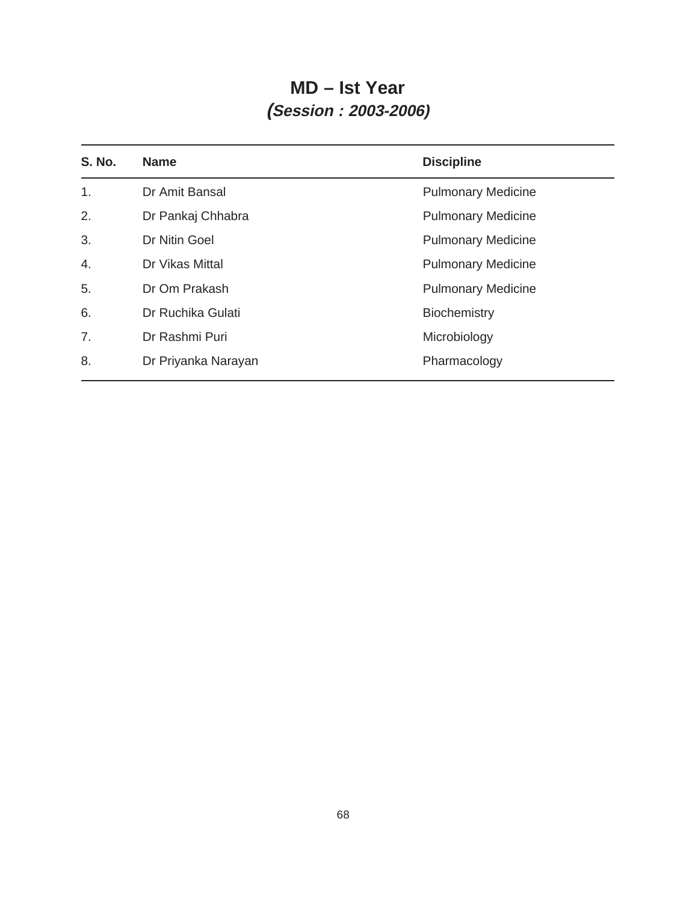# MD – Ist Year

## *(Session : 2003-2006)*

| S. No. | Name | Discipline |
|---|---|---|
| 1. | Dr Amit Bansal | Pulmonary Medicine |
| 2. | Dr Pankaj Chhabra | Pulmonary Medicine |
| 3. | Dr Nitin Goel | Pulmonary Medicine |
| 4. | Dr Vikas Mittal | Pulmonary Medicine |
| 5. | Dr Om Prakash | Pulmonary Medicine |
| 6. | Dr Ruchika Gulati | Biochemistry |
| 7. | Dr Rashmi Puri | Microbiology |
| 8. | Dr Priyanka Narayan | Pharmacology |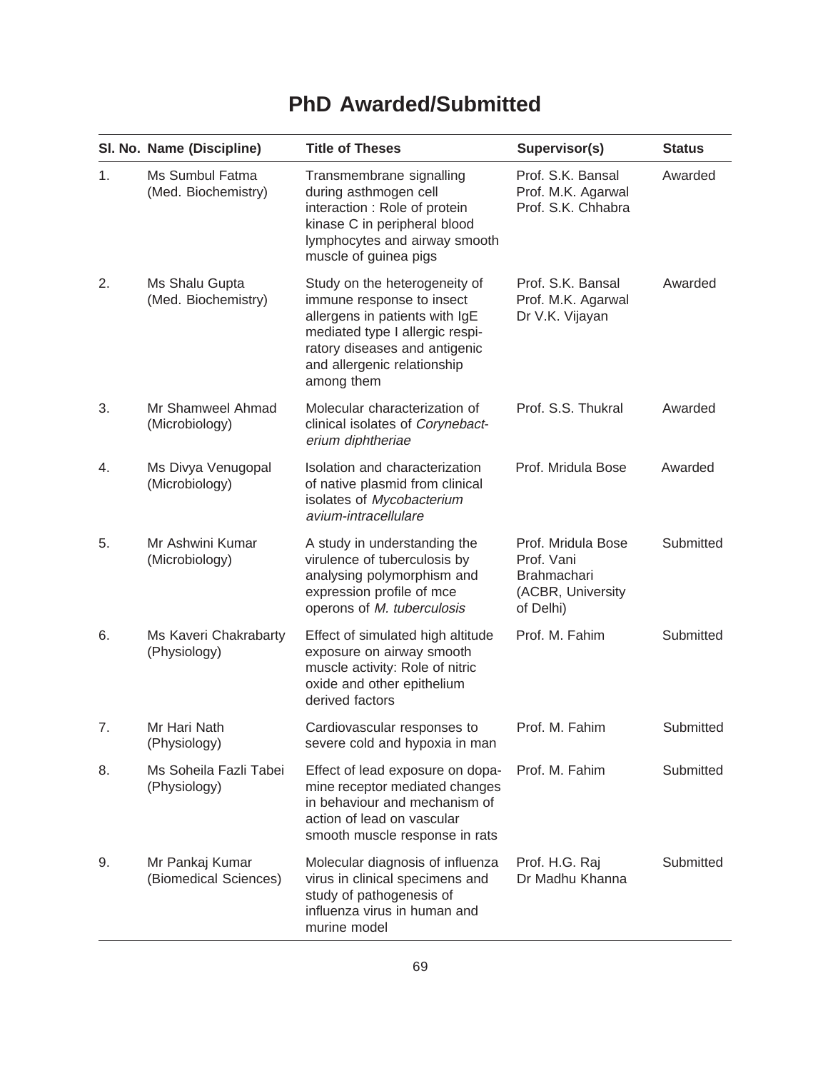# PhD Awarded/Submitted

| Sl. No. | Name (Discipline) | Title of Theses | Supervisor(s) | Status |
|---|---|---|---|---|
| 1. | Ms Sumbul Fatma (Med. Biochemistry) | Transmembrane signalling during asthmogen cell interaction : Role of protein kinase C in peripheral blood lymphocytes and airway smooth muscle of guinea pigs | Prof. S.K. Bansal<br>Prof. M.K. Agarwal<br>Prof. S.K. Chhabra | Awarded |
| 2. | Ms Shalu Gupta (Med. Biochemistry) | Study on the heterogeneity of immune response to insect allergens in patients with IgE mediated type I allergic respiratory diseases and antigenic and allergenic relationship among them | Prof. S.K. Bansal<br>Prof. M.K. Agarwal<br>Dr V.K. Vijayan | Awarded |
| 3. | Mr Shamweel Ahmad (Microbiology) | Molecular characterization of clinical isolates of *Corynebacterium diphtheriae* | Prof. S.S. Thukral | Awarded |
| 4. | Ms Divya Venugopal (Microbiology) | Isolation and characterization of native plasmid from clinical isolates of *Mycobacterium avium-intracellulare* | Prof. Mridula Bose | Awarded |
| 5. | Mr Ashwini Kumar (Microbiology) | A study in understanding the virulence of tuberculosis by analysing polymorphism and expression profile of mce operons of *M. tuberculosis* | Prof. Mridula Bose<br>Prof. Vani Brahmachari (ACBR, University of Delhi) | Submitted |
| 6. | Ms Kaveri Chakrabarty (Physiology) | Effect of simulated high altitude exposure on airway smooth muscle activity: Role of nitric oxide and other epithelium derived factors | Prof. M. Fahim | Submitted |
| 7. | Mr Hari Nath (Physiology) | Cardiovascular responses to severe cold and hypoxia in man | Prof. M. Fahim | Submitted |
| 8. | Ms Soheila Fazli Tabei (Physiology) | Effect of lead exposure on dopamine receptor mediated changes in behaviour and mechanism of action of lead on vascular smooth muscle response in rats | Prof. M. Fahim | Submitted |
| 9. | Mr Pankaj Kumar (Biomedical Sciences) | Molecular diagnosis of influenza virus in clinical specimens and study of pathogenesis of influenza virus in human and murine model | Prof. H.G. Raj<br>Dr Madhu Khanna | Submitted |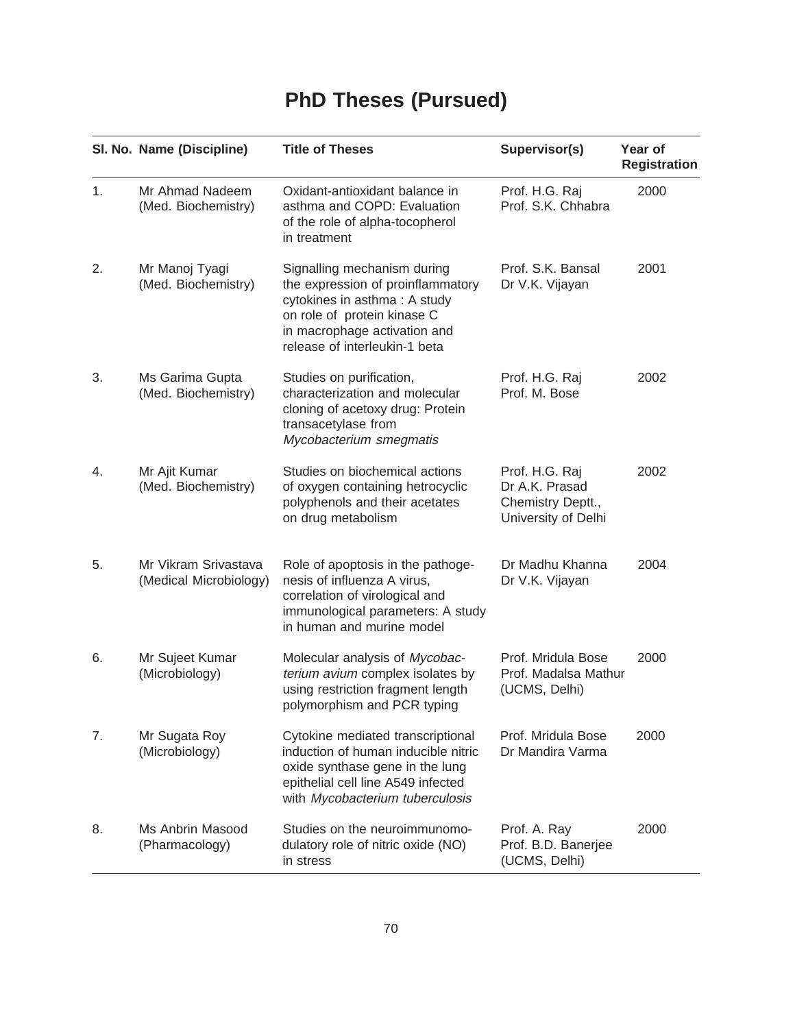# PhD Theses (Pursued)

| Sl. No. | Name (Discipline) | Title of Theses | Supervisor(s) | Year of Registration |
|---|---|---|---|---|
| 1. | Mr Ahmad Nadeem (Med. Biochemistry) | Oxidant-antioxidant balance in asthma and COPD: Evaluation of the role of alpha-tocopherol in treatment | Prof. H.G. Raj<br>Prof. S.K. Chhabra | 2000 |
| 2. | Mr Manoj Tyagi (Med. Biochemistry) | Signalling mechanism during the expression of proinflammatory cytokines in asthma : A study on role of protein kinase C in macrophage activation and release of interleukin-1 beta | Prof. S.K. Bansal<br>Dr V.K. Vijayan | 2001 |
| 3. | Ms Garima Gupta (Med. Biochemistry) | Studies on purification, characterization and molecular cloning of acetoxy drug: Protein transacetylase from *Mycobacterium smegmatis* | Prof. H.G. Raj<br>Prof. M. Bose | 2002 |
| 4. | Mr Ajit Kumar (Med. Biochemistry) | Studies on biochemical actions of oxygen containing hetrocyclic polyphenols and their acetates on drug metabolism | Prof. H.G. Raj<br>Dr A.K. Prasad<br>Chemistry Deptt., University of Delhi | 2002 |
| 5. | Mr Vikram Srivastava (Medical Microbiology) | Role of apoptosis in the pathogenesis of influenza A virus, correlation of virological and immunological parameters: A study in human and murine model | Dr Madhu Khanna<br>Dr V.K. Vijayan | 2004 |
| 6. | Mr Sujeet Kumar (Microbiology) | Molecular analysis of *Mycobacterium avium* complex isolates by using restriction fragment length polymorphism and PCR typing | Prof. Mridula Bose<br>Prof. Madalsa Mathur (UCMS, Delhi) | 2000 |
| 7. | Mr Sugata Roy (Microbiology) | Cytokine mediated transcriptional induction of human inducible nitric oxide synthase gene in the lung epithelial cell line A549 infected with *Mycobacterium tuberculosis* | Prof. Mridula Bose<br>Dr Mandira Varma | 2000 |
| 8. | Ms Anbrin Masood (Pharmacology) | Studies on the neuroimmunomodulatory role of nitric oxide (NO) in stress | Prof. A. Ray<br>Prof. B.D. Banerjee (UCMS, Delhi) | 2000 |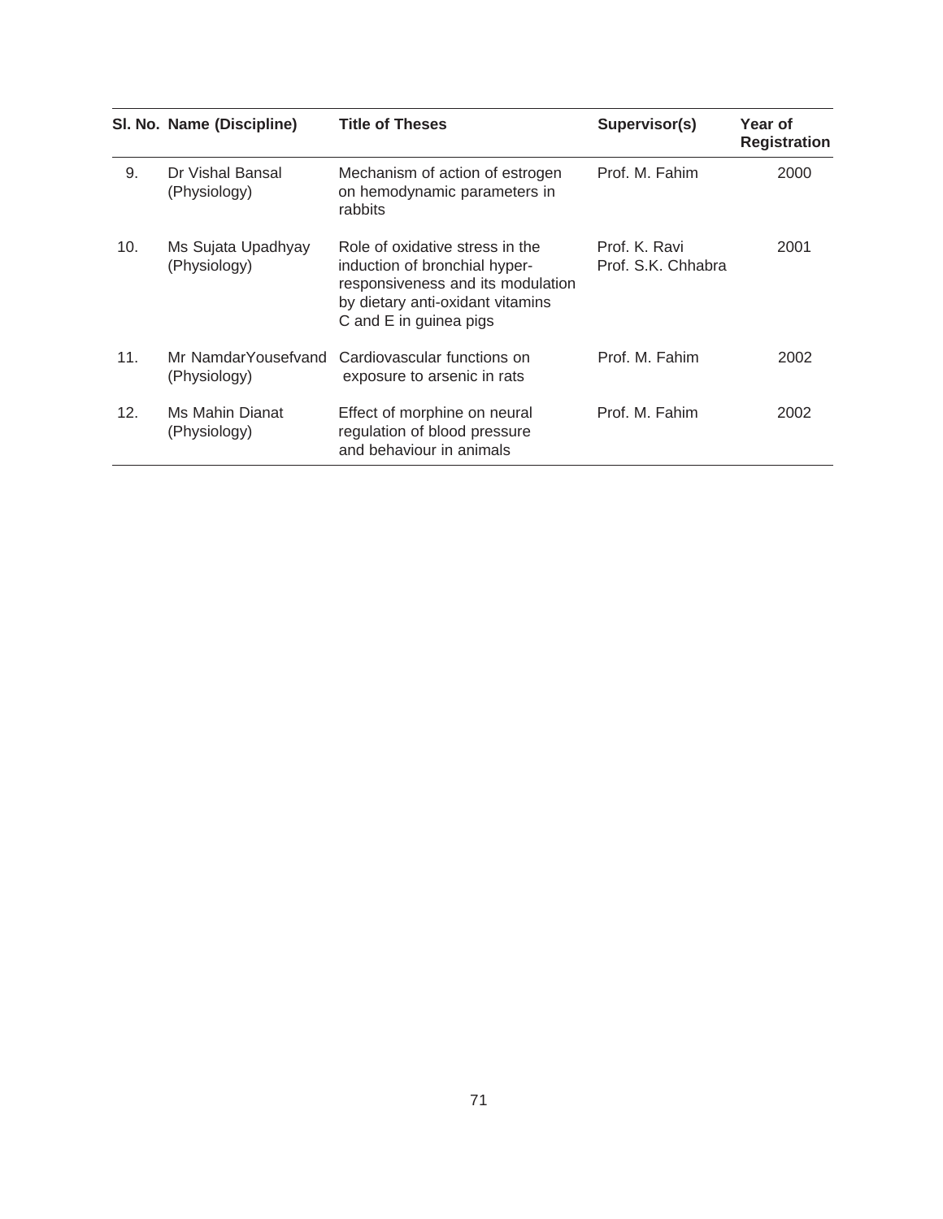| Sl. No. | Name (Discipline) | Title of Theses | Supervisor(s) | Year of Registration |
|---|---|---|---|---|
| 9. | Dr Vishal Bansal (Physiology) | Mechanism of action of estrogen on hemodynamic parameters in rabbits | Prof. M. Fahim | 2000 |
| 10. | Ms Sujata Upadhyay (Physiology) | Role of oxidative stress in the induction of bronchial hyper-responsiveness and its modulation by dietary anti-oxidant vitamins C and E in guinea pigs | Prof. K. Ravi<br>Prof. S.K. Chhabra | 2001 |
| 11. | Mr NamdarYousefvand (Physiology) | Cardiovascular functions on exposure to arsenic in rats | Prof. M. Fahim | 2002 |
| 12. | Ms Mahin Dianat (Physiology) | Effect of morphine on neural regulation of blood pressure and behaviour in animals | Prof. M. Fahim | 2002 |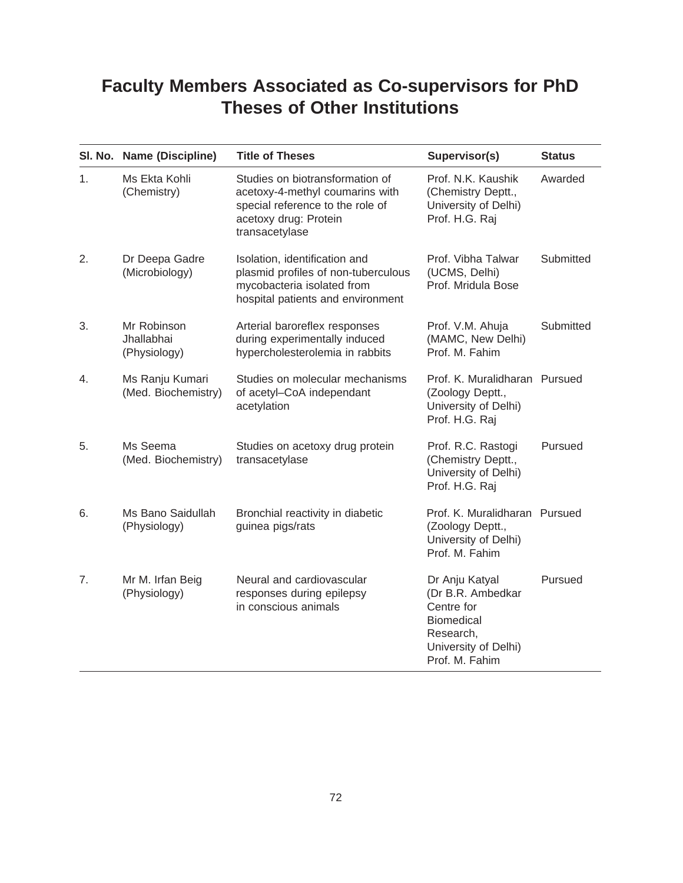# Faculty Members Associated as Co-supervisors for PhD Theses of Other Institutions

| Sl. No. | Name (Discipline) | Title of Theses | Supervisor(s) | Status |
|---|---|---|---|---|
| 1. | Ms Ekta Kohli (Chemistry) | Studies on biotransformation of acetoxy-4-methyl coumarins with special reference to the role of acetoxy drug: Protein transacetylase | Prof. N.K. Kaushik (Chemistry Deptt., University of Delhi) Prof. H.G. Raj | Awarded |
| 2. | Dr Deepa Gadre (Microbiology) | Isolation, identification and plasmid profiles of non-tuberculous mycobacteria isolated from hospital patients and environment | Prof. Vibha Talwar (UCMS, Delhi) Prof. Mridula Bose | Submitted |
| 3. | Mr Robinson Jhallabhai (Physiology) | Arterial baroreflex responses during experimentally induced hypercholesterolemia in rabbits | Prof. V.M. Ahuja (MAMC, New Delhi) Prof. M. Fahim | Submitted |
| 4. | Ms Ranju Kumari (Med. Biochemistry) | Studies on molecular mechanisms of acetyl–CoA independant acetylation | Prof. K. Muralidharan (Zoology Deptt., University of Delhi) Prof. H.G. Raj | Pursued |
| 5. | Ms Seema (Med. Biochemistry) | Studies on acetoxy drug protein transacetylase | Prof. R.C. Rastogi (Chemistry Deptt., University of Delhi) Prof. H.G. Raj | Pursued |
| 6. | Ms Bano Saidullah (Physiology) | Bronchial reactivity in diabetic guinea pigs/rats | Prof. K. Muralidharan (Zoology Deptt., University of Delhi) Prof. M. Fahim | Pursued |
| 7. | Mr M. Irfan Beig (Physiology) | Neural and cardiovascular responses during epilepsy in conscious animals | Dr Anju Katyal (Dr B.R. Ambedkar Centre for Biomedical Research, University of Delhi) Prof. M. Fahim | Pursued |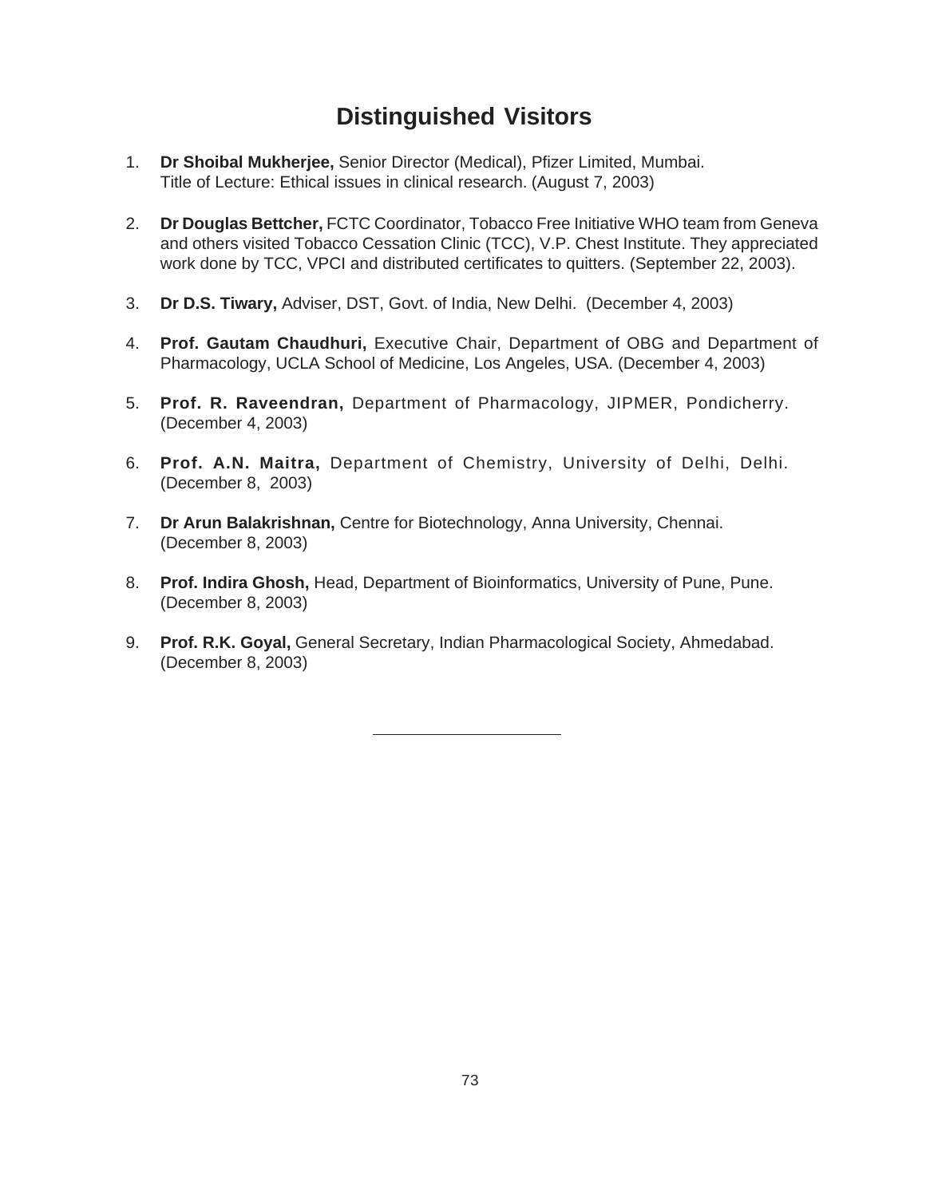# Distinguished Visitors

1. **Dr Shoibal Mukherjee,** Senior Director (Medical), Pfizer Limited, Mumbai.
   Title of Lecture: Ethical issues in clinical research. (August 7, 2003)

2. **Dr Douglas Bettcher,** FCTC Coordinator, Tobacco Free Initiative WHO team from Geneva and others visited Tobacco Cessation Clinic (TCC), V.P. Chest Institute. They appreciated work done by TCC, VPCI and distributed certificates to quitters. (September 22, 2003).

3. **Dr D.S. Tiwary,** Adviser, DST, Govt. of India, New Delhi. (December 4, 2003)

4. **Prof. Gautam Chaudhuri,** Executive Chair, Department of OBG and Department of Pharmacology, UCLA School of Medicine, Los Angeles, USA. (December 4, 2003)

5. **Prof. R. Raveendran,** Department of Pharmacology, JIPMER, Pondicherry. (December 4, 2003)

6. **Prof. A.N. Maitra,** Department of Chemistry, University of Delhi, Delhi. (December 8, 2003)

7. **Dr Arun Balakrishnan,** Centre for Biotechnology, Anna University, Chennai. (December 8, 2003)

8. **Prof. Indira Ghosh,** Head, Department of Bioinformatics, University of Pune, Pune. (December 8, 2003)

9. **Prof. R.K. Goyal,** General Secretary, Indian Pharmacological Society, Ahmedabad. (December 8, 2003)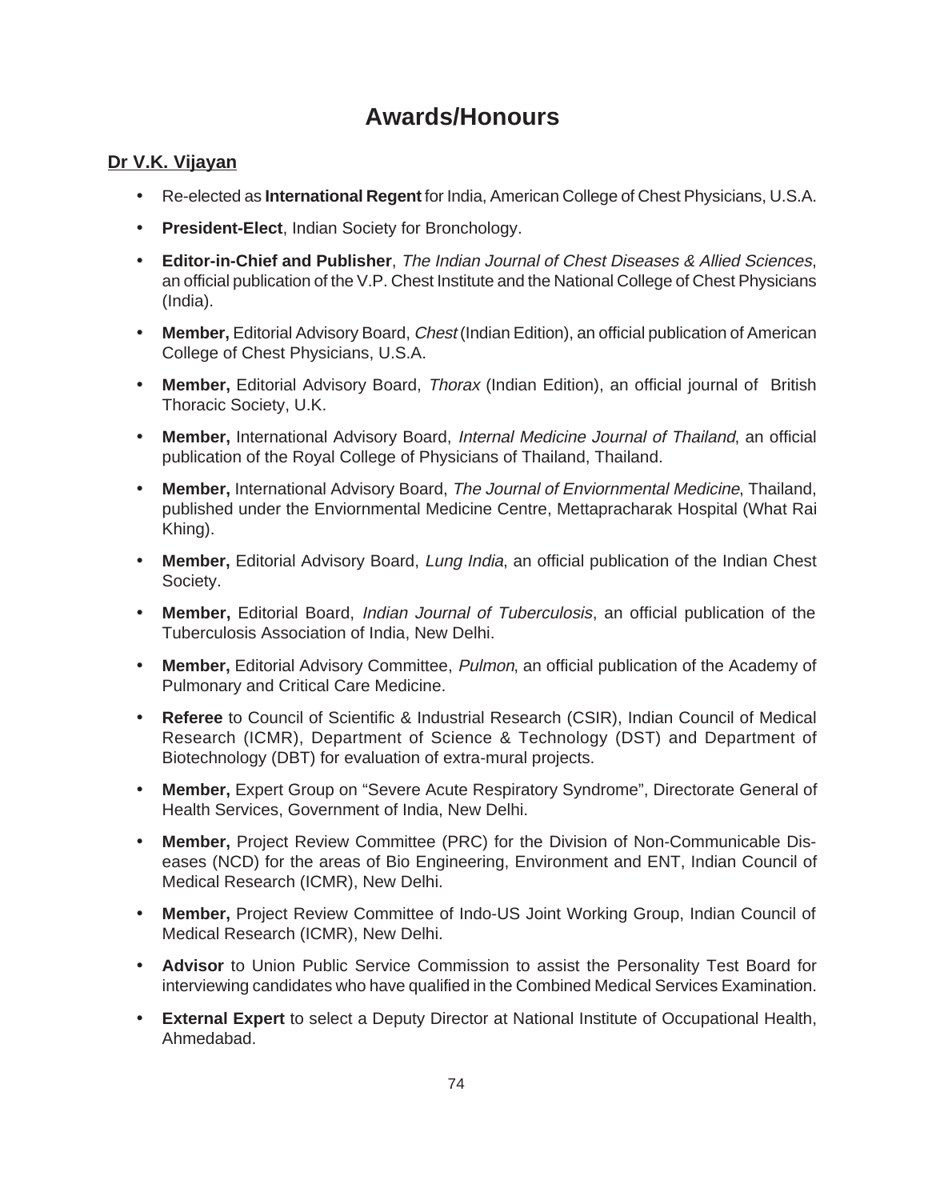# Awards/Honours

**Dr V.K. Vijayan**

- Re-elected as **International Regent** for India, American College of Chest Physicians, U.S.A.
- **President-Elect**, Indian Society for Bronchology.
- **Editor-in-Chief and Publisher**, *The Indian Journal of Chest Diseases & Allied Sciences*, an official publication of the V.P. Chest Institute and the National College of Chest Physicians (India).
- **Member,** Editorial Advisory Board, *Chest* (Indian Edition), an official publication of American College of Chest Physicians, U.S.A.
- **Member,** Editorial Advisory Board, *Thorax* (Indian Edition), an official journal of British Thoracic Society, U.K.
- **Member,** International Advisory Board, *Internal Medicine Journal of Thailand*, an official publication of the Royal College of Physicians of Thailand, Thailand.
- **Member,** International Advisory Board, *The Journal of Enviornmental Medicine*, Thailand, published under the Enviornmental Medicine Centre, Mettapracharak Hospital (What Rai Khing).
- **Member,** Editorial Advisory Board, *Lung India*, an official publication of the Indian Chest Society.
- **Member,** Editorial Board, *Indian Journal of Tuberculosis*, an official publication of the Tuberculosis Association of India, New Delhi.
- **Member,** Editorial Advisory Committee, *Pulmon*, an official publication of the Academy of Pulmonary and Critical Care Medicine.
- **Referee** to Council of Scientific & Industrial Research (CSIR), Indian Council of Medical Research (ICMR), Department of Science & Technology (DST) and Department of Biotechnology (DBT) for evaluation of extra-mural projects.
- **Member,** Expert Group on "Severe Acute Respiratory Syndrome", Directorate General of Health Services, Government of India, New Delhi.
- **Member,** Project Review Committee (PRC) for the Division of Non-Communicable Diseases (NCD) for the areas of Bio Engineering, Environment and ENT, Indian Council of Medical Research (ICMR), New Delhi.
- **Member,** Project Review Committee of Indo-US Joint Working Group, Indian Council of Medical Research (ICMR), New Delhi.
- **Advisor** to Union Public Service Commission to assist the Personality Test Board for interviewing candidates who have qualified in the Combined Medical Services Examination.
- **External Expert** to select a Deputy Director at National Institute of Occupational Health, Ahmedabad.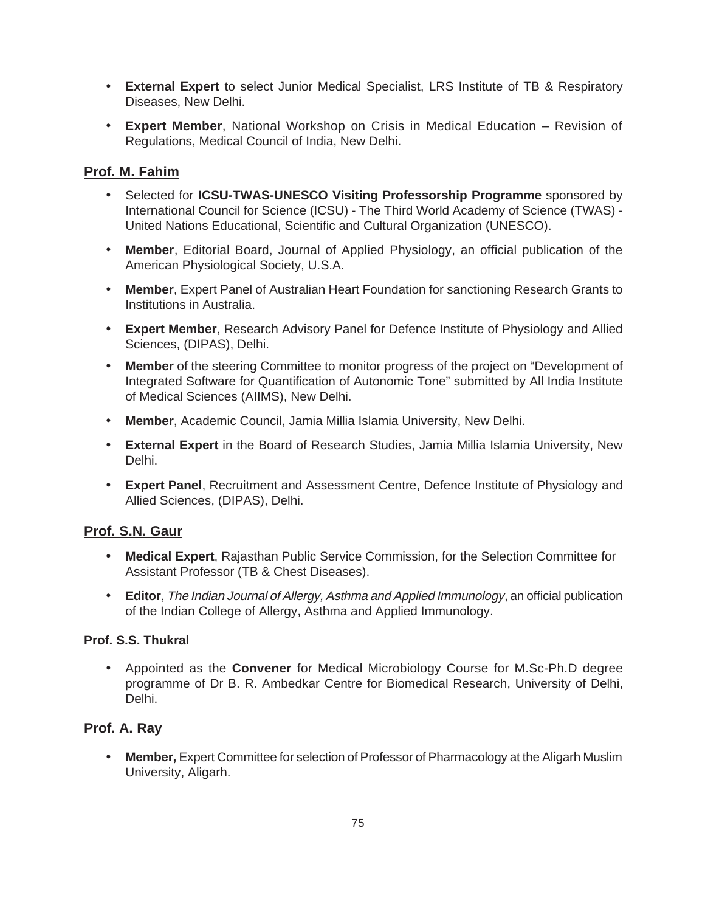- **External Expert** to select Junior Medical Specialist, LRS Institute of TB & Respiratory Diseases, New Delhi.
- **Expert Member**, National Workshop on Crisis in Medical Education – Revision of Regulations, Medical Council of India, New Delhi.

## Prof. M. Fahim

- Selected for **ICSU-TWAS-UNESCO Visiting Professorship Programme** sponsored by International Council for Science (ICSU) - The Third World Academy of Science (TWAS) - United Nations Educational, Scientific and Cultural Organization (UNESCO).
- **Member**, Editorial Board, Journal of Applied Physiology, an official publication of the American Physiological Society, U.S.A.
- **Member**, Expert Panel of Australian Heart Foundation for sanctioning Research Grants to Institutions in Australia.
- **Expert Member**, Research Advisory Panel for Defence Institute of Physiology and Allied Sciences, (DIPAS), Delhi.
- **Member** of the steering Committee to monitor progress of the project on "Development of Integrated Software for Quantification of Autonomic Tone" submitted by All India Institute of Medical Sciences (AIIMS), New Delhi.
- **Member**, Academic Council, Jamia Millia Islamia University, New Delhi.
- **External Expert** in the Board of Research Studies, Jamia Millia Islamia University, New Delhi.
- **Expert Panel**, Recruitment and Assessment Centre, Defence Institute of Physiology and Allied Sciences, (DIPAS), Delhi.

## Prof. S.N. Gaur

- **Medical Expert**, Rajasthan Public Service Commission, for the Selection Committee for Assistant Professor (TB & Chest Diseases).
- **Editor**, *The Indian Journal of Allergy, Asthma and Applied Immunology*, an official publication of the Indian College of Allergy, Asthma and Applied Immunology.

### Prof. S.S. Thukral

- Appointed as the **Convener** for Medical Microbiology Course for M.Sc-Ph.D degree programme of Dr B. R. Ambedkar Centre for Biomedical Research, University of Delhi, Delhi.

## Prof. A. Ray

- **Member,** Expert Committee for selection of Professor of Pharmacology at the Aligarh Muslim University, Aligarh.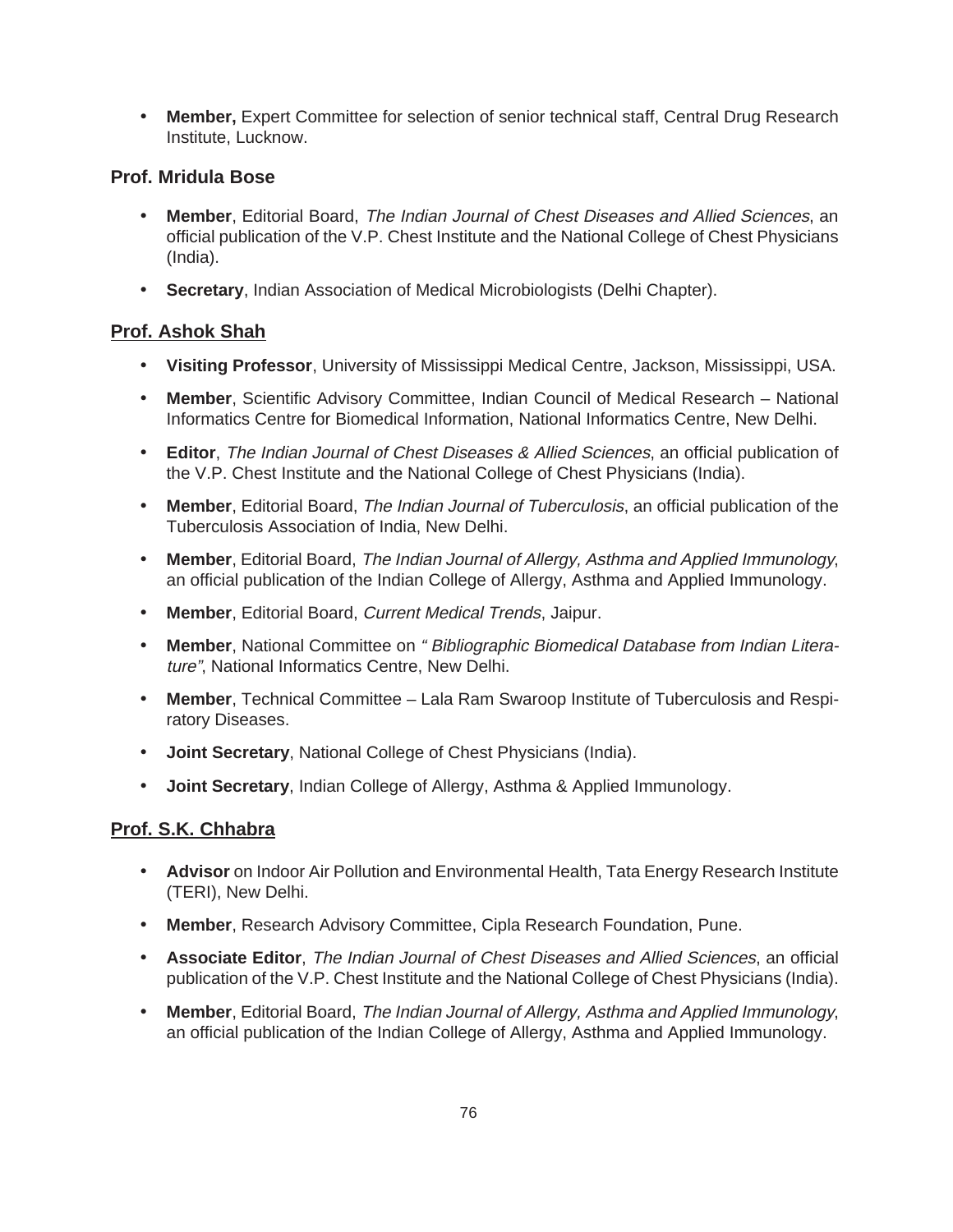- **Member,** Expert Committee for selection of senior technical staff, Central Drug Research Institute, Lucknow.

### Prof. Mridula Bose

- **Member**, Editorial Board, *The Indian Journal of Chest Diseases and Allied Sciences*, an official publication of the V.P. Chest Institute and the National College of Chest Physicians (India).
- **Secretary**, Indian Association of Medical Microbiologists (Delhi Chapter).

### Prof. Ashok Shah

- **Visiting Professor**, University of Mississippi Medical Centre, Jackson, Mississippi, USA.
- **Member**, Scientific Advisory Committee, Indian Council of Medical Research – National Informatics Centre for Biomedical Information, National Informatics Centre, New Delhi.
- **Editor**, *The Indian Journal of Chest Diseases & Allied Sciences*, an official publication of the V.P. Chest Institute and the National College of Chest Physicians (India).
- **Member**, Editorial Board, *The Indian Journal of Tuberculosis*, an official publication of the Tuberculosis Association of India, New Delhi.
- **Member**, Editorial Board, *The Indian Journal of Allergy, Asthma and Applied Immunology*, an official publication of the Indian College of Allergy, Asthma and Applied Immunology.
- **Member**, Editorial Board, *Current Medical Trends*, Jaipur.
- **Member**, National Committee on *" Bibliographic Biomedical Database from Indian Literature"*, National Informatics Centre, New Delhi.
- **Member**, Technical Committee – Lala Ram Swaroop Institute of Tuberculosis and Respiratory Diseases.
- **Joint Secretary**, National College of Chest Physicians (India).
- **Joint Secretary**, Indian College of Allergy, Asthma & Applied Immunology.

### Prof. S.K. Chhabra

- **Advisor** on Indoor Air Pollution and Environmental Health, Tata Energy Research Institute (TERI), New Delhi.
- **Member**, Research Advisory Committee, Cipla Research Foundation, Pune.
- **Associate Editor**, *The Indian Journal of Chest Diseases and Allied Sciences*, an official publication of the V.P. Chest Institute and the National College of Chest Physicians (India).
- **Member**, Editorial Board, *The Indian Journal of Allergy, Asthma and Applied Immunology*, an official publication of the Indian College of Allergy, Asthma and Applied Immunology.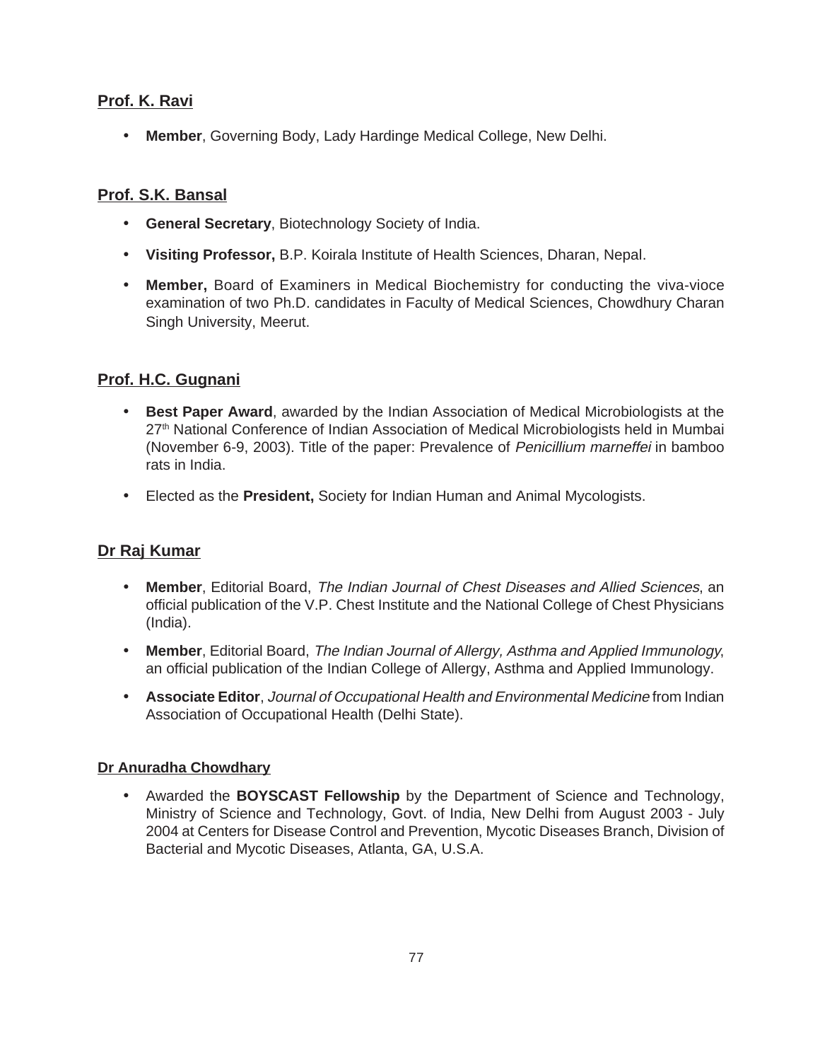## Prof. K. Ravi

- **Member**, Governing Body, Lady Hardinge Medical College, New Delhi.

## Prof. S.K. Bansal

- **General Secretary**, Biotechnology Society of India.
- **Visiting Professor,** B.P. Koirala Institute of Health Sciences, Dharan, Nepal.
- **Member,** Board of Examiners in Medical Biochemistry for conducting the viva-vioce examination of two Ph.D. candidates in Faculty of Medical Sciences, Chowdhury Charan Singh University, Meerut.

## Prof. H.C. Gugnani

- **Best Paper Award**, awarded by the Indian Association of Medical Microbiologists at the 27th National Conference of Indian Association of Medical Microbiologists held in Mumbai (November 6-9, 2003). Title of the paper: Prevalence of *Penicillium marneffei* in bamboo rats in India.
- Elected as the **President,** Society for Indian Human and Animal Mycologists.

## Dr Raj Kumar

- **Member**, Editorial Board, *The Indian Journal of Chest Diseases and Allied Sciences*, an official publication of the V.P. Chest Institute and the National College of Chest Physicians (India).
- **Member**, Editorial Board, *The Indian Journal of Allergy, Asthma and Applied Immunology*, an official publication of the Indian College of Allergy, Asthma and Applied Immunology.
- **Associate Editor**, *Journal of Occupational Health and Environmental Medicine* from Indian Association of Occupational Health (Delhi State).

## Dr Anuradha Chowdhary

- Awarded the **BOYSCAST Fellowship** by the Department of Science and Technology, Ministry of Science and Technology, Govt. of India, New Delhi from August 2003 - July 2004 at Centers for Disease Control and Prevention, Mycotic Diseases Branch, Division of Bacterial and Mycotic Diseases, Atlanta, GA, U.S.A.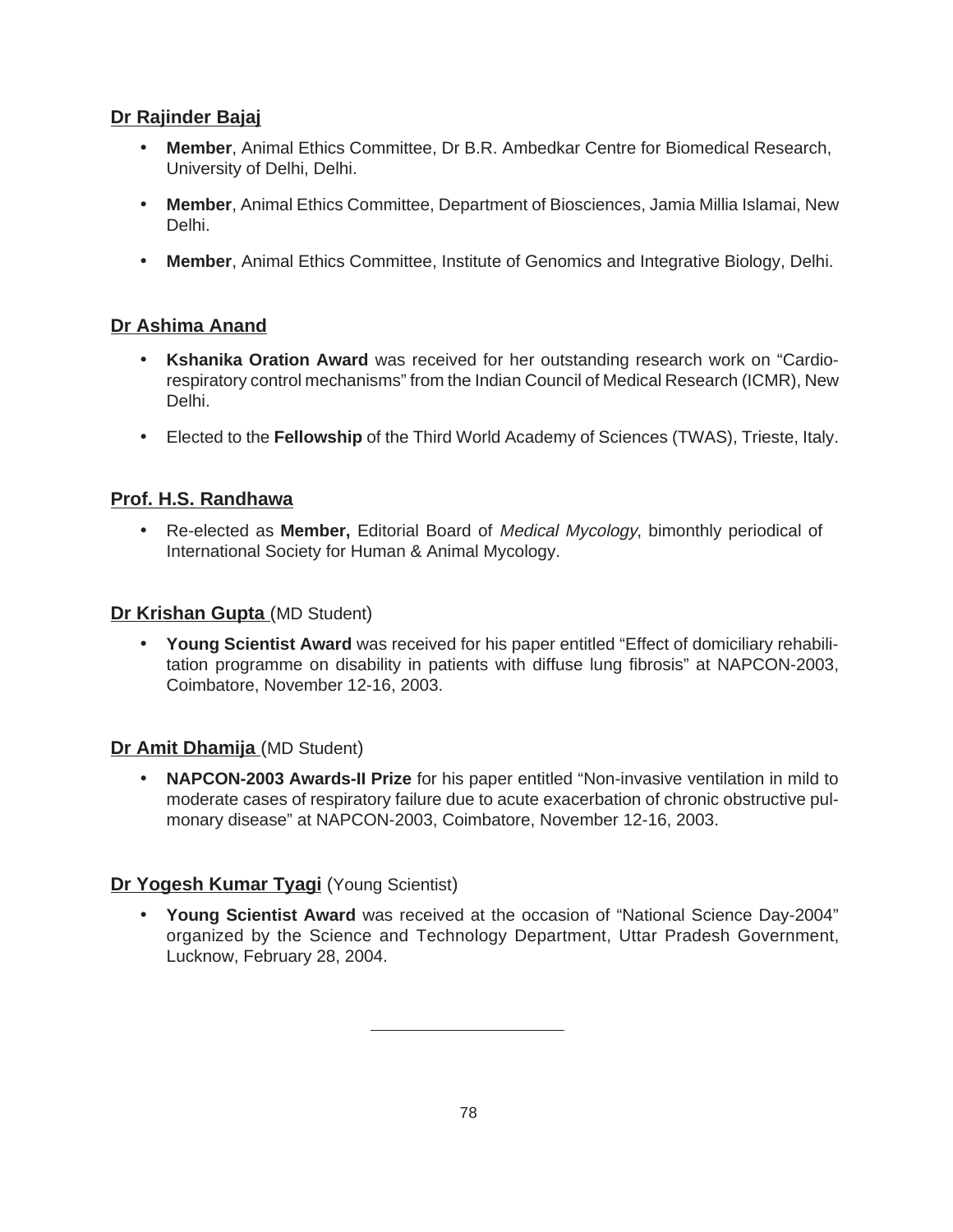**Dr Rajinder Bajaj**

- **Member**, Animal Ethics Committee, Dr B.R. Ambedkar Centre for Biomedical Research, University of Delhi, Delhi.
- **Member**, Animal Ethics Committee, Department of Biosciences, Jamia Millia Islamai, New Delhi.
- **Member**, Animal Ethics Committee, Institute of Genomics and Integrative Biology, Delhi.

**Dr Ashima Anand**

- **Kshanika Oration Award** was received for her outstanding research work on "Cardio-respiratory control mechanisms" from the Indian Council of Medical Research (ICMR), New Delhi.
- Elected to the **Fellowship** of the Third World Academy of Sciences (TWAS), Trieste, Italy.

**Prof. H.S. Randhawa**

- Re-elected as **Member,** Editorial Board of *Medical Mycology*, bimonthly periodical of International Society for Human & Animal Mycology.

**Dr Krishan Gupta** (MD Student)

- **Young Scientist Award** was received for his paper entitled "Effect of domiciliary rehabilitation programme on disability in patients with diffuse lung fibrosis" at NAPCON-2003, Coimbatore, November 12-16, 2003.

**Dr Amit Dhamija** (MD Student)

- **NAPCON-2003 Awards-II Prize** for his paper entitled "Non-invasive ventilation in mild to moderate cases of respiratory failure due to acute exacerbation of chronic obstructive pulmonary disease" at NAPCON-2003, Coimbatore, November 12-16, 2003.

**Dr Yogesh Kumar Tyagi** (Young Scientist)

- **Young Scientist Award** was received at the occasion of "National Science Day-2004" organized by the Science and Technology Department, Uttar Pradesh Government, Lucknow, February 28, 2004.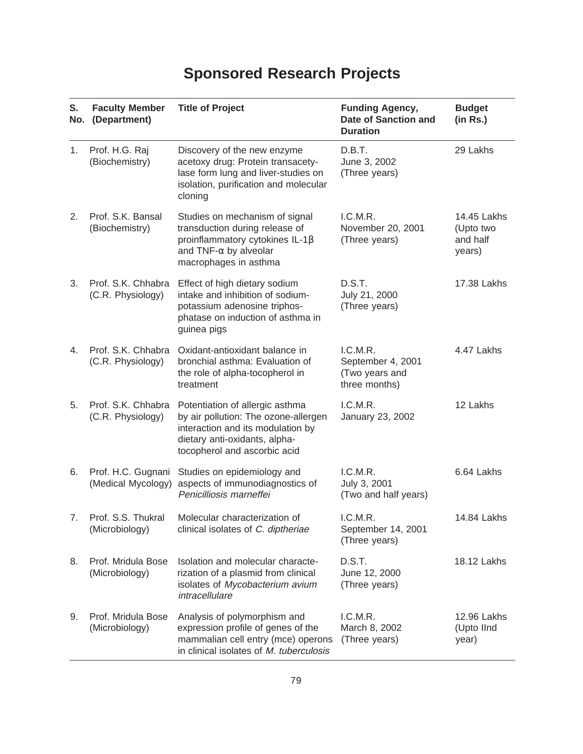# Sponsored Research Projects

| S. No. | Faculty Member (Department) | Title of Project | Funding Agency, Date of Sanction and Duration | Budget (in Rs.) |
|---|---|---|---|---|
| 1. | Prof. H.G. Raj (Biochemistry) | Discovery of the new enzyme acetoxy drug: Protein transacetylase form lung and liver-studies on isolation, purification and molecular cloning | D.B.T. June 3, 2002 (Three years) | 29 Lakhs |
| 2. | Prof. S.K. Bansal (Biochemistry) | Studies on mechanism of signal transduction during release of proinflammatory cytokines IL-1β and TNF-α by alveolar macrophages in asthma | I.C.M.R. November 20, 2001 (Three years) | 14.45 Lakhs (Upto two and half years) |
| 3. | Prof. S.K. Chhabra (C.R. Physiology) | Effect of high dietary sodium intake and inhibition of sodium-potassium adenosine triphosphatase on induction of asthma in guinea pigs | D.S.T. July 21, 2000 (Three years) | 17.38 Lakhs |
| 4. | Prof. S.K. Chhabra (C.R. Physiology) | Oxidant-antioxidant balance in bronchial asthma: Evaluation of the role of alpha-tocopherol in treatment | I.C.M.R. September 4, 2001 (Two years and three months) | 4.47 Lakhs |
| 5. | Prof. S.K. Chhabra (C.R. Physiology) | Potentiation of allergic asthma by air pollution: The ozone-allergen interaction and its modulation by dietary anti-oxidants, alpha-tocopherol and ascorbic acid | I.C.M.R. January 23, 2002 | 12 Lakhs |
| 6. | Prof. H.C. Gugnani (Medical Mycology) | Studies on epidemiology and aspects of immunodiagnostics of *Penicilliosis marneffei* | I.C.M.R. July 3, 2001 (Two and half years) | 6.64 Lakhs |
| 7. | Prof. S.S. Thukral (Microbiology) | Molecular characterization of clinical isolates of *C. diptheriae* | I.C.M.R. September 14, 2001 (Three years) | 14.84 Lakhs |
| 8. | Prof. Mridula Bose (Microbiology) | Isolation and molecular characterization of a plasmid from clinical isolates of *Mycobacterium avium intracellulare* | D.S.T. June 12, 2000 (Three years) | 18.12 Lakhs |
| 9. | Prof. Mridula Bose (Microbiology) | Analysis of polymorphism and expression profile of genes of the mammalian cell entry (mce) operons in clinical isolates of *M. tuberculosis* | I.C.M.R. March 8, 2002 (Three years) | 12.96 Lakhs (Upto IInd year) |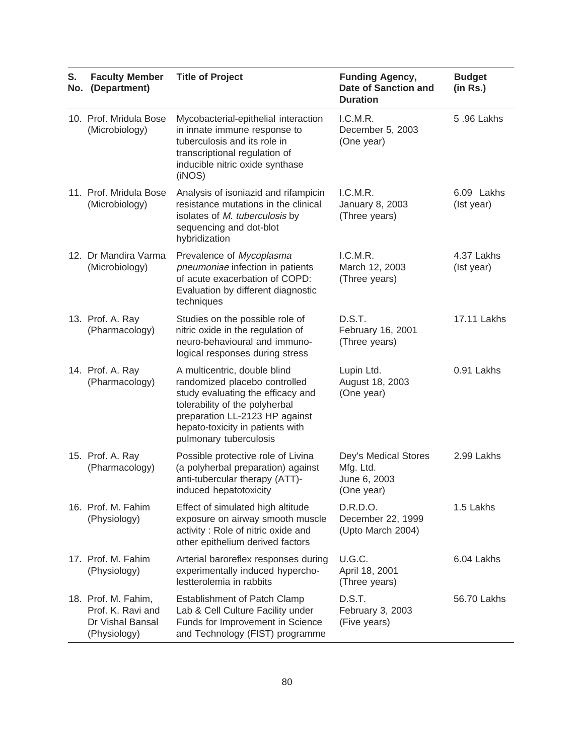| S. No. | Faculty Member (Department) | Title of Project | Funding Agency, Date of Sanction and Duration | Budget (in Rs.) |
|---|---|---|---|---|
| 10. | Prof. Mridula Bose (Microbiology) | Mycobacterial-epithelial interaction in innate immune response to tuberculosis and its role in transcriptional regulation of inducible nitric oxide synthase (iNOS) | I.C.M.R. December 5, 2003 (One year) | 5 .96 Lakhs |
| 11. | Prof. Mridula Bose (Microbiology) | Analysis of isoniazid and rifampicin resistance mutations in the clinical isolates of *M. tuberculosis* by sequencing and dot-blot hybridization | I.C.M.R. January 8, 2003 (Three years) | 6.09 Lakhs (Ist year) |
| 12. | Dr Mandira Varma (Microbiology) | Prevalence of *Mycoplasma pneumoniae* infection in patients of acute exacerbation of COPD: Evaluation by different diagnostic techniques | I.C.M.R. March 12, 2003 (Three years) | 4.37 Lakhs (Ist year) |
| 13. | Prof. A. Ray (Pharmacology) | Studies on the possible role of nitric oxide in the regulation of neuro-behavioural and immuno-logical responses during stress | D.S.T. February 16, 2001 (Three years) | 17.11 Lakhs |
| 14. | Prof. A. Ray (Pharmacology) | A multicentric, double blind randomized placebo controlled study evaluating the efficacy and tolerability of the polyherbal preparation LL-2123 HP against hepato-toxicity in patients with pulmonary tuberculosis | Lupin Ltd. August 18, 2003 (One year) | 0.91 Lakhs |
| 15. | Prof. A. Ray (Pharmacology) | Possible protective role of Livina (a polyherbal preparation) against anti-tubercular therapy (ATT)-induced hepatotoxicity | Dey's Medical Stores Mfg. Ltd. June 6, 2003 (One year) | 2.99 Lakhs |
| 16. | Prof. M. Fahim (Physiology) | Effect of simulated high altitude exposure on airway smooth muscle activity : Role of nitric oxide and other epithelium derived factors | D.R.D.O. December 22, 1999 (Upto March 2004) | 1.5 Lakhs |
| 17. | Prof. M. Fahim (Physiology) | Arterial baroreflex responses during experimentally induced hypercho-lestterolemia in rabbits | U.G.C. April 18, 2001 (Three years) | 6.04 Lakhs |
| 18. | Prof. M. Fahim, Prof. K. Ravi and Dr Vishal Bansal (Physiology) | Establishment of Patch Clamp Lab & Cell Culture Facility under Funds for Improvement in Science and Technology (FIST) programme | D.S.T. February 3, 2003 (Five years) | 56.70 Lakhs |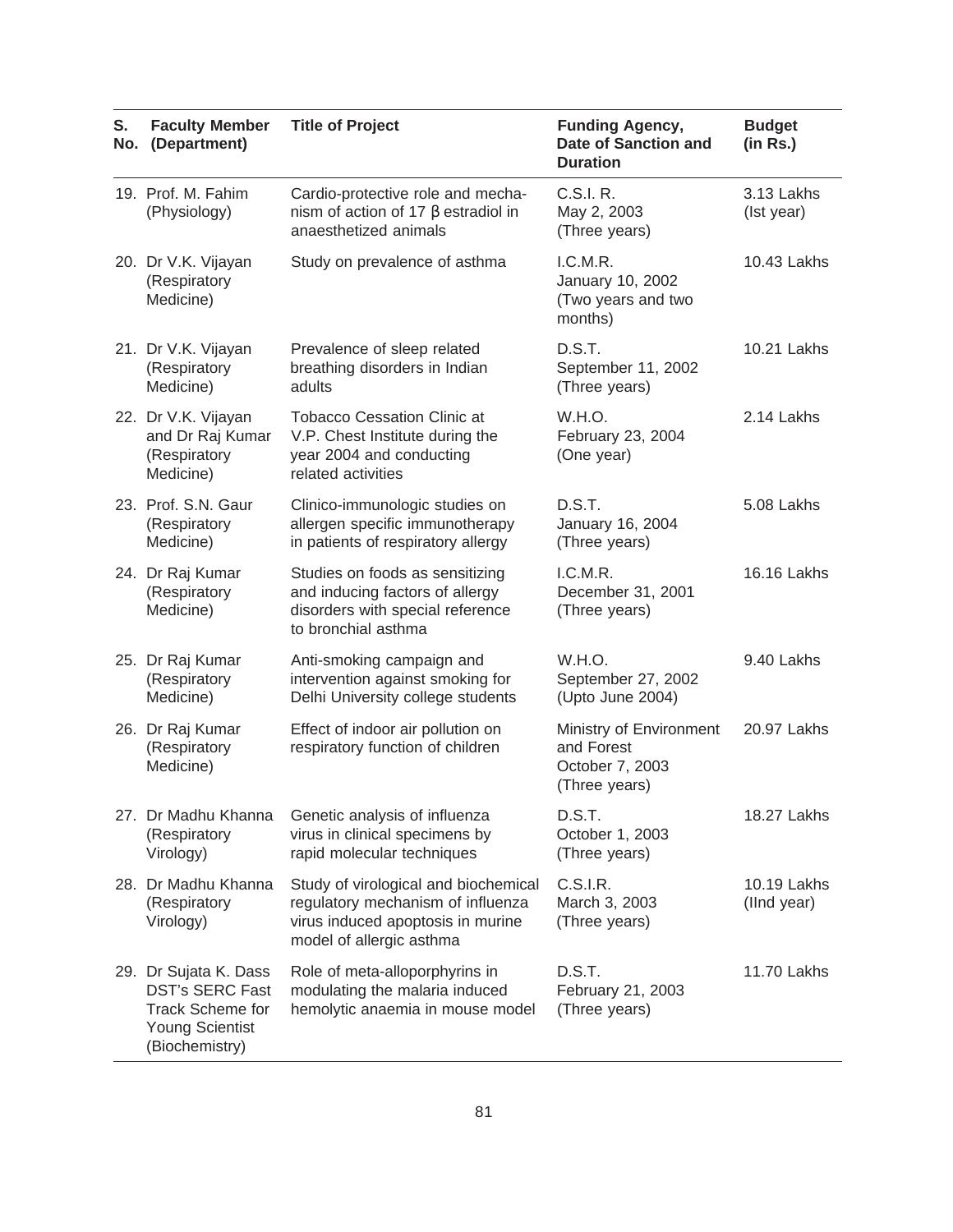| S. No. | Faculty Member (Department) | Title of Project | Funding Agency, Date of Sanction and Duration | Budget (in Rs.) |
|---|---|---|---|---|
| 19. | Prof. M. Fahim (Physiology) | Cardio-protective role and mechanism of action of 17 β estradiol in anaesthetized animals | C.S.I. R. May 2, 2003 (Three years) | 3.13 Lakhs (Ist year) |
| 20. | Dr V.K. Vijayan (Respiratory Medicine) | Study on prevalence of asthma | I.C.M.R. January 10, 2002 (Two years and two months) | 10.43 Lakhs |
| 21. | Dr V.K. Vijayan (Respiratory Medicine) | Prevalence of sleep related breathing disorders in Indian adults | D.S.T. September 11, 2002 (Three years) | 10.21 Lakhs |
| 22. | Dr V.K. Vijayan and Dr Raj Kumar (Respiratory Medicine) | Tobacco Cessation Clinic at V.P. Chest Institute during the year 2004 and conducting related activities | W.H.O. February 23, 2004 (One year) | 2.14 Lakhs |
| 23. | Prof. S.N. Gaur (Respiratory Medicine) | Clinico-immunologic studies on allergen specific immunotherapy in patients of respiratory allergy | D.S.T. January 16, 2004 (Three years) | 5.08 Lakhs |
| 24. | Dr Raj Kumar (Respiratory Medicine) | Studies on foods as sensitizing and inducing factors of allergy disorders with special reference to bronchial asthma | I.C.M.R. December 31, 2001 (Three years) | 16.16 Lakhs |
| 25. | Dr Raj Kumar (Respiratory Medicine) | Anti-smoking campaign and intervention against smoking for Delhi University college students | W.H.O. September 27, 2002 (Upto June 2004) | 9.40 Lakhs |
| 26. | Dr Raj Kumar (Respiratory Medicine) | Effect of indoor air pollution on respiratory function of children | Ministry of Environment and Forest October 7, 2003 (Three years) | 20.97 Lakhs |
| 27. | Dr Madhu Khanna (Respiratory Virology) | Genetic analysis of influenza virus in clinical specimens by rapid molecular techniques | D.S.T. October 1, 2003 (Three years) | 18.27 Lakhs |
| 28. | Dr Madhu Khanna (Respiratory Virology) | Study of virological and biochemical regulatory mechanism of influenza virus induced apoptosis in murine model of allergic asthma | C.S.I.R. March 3, 2003 (Three years) | 10.19 Lakhs (IInd year) |
| 29. | Dr Sujata K. Dass DST's SERC Fast Track Scheme for Young Scientist (Biochemistry) | Role of meta-alloporphyrins in modulating the malaria induced hemolytic anaemia in mouse model | D.S.T. February 21, 2003 (Three years) | 11.70 Lakhs |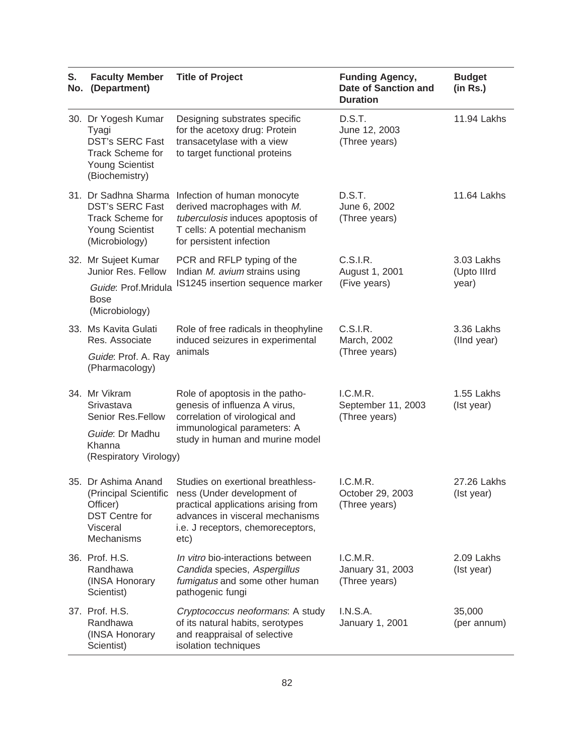| S. No. | Faculty Member (Department) | Title of Project | Funding Agency, Date of Sanction and Duration | Budget (in Rs.) |
|---|---|---|---|---|
| 30. | Dr Yogesh Kumar Tyagi DST's SERC Fast Track Scheme for Young Scientist (Biochemistry) | Designing substrates specific for the acetoxy drug: Protein transacetylase with a view to target functional proteins | D.S.T. June 12, 2003 (Three years) | 11.94 Lakhs |
| 31. | Dr Sadhna Sharma DST's SERC Fast Track Scheme for Young Scientist (Microbiology) | Infection of human monocyte derived macrophages with *M. tuberculosis* induces apoptosis of T cells: A potential mechanism for persistent infection | D.S.T. June 6, 2002 (Three years) | 11.64 Lakhs |
| 32. | Mr Sujeet Kumar Junior Res. Fellow *Guide*: Prof.Mridula Bose (Microbiology) | PCR and RFLP typing of the Indian *M. avium* strains using IS1245 insertion sequence marker | C.S.I.R. August 1, 2001 (Five years) | 3.03 Lakhs (Upto IIIrd year) |
| 33. | Ms Kavita Gulati Res. Associate *Guide*: Prof. A. Ray (Pharmacology) | Role of free radicals in theophyline induced seizures in experimental animals | C.S.I.R. March, 2002 (Three years) | 3.36 Lakhs (IInd year) |
| 34. | Mr Vikram Srivastava Senior Res.Fellow *Guide*: Dr Madhu Khanna (Respiratory Virology) | Role of apoptosis in the patho-genesis of influenza A virus, correlation of virological and immunological parameters: A study in human and murine model | I.C.M.R. September 11, 2003 (Three years) | 1.55 Lakhs (Ist year) |
| 35. | Dr Ashima Anand (Principal Scientific Officer) DST Centre for Visceral Mechanisms | Studies on exertional breathless-ness (Under development of practical applications arising from advances in visceral mechanisms i.e. J receptors, chemoreceptors, etc) | I.C.M.R. October 29, 2003 (Three years) | 27.26 Lakhs (Ist year) |
| 36. | Prof. H.S. Randhawa (INSA Honorary Scientist) | *In vitro* bio-interactions between *Candida* species, *Aspergillus fumigatus* and some other human pathogenic fungi | I.C.M.R. January 31, 2003 (Three years) | 2.09 Lakhs (Ist year) |
| 37. | Prof. H.S. Randhawa (INSA Honorary Scientist) | *Cryptococcus neoformans*: A study of its natural habits, serotypes and reappraisal of selective isolation techniques | I.N.S.A. January 1, 2001 | 35,000 (per annum) |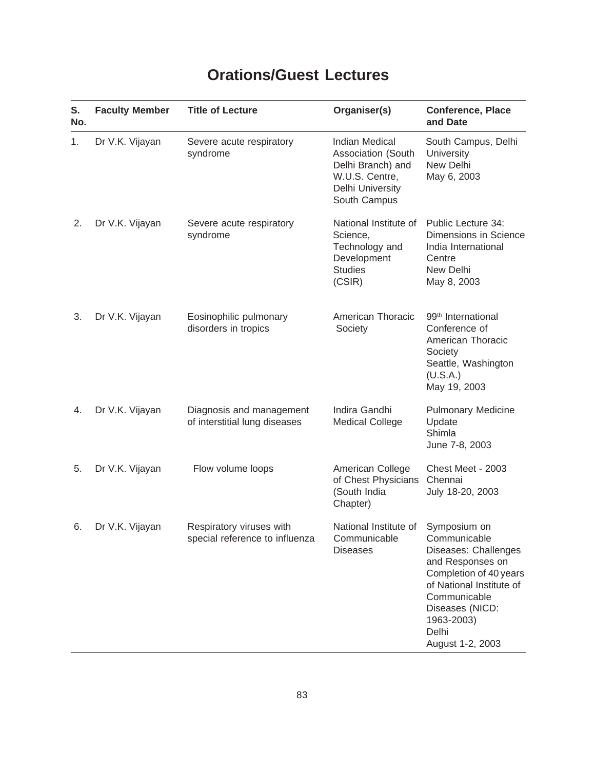# Orations/Guest Lectures

| S. No. | Faculty Member | Title of Lecture | Organiser(s) | Conference, Place and Date |
|---|---|---|---|---|
| 1. | Dr V.K. Vijayan | Severe acute respiratory syndrome | Indian Medical Association (South Delhi Branch) and W.U.S. Centre, Delhi University South Campus | South Campus, Delhi University New Delhi May 6, 2003 |
| 2. | Dr V.K. Vijayan | Severe acute respiratory syndrome | National Institute of Science, Technology and Development Studies (CSIR) | Public Lecture 34: Dimensions in Science India International Centre New Delhi May 8, 2003 |
| 3. | Dr V.K. Vijayan | Eosinophilic pulmonary disorders in tropics | American Thoracic Society | 99th International Conference of American Thoracic Society Seattle, Washington (U.S.A.) May 19, 2003 |
| 4. | Dr V.K. Vijayan | Diagnosis and management of interstitial lung diseases | Indira Gandhi Medical College | Pulmonary Medicine Update Shimla June 7-8, 2003 |
| 5. | Dr V.K. Vijayan | Flow volume loops | American College of Chest Physicians (South India Chapter) | Chest Meet - 2003 Chennai July 18-20, 2003 |
| 6. | Dr V.K. Vijayan | Respiratory viruses with special reference to influenza | National Institute of Communicable Diseases | Symposium on Communicable Diseases: Challenges and Responses on Completion of 40 years of National Institute of Communicable Diseases (NICD: 1963-2003) Delhi August 1-2, 2003 |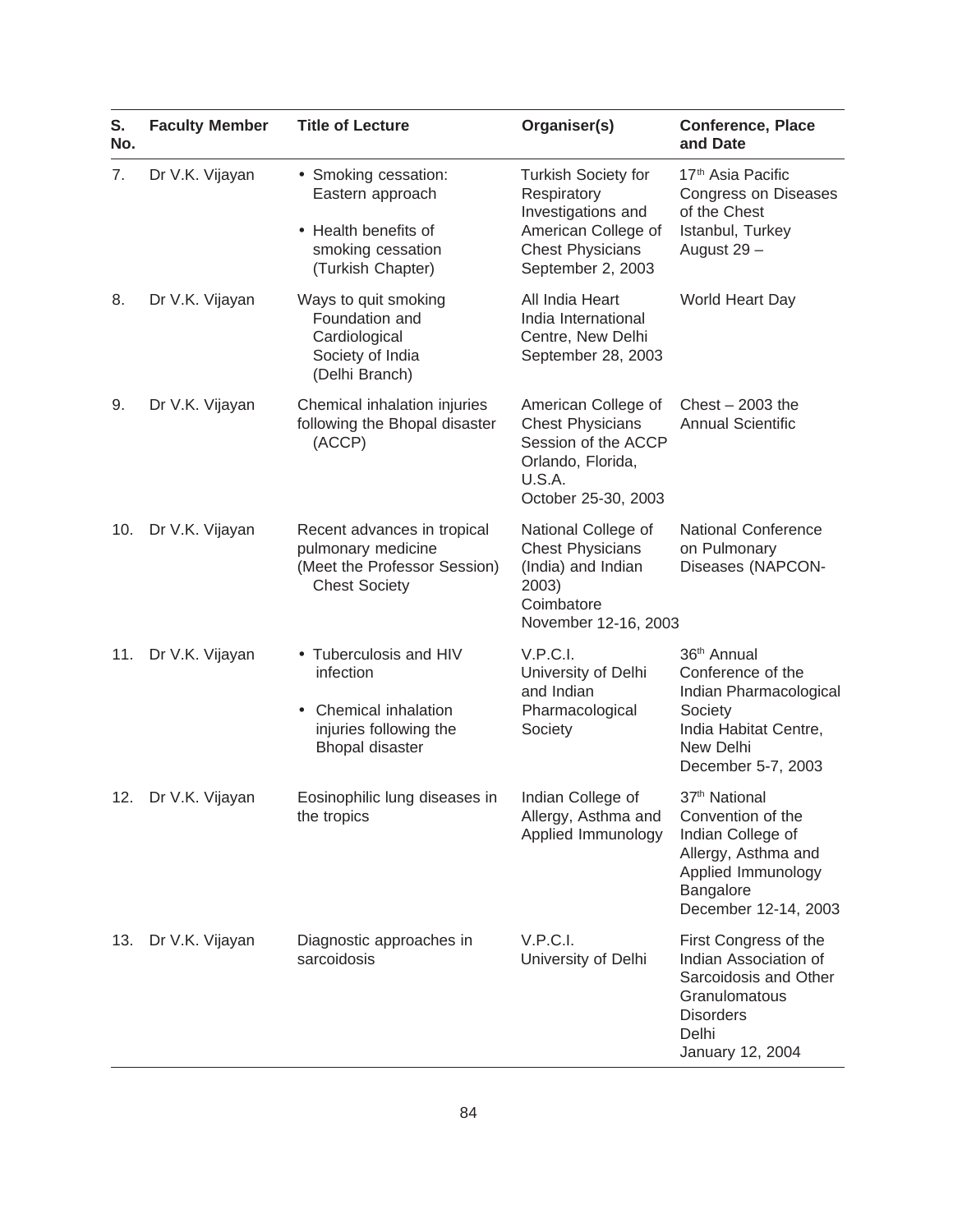| S. No. | Faculty Member | Title of Lecture | Organiser(s) | Conference, Place and Date |
|---|---|---|---|---|
| 7. | Dr V.K. Vijayan | • Smoking cessation: Eastern approach<br>• Health benefits of smoking cessation (Turkish Chapter) | Turkish Society for Respiratory Investigations and American College of Chest Physicians September 2, 2003 | 17th Asia Pacific Congress on Diseases of the Chest Istanbul, Turkey August 29 – |
| 8. | Dr V.K. Vijayan | Ways to quit smoking Foundation and Cardiological Society of India (Delhi Branch) | All India Heart India International Centre, New Delhi September 28, 2003 | World Heart Day |
| 9. | Dr V.K. Vijayan | Chemical inhalation injuries following the Bhopal disaster (ACCP) | American College of Chest Physicians Session of the ACCP Orlando, Florida, U.S.A. October 25-30, 2003 | Chest – 2003 the Annual Scientific |
| 10. | Dr V.K. Vijayan | Recent advances in tropical pulmonary medicine (Meet the Professor Session) Chest Society | National College of Chest Physicians (India) and Indian 2003) Coimbatore November 12-16, 2003 | National Conference on Pulmonary Diseases (NAPCON- |
| 11. | Dr V.K. Vijayan | • Tuberculosis and HIV infection<br>• Chemical inhalation injuries following the Bhopal disaster | V.P.C.I. University of Delhi and Indian Pharmacological Society | 36th Annual Conference of the Indian Pharmacological Society India Habitat Centre, New Delhi December 5-7, 2003 |
| 12. | Dr V.K. Vijayan | Eosinophilic lung diseases in the tropics | Indian College of Allergy, Asthma and Applied Immunology | 37th National Convention of the Indian College of Allergy, Asthma and Applied Immunology Bangalore December 12-14, 2003 |
| 13. | Dr V.K. Vijayan | Diagnostic approaches in sarcoidosis | V.P.C.I. University of Delhi | First Congress of the Indian Association of Sarcoidosis and Other Granulomatous Disorders Delhi January 12, 2004 |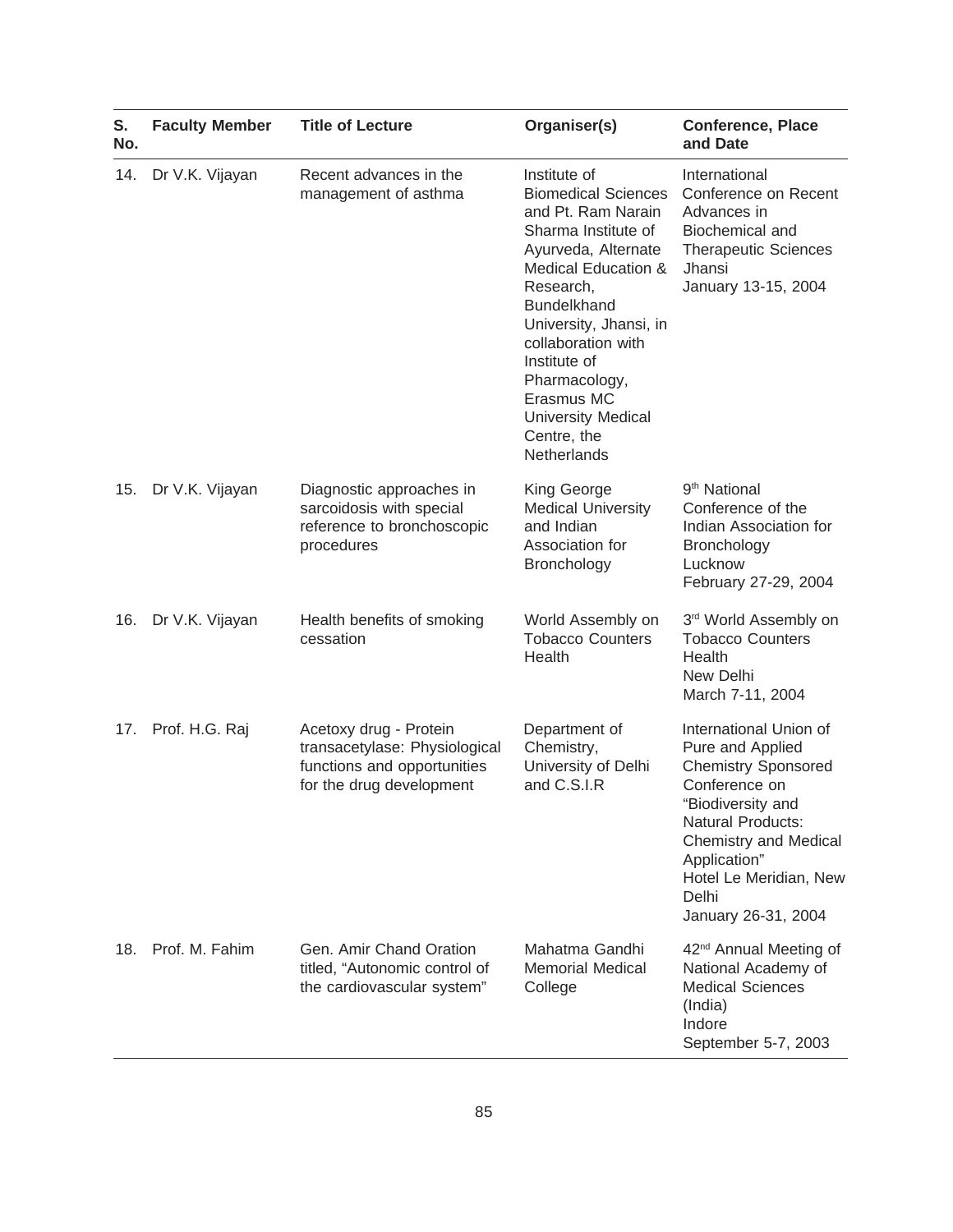| S. No. | Faculty Member | Title of Lecture | Organiser(s) | Conference, Place and Date |
|---|---|---|---|---|
| 14. | Dr V.K. Vijayan | Recent advances in the management of asthma | Institute of Biomedical Sciences and Pt. Ram Narain Sharma Institute of Ayurveda, Alternate Medical Education & Research, Bundelkhand University, Jhansi, in collaboration with Institute of Pharmacology, Erasmus MC University Medical Centre, the Netherlands | International Conference on Recent Advances in Biochemical and Therapeutic Sciences Jhansi January 13-15, 2004 |
| 15. | Dr V.K. Vijayan | Diagnostic approaches in sarcoidosis with special reference to bronchoscopic procedures | King George Medical University and Indian Association for Bronchology | 9th National Conference of the Indian Association for Bronchology Lucknow February 27-29, 2004 |
| 16. | Dr V.K. Vijayan | Health benefits of smoking cessation | World Assembly on Tobacco Counters Health | 3rd World Assembly on Tobacco Counters Health New Delhi March 7-11, 2004 |
| 17. | Prof. H.G. Raj | Acetoxy drug - Protein transacetylase: Physiological functions and opportunities for the drug development | Department of Chemistry, University of Delhi and C.S.I.R | International Union of Pure and Applied Chemistry Sponsored Conference on "Biodiversity and Natural Products: Chemistry and Medical Application" Hotel Le Meridian, New Delhi January 26-31, 2004 |
| 18. | Prof. M. Fahim | Gen. Amir Chand Oration titled, "Autonomic control of the cardiovascular system" | Mahatma Gandhi Memorial Medical College | 42nd Annual Meeting of National Academy of Medical Sciences (India) Indore September 5-7, 2003 |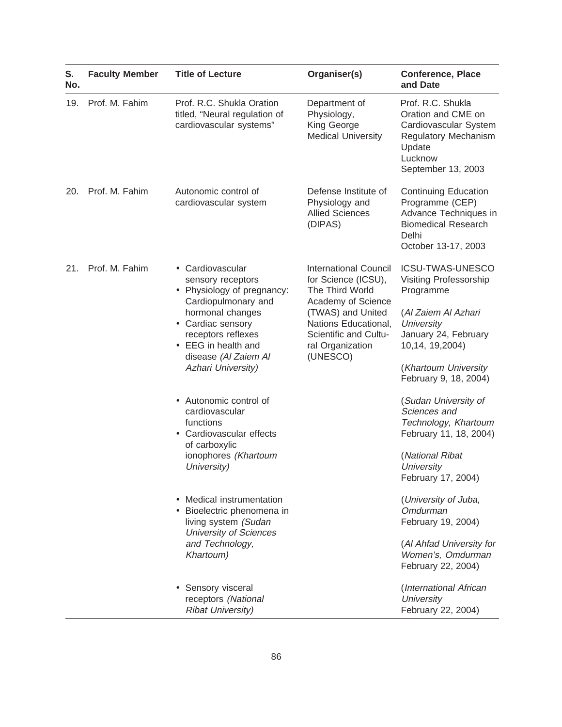| S. No. | Faculty Member | Title of Lecture | Organiser(s) | Conference, Place and Date |
|---|---|---|---|---|
| 19. | Prof. M. Fahim | Prof. R.C. Shukla Oration titled, "Neural regulation of cardiovascular systems" | Department of Physiology, King George Medical University | Prof. R.C. Shukla Oration and CME on Cardiovascular System Regulatory Mechanism Update Lucknow September 13, 2003 |
| 20. | Prof. M. Fahim | Autonomic control of cardiovascular system | Defense Institute of Physiology and Allied Sciences (DIPAS) | Continuing Education Programme (CEP) Advance Techniques in Biomedical Research Delhi October 13-17, 2003 |
| 21. | Prof. M. Fahim | • Cardiovascular sensory receptors<br>• Physiology of pregnancy: Cardiopulmonary and hormonal changes<br>• Cardiac sensory receptors reflexes<br>• EEG in health and disease *(Al Zaiem Al Azhari University)*<br><br>• Autonomic control of cardiovascular functions<br>• Cardiovascular effects of carboxylic ionophores *(Khartoum University)*<br><br>• Medical instrumentation<br>• Bioelectric phenomena in living system *(Sudan University of Sciences and Technology, Khartoum)*<br><br>• Sensory visceral receptors *(National Ribat University)* | International Council for Science (ICSU), The Third World Academy of Science (TWAS) and United Nations Educational, Scientific and Cultural Organization (UNESCO) | ICSU-TWAS-UNESCO Visiting Professorship Programme<br><br>(*Al Zaiem Al Azhari University* January 24, February 10,14, 19,2004)<br><br>(*Khartoum University* February 9, 18, 2004)<br><br>(*Sudan University of Sciences and Technology, Khartoum* February 11, 18, 2004)<br><br>(*National Ribat University* February 17, 2004)<br><br>(*University of Juba, Omdurman* February 19, 2004)<br><br>(*Al Ahfad University for Women's, Omdurman* February 22, 2004)<br><br>(*International African University* February 22, 2004) |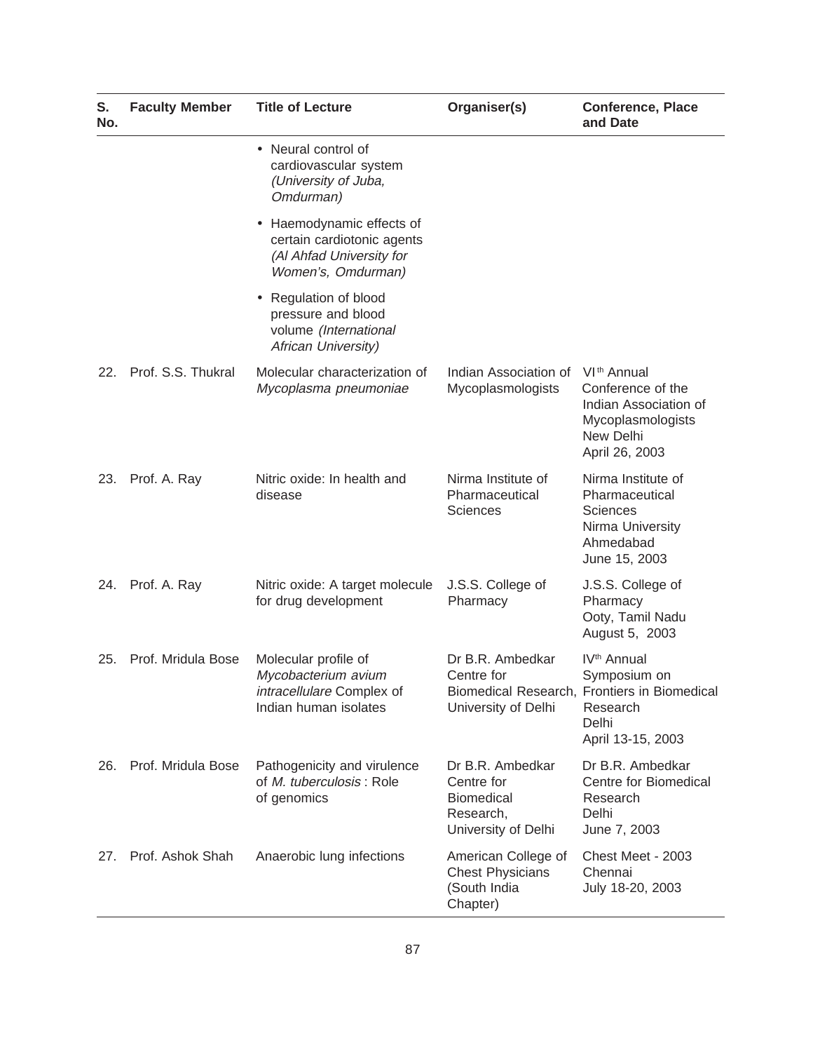| S. No. | Faculty Member | Title of Lecture | Organiser(s) | Conference, Place and Date |
|---|---|---|---|---|
| | | • Neural control of cardiovascular system *(University of Juba, Omdurman)*<br>• Haemodynamic effects of certain cardiotonic agents *(Al Ahfad University for Women's, Omdurman)*<br>• Regulation of blood pressure and blood volume *(International African University)* | | |
| 22. | Prof. S.S. Thukral | Molecular characterization of *Mycoplasma pneumoniae* | Indian Association of Mycoplasmologists | VI[th] Annual Conference of the Indian Association of Mycoplasmologists New Delhi April 26, 2003 |
| 23. | Prof. A. Ray | Nitric oxide: In health and disease | Nirma Institute of Pharmaceutical Sciences | Nirma Institute of Pharmaceutical Sciences Nirma University Ahmedabad June 15, 2003 |
| 24. | Prof. A. Ray | Nitric oxide: A target molecule for drug development | J.S.S. College of Pharmacy | J.S.S. College of Pharmacy Ooty, Tamil Nadu August 5, 2003 |
| 25. | Prof. Mridula Bose | Molecular profile of *Mycobacterium avium intracellulare* Complex of Indian human isolates | Dr B.R. Ambedkar Centre for Biomedical Research, University of Delhi | IV[th] Annual Symposium on Frontiers in Biomedical Research Delhi April 13-15, 2003 |
| 26. | Prof. Mridula Bose | Pathogenicity and virulence of *M. tuberculosis* : Role of genomics | Dr B.R. Ambedkar Centre for Biomedical Research, University of Delhi | Dr B.R. Ambedkar Centre for Biomedical Research Delhi June 7, 2003 |
| 27. | Prof. Ashok Shah | Anaerobic lung infections | American College of Chest Physicians (South India Chapter) | Chest Meet - 2003 Chennai July 18-20, 2003 |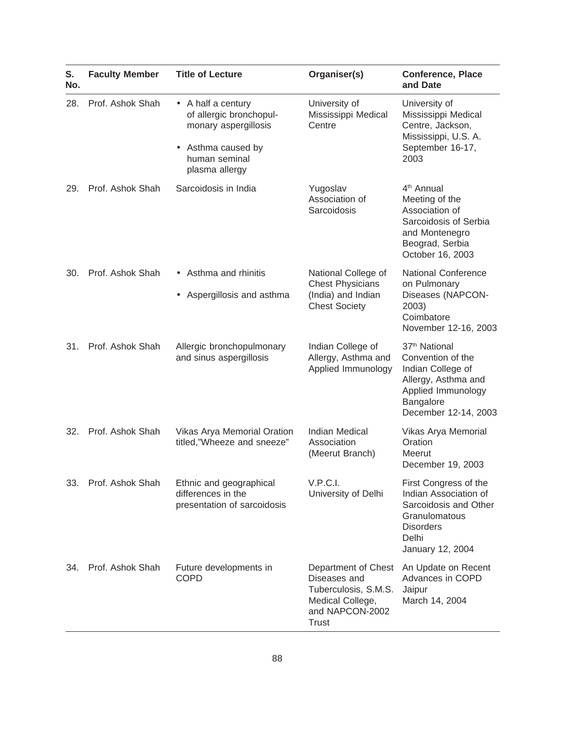| S. No. | Faculty Member | Title of Lecture | Organiser(s) | Conference, Place and Date |
|---|---|---|---|---|
| 28. | Prof. Ashok Shah | • A half a century of allergic bronchopul-monary aspergillosis<br>• Asthma caused by human seminal plasma allergy | University of Mississippi Medical Centre | University of Mississippi Medical Centre, Jackson, Mississippi, U.S. A. September 16-17, 2003 |
| 29. | Prof. Ashok Shah | Sarcoidosis in India | Yugoslav Association of Sarcoidosis | 4th Annual Meeting of the Association of Sarcoidosis of Serbia and Montenegro Beograd, Serbia October 16, 2003 |
| 30. | Prof. Ashok Shah | • Asthma and rhinitis<br>• Aspergillosis and asthma | National College of Chest Physicians (India) and Indian Chest Society | National Conference on Pulmonary Diseases (NAPCON-2003) Coimbatore November 12-16, 2003 |
| 31. | Prof. Ashok Shah | Allergic bronchopulmonary and sinus aspergillosis | Indian College of Allergy, Asthma and Applied Immunology | 37th National Convention of the Indian College of Allergy, Asthma and Applied Immunology Bangalore December 12-14, 2003 |
| 32. | Prof. Ashok Shah | Vikas Arya Memorial Oration titled,"Wheeze and sneeze" | Indian Medical Association (Meerut Branch) | Vikas Arya Memorial Oration Meerut December 19, 2003 |
| 33. | Prof. Ashok Shah | Ethnic and geographical differences in the presentation of sarcoidosis | V.P.C.I. University of Delhi | First Congress of the Indian Association of Sarcoidosis and Other Granulomatous Disorders Delhi January 12, 2004 |
| 34. | Prof. Ashok Shah | Future developments in COPD | Department of Chest Diseases and Tuberculosis, S.M.S. Medical College, and NAPCON-2002 Trust | An Update on Recent Advances in COPD Jaipur March 14, 2004 |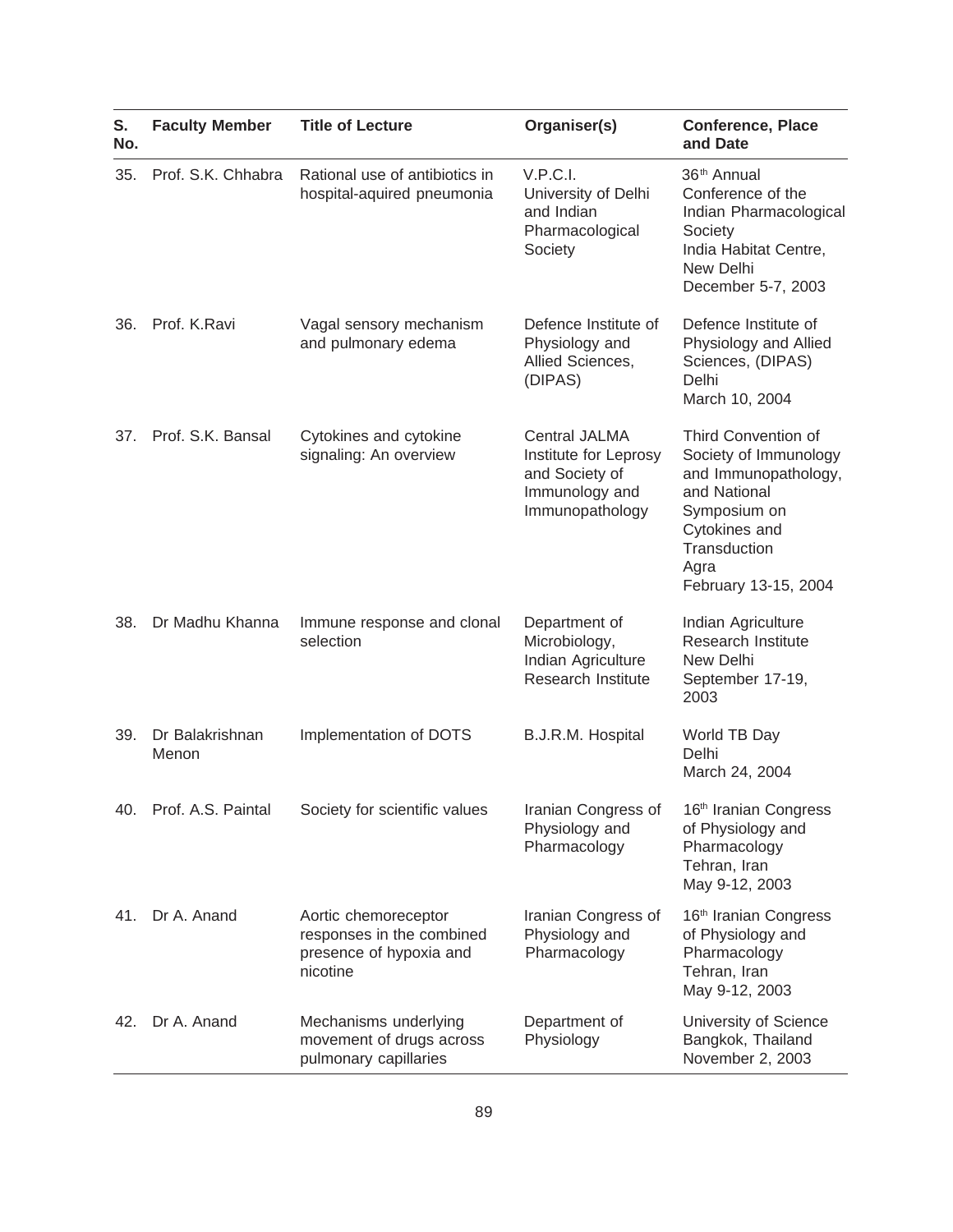| S. No. | Faculty Member | Title of Lecture | Organiser(s) | Conference, Place and Date |
|---|---|---|---|---|
| 35. | Prof. S.K. Chhabra | Rational use of antibiotics in hospital-aquired pneumonia | V.P.C.I. University of Delhi and Indian Pharmacological Society | 36th Annual Conference of the Indian Pharmacological Society India Habitat Centre, New Delhi December 5-7, 2003 |
| 36. | Prof. K.Ravi | Vagal sensory mechanism and pulmonary edema | Defence Institute of Physiology and Allied Sciences, (DIPAS) | Defence Institute of Physiology and Allied Sciences, (DIPAS) Delhi March 10, 2004 |
| 37. | Prof. S.K. Bansal | Cytokines and cytokine signaling: An overview | Central JALMA Institute for Leprosy and Society of Immunology and Immunopathology | Third Convention of Society of Immunology and Immunopathology, and National Symposium on Cytokines and Transduction Agra February 13-15, 2004 |
| 38. | Dr Madhu Khanna | Immune response and clonal selection | Department of Microbiology, Indian Agriculture Research Institute | Indian Agriculture Research Institute New Delhi September 17-19, 2003 |
| 39. | Dr Balakrishnan Menon | Implementation of DOTS | B.J.R.M. Hospital | World TB Day Delhi March 24, 2004 |
| 40. | Prof. A.S. Paintal | Society for scientific values | Iranian Congress of Physiology and Pharmacology | 16th Iranian Congress of Physiology and Pharmacology Tehran, Iran May 9-12, 2003 |
| 41. | Dr A. Anand | Aortic chemoreceptor responses in the combined presence of hypoxia and nicotine | Iranian Congress of Physiology and Pharmacology | 16th Iranian Congress of Physiology and Pharmacology Tehran, Iran May 9-12, 2003 |
| 42. | Dr A. Anand | Mechanisms underlying movement of drugs across pulmonary capillaries | Department of Physiology | University of Science Bangkok, Thailand November 2, 2003 |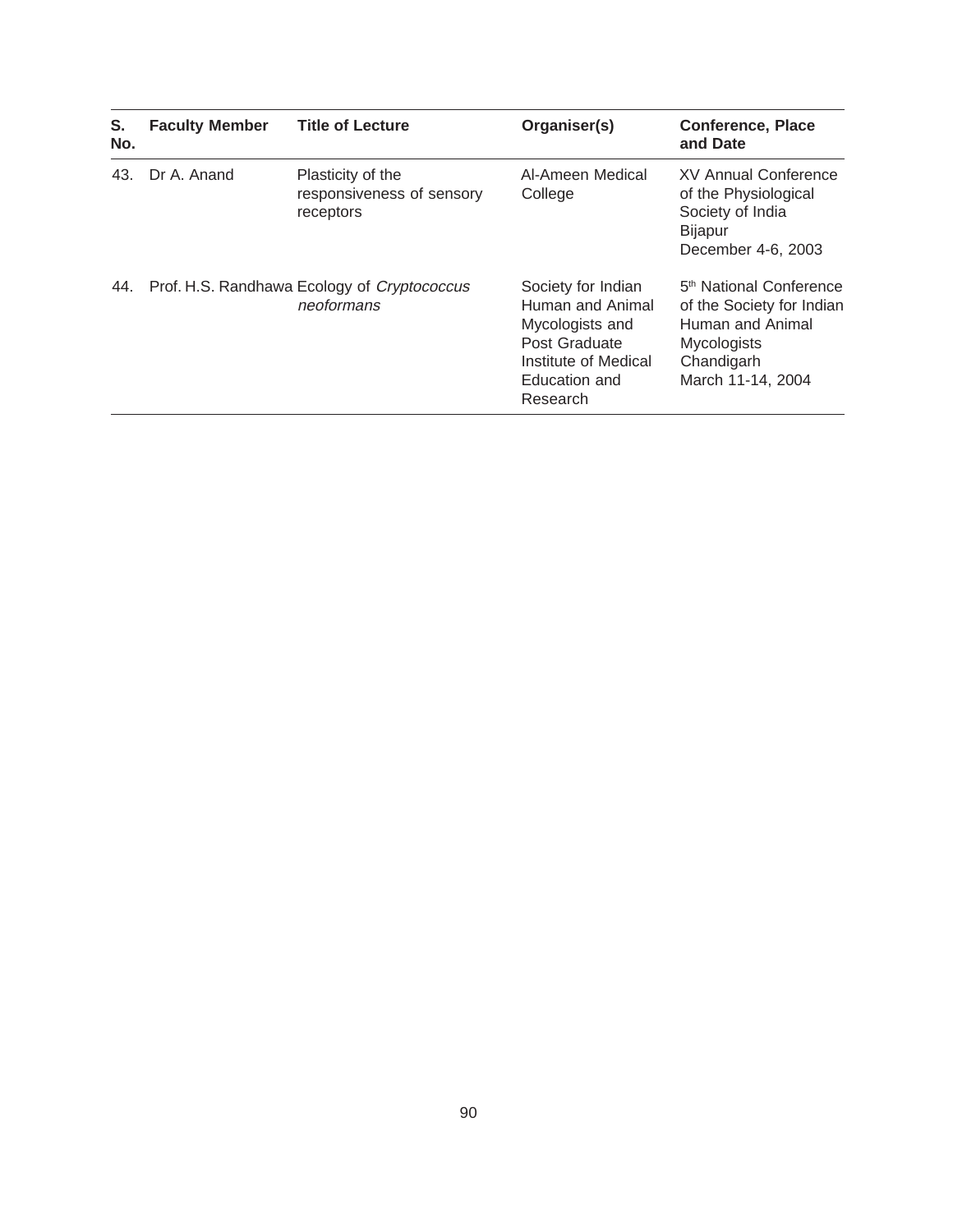| S. No. | Faculty Member | Title of Lecture | Organiser(s) | Conference, Place and Date |
|---|---|---|---|---|
| 43. | Dr A. Anand | Plasticity of the responsiveness of sensory receptors | Al-Ameen Medical College | XV Annual Conference of the Physiological Society of India Bijapur December 4-6, 2003 |
| 44. | Prof. H.S. Randhawa | Ecology of *Cryptococcus neoformans* | Society for Indian Human and Animal Mycologists and Post Graduate Institute of Medical Education and Research | 5th National Conference of the Society for Indian Human and Animal Mycologists Chandigarh March 11-14, 2004 |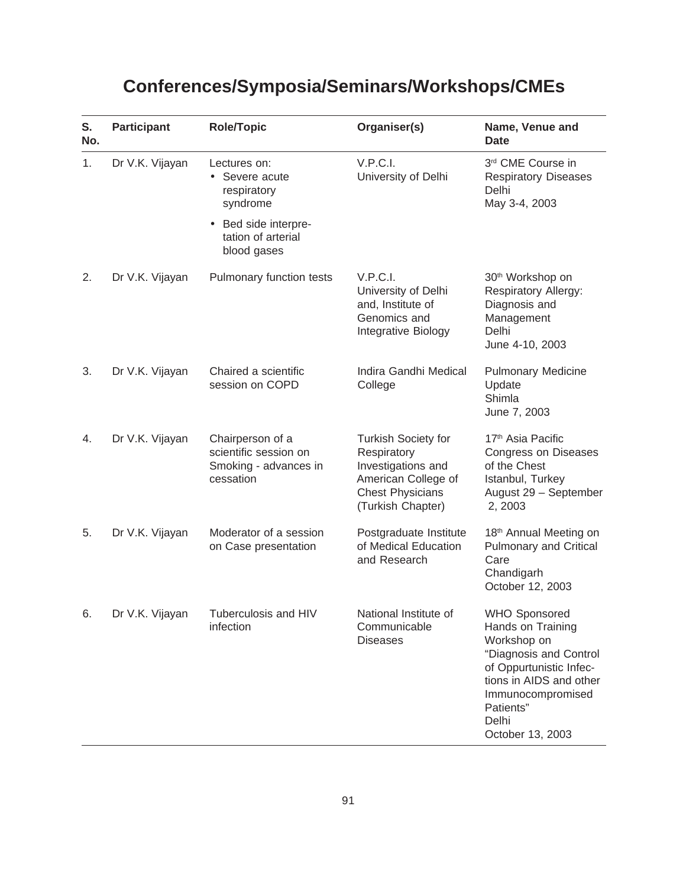# Conferences/Symposia/Seminars/Workshops/CMEs

| S. No. | Participant | Role/Topic | Organiser(s) | Name, Venue and Date |
|---|---|---|---|---|
| 1. | Dr V.K. Vijayan | Lectures on:<br>• Severe acute respiratory syndrome<br>• Bed side interpre-tation of arterial blood gases | V.P.C.I. University of Delhi | 3rd CME Course in Respiratory Diseases Delhi May 3-4, 2003 |
| 2. | Dr V.K. Vijayan | Pulmonary function tests | V.P.C.I. University of Delhi and, Institute of Genomics and Integrative Biology | 30th Workshop on Respiratory Allergy: Diagnosis and Management Delhi June 4-10, 2003 |
| 3. | Dr V.K. Vijayan | Chaired a scientific session on COPD | Indira Gandhi Medical College | Pulmonary Medicine Update Shimla June 7, 2003 |
| 4. | Dr V.K. Vijayan | Chairperson of a scientific session on Smoking - advances in cessation | Turkish Society for Respiratory Investigations and American College of Chest Physicians (Turkish Chapter) | 17th Asia Pacific Congress on Diseases of the Chest Istanbul, Turkey August 29 – September 2, 2003 |
| 5. | Dr V.K. Vijayan | Moderator of a session on Case presentation | Postgraduate Institute of Medical Education and Research | 18th Annual Meeting on Pulmonary and Critical Care Chandigarh October 12, 2003 |
| 6. | Dr V.K. Vijayan | Tuberculosis and HIV infection | National Institute of Communicable Diseases | WHO Sponsored Hands on Training Workshop on "Diagnosis and Control of Oppurtunistic Infec-tions in AIDS and other Immunocompromised Patients" Delhi October 13, 2003 |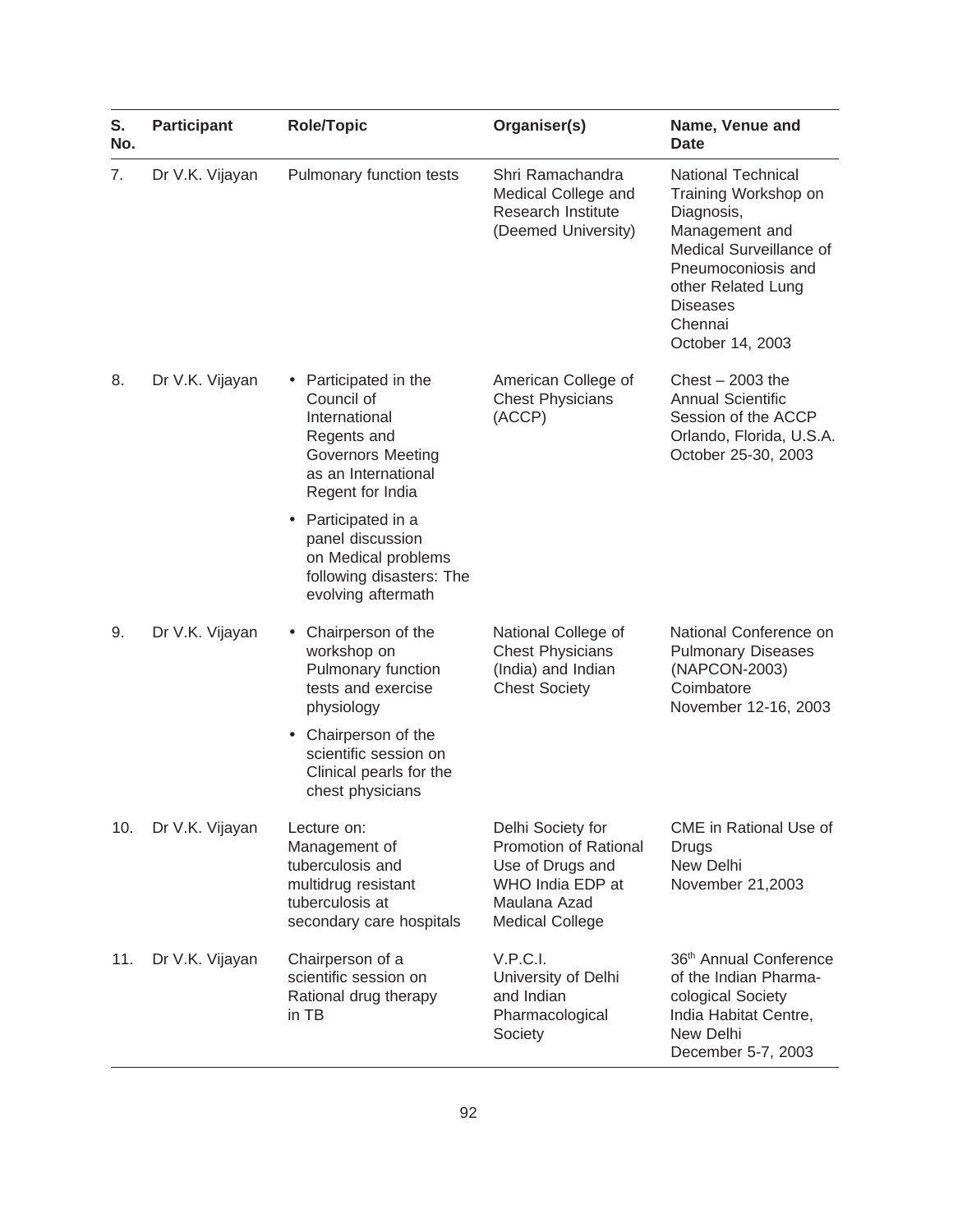| S. No. | Participant | Role/Topic | Organiser(s) | Name, Venue and Date |
|---|---|---|---|---|
| 7. | Dr V.K. Vijayan | Pulmonary function tests | Shri Ramachandra Medical College and Research Institute (Deemed University) | National Technical Training Workshop on Diagnosis, Management and Medical Surveillance of Pneumoconiosis and other Related Lung Diseases Chennai October 14, 2003 |
| 8. | Dr V.K. Vijayan | • Participated in the Council of International Regents and Governors Meeting as an International Regent for India <br> • Participated in a panel discussion on Medical problems following disasters: The evolving aftermath | American College of Chest Physicians (ACCP) | Chest – 2003 the Annual Scientific Session of the ACCP Orlando, Florida, U.S.A. October 25-30, 2003 |
| 9. | Dr V.K. Vijayan | • Chairperson of the workshop on Pulmonary function tests and exercise physiology <br> • Chairperson of the scientific session on Clinical pearls for the chest physicians | National College of Chest Physicians (India) and Indian Chest Society | National Conference on Pulmonary Diseases (NAPCON-2003) Coimbatore November 12-16, 2003 |
| 10. | Dr V.K. Vijayan | Lecture on: Management of tuberculosis and multidrug resistant tuberculosis at secondary care hospitals | Delhi Society for Promotion of Rational Use of Drugs and WHO India EDP at Maulana Azad Medical College | CME in Rational Use of Drugs New Delhi November 21,2003 |
| 11. | Dr V.K. Vijayan | Chairperson of a scientific session on Rational drug therapy in TB | V.P.C.I. University of Delhi and Indian Pharmacological Society | 36th Annual Conference of the Indian Pharma-cological Society India Habitat Centre, New Delhi December 5-7, 2003 |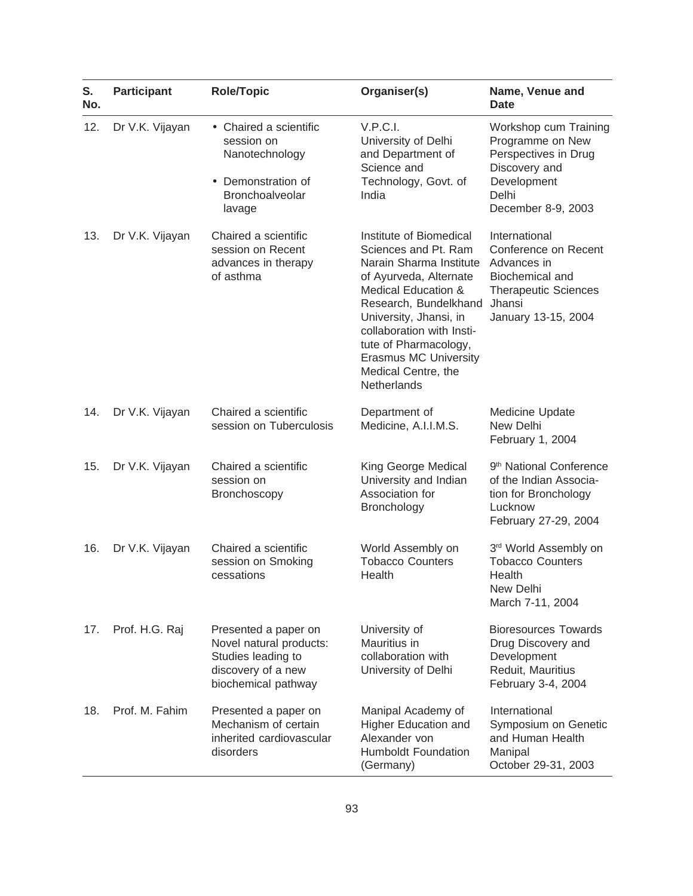| S. No. | Participant | Role/Topic | Organiser(s) | Name, Venue and Date |
|---|---|---|---|---|
| 12. | Dr V.K. Vijayan | • Chaired a scientific session on Nanotechnology<br>• Demonstration of Bronchoalveolar lavage | V.P.C.I. University of Delhi and Department of Science and Technology, Govt. of India | Workshop cum Training Programme on New Perspectives in Drug Discovery and Development<br>Delhi<br>December 8-9, 2003 |
| 13. | Dr V.K. Vijayan | Chaired a scientific session on Recent advances in therapy of asthma | Institute of Biomedical Sciences and Pt. Ram Narain Sharma Institute of Ayurveda, Alternate Medical Education & Research, Bundelkhand University, Jhansi, in collaboration with Institute of Pharmacology, Erasmus MC University Medical Centre, the Netherlands | International Conference on Recent Advances in Biochemical and Therapeutic Sciences<br>Jhansi<br>January 13-15, 2004 |
| 14. | Dr V.K. Vijayan | Chaired a scientific session on Tuberculosis | Department of Medicine, A.I.I.M.S. | Medicine Update<br>New Delhi<br>February 1, 2004 |
| 15. | Dr V.K. Vijayan | Chaired a scientific session on Bronchoscopy | King George Medical University and Indian Association for Bronchology | 9th National Conference of the Indian Association for Bronchology<br>Lucknow<br>February 27-29, 2004 |
| 16. | Dr V.K. Vijayan | Chaired a scientific session on Smoking cessations | World Assembly on Tobacco Counters Health | 3rd World Assembly on Tobacco Counters Health<br>New Delhi<br>March 7-11, 2004 |
| 17. | Prof. H.G. Raj | Presented a paper on Novel natural products: Studies leading to discovery of a new biochemical pathway | University of Mauritius in collaboration with University of Delhi | Bioresources Towards Drug Discovery and Development<br>Reduit, Mauritius<br>February 3-4, 2004 |
| 18. | Prof. M. Fahim | Presented a paper on Mechanism of certain inherited cardiovascular disorders | Manipal Academy of Higher Education and Alexander von Humboldt Foundation (Germany) | International Symposium on Genetic and Human Health<br>Manipal<br>October 29-31, 2003 |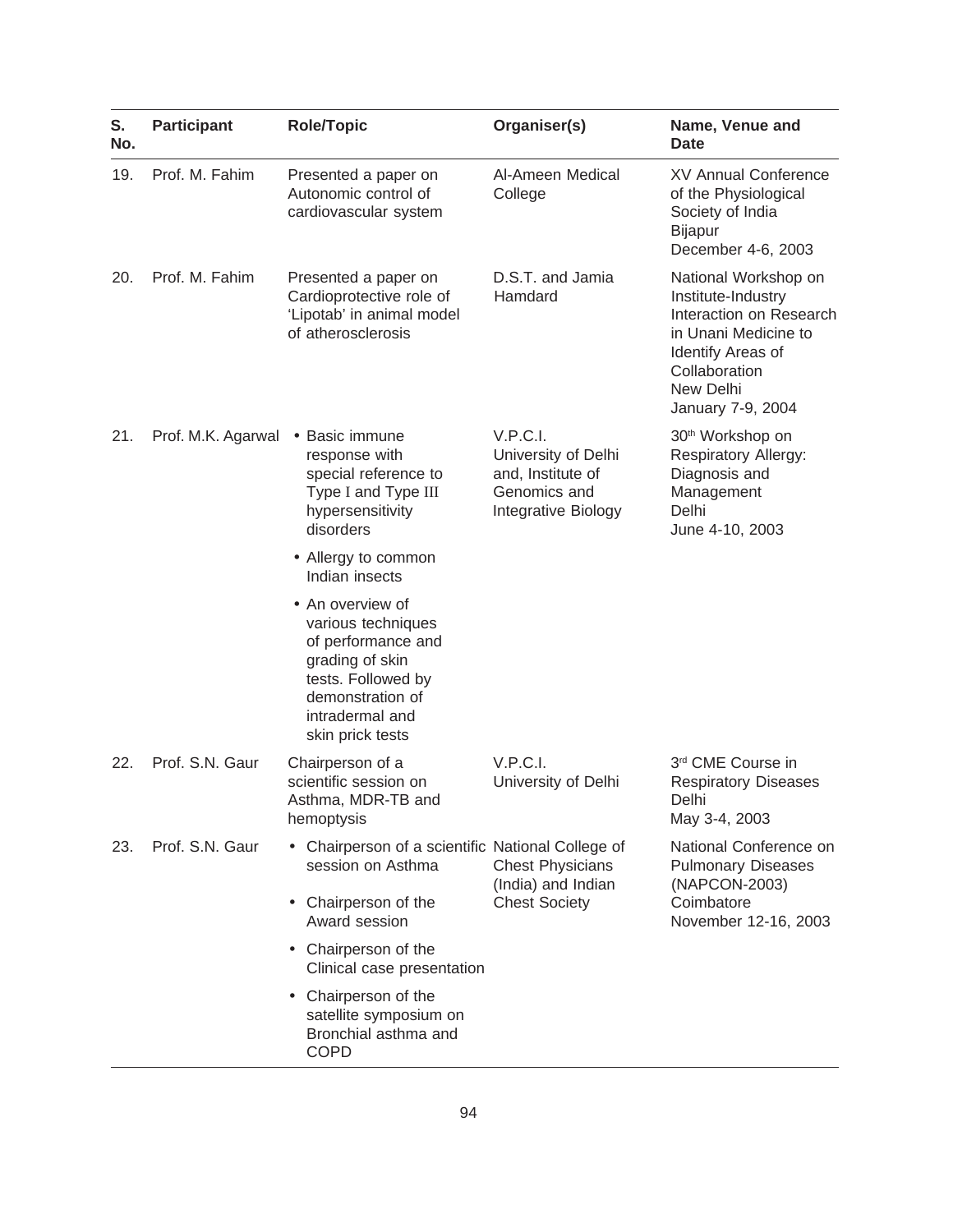| S. No. | Participant | Role/Topic | Organiser(s) | Name, Venue and Date |
|---|---|---|---|---|
| 19. | Prof. M. Fahim | Presented a paper on Autonomic control of cardiovascular system | Al-Ameen Medical College | XV Annual Conference of the Physiological Society of India<br>Bijapur<br>December 4-6, 2003 |
| 20. | Prof. M. Fahim | Presented a paper on Cardioprotective role of 'Lipotab' in animal model of atherosclerosis | D.S.T. and Jamia Hamdard | National Workshop on Institute-Industry Interaction on Research in Unani Medicine to Identify Areas of Collaboration<br>New Delhi<br>January 7-9, 2004 |
| 21. | Prof. M.K. Agarwal | • Basic immune response with special reference to Type I and Type III hypersensitivity disorders<br>• Allergy to common Indian insects<br>• An overview of various techniques of performance and grading of skin tests. Followed by demonstration of intradermal and skin prick tests | V.P.C.I. University of Delhi and, Institute of Genomics and Integrative Biology | 30th Workshop on Respiratory Allergy: Diagnosis and Management<br>Delhi<br>June 4-10, 2003 |
| 22. | Prof. S.N. Gaur | Chairperson of a scientific session on Asthma, MDR-TB and hemoptysis | V.P.C.I. University of Delhi | 3rd CME Course in Respiratory Diseases<br>Delhi<br>May 3-4, 2003 |
| 23. | Prof. S.N. Gaur | • Chairperson of a scientific session on Asthma<br>• Chairperson of the Award session<br>• Chairperson of the Clinical case presentation<br>• Chairperson of the satellite symposium on Bronchial asthma and COPD | National College of Chest Physicians (India) and Indian Chest Society | National Conference on Pulmonary Diseases (NAPCON-2003)<br>Coimbatore<br>November 12-16, 2003 |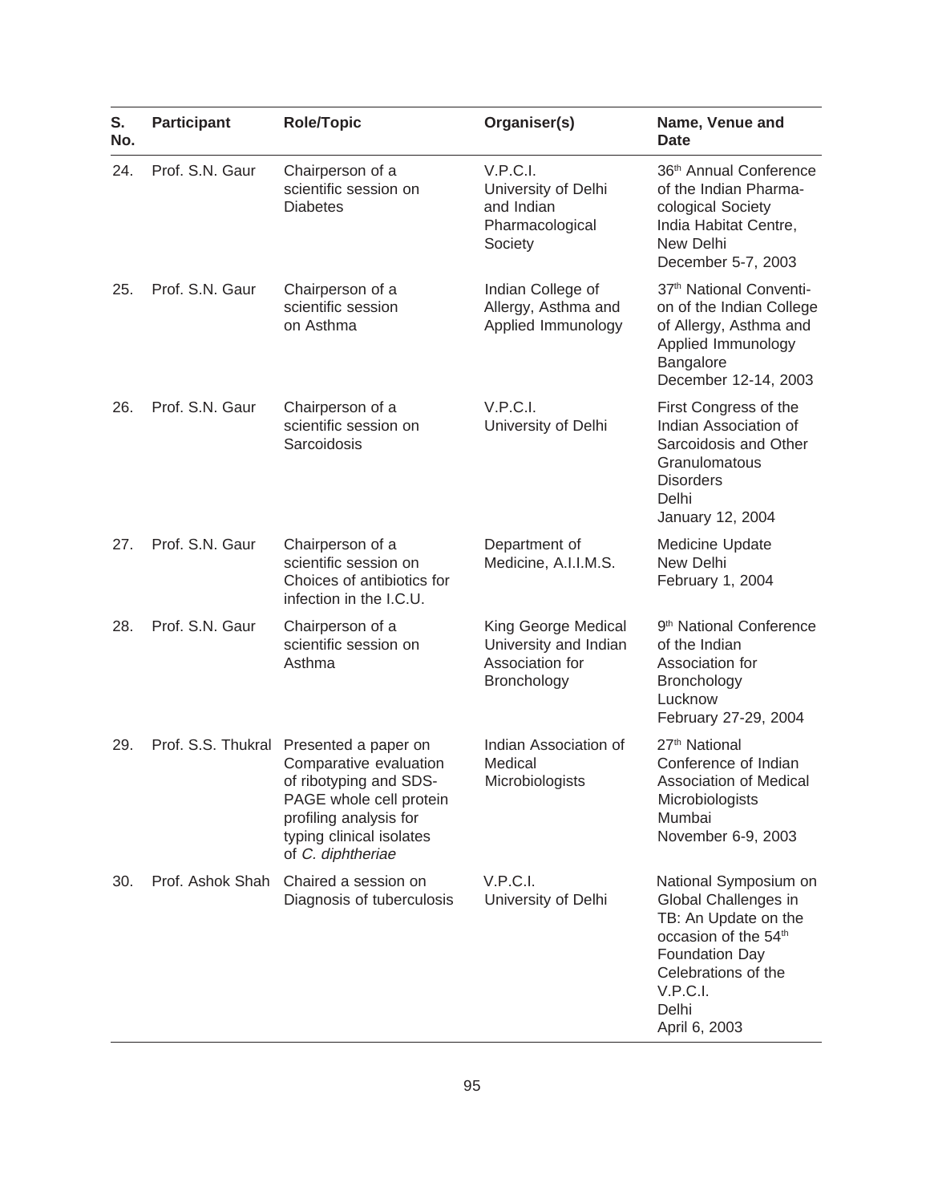| S. No. | Participant | Role/Topic | Organiser(s) | Name, Venue and Date |
|---|---|---|---|---|
| 24. | Prof. S.N. Gaur | Chairperson of a scientific session on Diabetes | V.P.C.I. University of Delhi and Indian Pharmacological Society | 36th Annual Conference of the Indian Pharmacological Society India Habitat Centre, New Delhi December 5-7, 2003 |
| 25. | Prof. S.N. Gaur | Chairperson of a scientific session on Asthma | Indian College of Allergy, Asthma and Applied Immunology | 37th National Convention of the Indian College of Allergy, Asthma and Applied Immunology Bangalore December 12-14, 2003 |
| 26. | Prof. S.N. Gaur | Chairperson of a scientific session on Sarcoidosis | V.P.C.I. University of Delhi | First Congress of the Indian Association of Sarcoidosis and Other Granulomatous Disorders Delhi January 12, 2004 |
| 27. | Prof. S.N. Gaur | Chairperson of a scientific session on Choices of antibiotics for infection in the I.C.U. | Department of Medicine, A.I.I.M.S. | Medicine Update New Delhi February 1, 2004 |
| 28. | Prof. S.N. Gaur | Chairperson of a scientific session on Asthma | King George Medical University and Indian Association for Bronchology | 9th National Conference of the Indian Association for Bronchology Lucknow February 27-29, 2004 |
| 29. | Prof. S.S. Thukral | Presented a paper on Comparative evaluation of ribotyping and SDS-PAGE whole cell protein profiling analysis for typing clinical isolates of *C. diphtheriae* | Indian Association of Medical Microbiologists | 27th National Conference of Indian Association of Medical Microbiologists Mumbai November 6-9, 2003 |
| 30. | Prof. Ashok Shah | Chaired a session on Diagnosis of tuberculosis | V.P.C.I. University of Delhi | National Symposium on Global Challenges in TB: An Update on the occasion of the 54th Foundation Day Celebrations of the V.P.C.I. Delhi April 6, 2003 |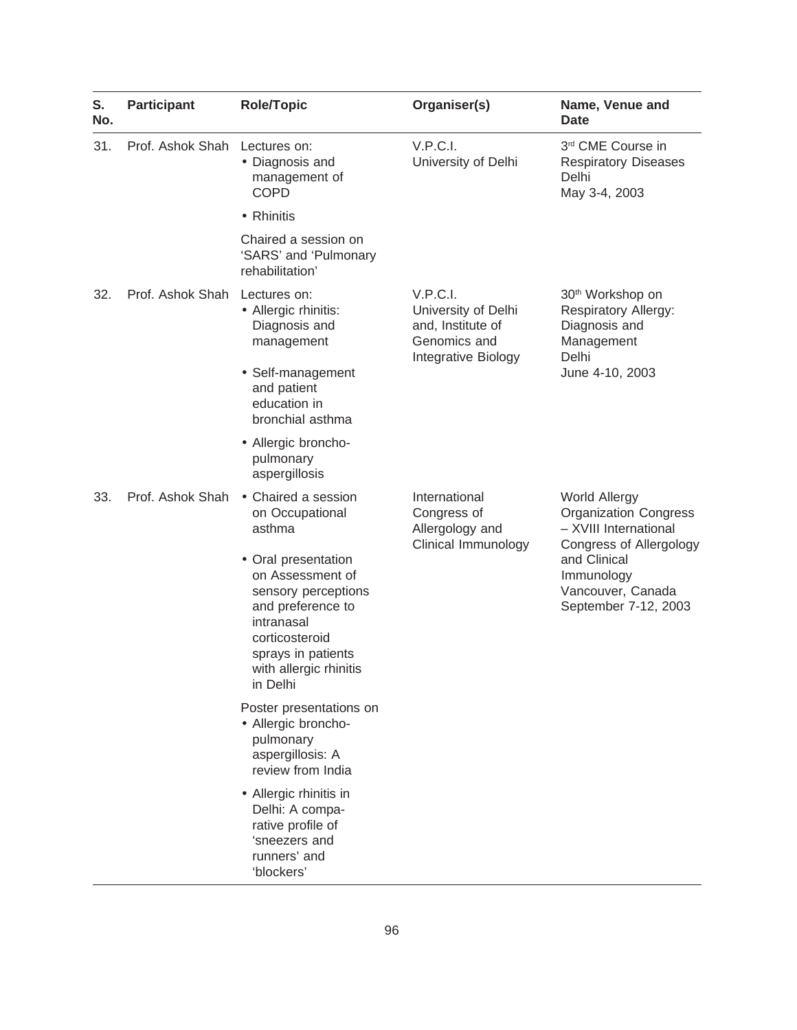| S. No. | Participant | Role/Topic | Organiser(s) | Name, Venue and Date |
|---|---|---|---|---|
| 31. | Prof. Ashok Shah | Lectures on:<br>• Diagnosis and management of COPD<br>• Rhinitis<br>Chaired a session on 'SARS' and 'Pulmonary rehabilitation' | V.P.C.I. University of Delhi | 3rd CME Course in Respiratory Diseases Delhi May 3-4, 2003 |
| 32. | Prof. Ashok Shah | Lectures on:<br>• Allergic rhinitis: Diagnosis and management<br>• Self-management and patient education in bronchial asthma<br>• Allergic broncho-pulmonary aspergillosis | V.P.C.I. University of Delhi and, Institute of Genomics and Integrative Biology | 30th Workshop on Respiratory Allergy: Diagnosis and Management Delhi June 4-10, 2003 |
| 33. | Prof. Ashok Shah | • Chaired a session on Occupational asthma<br>• Oral presentation on Assessment of sensory perceptions and preference to intranasal corticosteroid sprays in patients with allergic rhinitis in Delhi<br>Poster presentations on<br>• Allergic broncho-pulmonary aspergillosis: A review from India<br>• Allergic rhinitis in Delhi: A comparative profile of 'sneezers and runners' and 'blockers' | International Congress of Allergology and Clinical Immunology | World Allergy Organization Congress – XVIII International Congress of Allergology and Clinical Immunology Vancouver, Canada September 7-12, 2003 |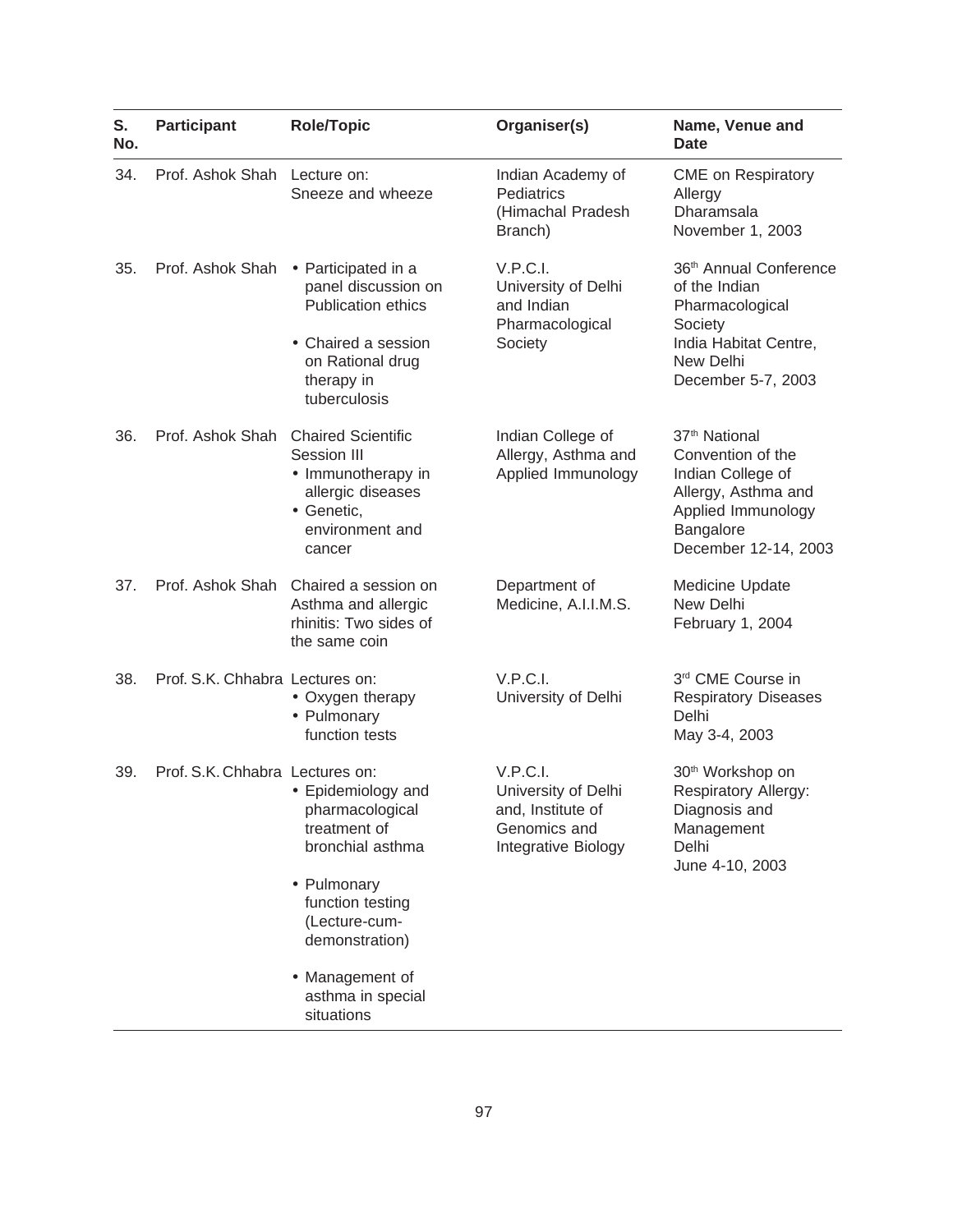| S. No. | Participant | Role/Topic | Organiser(s) | Name, Venue and Date |
|---|---|---|---|---|
| 34. | Prof. Ashok Shah | Lecture on: Sneeze and wheeze | Indian Academy of Pediatrics (Himachal Pradesh Branch) | CME on Respiratory Allergy Dharamsala November 1, 2003 |
| 35. | Prof. Ashok Shah | • Participated in a panel discussion on Publication ethics<br>• Chaired a session on Rational drug therapy in tuberculosis | V.P.C.I. University of Delhi and Indian Pharmacological Society | 36th Annual Conference of the Indian Pharmacological Society India Habitat Centre, New Delhi December 5-7, 2003 |
| 36. | Prof. Ashok Shah | Chaired Scientific Session III<br>• Immunotherapy in allergic diseases<br>• Genetic, environment and cancer | Indian College of Allergy, Asthma and Applied Immunology | 37th National Convention of the Indian College of Allergy, Asthma and Applied Immunology Bangalore December 12-14, 2003 |
| 37. | Prof. Ashok Shah | Chaired a session on Asthma and allergic rhinitis: Two sides of the same coin | Department of Medicine, A.I.I.M.S. | Medicine Update New Delhi February 1, 2004 |
| 38. | Prof. S.K. Chhabra | Lectures on:<br>• Oxygen therapy<br>• Pulmonary function tests | V.P.C.I. University of Delhi | 3rd CME Course in Respiratory Diseases Delhi May 3-4, 2003 |
| 39. | Prof. S.K. Chhabra | Lectures on:<br>• Epidemiology and pharmacological treatment of bronchial asthma<br>• Pulmonary function testing (Lecture-cum-demonstration)<br>• Management of asthma in special situations | V.P.C.I. University of Delhi and, Institute of Genomics and Integrative Biology | 30th Workshop on Respiratory Allergy: Diagnosis and Management Delhi June 4-10, 2003 |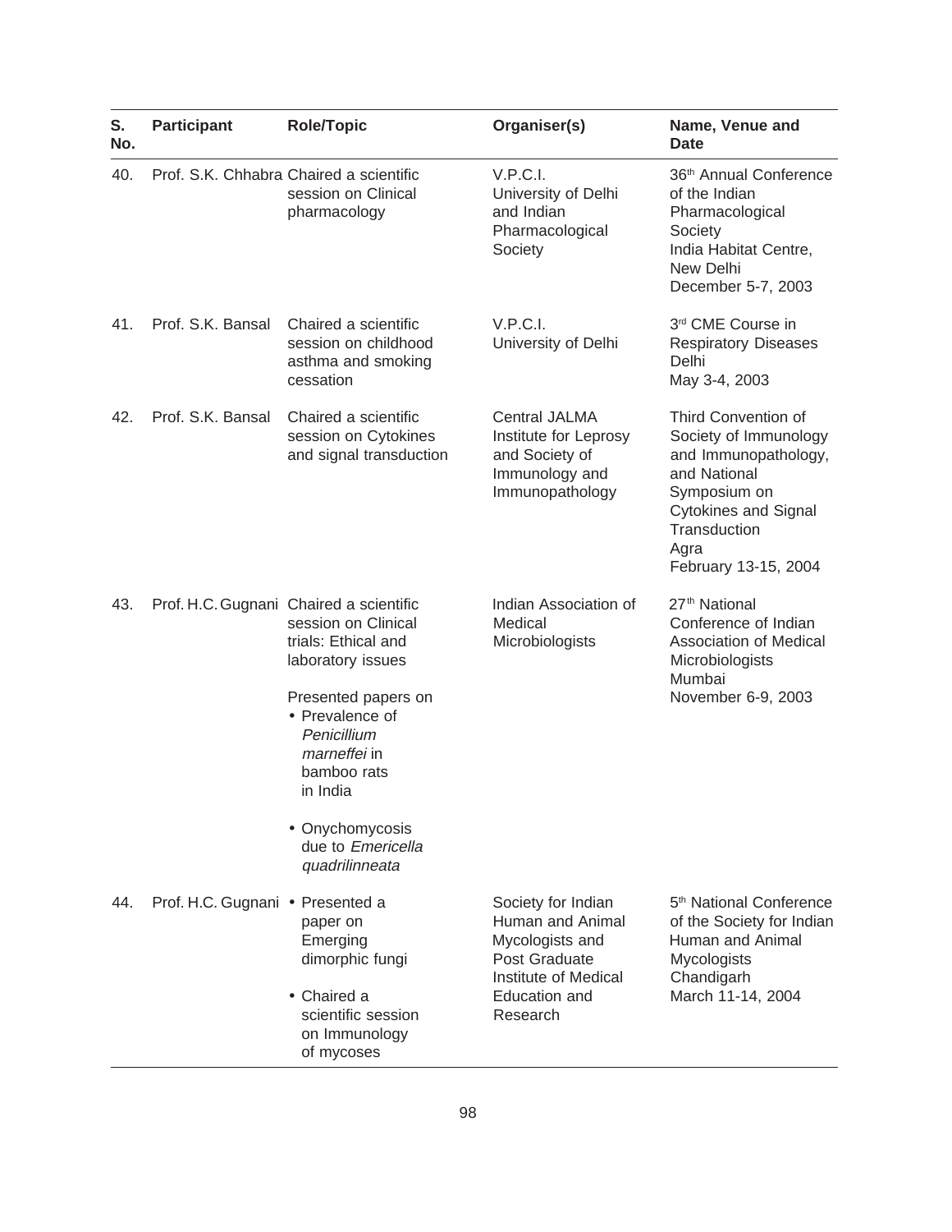| S. No. | Participant | Role/Topic | Organiser(s) | Name, Venue and Date |
|---|---|---|---|---|
| 40. | Prof. S.K. Chhabra | Chaired a scientific session on Clinical pharmacology | V.P.C.I. University of Delhi and Indian Pharmacological Society | 36th Annual Conference of the Indian Pharmacological Society India Habitat Centre, New Delhi December 5-7, 2003 |
| 41. | Prof. S.K. Bansal | Chaired a scientific session on childhood asthma and smoking cessation | V.P.C.I. University of Delhi | 3rd CME Course in Respiratory Diseases Delhi May 3-4, 2003 |
| 42. | Prof. S.K. Bansal | Chaired a scientific session on Cytokines and signal transduction | Central JALMA Institute for Leprosy and Society of Immunology and Immunopathology | Third Convention of Society of Immunology and Immunopathology, and National Symposium on Cytokines and Signal Transduction Agra February 13-15, 2004 |
| 43. | Prof. H.C. Gugnani | Chaired a scientific session on Clinical trials: Ethical and laboratory issues<br><br>Presented papers on<br>• Prevalence of *Penicillium marneffei* in bamboo rats in India<br>• Onychomycosis due to *Emericella quadrilinneata* | Indian Association of Medical Microbiologists | 27th National Conference of Indian Association of Medical Microbiologists Mumbai November 6-9, 2003 |
| 44. | Prof. H.C. Gugnani | • Presented a paper on Emerging dimorphic fungi<br>• Chaired a scientific session on Immunology of mycoses | Society for Indian Human and Animal Mycologists and Post Graduate Institute of Medical Education and Research | 5th National Conference of the Society for Indian Human and Animal Mycologists Chandigarh March 11-14, 2004 |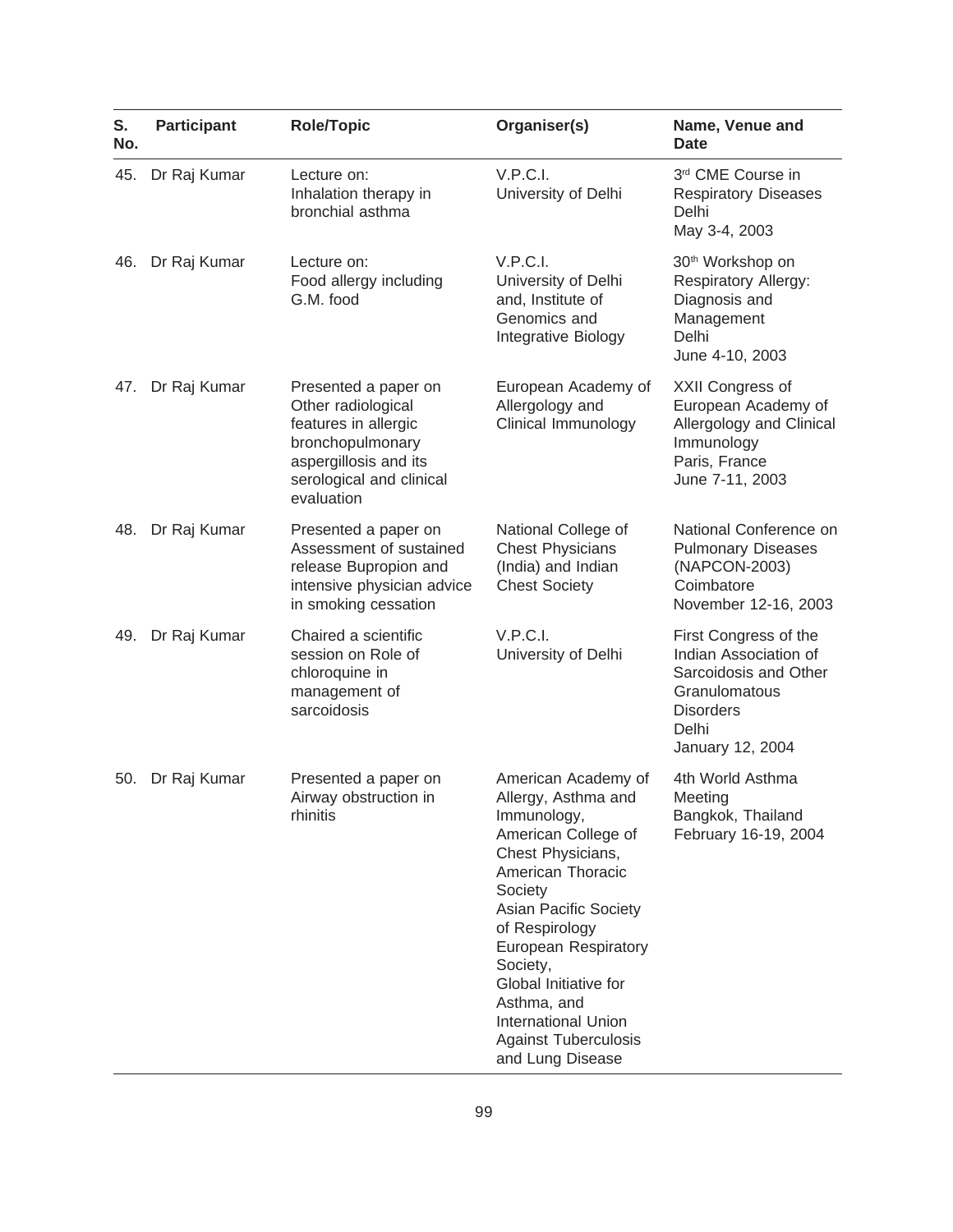| S. No. | Participant | Role/Topic | Organiser(s) | Name, Venue and Date |
| --- | --- | --- | --- | --- |
| 45. | Dr Raj Kumar | Lecture on: Inhalation therapy in bronchial asthma | V.P.C.I. University of Delhi | 3rd CME Course in Respiratory Diseases Delhi May 3-4, 2003 |
| 46. | Dr Raj Kumar | Lecture on: Food allergy including G.M. food | V.P.C.I. University of Delhi and, Institute of Genomics and Integrative Biology | 30th Workshop on Respiratory Allergy: Diagnosis and Management Delhi June 4-10, 2003 |
| 47. | Dr Raj Kumar | Presented a paper on Other radiological features in allergic bronchopulmonary aspergillosis and its serological and clinical evaluation | European Academy of Allergology and Clinical Immunology | XXII Congress of European Academy of Allergology and Clinical Immunology Paris, France June 7-11, 2003 |
| 48. | Dr Raj Kumar | Presented a paper on Assessment of sustained release Bupropion and intensive physician advice in smoking cessation | National College of Chest Physicians (India) and Indian Chest Society | National Conference on Pulmonary Diseases (NAPCON-2003) Coimbatore November 12-16, 2003 |
| 49. | Dr Raj Kumar | Chaired a scientific session on Role of chloroquine in management of sarcoidosis | V.P.C.I. University of Delhi | First Congress of the Indian Association of Sarcoidosis and Other Granulomatous Disorders Delhi January 12, 2004 |
| 50. | Dr Raj Kumar | Presented a paper on Airway obstruction in rhinitis | American Academy of Allergy, Asthma and Immunology, American College of Chest Physicians, American Thoracic Society Asian Pacific Society of Respirology European Respiratory Society, Global Initiative for Asthma, and International Union Against Tuberculosis and Lung Disease | 4th World Asthma Meeting Bangkok, Thailand February 16-19, 2004 |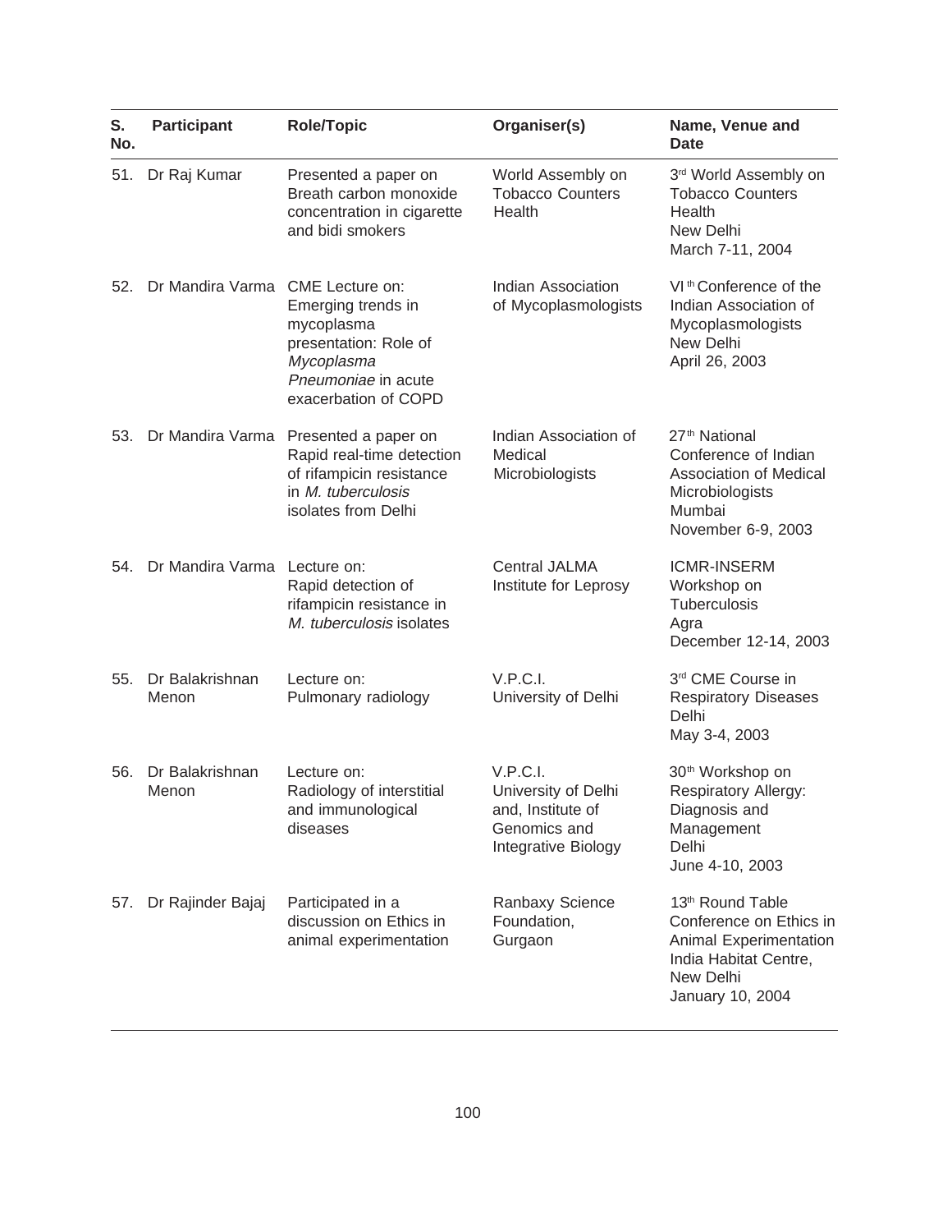| S. No. | Participant | Role/Topic | Organiser(s) | Name, Venue and Date |
|---|---|---|---|---|
| 51. | Dr Raj Kumar | Presented a paper on Breath carbon monoxide concentration in cigarette and bidi smokers | World Assembly on Tobacco Counters Health | 3rd World Assembly on Tobacco Counters Health New Delhi March 7-11, 2004 |
| 52. | Dr Mandira Varma | CME Lecture on: Emerging trends in mycoplasma presentation: Role of *Mycoplasma Pneumoniae* in acute exacerbation of COPD | Indian Association of Mycoplasmologists | VIth Conference of the Indian Association of Mycoplasmologists New Delhi April 26, 2003 |
| 53. | Dr Mandira Varma | Presented a paper on Rapid real-time detection of rifampicin resistance in *M. tuberculosis* isolates from Delhi | Indian Association of Medical Microbiologists | 27th National Conference of Indian Association of Medical Microbiologists Mumbai November 6-9, 2003 |
| 54. | Dr Mandira Varma | Lecture on: Rapid detection of rifampicin resistance in *M. tuberculosis* isolates | Central JALMA Institute for Leprosy | ICMR-INSERM Workshop on Tuberculosis Agra December 12-14, 2003 |
| 55. | Dr Balakrishnan Menon | Lecture on: Pulmonary radiology | V.P.C.I. University of Delhi | 3rd CME Course in Respiratory Diseases Delhi May 3-4, 2003 |
| 56. | Dr Balakrishnan Menon | Lecture on: Radiology of interstitial and immunological diseases | V.P.C.I. University of Delhi and, Institute of Genomics and Integrative Biology | 30th Workshop on Respiratory Allergy: Diagnosis and Management Delhi June 4-10, 2003 |
| 57. | Dr Rajinder Bajaj | Participated in a discussion on Ethics in animal experimentation | Ranbaxy Science Foundation, Gurgaon | 13th Round Table Conference on Ethics in Animal Experimentation India Habitat Centre, New Delhi January 10, 2004 |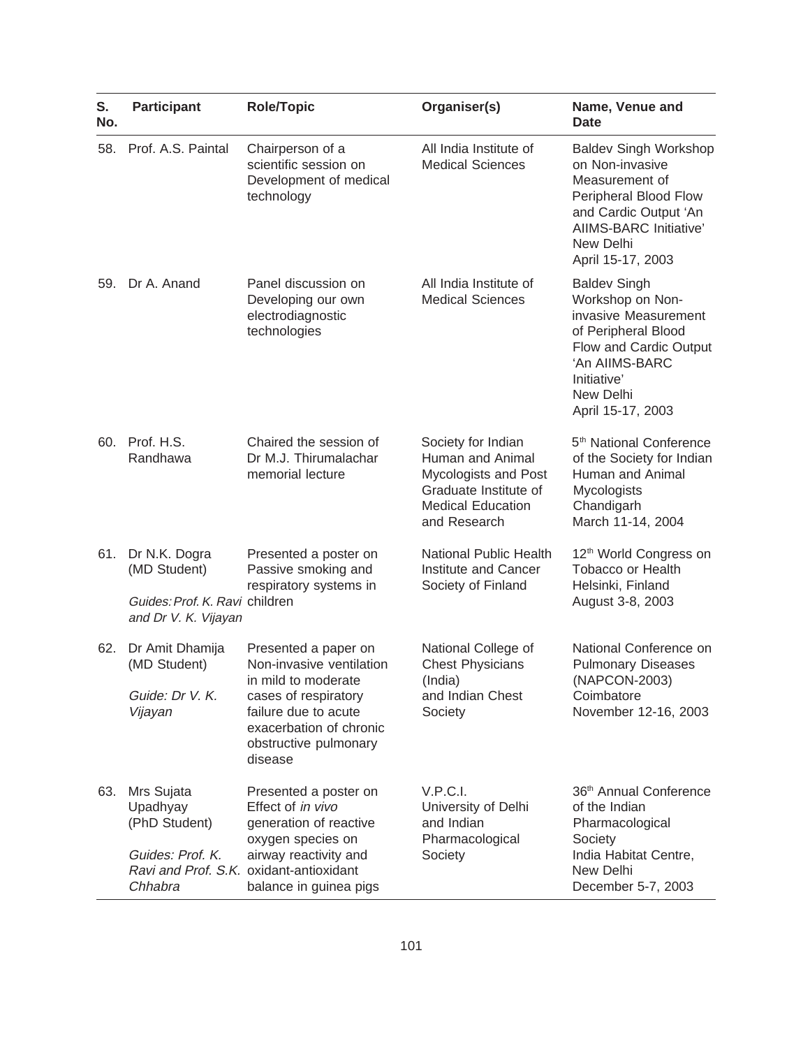| S. No. | Participant | Role/Topic | Organiser(s) | Name, Venue and Date |
|---|---|---|---|---|
| 58. | Prof. A.S. Paintal | Chairperson of a scientific session on Development of medical technology | All India Institute of Medical Sciences | Baldev Singh Workshop on Non-invasive Measurement of Peripheral Blood Flow and Cardic Output 'An AIIMS-BARC Initiative' New Delhi April 15-17, 2003 |
| 59. | Dr A. Anand | Panel discussion on Developing our own electrodiagnostic technologies | All India Institute of Medical Sciences | Baldev Singh Workshop on Non-invasive Measurement of Peripheral Blood Flow and Cardic Output 'An AIIMS-BARC Initiative' New Delhi April 15-17, 2003 |
| 60. | Prof. H.S. Randhawa | Chaired the session of Dr M.J. Thirumalachar memorial lecture | Society for Indian Human and Animal Mycologists and Post Graduate Institute of Medical Education and Research | 5th National Conference of the Society for Indian Human and Animal Mycologists Chandigarh March 11-14, 2004 |
| 61. | Dr N.K. Dogra (MD Student) *Guides: Prof. K. Ravi and Dr V. K. Vijayan* | Presented a poster on Passive smoking and respiratory systems in children | National Public Health Institute and Cancer Society of Finland | 12th World Congress on Tobacco or Health Helsinki, Finland August 3-8, 2003 |
| 62. | Dr Amit Dhamija (MD Student) *Guide: Dr V. K. Vijayan* | Presented a paper on Non-invasive ventilation in mild to moderate cases of respiratory failure due to acute exacerbation of chronic obstructive pulmonary disease | National College of Chest Physicians (India) and Indian Chest Society | National Conference on Pulmonary Diseases (NAPCON-2003) Coimbatore November 12-16, 2003 |
| 63. | Mrs Sujata Upadhyay (PhD Student) *Guides: Prof. K. Ravi and Prof. S.K. Chhabra* | Presented a poster on Effect of *in vivo* generation of reactive oxygen species on airway reactivity and oxidant-antioxidant balance in guinea pigs | V.P.C.I. University of Delhi and Indian Pharmacological Society | 36th Annual Conference of the Indian Pharmacological Society India Habitat Centre, New Delhi December 5-7, 2003 |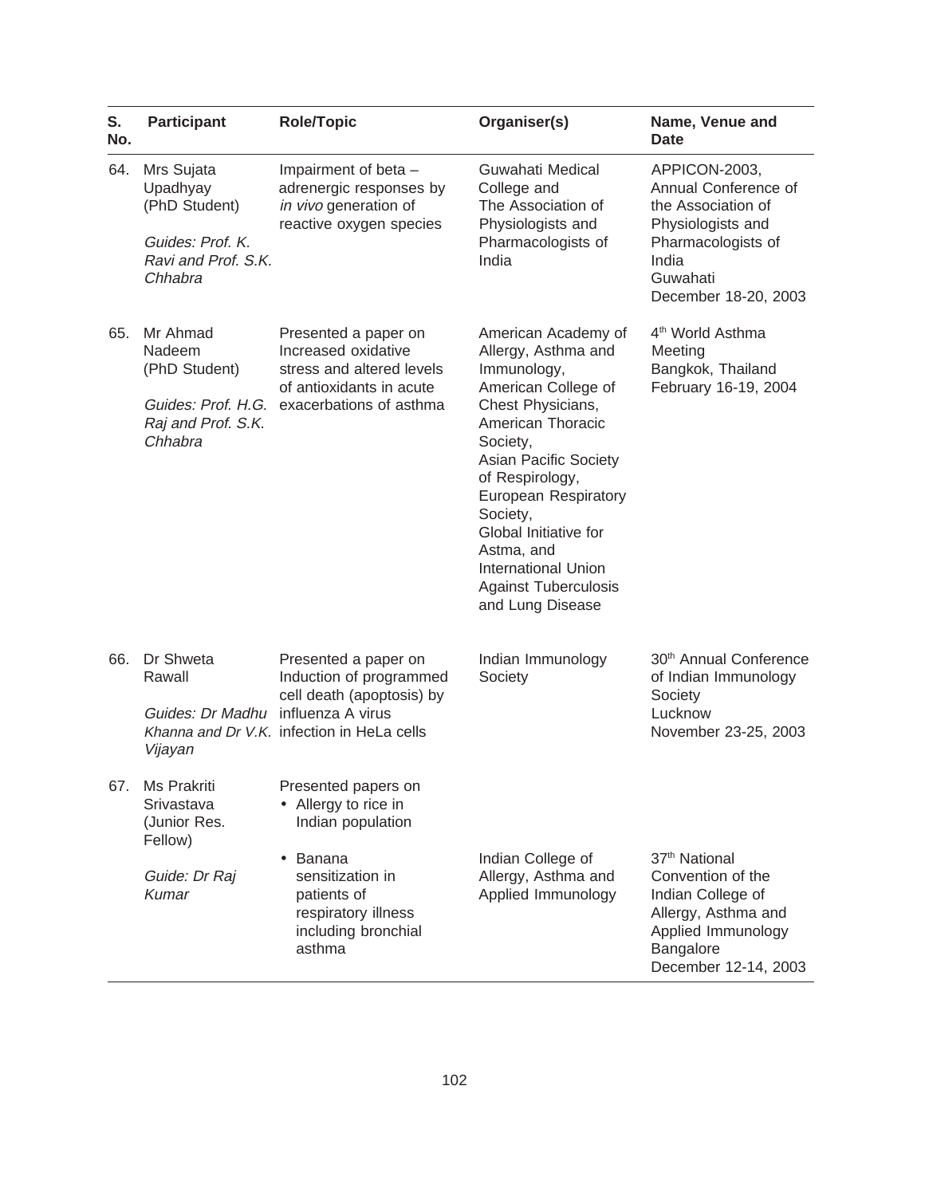| S. No. | Participant | Role/Topic | Organiser(s) | Name, Venue and Date |
|---|---|---|---|---|
| 64. | Mrs Sujata Upadhyay (PhD Student)<br><br>*Guides: Prof. K. Ravi and Prof. S.K. Chhabra* | Impairment of beta – adrenergic responses by *in vivo* generation of reactive oxygen species | Guwahati Medical College and The Association of Physiologists and Pharmacologists of India | APPICON-2003, Annual Conference of the Association of Physiologists and Pharmacologists of India<br>Guwahati<br>December 18-20, 2003 |
| 65. | Mr Ahmad Nadeem (PhD Student)<br><br>*Guides: Prof. H.G. Raj and Prof. S.K. Chhabra* | Presented a paper on Increased oxidative stress and altered levels of antioxidants in acute exacerbations of asthma | American Academy of Allergy, Asthma and Immunology,<br>American College of Chest Physicians,<br>American Thoracic Society,<br>Asian Pacific Society of Respirology,<br>European Respiratory Society,<br>Global Initiative for Astma, and<br>International Union Against Tuberculosis and Lung Disease | 4th World Asthma Meeting<br>Bangkok, Thailand<br>February 16-19, 2004 |
| 66. | Dr Shweta Rawall<br><br>*Guides: Dr Madhu Khanna and Dr V.K. Vijayan* | Presented a paper on Induction of programmed cell death (apoptosis) by influenza A virus infection in HeLa cells | Indian Immunology Society | 30th Annual Conference of Indian Immunology Society<br>Lucknow<br>November 23-25, 2003 |
| 67. | Ms Prakriti Srivastava (Junior Res. Fellow)<br><br>*Guide: Dr Raj Kumar* | Presented papers on<br>• Allergy to rice in Indian population<br>• Banana sensitization in patients of respiratory illness including bronchial asthma | Indian College of Allergy, Asthma and Applied Immunology | 37th National Convention of the Indian College of Allergy, Asthma and Applied Immunology<br>Bangalore<br>December 12-14, 2003 |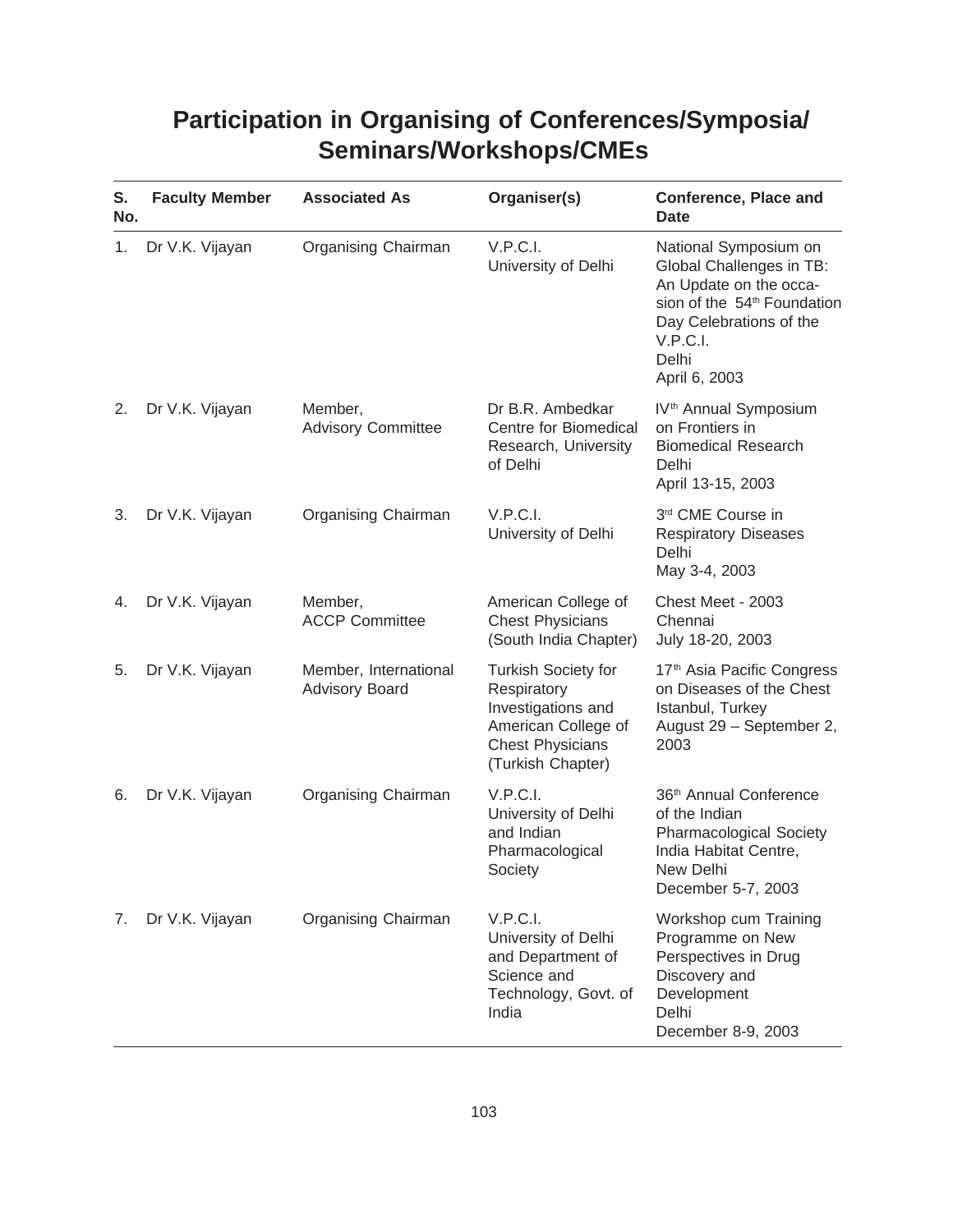# Participation in Organising of Conferences/Symposia/ Seminars/Workshops/CMEs

| S. No. | Faculty Member | Associated As | Organiser(s) | Conference, Place and Date |
|---|---|---|---|---|
| 1. | Dr V.K. Vijayan | Organising Chairman | V.P.C.I. University of Delhi | National Symposium on Global Challenges in TB: An Update on the occasion of the 54th Foundation Day Celebrations of the V.P.C.I. Delhi April 6, 2003 |
| 2. | Dr V.K. Vijayan | Member, Advisory Committee | Dr B.R. Ambedkar Centre for Biomedical Research, University of Delhi | IVth Annual Symposium on Frontiers in Biomedical Research Delhi April 13-15, 2003 |
| 3. | Dr V.K. Vijayan | Organising Chairman | V.P.C.I. University of Delhi | 3rd CME Course in Respiratory Diseases Delhi May 3-4, 2003 |
| 4. | Dr V.K. Vijayan | Member, ACCP Committee | American College of Chest Physicians (South India Chapter) | Chest Meet - 2003 Chennai July 18-20, 2003 |
| 5. | Dr V.K. Vijayan | Member, International Advisory Board | Turkish Society for Respiratory Investigations and American College of Chest Physicians (Turkish Chapter) | 17th Asia Pacific Congress on Diseases of the Chest Istanbul, Turkey August 29 – September 2, 2003 |
| 6. | Dr V.K. Vijayan | Organising Chairman | V.P.C.I. University of Delhi and Indian Pharmacological Society | 36th Annual Conference of the Indian Pharmacological Society India Habitat Centre, New Delhi December 5-7, 2003 |
| 7. | Dr V.K. Vijayan | Organising Chairman | V.P.C.I. University of Delhi and Department of Science and Technology, Govt. of India | Workshop cum Training Programme on New Perspectives in Drug Discovery and Development Delhi December 8-9, 2003 |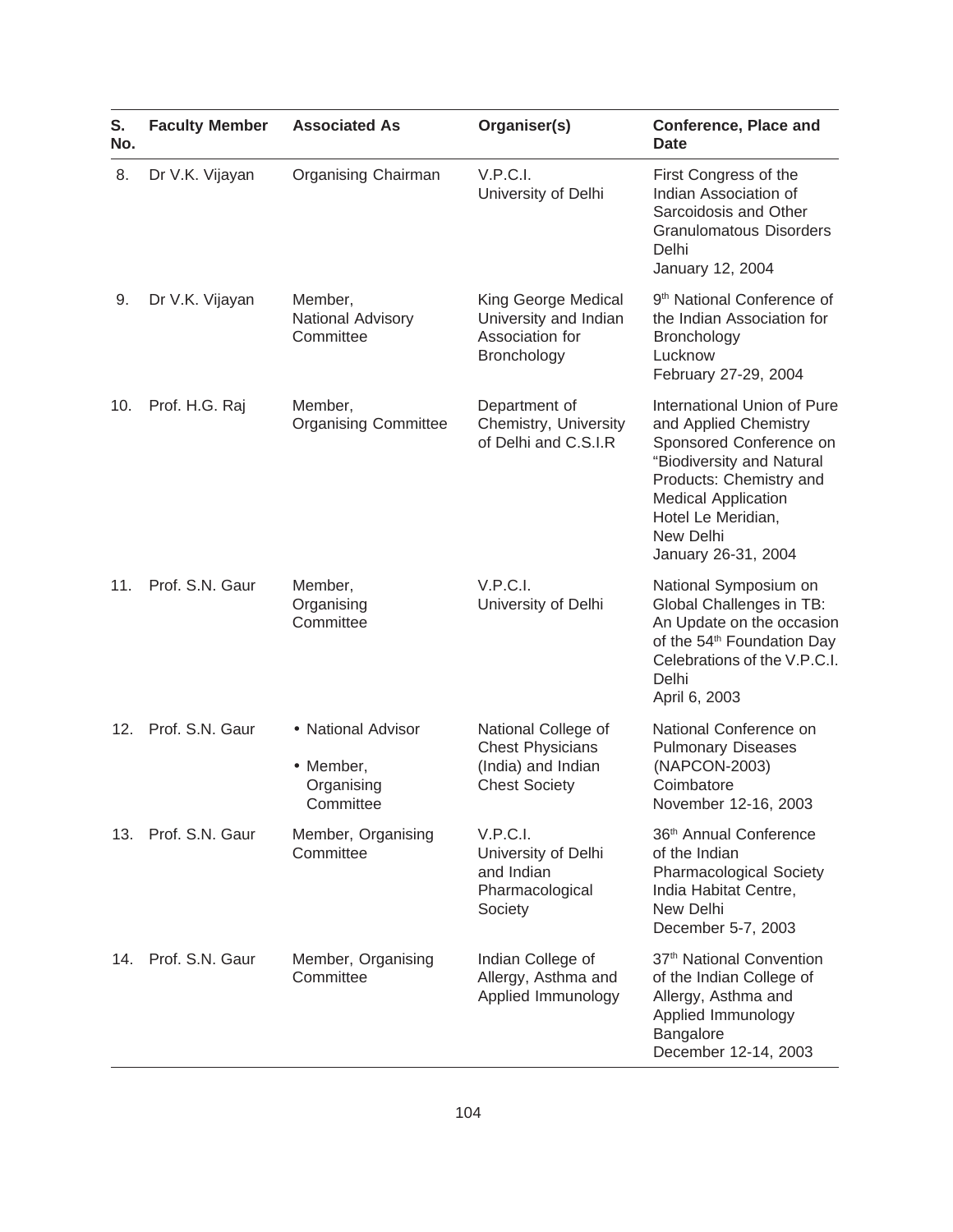| S. No. | Faculty Member | Associated As | Organiser(s) | Conference, Place and Date |
|---|---|---|---|---|
| 8. | Dr V.K. Vijayan | Organising Chairman | V.P.C.I. University of Delhi | First Congress of the Indian Association of Sarcoidosis and Other Granulomatous Disorders Delhi January 12, 2004 |
| 9. | Dr V.K. Vijayan | Member, National Advisory Committee | King George Medical University and Indian Association for Bronchology | 9th National Conference of the Indian Association for Bronchology Lucknow February 27-29, 2004 |
| 10. | Prof. H.G. Raj | Member, Organising Committee | Department of Chemistry, University of Delhi and C.S.I.R | International Union of Pure and Applied Chemistry Sponsored Conference on "Biodiversity and Natural Products: Chemistry and Medical Application Hotel Le Meridian, New Delhi January 26-31, 2004 |
| 11. | Prof. S.N. Gaur | Member, Organising Committee | V.P.C.I. University of Delhi | National Symposium on Global Challenges in TB: An Update on the occasion of the 54th Foundation Day Celebrations of the V.P.C.I. Delhi April 6, 2003 |
| 12. | Prof. S.N. Gaur | • National Advisor • Member, Organising Committee | National College of Chest Physicians (India) and Indian Chest Society | National Conference on Pulmonary Diseases (NAPCON-2003) Coimbatore November 12-16, 2003 |
| 13. | Prof. S.N. Gaur | Member, Organising Committee | V.P.C.I. University of Delhi and Indian Pharmacological Society | 36th Annual Conference of the Indian Pharmacological Society India Habitat Centre, New Delhi December 5-7, 2003 |
| 14. | Prof. S.N. Gaur | Member, Organising Committee | Indian College of Allergy, Asthma and Applied Immunology | 37th National Convention of the Indian College of Allergy, Asthma and Applied Immunology Bangalore December 12-14, 2003 |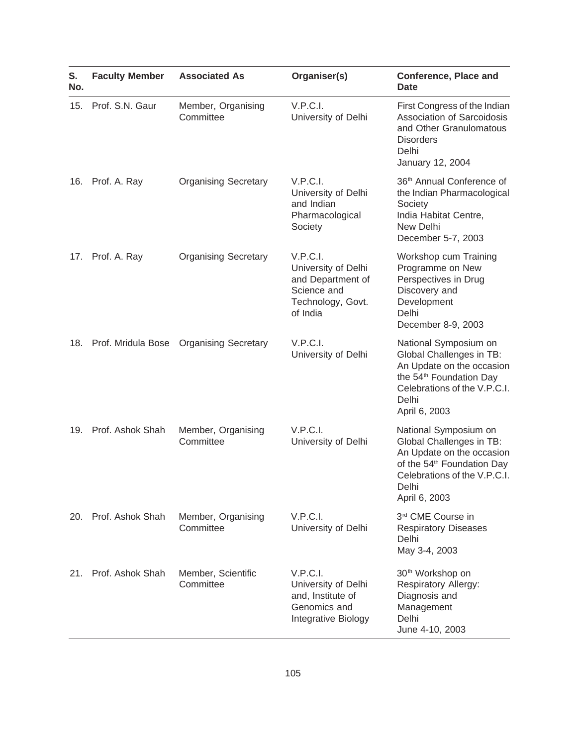| S. No. | Faculty Member | Associated As | Organiser(s) | Conference, Place and Date |
|---|---|---|---|---|
| 15. | Prof. S.N. Gaur | Member, Organising Committee | V.P.C.I. University of Delhi | First Congress of the Indian Association of Sarcoidosis and Other Granulomatous Disorders Delhi January 12, 2004 |
| 16. | Prof. A. Ray | Organising Secretary | V.P.C.I. University of Delhi and Indian Pharmacological Society | 36th Annual Conference of the Indian Pharmacological Society India Habitat Centre, New Delhi December 5-7, 2003 |
| 17. | Prof. A. Ray | Organising Secretary | V.P.C.I. University of Delhi and Department of Science and Technology, Govt. of India | Workshop cum Training Programme on New Perspectives in Drug Discovery and Development Delhi December 8-9, 2003 |
| 18. | Prof. Mridula Bose | Organising Secretary | V.P.C.I. University of Delhi | National Symposium on Global Challenges in TB: An Update on the occasion the 54th Foundation Day Celebrations of the V.P.C.I. Delhi April 6, 2003 |
| 19. | Prof. Ashok Shah | Member, Organising Committee | V.P.C.I. University of Delhi | National Symposium on Global Challenges in TB: An Update on the occasion of the 54th Foundation Day Celebrations of the V.P.C.I. Delhi April 6, 2003 |
| 20. | Prof. Ashok Shah | Member, Organising Committee | V.P.C.I. University of Delhi | 3rd CME Course in Respiratory Diseases Delhi May 3-4, 2003 |
| 21. | Prof. Ashok Shah | Member, Scientific Committee | V.P.C.I. University of Delhi and, Institute of Genomics and Integrative Biology | 30th Workshop on Respiratory Allergy: Diagnosis and Management Delhi June 4-10, 2003 |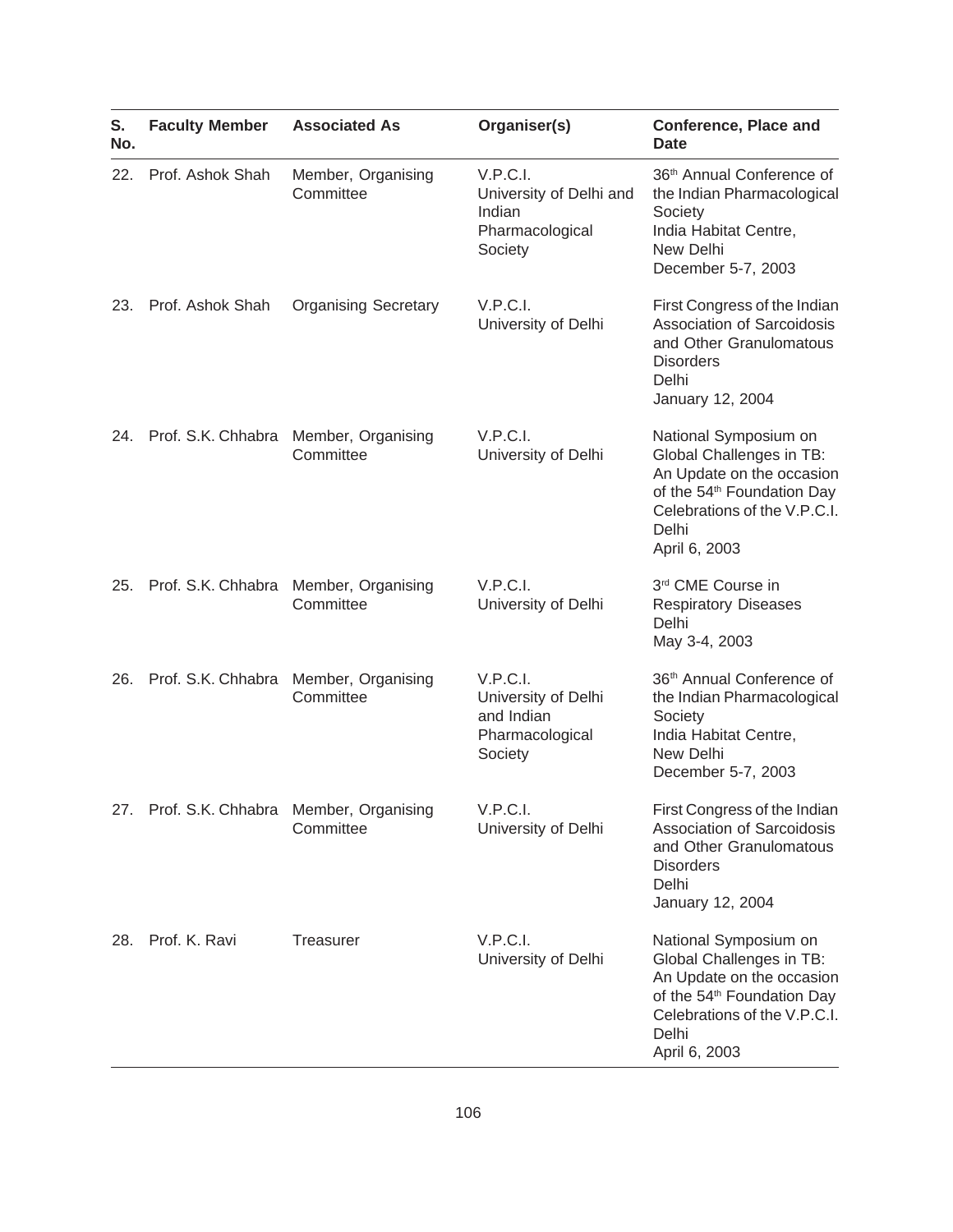| S. No. | Faculty Member | Associated As | Organiser(s) | Conference, Place and Date |
|---|---|---|---|---|
| 22. | Prof. Ashok Shah | Member, Organising Committee | V.P.C.I. University of Delhi and Indian Pharmacological Society | 36th Annual Conference of the Indian Pharmacological Society India Habitat Centre, New Delhi December 5-7, 2003 |
| 23. | Prof. Ashok Shah | Organising Secretary | V.P.C.I. University of Delhi | First Congress of the Indian Association of Sarcoidosis and Other Granulomatous Disorders Delhi January 12, 2004 |
| 24. | Prof. S.K. Chhabra | Member, Organising Committee | V.P.C.I. University of Delhi | National Symposium on Global Challenges in TB: An Update on the occasion of the 54th Foundation Day Celebrations of the V.P.C.I. Delhi April 6, 2003 |
| 25. | Prof. S.K. Chhabra | Member, Organising Committee | V.P.C.I. University of Delhi | 3rd CME Course in Respiratory Diseases Delhi May 3-4, 2003 |
| 26. | Prof. S.K. Chhabra | Member, Organising Committee | V.P.C.I. University of Delhi and Indian Pharmacological Society | 36th Annual Conference of the Indian Pharmacological Society India Habitat Centre, New Delhi December 5-7, 2003 |
| 27. | Prof. S.K. Chhabra | Member, Organising Committee | V.P.C.I. University of Delhi | First Congress of the Indian Association of Sarcoidosis and Other Granulomatous Disorders Delhi January 12, 2004 |
| 28. | Prof. K. Ravi | Treasurer | V.P.C.I. University of Delhi | National Symposium on Global Challenges in TB: An Update on the occasion of the 54th Foundation Day Celebrations of the V.P.C.I. Delhi April 6, 2003 |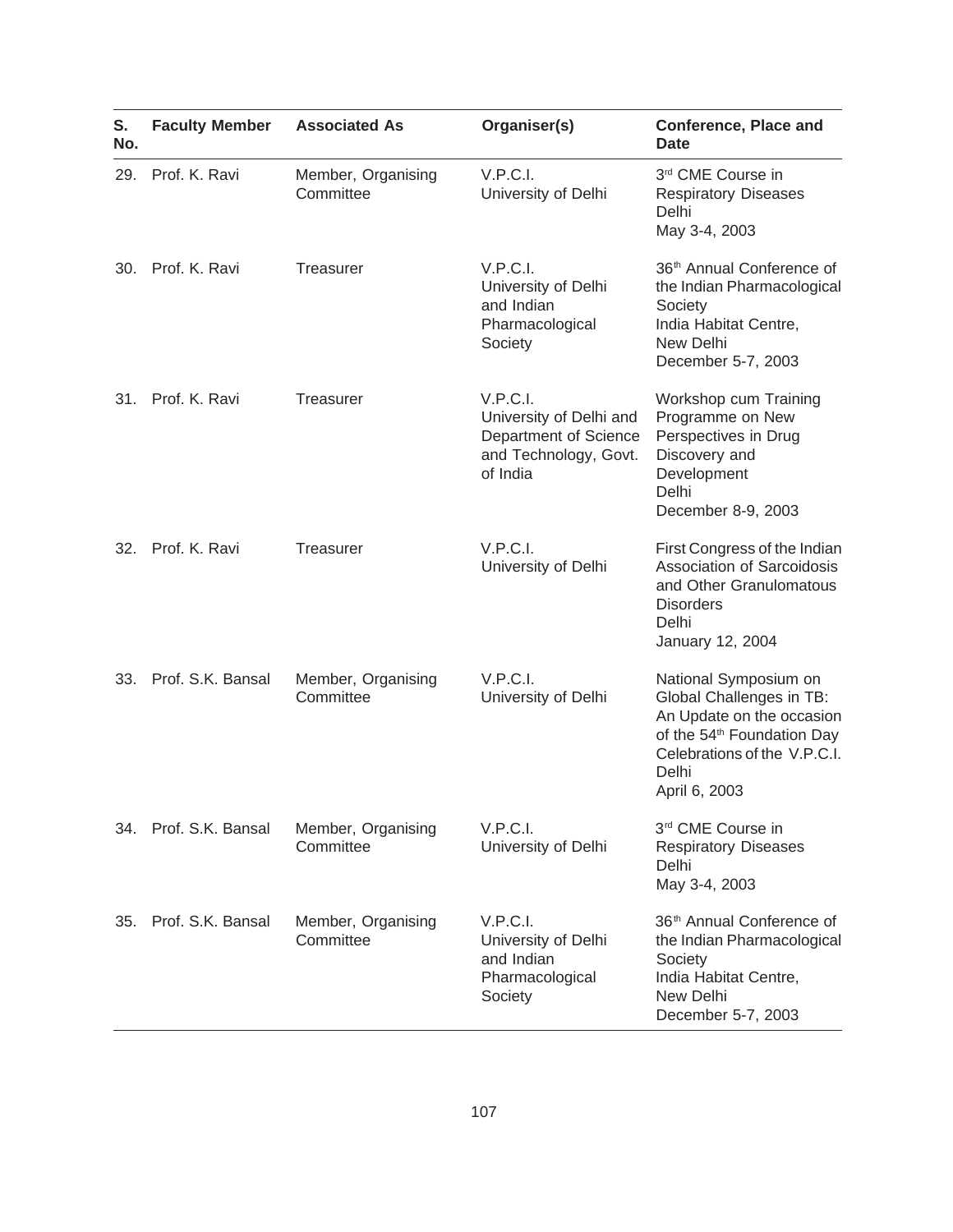| S. No. | Faculty Member | Associated As | Organiser(s) | Conference, Place and Date |
|---|---|---|---|---|
| 29. | Prof. K. Ravi | Member, Organising Committee | V.P.C.I. University of Delhi | 3rd CME Course in Respiratory Diseases Delhi May 3-4, 2003 |
| 30. | Prof. K. Ravi | Treasurer | V.P.C.I. University of Delhi and Indian Pharmacological Society | 36th Annual Conference of the Indian Pharmacological Society India Habitat Centre, New Delhi December 5-7, 2003 |
| 31. | Prof. K. Ravi | Treasurer | V.P.C.I. University of Delhi and Department of Science and Technology, Govt. of India | Workshop cum Training Programme on New Perspectives in Drug Discovery and Development Delhi December 8-9, 2003 |
| 32. | Prof. K. Ravi | Treasurer | V.P.C.I. University of Delhi | First Congress of the Indian Association of Sarcoidosis and Other Granulomatous Disorders Delhi January 12, 2004 |
| 33. | Prof. S.K. Bansal | Member, Organising Committee | V.P.C.I. University of Delhi | National Symposium on Global Challenges in TB: An Update on the occasion of the 54th Foundation Day Celebrations of the V.P.C.I. Delhi April 6, 2003 |
| 34. | Prof. S.K. Bansal | Member, Organising Committee | V.P.C.I. University of Delhi | 3rd CME Course in Respiratory Diseases Delhi May 3-4, 2003 |
| 35. | Prof. S.K. Bansal | Member, Organising Committee | V.P.C.I. University of Delhi and Indian Pharmacological Society | 36th Annual Conference of the Indian Pharmacological Society India Habitat Centre, New Delhi December 5-7, 2003 |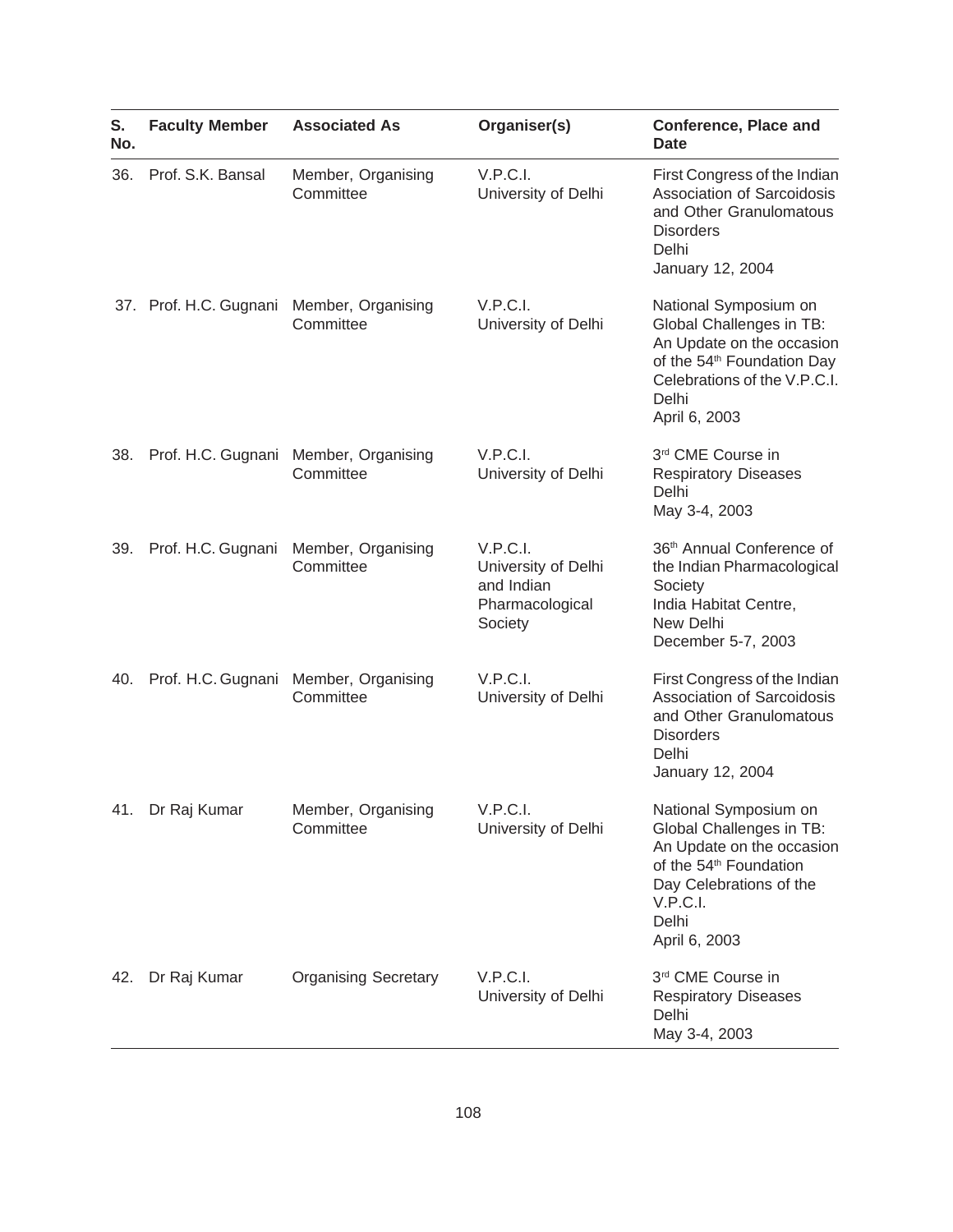| S. No. | Faculty Member | Associated As | Organiser(s) | Conference, Place and Date |
|---|---|---|---|---|
| 36. | Prof. S.K. Bansal | Member, Organising Committee | V.P.C.I. University of Delhi | First Congress of the Indian Association of Sarcoidosis and Other Granulomatous Disorders Delhi January 12, 2004 |
| 37. | Prof. H.C. Gugnani | Member, Organising Committee | V.P.C.I. University of Delhi | National Symposium on Global Challenges in TB: An Update on the occasion of the 54th Foundation Day Celebrations of the V.P.C.I. Delhi April 6, 2003 |
| 38. | Prof. H.C. Gugnani | Member, Organising Committee | V.P.C.I. University of Delhi | 3rd CME Course in Respiratory Diseases Delhi May 3-4, 2003 |
| 39. | Prof. H.C. Gugnani | Member, Organising Committee | V.P.C.I. University of Delhi and Indian Pharmacological Society | 36th Annual Conference of the Indian Pharmacological Society India Habitat Centre, New Delhi December 5-7, 2003 |
| 40. | Prof. H.C. Gugnani | Member, Organising Committee | V.P.C.I. University of Delhi | First Congress of the Indian Association of Sarcoidosis and Other Granulomatous Disorders Delhi January 12, 2004 |
| 41. | Dr Raj Kumar | Member, Organising Committee | V.P.C.I. University of Delhi | National Symposium on Global Challenges in TB: An Update on the occasion of the 54th Foundation Day Celebrations of the V.P.C.I. Delhi April 6, 2003 |
| 42. | Dr Raj Kumar | Organising Secretary | V.P.C.I. University of Delhi | 3rd CME Course in Respiratory Diseases Delhi May 3-4, 2003 |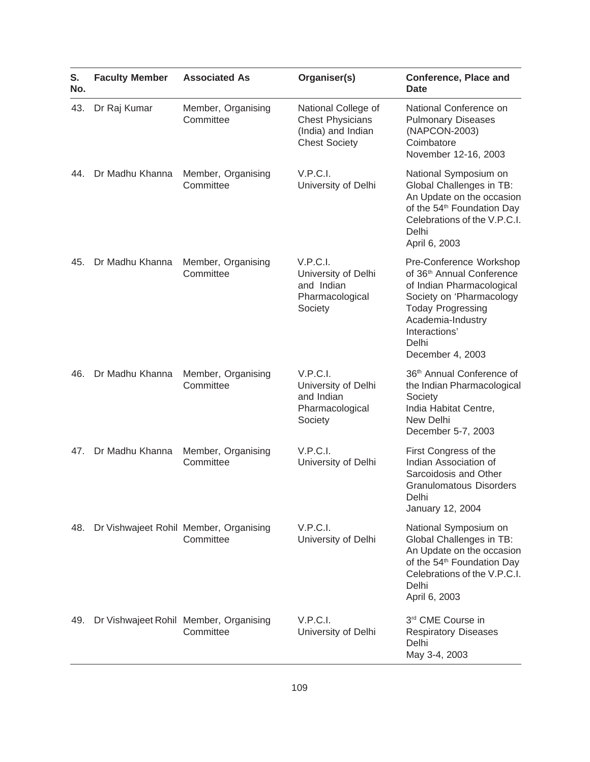| S. No. | Faculty Member | Associated As | Organiser(s) | Conference, Place and Date |
|---|---|---|---|---|
| 43. | Dr Raj Kumar | Member, Organising Committee | National College of Chest Physicians (India) and Indian Chest Society | National Conference on Pulmonary Diseases (NAPCON-2003) Coimbatore November 12-16, 2003 |
| 44. | Dr Madhu Khanna | Member, Organising Committee | V.P.C.I. University of Delhi | National Symposium on Global Challenges in TB: An Update on the occasion of the 54th Foundation Day Celebrations of the V.P.C.I. Delhi April 6, 2003 |
| 45. | Dr Madhu Khanna | Member, Organising Committee | V.P.C.I. University of Delhi and Indian Pharmacological Society | Pre-Conference Workshop of 36th Annual Conference of Indian Pharmacological Society on 'Pharmacology Today Progressing Academia-Industry Interactions' Delhi December 4, 2003 |
| 46. | Dr Madhu Khanna | Member, Organising Committee | V.P.C.I. University of Delhi and Indian Pharmacological Society | 36th Annual Conference of the Indian Pharmacological Society India Habitat Centre, New Delhi December 5-7, 2003 |
| 47. | Dr Madhu Khanna | Member, Organising Committee | V.P.C.I. University of Delhi | First Congress of the Indian Association of Sarcoidosis and Other Granulomatous Disorders Delhi January 12, 2004 |
| 48. | Dr Vishwajeet Rohil | Member, Organising Committee | V.P.C.I. University of Delhi | National Symposium on Global Challenges in TB: An Update on the occasion of the 54th Foundation Day Celebrations of the V.P.C.I. Delhi April 6, 2003 |
| 49. | Dr Vishwajeet Rohil | Member, Organising Committee | V.P.C.I. University of Delhi | 3rd CME Course in Respiratory Diseases Delhi May 3-4, 2003 |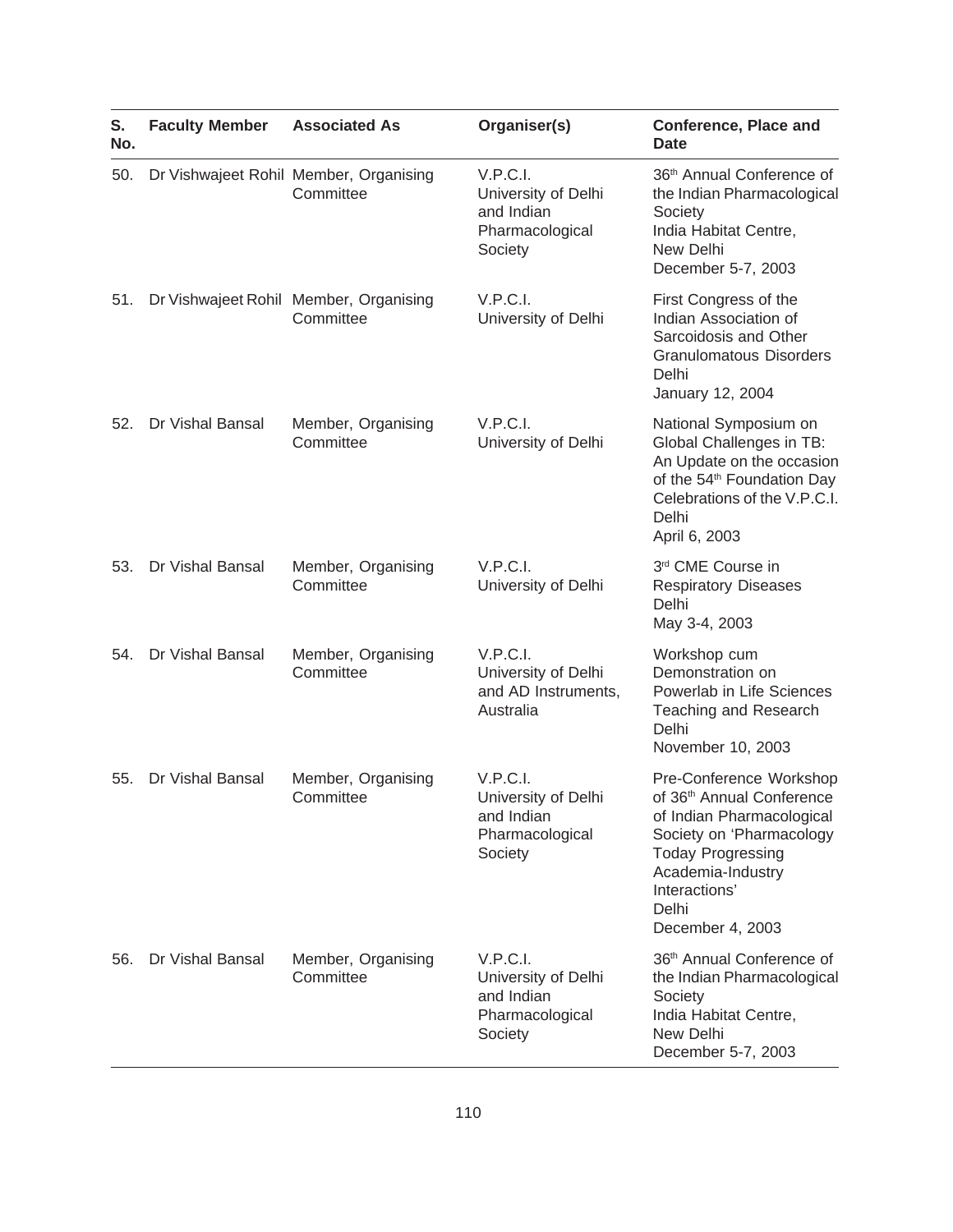| S. No. | Faculty Member | Associated As | Organiser(s) | Conference, Place and Date |
|---|---|---|---|---|
| 50. | Dr Vishwajeet Rohil | Member, Organising Committee | V.P.C.I. University of Delhi and Indian Pharmacological Society | 36th Annual Conference of the Indian Pharmacological Society India Habitat Centre, New Delhi December 5-7, 2003 |
| 51. | Dr Vishwajeet Rohil | Member, Organising Committee | V.P.C.I. University of Delhi | First Congress of the Indian Association of Sarcoidosis and Other Granulomatous Disorders Delhi January 12, 2004 |
| 52. | Dr Vishal Bansal | Member, Organising Committee | V.P.C.I. University of Delhi | National Symposium on Global Challenges in TB: An Update on the occasion of the 54th Foundation Day Celebrations of the V.P.C.I. Delhi April 6, 2003 |
| 53. | Dr Vishal Bansal | Member, Organising Committee | V.P.C.I. University of Delhi | 3rd CME Course in Respiratory Diseases Delhi May 3-4, 2003 |
| 54. | Dr Vishal Bansal | Member, Organising Committee | V.P.C.I. University of Delhi and AD Instruments, Australia | Workshop cum Demonstration on Powerlab in Life Sciences Teaching and Research Delhi November 10, 2003 |
| 55. | Dr Vishal Bansal | Member, Organising Committee | V.P.C.I. University of Delhi and Indian Pharmacological Society | Pre-Conference Workshop of 36th Annual Conference of Indian Pharmacological Society on 'Pharmacology Today Progressing Academia-Industry Interactions' Delhi December 4, 2003 |
| 56. | Dr Vishal Bansal | Member, Organising Committee | V.P.C.I. University of Delhi and Indian Pharmacological Society | 36th Annual Conference of the Indian Pharmacological Society India Habitat Centre, New Delhi December 5-7, 2003 |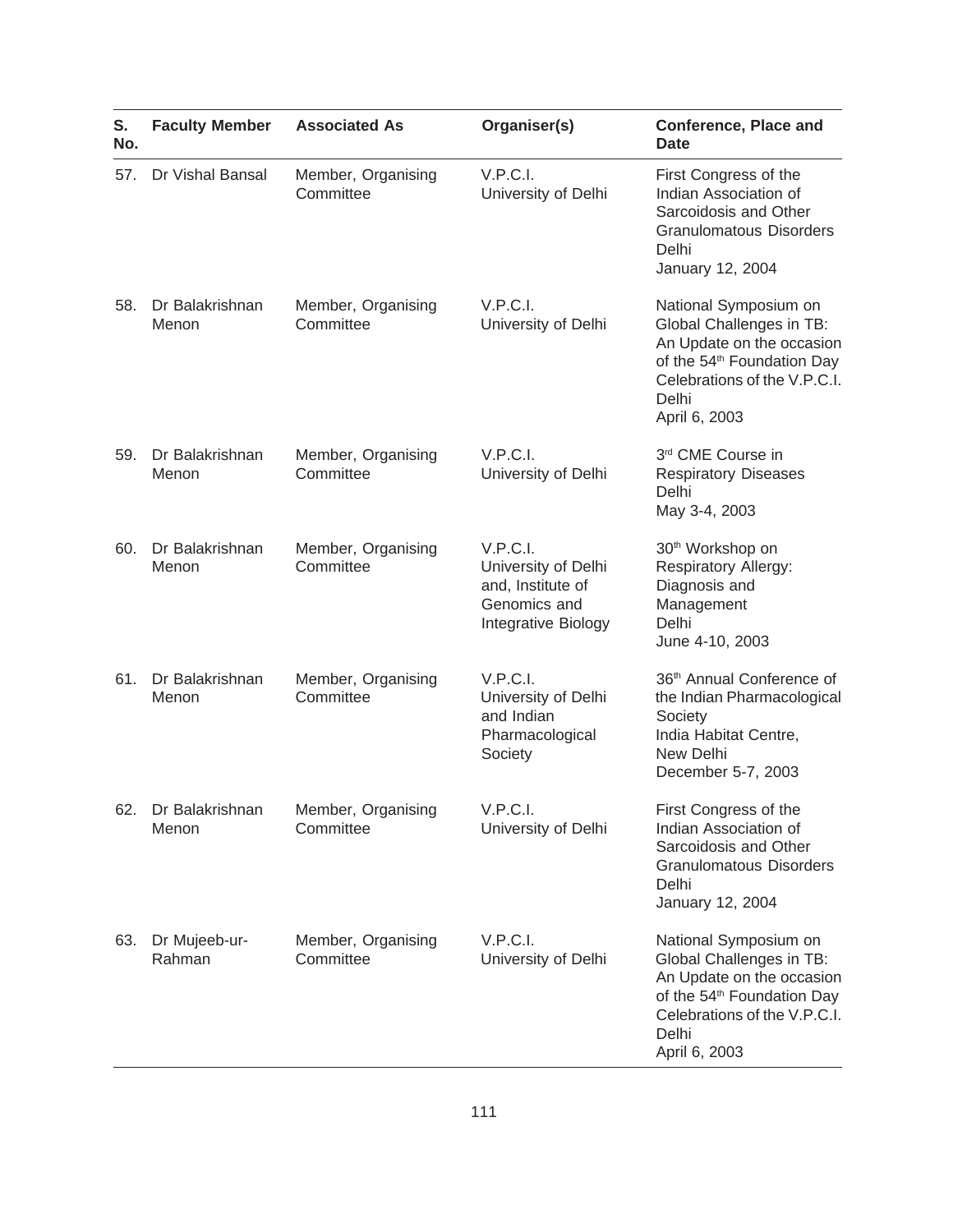| S. No. | Faculty Member | Associated As | Organiser(s) | Conference, Place and Date |
|---|---|---|---|---|
| 57. | Dr Vishal Bansal | Member, Organising Committee | V.P.C.I. University of Delhi | First Congress of the Indian Association of Sarcoidosis and Other Granulomatous Disorders Delhi January 12, 2004 |
| 58. | Dr Balakrishnan Menon | Member, Organising Committee | V.P.C.I. University of Delhi | National Symposium on Global Challenges in TB: An Update on the occasion of the 54th Foundation Day Celebrations of the V.P.C.I. Delhi April 6, 2003 |
| 59. | Dr Balakrishnan Menon | Member, Organising Committee | V.P.C.I. University of Delhi | 3rd CME Course in Respiratory Diseases Delhi May 3-4, 2003 |
| 60. | Dr Balakrishnan Menon | Member, Organising Committee | V.P.C.I. University of Delhi and, Institute of Genomics and Integrative Biology | 30th Workshop on Respiratory Allergy: Diagnosis and Management Delhi June 4-10, 2003 |
| 61. | Dr Balakrishnan Menon | Member, Organising Committee | V.P.C.I. University of Delhi and Indian Pharmacological Society | 36th Annual Conference of the Indian Pharmacological Society India Habitat Centre, New Delhi December 5-7, 2003 |
| 62. | Dr Balakrishnan Menon | Member, Organising Committee | V.P.C.I. University of Delhi | First Congress of the Indian Association of Sarcoidosis and Other Granulomatous Disorders Delhi January 12, 2004 |
| 63. | Dr Mujeeb-ur-Rahman | Member, Organising Committee | V.P.C.I. University of Delhi | National Symposium on Global Challenges in TB: An Update on the occasion of the 54th Foundation Day Celebrations of the V.P.C.I. Delhi April 6, 2003 |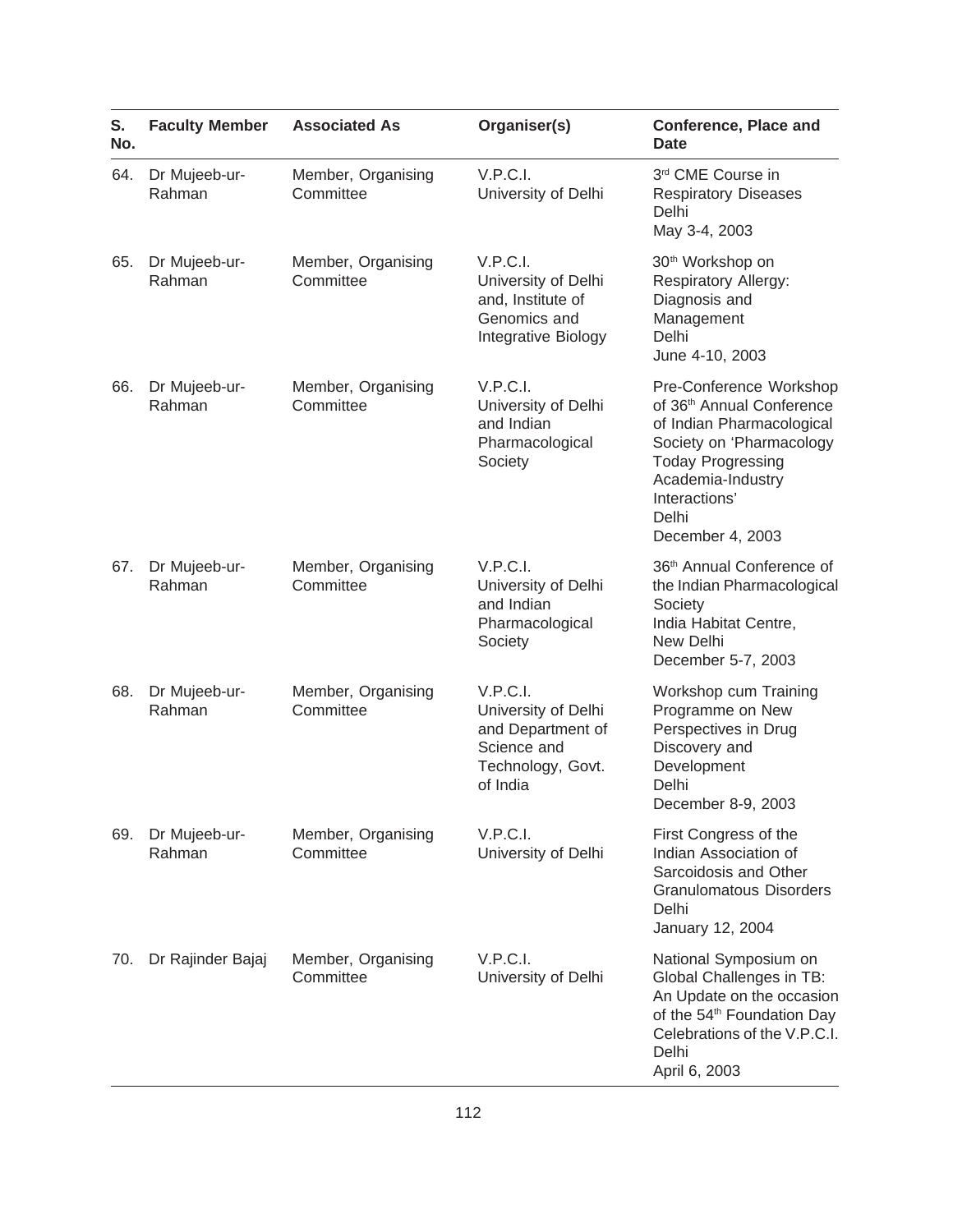| S. No. | Faculty Member | Associated As | Organiser(s) | Conference, Place and Date |
|---|---|---|---|---|
| 64. | Dr Mujeeb-ur-Rahman | Member, Organising Committee | V.P.C.I. University of Delhi | 3rd CME Course in Respiratory Diseases Delhi May 3-4, 2003 |
| 65. | Dr Mujeeb-ur-Rahman | Member, Organising Committee | V.P.C.I. University of Delhi and, Institute of Genomics and Integrative Biology | 30th Workshop on Respiratory Allergy: Diagnosis and Management Delhi June 4-10, 2003 |
| 66. | Dr Mujeeb-ur-Rahman | Member, Organising Committee | V.P.C.I. University of Delhi and Indian Pharmacological Society | Pre-Conference Workshop of 36th Annual Conference of Indian Pharmacological Society on 'Pharmacology Today Progressing Academia-Industry Interactions' Delhi December 4, 2003 |
| 67. | Dr Mujeeb-ur-Rahman | Member, Organising Committee | V.P.C.I. University of Delhi and Indian Pharmacological Society | 36th Annual Conference of the Indian Pharmacological Society India Habitat Centre, New Delhi December 5-7, 2003 |
| 68. | Dr Mujeeb-ur-Rahman | Member, Organising Committee | V.P.C.I. University of Delhi and Department of Science and Technology, Govt. of India | Workshop cum Training Programme on New Perspectives in Drug Discovery and Development Delhi December 8-9, 2003 |
| 69. | Dr Mujeeb-ur-Rahman | Member, Organising Committee | V.P.C.I. University of Delhi | First Congress of the Indian Association of Sarcoidosis and Other Granulomatous Disorders Delhi January 12, 2004 |
| 70. | Dr Rajinder Bajaj | Member, Organising Committee | V.P.C.I. University of Delhi | National Symposium on Global Challenges in TB: An Update on the occasion of the 54th Foundation Day Celebrations of the V.P.C.I. Delhi April 6, 2003 |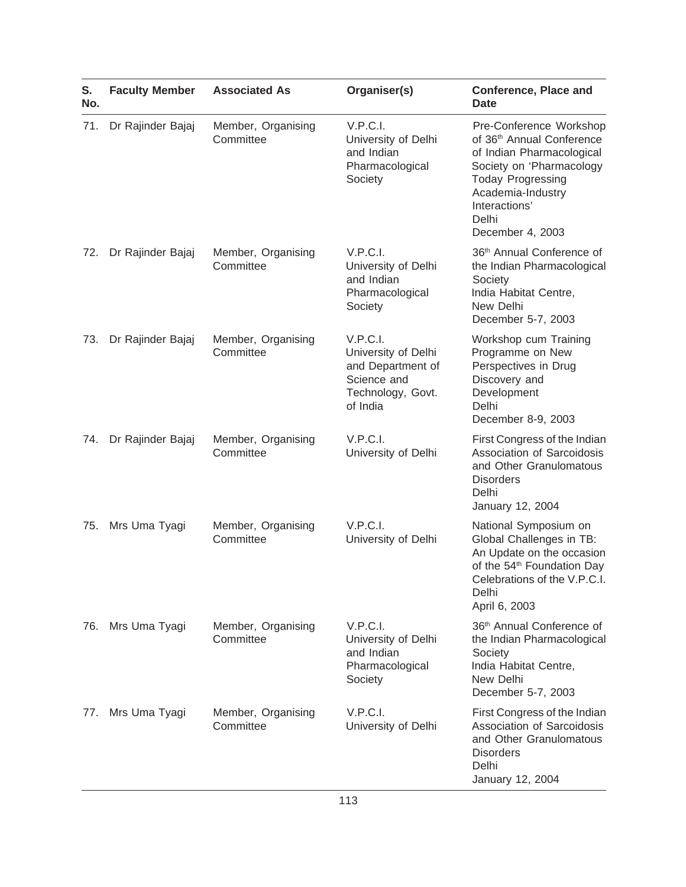| S. No. | Faculty Member | Associated As | Organiser(s) | Conference, Place and Date |
|---|---|---|---|---|
| 71. | Dr Rajinder Bajaj | Member, Organising Committee | V.P.C.I. University of Delhi and Indian Pharmacological Society | Pre-Conference Workshop of 36th Annual Conference of Indian Pharmacological Society on 'Pharmacology Today Progressing Academia-Industry Interactions' Delhi December 4, 2003 |
| 72. | Dr Rajinder Bajaj | Member, Organising Committee | V.P.C.I. University of Delhi and Indian Pharmacological Society | 36th Annual Conference of the Indian Pharmacological Society India Habitat Centre, New Delhi December 5-7, 2003 |
| 73. | Dr Rajinder Bajaj | Member, Organising Committee | V.P.C.I. University of Delhi and Department of Science and Technology, Govt. of India | Workshop cum Training Programme on New Perspectives in Drug Discovery and Development Delhi December 8-9, 2003 |
| 74. | Dr Rajinder Bajaj | Member, Organising Committee | V.P.C.I. University of Delhi | First Congress of the Indian Association of Sarcoidosis and Other Granulomatous Disorders Delhi January 12, 2004 |
| 75. | Mrs Uma Tyagi | Member, Organising Committee | V.P.C.I. University of Delhi | National Symposium on Global Challenges in TB: An Update on the occasion of the 54th Foundation Day Celebrations of the V.P.C.I. Delhi April 6, 2003 |
| 76. | Mrs Uma Tyagi | Member, Organising Committee | V.P.C.I. University of Delhi and Indian Pharmacological Society | 36th Annual Conference of the Indian Pharmacological Society India Habitat Centre, New Delhi December 5-7, 2003 |
| 77. | Mrs Uma Tyagi | Member, Organising Committee | V.P.C.I. University of Delhi | First Congress of the Indian Association of Sarcoidosis and Other Granulomatous Disorders Delhi January 12, 2004 |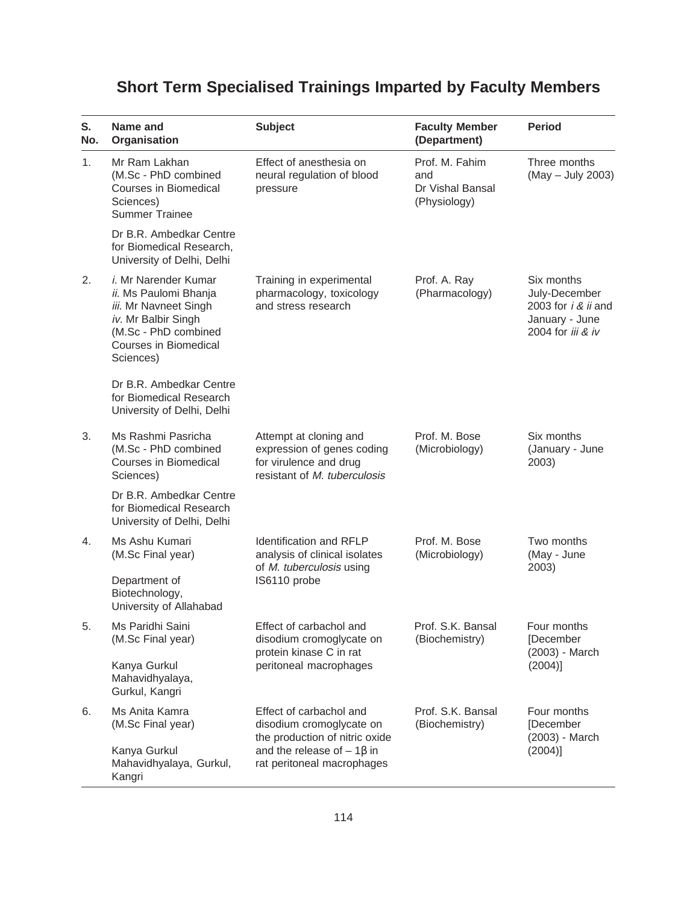# Short Term Specialised Trainings Imparted by Faculty Members

| S. No. | Name and Organisation | Subject | Faculty Member (Department) | Period |
|---|---|---|---|---|
| 1. | Mr Ram Lakhan (M.Sc - PhD combined Courses in Biomedical Sciences) Summer Trainee<br><br>Dr B.R. Ambedkar Centre for Biomedical Research, University of Delhi, Delhi | Effect of anesthesia on neural regulation of blood pressure | Prof. M. Fahim and Dr Vishal Bansal (Physiology) | Three months (May – July 2003) |
| 2. | *i.* Mr Narender Kumar<br>*ii.* Ms Paulomi Bhanja<br>*iii.* Mr Navneet Singh<br>*iv.* Mr Balbir Singh<br>(M.Sc - PhD combined Courses in Biomedical Sciences)<br><br>Dr B.R. Ambedkar Centre for Biomedical Research University of Delhi, Delhi | Training in experimental pharmacology, toxicology and stress research | Prof. A. Ray (Pharmacology) | Six months July-December 2003 for *i & ii* and January - June 2004 for *iii & iv* |
| 3. | Ms Rashmi Pasricha (M.Sc - PhD combined Courses in Biomedical Sciences)<br><br>Dr B.R. Ambedkar Centre for Biomedical Research University of Delhi, Delhi | Attempt at cloning and expression of genes coding for virulence and drug resistant of *M. tuberculosis* | Prof. M. Bose (Microbiology) | Six months (January - June 2003) |
| 4. | Ms Ashu Kumari (M.Sc Final year)<br><br>Department of Biotechnology, University of Allahabad | Identification and RFLP analysis of clinical isolates of *M. tuberculosis* using IS6110 probe | Prof. M. Bose (Microbiology) | Two months (May - June 2003) |
| 5. | Ms Paridhi Saini (M.Sc Final year)<br><br>Kanya Gurkul Mahavidhyalaya, Gurkul, Kangri | Effect of carbachol and disodium cromoglycate on protein kinase C in rat peritoneal macrophages | Prof. S.K. Bansal (Biochemistry) | Four months [December (2003) - March (2004)] |
| 6. | Ms Anita Kamra (M.Sc Final year)<br><br>Kanya Gurkul Mahavidhyalaya, Gurkul, Kangri | Effect of carbachol and disodium cromoglycate on the production of nitric oxide and the release of – 1β in rat peritoneal macrophages | Prof. S.K. Bansal (Biochemistry) | Four months [December (2003) - March (2004)] |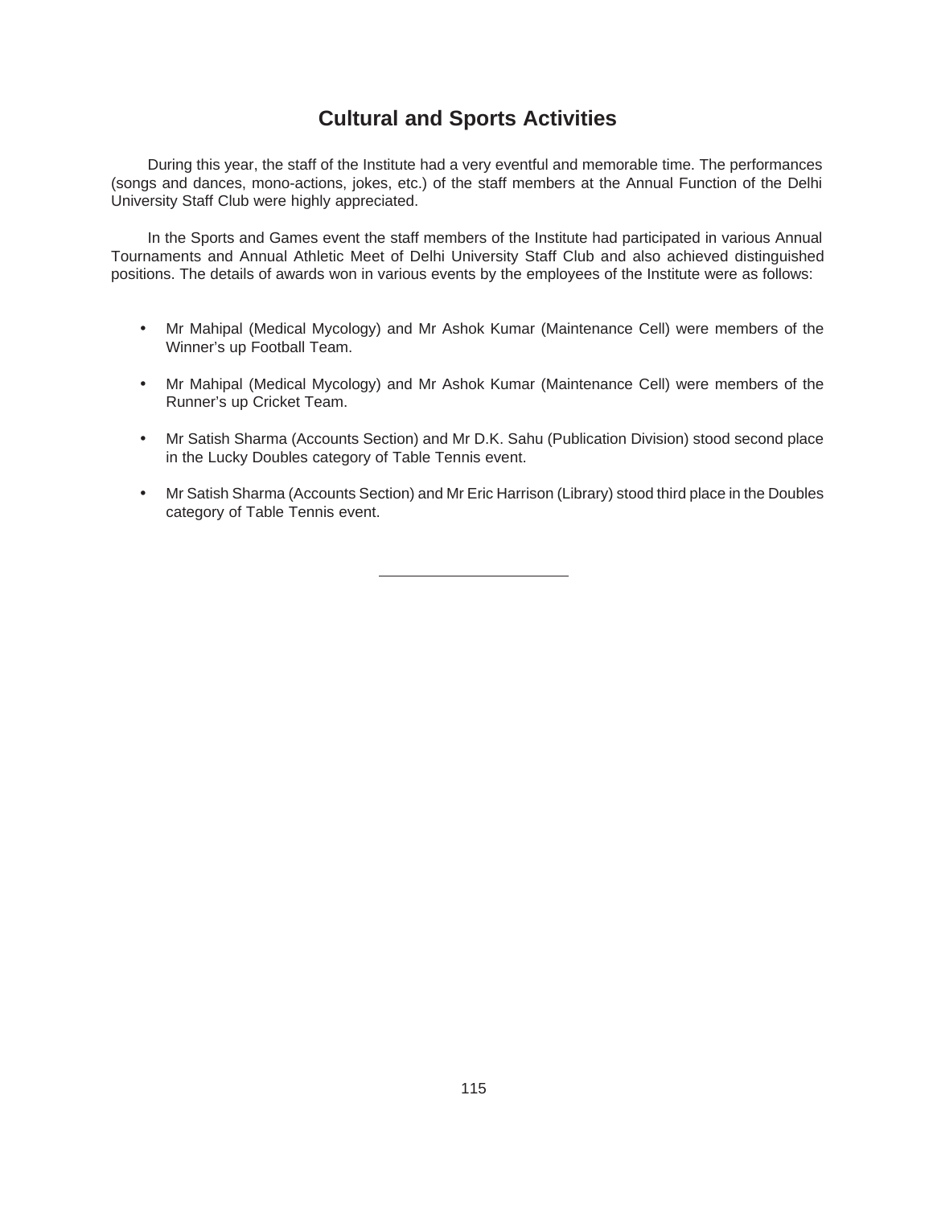# Cultural and Sports Activities

During this year, the staff of the Institute had a very eventful and memorable time. The performances (songs and dances, mono-actions, jokes, etc.) of the staff members at the Annual Function of the Delhi University Staff Club were highly appreciated.

In the Sports and Games event the staff members of the Institute had participated in various Annual Tournaments and Annual Athletic Meet of Delhi University Staff Club and also achieved distinguished positions. The details of awards won in various events by the employees of the Institute were as follows:

- Mr Mahipal (Medical Mycology) and Mr Ashok Kumar (Maintenance Cell) were members of the Winner's up Football Team.
- Mr Mahipal (Medical Mycology) and Mr Ashok Kumar (Maintenance Cell) were members of the Runner's up Cricket Team.
- Mr Satish Sharma (Accounts Section) and Mr D.K. Sahu (Publication Division) stood second place in the Lucky Doubles category of Table Tennis event.
- Mr Satish Sharma (Accounts Section) and Mr Eric Harrison (Library) stood third place in the Doubles category of Table Tennis event.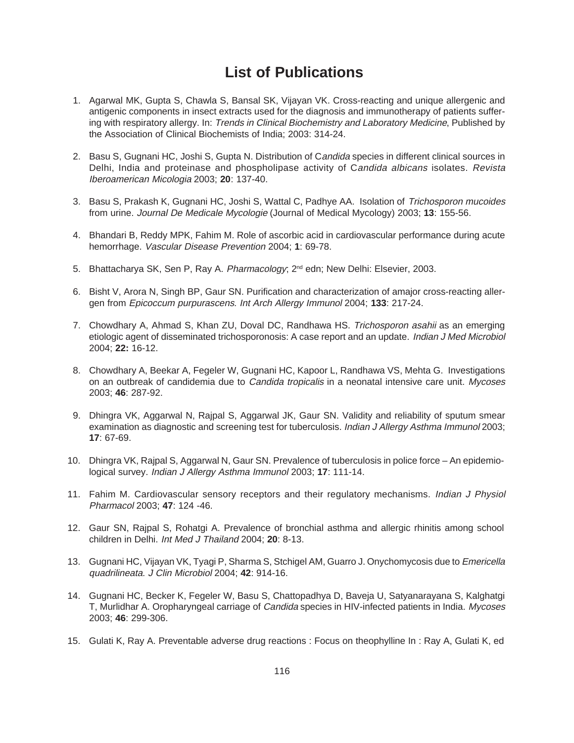# List of Publications

1. Agarwal MK, Gupta S, Chawla S, Bansal SK, Vijayan VK. Cross-reacting and unique allergenic and antigenic components in insect extracts used for the diagnosis and immunotherapy of patients suffering with respiratory allergy. In: *Trends in Clinical Biochemistry and Laboratory Medicine*, Published by the Association of Clinical Biochemists of India; 2003: 314-24.

2. Basu S, Gugnani HC, Joshi S, Gupta N. Distribution of C*andida* species in different clinical sources in Delhi, India and proteinase and phospholipase activity of C*andida albicans* isolates. *Revista Iberoamerican Micologia* 2003; **20**: 137-40.

3. Basu S, Prakash K, Gugnani HC, Joshi S, Wattal C, Padhye AA. Isolation of *Trichosporon mucoides* from urine. *Journal De Medicale Mycologie* (Journal of Medical Mycology) 2003; **13**: 155-56.

4. Bhandari B, Reddy MPK, Fahim M. Role of ascorbic acid in cardiovascular performance during acute hemorrhage. *Vascular Disease Prevention* 2004; **1**: 69-78.

5. Bhattacharya SK, Sen P, Ray A. *Pharmacology*; 2nd edn; New Delhi: Elsevier, 2003.

6. Bisht V, Arora N, Singh BP, Gaur SN. Purification and characterization of amajor cross-reacting allergen from *Epicoccum purpurascens. Int Arch Allergy Immunol* 2004; **133**: 217-24.

7. Chowdhary A, Ahmad S, Khan ZU, Doval DC, Randhawa HS. *Trichosporon asahii* as an emerging etiologic agent of disseminated trichosporonosis: A case report and an update. *Indian J Med Microbiol* 2004; **22:** 16-12.

8. Chowdhary A, Beekar A, Fegeler W, Gugnani HC, Kapoor L, Randhawa VS, Mehta G. Investigations on an outbreak of candidemia due to *Candida tropicalis* in a neonatal intensive care unit. *Mycoses* 2003; **46**: 287-92.

9. Dhingra VK, Aggarwal N, Rajpal S, Aggarwal JK, Gaur SN. Validity and reliability of sputum smear examination as diagnostic and screening test for tuberculosis. *Indian J Allergy Asthma Immunol* 2003; **17**: 67-69.

10. Dhingra VK, Rajpal S, Aggarwal N, Gaur SN. Prevalence of tuberculosis in police force – An epidemiological survey. *Indian J Allergy Asthma Immunol* 2003; **17**: 111-14.

11. Fahim M. Cardiovascular sensory receptors and their regulatory mechanisms. *Indian J Physiol Pharmacol* 2003; **47**: 124 -46.

12. Gaur SN, Rajpal S, Rohatgi A. Prevalence of bronchial asthma and allergic rhinitis among school children in Delhi. *Int Med J Thailand* 2004; **20**: 8-13.

13. Gugnani HC, Vijayan VK, Tyagi P, Sharma S, Stchigel AM, Guarro J. Onychomycosis due to *Emericella quadrilineata. J Clin Microbiol* 2004; **42**: 914-16.

14. Gugnani HC, Becker K, Fegeler W, Basu S, Chattopadhya D, Baveja U, Satyanarayana S, Kalghatgi T, Murlidhar A. Oropharyngeal carriage of *Candida* species in HIV-infected patients in India. *Mycoses* 2003; **46**: 299-306.

15. Gulati K, Ray A. Preventable adverse drug reactions : Focus on theophylline In : Ray A, Gulati K, ed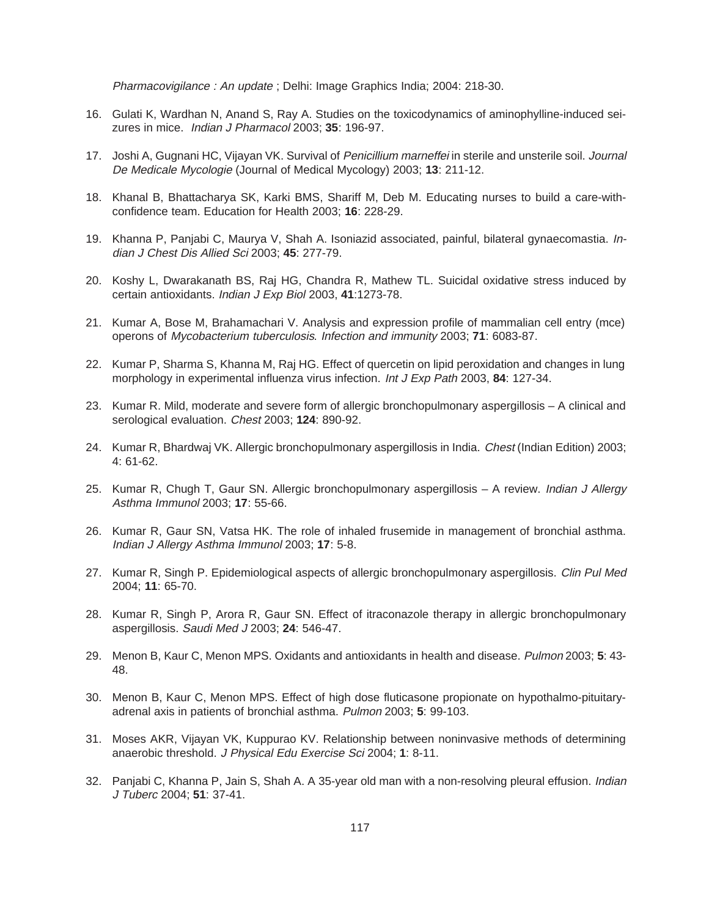*Pharmacovigilance : An update* ; Delhi: Image Graphics India; 2004: 218-30.

16. Gulati K, Wardhan N, Anand S, Ray A. Studies on the toxicodynamics of aminophylline-induced seizures in mice. *Indian J Pharmacol* 2003; **35**: 196-97.

17. Joshi A, Gugnani HC, Vijayan VK. Survival of *Penicillium marneffei* in sterile and unsterile soil. *Journal De Medicale Mycologie* (Journal of Medical Mycology) 2003; **13**: 211-12.

18. Khanal B, Bhattacharya SK, Karki BMS, Shariff M, Deb M. Educating nurses to build a care-with-confidence team. Education for Health 2003; **16**: 228-29.

19. Khanna P, Panjabi C, Maurya V, Shah A. Isoniazid associated, painful, bilateral gynaecomastia. *Indian J Chest Dis Allied Sci* 2003; **45**: 277-79.

20. Koshy L, Dwarakanath BS, Raj HG, Chandra R, Mathew TL. Suicidal oxidative stress induced by certain antioxidants. *Indian J Exp Biol* 2003, **41**:1273-78.

21. Kumar A, Bose M, Brahamachari V. Analysis and expression profile of mammalian cell entry (mce) operons of *Mycobacterium tuberculosis*. *Infection and immunity* 2003; **71**: 6083-87.

22. Kumar P, Sharma S, Khanna M, Raj HG. Effect of quercetin on lipid peroxidation and changes in lung morphology in experimental influenza virus infection. *Int J Exp Path* 2003, **84**: 127-34.

23. Kumar R. Mild, moderate and severe form of allergic bronchopulmonary aspergillosis – A clinical and serological evaluation. *Chest* 2003; **124**: 890-92.

24. Kumar R, Bhardwaj VK. Allergic bronchopulmonary aspergillosis in India. *Chest* (Indian Edition) 2003; 4: 61-62.

25. Kumar R, Chugh T, Gaur SN. Allergic bronchopulmonary aspergillosis – A review. *Indian J Allergy Asthma Immunol* 2003; **17**: 55-66.

26. Kumar R, Gaur SN, Vatsa HK. The role of inhaled frusemide in management of bronchial asthma. *Indian J Allergy Asthma Immunol* 2003; **17**: 5-8.

27. Kumar R, Singh P. Epidemiological aspects of allergic bronchopulmonary aspergillosis. *Clin Pul Med* 2004; **11**: 65-70.

28. Kumar R, Singh P, Arora R, Gaur SN. Effect of itraconazole therapy in allergic bronchopulmonary aspergillosis. *Saudi Med J* 2003; **24**: 546-47.

29. Menon B, Kaur C, Menon MPS. Oxidants and antioxidants in health and disease. *Pulmon* 2003; **5**: 43-48.

30. Menon B, Kaur C, Menon MPS. Effect of high dose fluticasone propionate on hypothalmo-pituitary-adrenal axis in patients of bronchial asthma. *Pulmon* 2003; **5**: 99-103.

31. Moses AKR, Vijayan VK, Kuppurao KV. Relationship between noninvasive methods of determining anaerobic threshold. *J Physical Edu Exercise Sci* 2004; **1**: 8-11.

32. Panjabi C, Khanna P, Jain S, Shah A. A 35-year old man with a non-resolving pleural effusion. *Indian J Tuberc* 2004; **51**: 37-41.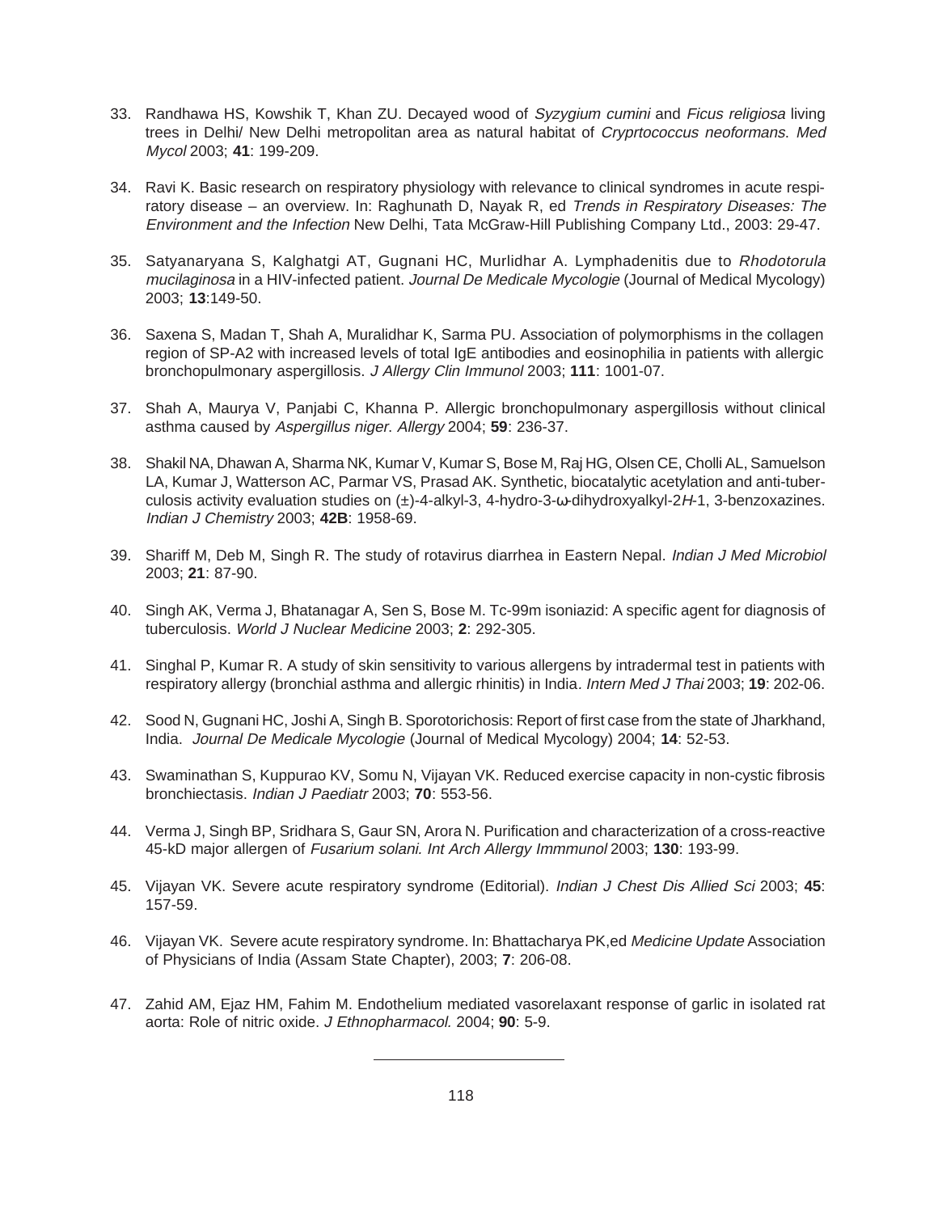33. Randhawa HS, Kowshik T, Khan ZU. Decayed wood of *Syzygium cumini* and *Ficus religiosa* living trees in Delhi/ New Delhi metropolitan area as natural habitat of *Cryprtococcus neoformans*. *Med Mycol* 2003; **41**: 199-209.

34. Ravi K. Basic research on respiratory physiology with relevance to clinical syndromes in acute respiratory disease – an overview. In: Raghunath D, Nayak R, ed *Trends in Respiratory Diseases: The Environment and the Infection* New Delhi, Tata McGraw-Hill Publishing Company Ltd., 2003: 29-47.

35. Satyanaryana S, Kalghatgi AT, Gugnani HC, Murlidhar A. Lymphadenitis due to *Rhodotorula mucilaginosa* in a HIV-infected patient. *Journal De Medicale Mycologie* (Journal of Medical Mycology) 2003; **13**:149-50.

36. Saxena S, Madan T, Shah A, Muralidhar K, Sarma PU. Association of polymorphisms in the collagen region of SP-A2 with increased levels of total IgE antibodies and eosinophilia in patients with allergic bronchopulmonary aspergillosis. *J Allergy Clin Immunol* 2003; **111**: 1001-07.

37. Shah A, Maurya V, Panjabi C, Khanna P. Allergic bronchopulmonary aspergillosis without clinical asthma caused by *Aspergillus niger*. *Allergy* 2004; **59**: 236-37.

38. Shakil NA, Dhawan A, Sharma NK, Kumar V, Kumar S, Bose M, Raj HG, Olsen CE, Cholli AL, Samuelson LA, Kumar J, Watterson AC, Parmar VS, Prasad AK. Synthetic, biocatalytic acetylation and anti-tuberculosis activity evaluation studies on (±)-4-alkyl-3, 4-hydro-3-ω-dihydroxyalkyl-2*H*-1, 3-benzoxazines. *Indian J Chemistry* 2003; **42B**: 1958-69.

39. Shariff M, Deb M, Singh R. The study of rotavirus diarrhea in Eastern Nepal. *Indian J Med Microbiol* 2003; **21**: 87-90.

40. Singh AK, Verma J, Bhatanagar A, Sen S, Bose M. Tc-99m isoniazid: A specific agent for diagnosis of tuberculosis. *World J Nuclear Medicine* 2003; **2**: 292-305.

41. Singhal P, Kumar R. A study of skin sensitivity to various allergens by intradermal test in patients with respiratory allergy (bronchial asthma and allergic rhinitis) in India. *Intern Med J Thai* 2003; **19**: 202-06.

42. Sood N, Gugnani HC, Joshi A, Singh B. Sporotorichosis: Report of first case from the state of Jharkhand, India. *Journal De Medicale Mycologie* (Journal of Medical Mycology) 2004; **14**: 52-53.

43. Swaminathan S, Kuppurao KV, Somu N, Vijayan VK. Reduced exercise capacity in non-cystic fibrosis bronchiectasis. *Indian J Paediatr* 2003; **70**: 553-56.

44. Verma J, Singh BP, Sridhara S, Gaur SN, Arora N. Purification and characterization of a cross-reactive 45-kD major allergen of *Fusarium solani. Int Arch Allergy Immmunol* 2003; **130**: 193-99.

45. Vijayan VK. Severe acute respiratory syndrome (Editorial). *Indian J Chest Dis Allied Sci* 2003; **45**: 157-59.

46. Vijayan VK. Severe acute respiratory syndrome. In: Bhattacharya PK,ed *Medicine Update* Association of Physicians of India (Assam State Chapter), 2003; **7**: 206-08.

47. Zahid AM, Ejaz HM, Fahim M. Endothelium mediated vasorelaxant response of garlic in isolated rat aorta: Role of nitric oxide. *J Ethnopharmacol.* 2004; **90**: 5-9.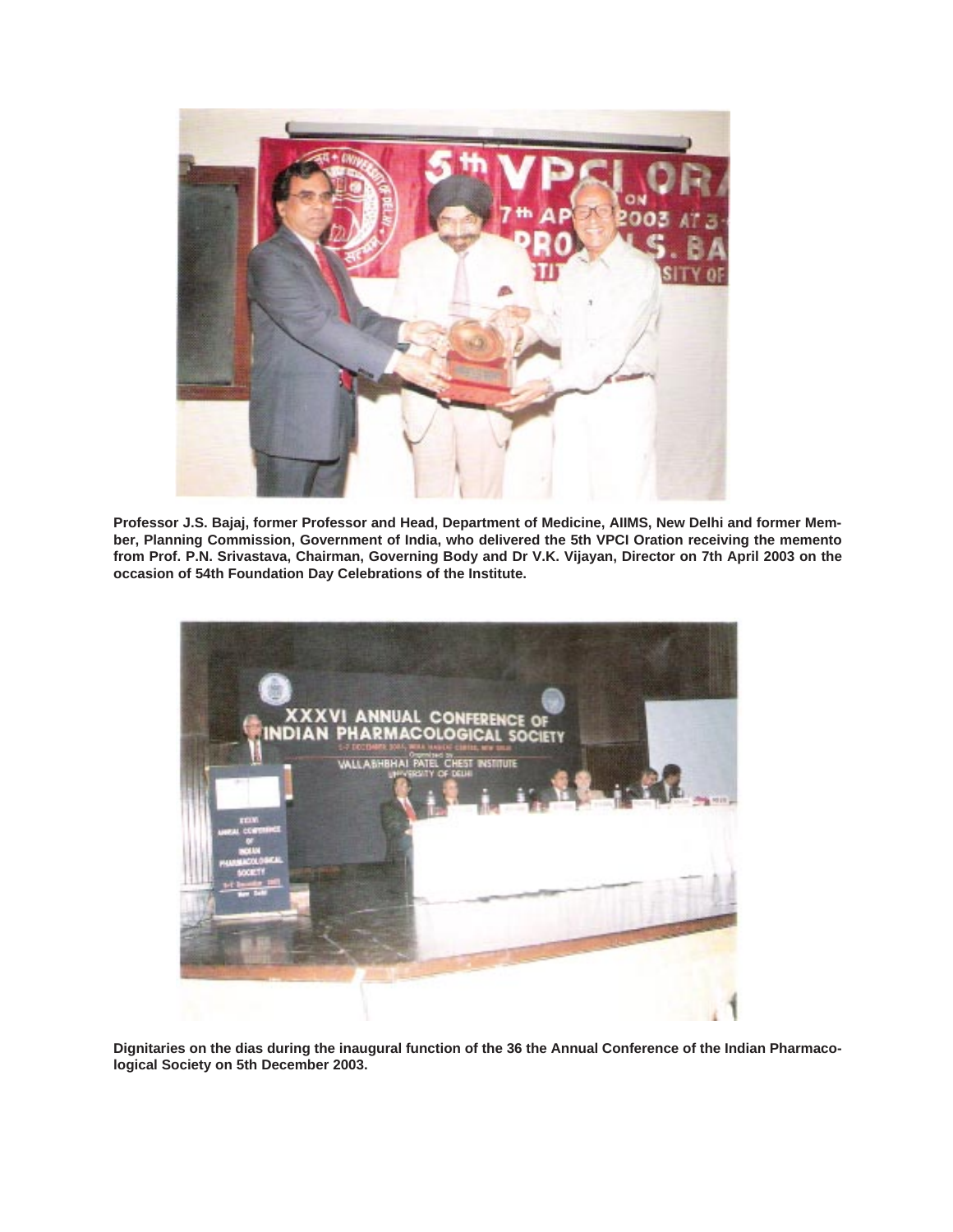Professor J.S. Bajaj, former Professor and Head, Department of Medicine, AIIMS, New Delhi and former Member, Planning Commission, Government of India, who delivered the 5th VPCI Oration receiving the memento from Prof. P.N. Srivastava, Chairman, Governing Body and Dr V.K. Vijayan, Director on 7th April 2003 on the occasion of 54th Foundation Day Celebrations of the Institute.

Dignitaries on the dias during the inaugural function of the 36 the Annual Conference of the Indian Pharmacological Society on 5th December 2003.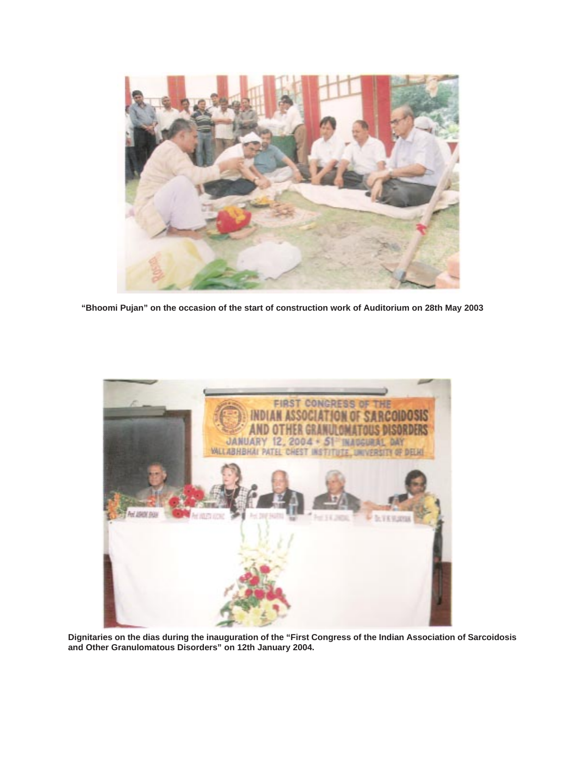"Bhoomi Pujan" on the occasion of the start of construction work of Auditorium on 28th May 2003

Dignitaries on the dias during the inauguration of the "First Congress of the Indian Association of Sarcoidosis and Other Granulomatous Disorders" on 12th January 2004.